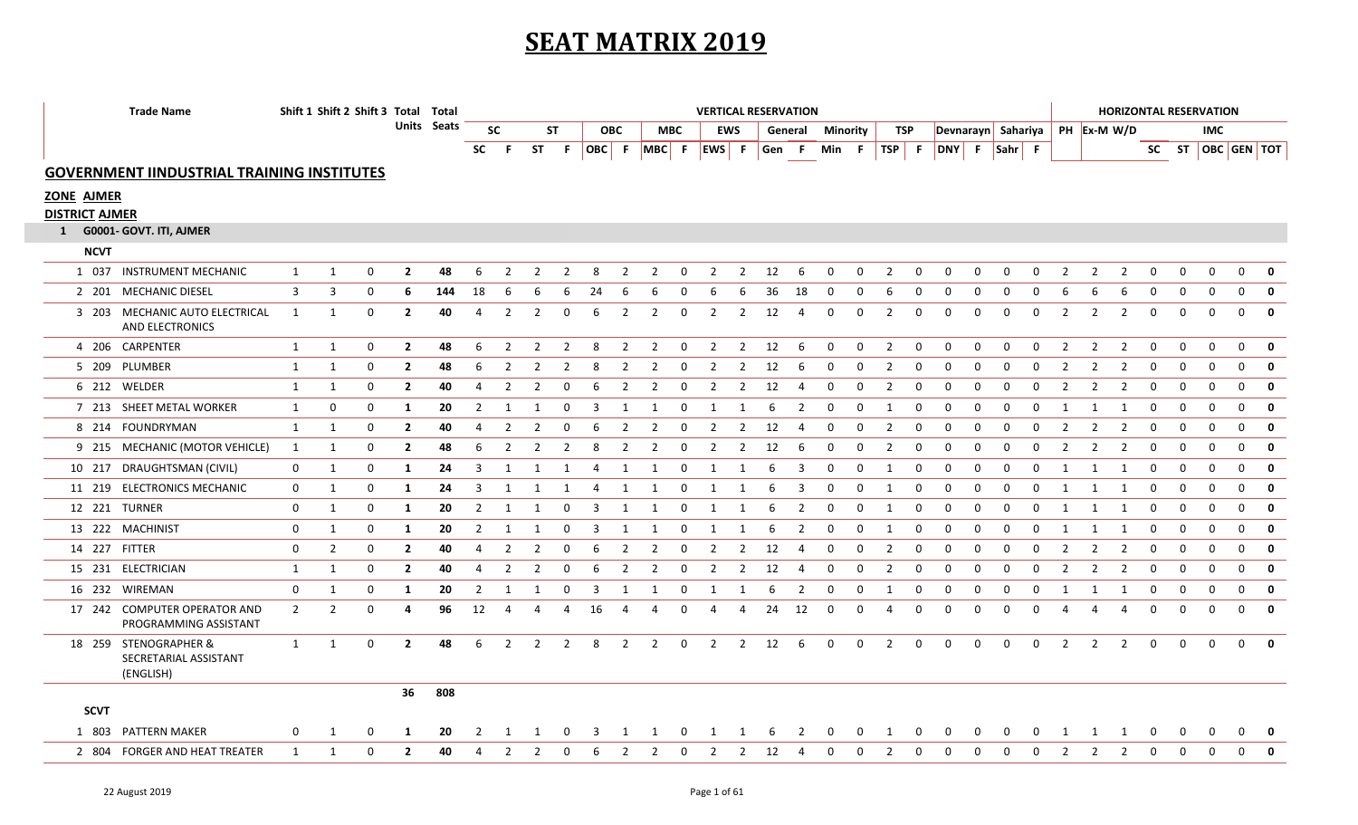# SEAT MATRIX 2019

| | | Trade Name | Shift 1 | Shift 2 | Shift 3 | Total Units | Total Seats | VERTICAL RESERVATION | | | | | | | | | | | | | | | | | | | | | | | | HORIZONTAL RESERVATION | | | | | | | | |
|---|---|---|---|---|---|---|---|---|---|---|---|---|---|---|---|---|---|---|---|---|---|---|---|---|---|---|---|---|---|---|---|---|---|---|---|---|---|---|---|---|
| | | | | | | | | SC | | ST | | OBC | | MBC | | EWS | | General | | Minority | | TSP | | Devnarayn | | Sahariya | | PH | Ex-M | W/D | | | IMC | | | | | |
| | | | | | | | | SC | F | ST | F | OBC | F | MBC | F | EWS | F | Gen | F | Min | F | TSP | F | DNY | F | Sahr | F | | | | SC | ST | OBC | GEN | TOT | |

## GOVERNMENT IINDUSTRIAL TRAINING INSTITUTES

**ZONE AJMER**

**DISTRICT AJMER**

**1 G0001- GOVT. ITI, AJMER**

**NCVT**

| | | Trade Name | Shift 1 | Shift 2 | Shift 3 | Total Units | Total Seats | SC | F | ST | F | OBC | F | MBC | F | EWS | F | Gen | F | Min | F | TSP | F | DNY | F | Sahr | F | PH | Ex-M | W/D | SC | ST | OBC | GEN | TOT |
|---|---|---|---|---|---|---|---|---|---|---|---|---|---|---|---|---|---|---|---|---|---|---|---|---|---|---|---|---|---|---|---|---|---|---|---|
| 1 | 037 | INSTRUMENT MECHANIC | 1 | 1 | 0 | **2** | **48** | 6 | 2 | 2 | 2 | 8 | 2 | 2 | 0 | 2 | 2 | 12 | 6 | 0 | 0 | 2 | 0 | 0 | 0 | 0 | 0 | 2 | 2 | 2 | 0 | 0 | 0 | 0 | **0** |
| 2 | 201 | MECHANIC DIESEL | 3 | 3 | 0 | **6** | **144** | 18 | 6 | 6 | 6 | 24 | 6 | 6 | 0 | 6 | 6 | 36 | 18 | 0 | 0 | 6 | 0 | 0 | 0 | 0 | 0 | 6 | 6 | 6 | 0 | 0 | 0 | 0 | **0** |
| 3 | 203 | MECHANIC AUTO ELECTRICAL AND ELECTRONICS | 1 | 1 | 0 | **2** | **40** | 4 | 2 | 2 | 0 | 6 | 2 | 2 | 0 | 2 | 2 | 12 | 4 | 0 | 0 | 2 | 0 | 0 | 0 | 0 | 0 | 2 | 2 | 2 | 0 | 0 | 0 | 0 | **0** |
| 4 | 206 | CARPENTER | 1 | 1 | 0 | **2** | **48** | 6 | 2 | 2 | 2 | 8 | 2 | 2 | 0 | 2 | 2 | 12 | 6 | 0 | 0 | 2 | 0 | 0 | 0 | 0 | 0 | 2 | 2 | 2 | 0 | 0 | 0 | 0 | **0** |
| 5 | 209 | PLUMBER | 1 | 1 | 0 | **2** | **48** | 6 | 2 | 2 | 2 | 8 | 2 | 2 | 0 | 2 | 2 | 12 | 6 | 0 | 0 | 2 | 0 | 0 | 0 | 0 | 0 | 2 | 2 | 2 | 0 | 0 | 0 | 0 | **0** |
| 6 | 212 | WELDER | 1 | 1 | 0 | **2** | **40** | 4 | 2 | 2 | 0 | 6 | 2 | 2 | 0 | 2 | 2 | 12 | 4 | 0 | 0 | 2 | 0 | 0 | 0 | 0 | 0 | 2 | 2 | 2 | 0 | 0 | 0 | 0 | **0** |
| 7 | 213 | SHEET METAL WORKER | 1 | 0 | 0 | **1** | **20** | 2 | 1 | 1 | 0 | 3 | 1 | 1 | 0 | 1 | 1 | 6 | 2 | 0 | 0 | 1 | 0 | 0 | 0 | 0 | 0 | 1 | 1 | 1 | 0 | 0 | 0 | 0 | **0** |
| 8 | 214 | FOUNDRYMAN | 1 | 1 | 0 | **2** | **40** | 4 | 2 | 2 | 0 | 6 | 2 | 2 | 0 | 2 | 2 | 12 | 4 | 0 | 0 | 2 | 0 | 0 | 0 | 0 | 0 | 2 | 2 | 2 | 0 | 0 | 0 | 0 | **0** |
| 9 | 215 | MECHANIC (MOTOR VEHICLE) | 1 | 1 | 0 | **2** | **48** | 6 | 2 | 2 | 2 | 8 | 2 | 2 | 0 | 2 | 2 | 12 | 6 | 0 | 0 | 2 | 0 | 0 | 0 | 0 | 0 | 2 | 2 | 2 | 0 | 0 | 0 | 0 | **0** |
| 10 | 217 | DRAUGHTSMAN (CIVIL) | 0 | 1 | 0 | **1** | **24** | 3 | 1 | 1 | 1 | 4 | 1 | 1 | 0 | 1 | 1 | 6 | 3 | 0 | 0 | 1 | 0 | 0 | 0 | 0 | 0 | 1 | 1 | 1 | 0 | 0 | 0 | 0 | **0** |
| 11 | 219 | ELECTRONICS MECHANIC | 0 | 1 | 0 | **1** | **24** | 3 | 1 | 1 | 1 | 4 | 1 | 1 | 0 | 1 | 1 | 6 | 3 | 0 | 0 | 1 | 0 | 0 | 0 | 0 | 0 | 1 | 1 | 1 | 0 | 0 | 0 | 0 | **0** |
| 12 | 221 | TURNER | 0 | 1 | 0 | **1** | **20** | 2 | 1 | 1 | 0 | 3 | 1 | 1 | 0 | 1 | 1 | 6 | 2 | 0 | 0 | 1 | 0 | 0 | 0 | 0 | 0 | 1 | 1 | 1 | 0 | 0 | 0 | 0 | **0** |
| 13 | 222 | MACHINIST | 0 | 1 | 0 | **1** | **20** | 2 | 1 | 1 | 0 | 3 | 1 | 1 | 0 | 1 | 1 | 6 | 2 | 0 | 0 | 1 | 0 | 0 | 0 | 0 | 0 | 1 | 1 | 1 | 0 | 0 | 0 | 0 | **0** |
| 14 | 227 | FITTER | 0 | 2 | 0 | **2** | **40** | 4 | 2 | 2 | 0 | 6 | 2 | 2 | 0 | 2 | 2 | 12 | 4 | 0 | 0 | 2 | 0 | 0 | 0 | 0 | 0 | 2 | 2 | 2 | 0 | 0 | 0 | 0 | **0** |
| 15 | 231 | ELECTRICIAN | 1 | 1 | 0 | **2** | **40** | 4 | 2 | 2 | 0 | 6 | 2 | 2 | 0 | 2 | 2 | 12 | 4 | 0 | 0 | 2 | 0 | 0 | 0 | 0 | 0 | 2 | 2 | 2 | 0 | 0 | 0 | 0 | **0** |
| 16 | 232 | WIREMAN | 0 | 1 | 0 | **1** | **20** | 2 | 1 | 1 | 0 | 3 | 1 | 1 | 0 | 1 | 1 | 6 | 2 | 0 | 0 | 1 | 0 | 0 | 0 | 0 | 0 | 1 | 1 | 1 | 0 | 0 | 0 | 0 | **0** |
| 17 | 242 | COMPUTER OPERATOR AND PROGRAMMING ASSISTANT | 2 | 2 | 0 | **4** | **96** | 12 | 4 | 4 | 4 | 16 | 4 | 4 | 0 | 4 | 4 | 24 | 12 | 0 | 0 | 4 | 0 | 0 | 0 | 0 | 0 | 4 | 4 | 4 | 0 | 0 | 0 | 0 | **0** |
| 18 | 259 | STENOGRAPHER & SECRETARIAL ASSISTANT (ENGLISH) | 1 | 1 | 0 | **2** | **48** | 6 | 2 | 2 | 2 | 8 | 2 | 2 | 0 | 2 | 2 | 12 | 6 | 0 | 0 | 2 | 0 | 0 | 0 | 0 | 0 | 2 | 2 | 2 | 0 | 0 | 0 | 0 | **0** |
| | | | | | | **36** | **808** | | | | | | | | | | | | | | | | | | | | | | | | | | | | |

**SCVT**

| | | Trade Name | Shift 1 | Shift 2 | Shift 3 | Total Units | Total Seats | SC | F | ST | F | OBC | F | MBC | F | EWS | F | Gen | F | Min | F | TSP | F | DNY | F | Sahr | F | PH | Ex-M | W/D | SC | ST | OBC | GEN | TOT |
|---|---|---|---|---|---|---|---|---|---|---|---|---|---|---|---|---|---|---|---|---|---|---|---|---|---|---|---|---|---|---|---|---|---|---|---|
| 1 | 803 | PATTERN MAKER | 0 | 1 | 0 | **1** | **20** | 2 | 1 | 1 | 0 | 3 | 1 | 1 | 0 | 1 | 1 | 6 | 2 | 0 | 0 | 1 | 0 | 0 | 0 | 0 | 0 | 1 | 1 | 1 | 0 | 0 | 0 | 0 | **0** |
| 2 | 804 | FORGER AND HEAT TREATER | 1 | 1 | 0 | **2** | **40** | 4 | 2 | 2 | 0 | 6 | 2 | 2 | 0 | 2 | 2 | 12 | 4 | 0 | 0 | 2 | 0 | 0 | 0 | 0 | 0 | 2 | 2 | 2 | 0 | 0 | 0 | 0 | **0** |

22 August 2019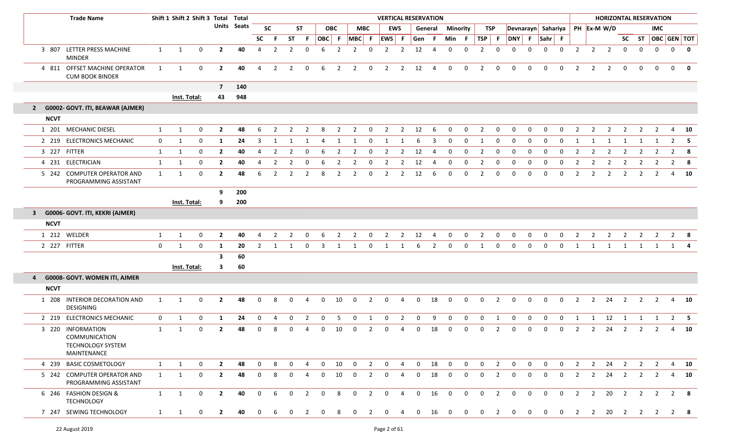| | | Trade Name | Shift 1 | Shift 2 | Shift 3 | Total Units | Total Seats | VERTICAL RESERVATION | | | | | | | | | | | | | | | | | | | | | | HORIZONTAL RESERVATION | | | | | | | | |
|---|---|---|---|---|---|---|---|---|---|---|---|---|---|---|---|---|---|---|---|---|---|---|---|---|---|---|---|---|---|---|---|---|---|---|---|---|---|---|
| | | | | | | | | SC | | ST | | OBC | | MBC | | EWS | | General | | Minority | | TSP | | Devnarayn | | Sahariya | | PH | Ex-M | W/D | | | IMC | | |
| | | | | | | | | SC | F | ST | F | OBC | F | MBC | F | EWS | F | Gen | F | Min | F | TSP | F | DNY | F | Sahr | F | | | | SC | ST | OBC | GEN | TOT |
| 3 | 807 | LETTER PRESS MACHINE MINDER | 1 | 1 | 0 | 2 | 40 | 4 | 2 | 2 | 0 | 6 | 2 | 2 | 0 | 2 | 2 | 12 | 4 | 0 | 0 | 2 | 0 | 0 | 0 | 0 | 0 | 2 | 2 | 2 | 0 | 0 | 0 | 0 | 0 |
| 4 | 811 | OFFSET MACHINE OPERATOR CUM BOOK BINDER | 1 | 1 | 0 | 2 | 40 | 4 | 2 | 2 | 0 | 6 | 2 | 2 | 0 | 2 | 2 | 12 | 4 | 0 | 0 | 2 | 0 | 0 | 0 | 0 | 0 | 2 | 2 | 2 | 0 | 0 | 0 | 0 | 0 |
| | | | | | | 7 | 140 | | | | | | | | | | | | | | | | | | | | | | | | | | | | |
| | | | Inst. Total: | | | 43 | 948 | | | | | | | | | | | | | | | | | | | | | | | | | | | | |
| **2** | | **G0002- GOVT. ITI, BEAWAR (AJMER)** | | | | | | | | | | | | | | | | | | | | | | | | | | | | | | | | | |
| | **NCVT** | | | | | | | | | | | | | | | | | | | | | | | | | | | | | | | | | | |
| 1 | 201 | MECHANIC DIESEL | 1 | 1 | 0 | 2 | 48 | 6 | 2 | 2 | 2 | 8 | 2 | 2 | 0 | 2 | 2 | 12 | 6 | 0 | 0 | 2 | 0 | 0 | 0 | 0 | 0 | 2 | 2 | 2 | 2 | 2 | 2 | 4 | 10 |
| 2 | 219 | ELECTRONICS MECHANIC | 0 | 1 | 0 | 1 | 24 | 3 | 1 | 1 | 1 | 4 | 1 | 1 | 0 | 1 | 1 | 6 | 3 | 0 | 0 | 1 | 0 | 0 | 0 | 0 | 0 | 1 | 1 | 1 | 1 | 1 | 1 | 2 | 5 |
| 3 | 227 | FITTER | 1 | 1 | 0 | 2 | 40 | 4 | 2 | 2 | 0 | 6 | 2 | 2 | 0 | 2 | 2 | 12 | 4 | 0 | 0 | 2 | 0 | 0 | 0 | 0 | 0 | 2 | 2 | 2 | 2 | 2 | 2 | 2 | 8 |
| 4 | 231 | ELECTRICIAN | 1 | 1 | 0 | 2 | 40 | 4 | 2 | 2 | 0 | 6 | 2 | 2 | 0 | 2 | 2 | 12 | 4 | 0 | 0 | 2 | 0 | 0 | 0 | 0 | 0 | 2 | 2 | 2 | 2 | 2 | 2 | 2 | 8 |
| 5 | 242 | COMPUTER OPERATOR AND PROGRAMMING ASSISTANT | 1 | 1 | 0 | 2 | 48 | 6 | 2 | 2 | 2 | 8 | 2 | 2 | 0 | 2 | 2 | 12 | 6 | 0 | 0 | 2 | 0 | 0 | 0 | 0 | 0 | 2 | 2 | 2 | 2 | 2 | 2 | 4 | 10 |
| | | | | | | 9 | 200 | | | | | | | | | | | | | | | | | | | | | | | | | | | | |
| | | | Inst. Total: | | | 9 | 200 | | | | | | | | | | | | | | | | | | | | | | | | | | | | |
| **3** | | **G0006- GOVT. ITI, KEKRI (AJMER)** | | | | | | | | | | | | | | | | | | | | | | | | | | | | | | | | | |
| | **NCVT** | | | | | | | | | | | | | | | | | | | | | | | | | | | | | | | | | | |
| 1 | 212 | WELDER | 1 | 1 | 0 | 2 | 40 | 4 | 2 | 2 | 0 | 6 | 2 | 2 | 0 | 2 | 2 | 12 | 4 | 0 | 0 | 2 | 0 | 0 | 0 | 0 | 0 | 2 | 2 | 2 | 2 | 2 | 2 | 2 | 8 |
| 2 | 227 | FITTER | 0 | 1 | 0 | 1 | 20 | 2 | 1 | 1 | 0 | 3 | 1 | 1 | 0 | 1 | 1 | 6 | 2 | 0 | 0 | 1 | 0 | 0 | 0 | 0 | 0 | 1 | 1 | 1 | 1 | 1 | 1 | 1 | 4 |
| | | | | | | 3 | 60 | | | | | | | | | | | | | | | | | | | | | | | | | | | | |
| | | | Inst. Total: | | | 3 | 60 | | | | | | | | | | | | | | | | | | | | | | | | | | | | |
| **4** | | **G0008- GOVT. WOMEN ITI, AJMER** | | | | | | | | | | | | | | | | | | | | | | | | | | | | | | | | | |
| | **NCVT** | | | | | | | | | | | | | | | | | | | | | | | | | | | | | | | | | | |
| 1 | 208 | INTERIOR DECORATION AND DESIGNING | 1 | 1 | 0 | 2 | 48 | 0 | 8 | 0 | 4 | 0 | 10 | 0 | 2 | 0 | 4 | 0 | 18 | 0 | 0 | 0 | 2 | 0 | 0 | 0 | 0 | 2 | 2 | 24 | 2 | 2 | 2 | 4 | 10 |
| 2 | 219 | ELECTRONICS MECHANIC | 0 | 1 | 0 | 1 | 24 | 0 | 4 | 0 | 2 | 0 | 5 | 0 | 1 | 0 | 2 | 0 | 9 | 0 | 0 | 0 | 1 | 0 | 0 | 0 | 0 | 1 | 1 | 12 | 1 | 1 | 1 | 2 | 5 |
| 3 | 220 | INFORMATION COMMUNICATION TECHNOLOGY SYSTEM MAINTENANCE | 1 | 1 | 0 | 2 | 48 | 0 | 8 | 0 | 4 | 0 | 10 | 0 | 2 | 0 | 4 | 0 | 18 | 0 | 0 | 0 | 2 | 0 | 0 | 0 | 0 | 2 | 2 | 24 | 2 | 2 | 2 | 4 | 10 |
| 4 | 239 | BASIC COSMETOLOGY | 1 | 1 | 0 | 2 | 48 | 0 | 8 | 0 | 4 | 0 | 10 | 0 | 2 | 0 | 4 | 0 | 18 | 0 | 0 | 0 | 2 | 0 | 0 | 0 | 0 | 2 | 2 | 24 | 2 | 2 | 2 | 4 | 10 |
| 5 | 242 | COMPUTER OPERATOR AND PROGRAMMING ASSISTANT | 1 | 1 | 0 | 2 | 48 | 0 | 8 | 0 | 4 | 0 | 10 | 0 | 2 | 0 | 4 | 0 | 18 | 0 | 0 | 0 | 2 | 0 | 0 | 0 | 0 | 2 | 2 | 24 | 2 | 2 | 2 | 4 | 10 |
| 6 | 246 | FASHION DESIGN & TECHNOLOGY | 1 | 1 | 0 | 2 | 40 | 0 | 6 | 0 | 2 | 0 | 8 | 0 | 2 | 0 | 4 | 0 | 16 | 0 | 0 | 0 | 2 | 0 | 0 | 0 | 0 | 2 | 2 | 20 | 2 | 2 | 2 | 2 | 8 |
| 7 | 247 | SEWING TECHNOLOGY | 1 | 1 | 0 | 2 | 40 | 0 | 6 | 0 | 2 | 0 | 8 | 0 | 2 | 0 | 4 | 0 | 16 | 0 | 0 | 0 | 2 | 0 | 0 | 0 | 0 | 2 | 2 | 20 | 2 | 2 | 2 | 2 | 8 |

22 August 2019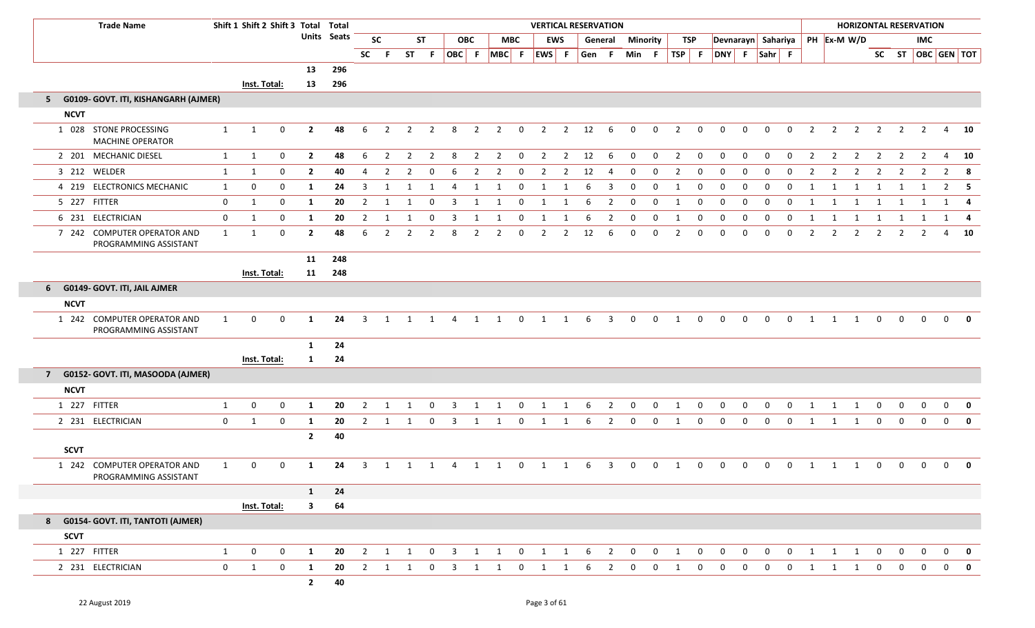| | Trade Name | Shift 1 | Shift 2 | Shift 3 | Total Units | Total Seats | SC | F | ST | F | OBC | F | MBC | F | EWS | F | Gen | F | Min | F | TSP | F | DNY | F | Sahr | F | PH | Ex-M | W/D | SC | ST | OBC | GEN | TOT |
|---|---|---|---|---|---|---|---|---|---|---|---|---|---|---|---|---|---|---|---|---|---|---|---|---|---|---|---|---|---|---|---|---|---|---|
| | | | | | **VERTICAL RESERVATION** | | | | | | | | | | | | | | | | | | | | | | **HORIZONTAL RESERVATION** | | | | | | | |
| | | | | | 13 | 296 | | | | | | | | | | | | | | | | | | | | | | | | | | | | |
| | | | Inst. Total: | | 13 | 296 | | | | | | | | | | | | | | | | | | | | | | | | | | | | |
| **5** | **G0109- GOVT. ITI, KISHANGARH (AJMER)** | | | | | | | | | | | | | | | | | | | | | | | | | | | | | | | | | |
| **NCVT** | | | | | | | | | | | | | | | | | | | | | | | | | | | | | | | | | | |
| 1 | 028 STONE PROCESSING MACHINE OPERATOR | 1 | 1 | 0 | **2** | 48 | 6 | 2 | 2 | 2 | 8 | 2 | 2 | 0 | 2 | 2 | 12 | 6 | 0 | 0 | 2 | 0 | 0 | 0 | 0 | 0 | 2 | 2 | 2 | 2 | 2 | 2 | 4 | **10** |
| 2 | 201 MECHANIC DIESEL | 1 | 1 | 0 | **2** | 48 | 6 | 2 | 2 | 2 | 8 | 2 | 2 | 0 | 2 | 2 | 12 | 6 | 0 | 0 | 2 | 0 | 0 | 0 | 0 | 0 | 2 | 2 | 2 | 2 | 2 | 2 | 4 | **10** |
| 3 | 212 WELDER | 1 | 1 | 0 | **2** | 40 | 4 | 2 | 2 | 0 | 6 | 2 | 2 | 0 | 2 | 2 | 12 | 4 | 0 | 0 | 2 | 0 | 0 | 0 | 0 | 0 | 2 | 2 | 2 | 2 | 2 | 2 | 2 | **8** |
| 4 | 219 ELECTRONICS MECHANIC | 1 | 0 | 0 | **1** | 24 | 3 | 1 | 1 | 1 | 4 | 1 | 1 | 0 | 1 | 1 | 6 | 3 | 0 | 0 | 1 | 0 | 0 | 0 | 0 | 0 | 1 | 1 | 1 | 1 | 1 | 1 | 2 | **5** |
| 5 | 227 FITTER | 0 | 1 | 0 | **1** | 20 | 2 | 1 | 1 | 0 | 3 | 1 | 1 | 0 | 1 | 1 | 6 | 2 | 0 | 0 | 1 | 0 | 0 | 0 | 0 | 0 | 1 | 1 | 1 | 1 | 1 | 1 | 1 | **4** |
| 6 | 231 ELECTRICIAN | 0 | 1 | 0 | **1** | 20 | 2 | 1 | 1 | 0 | 3 | 1 | 1 | 0 | 1 | 1 | 6 | 2 | 0 | 0 | 1 | 0 | 0 | 0 | 0 | 0 | 1 | 1 | 1 | 1 | 1 | 1 | 1 | **4** |
| 7 | 242 COMPUTER OPERATOR AND PROGRAMMING ASSISTANT | 1 | 1 | 0 | **2** | 48 | 6 | 2 | 2 | 2 | 8 | 2 | 2 | 0 | 2 | 2 | 12 | 6 | 0 | 0 | 2 | 0 | 0 | 0 | 0 | 0 | 2 | 2 | 2 | 2 | 2 | 2 | 4 | **10** |
| | | | | | **11** | **248** | | | | | | | | | | | | | | | | | | | | | | | | | | | | |
| | | | Inst. Total: | | **11** | **248** | | | | | | | | | | | | | | | | | | | | | | | | | | | | |
| **6** | **G0149- GOVT. ITI, JAIL AJMER** | | | | | | | | | | | | | | | | | | | | | | | | | | | | | | | | | |
| **NCVT** | | | | | | | | | | | | | | | | | | | | | | | | | | | | | | | | | | |
| 1 | 242 COMPUTER OPERATOR AND PROGRAMMING ASSISTANT | 1 | 0 | 0 | **1** | 24 | 3 | 1 | 1 | 1 | 4 | 1 | 1 | 0 | 1 | 1 | 6 | 3 | 0 | 0 | 1 | 0 | 0 | 0 | 0 | 0 | 1 | 1 | 1 | 0 | 0 | 0 | 0 | **0** |
| | | | | | **1** | **24** | | | | | | | | | | | | | | | | | | | | | | | | | | | | |
| | | | Inst. Total: | | **1** | **24** | | | | | | | | | | | | | | | | | | | | | | | | | | | | |
| **7** | **G0152- GOVT. ITI, MASOODA (AJMER)** | | | | | | | | | | | | | | | | | | | | | | | | | | | | | | | | | |
| **NCVT** | | | | | | | | | | | | | | | | | | | | | | | | | | | | | | | | | | |
| 1 | 227 FITTER | 1 | 0 | 0 | **1** | 20 | 2 | 1 | 1 | 0 | 3 | 1 | 1 | 0 | 1 | 1 | 6 | 2 | 0 | 0 | 1 | 0 | 0 | 0 | 0 | 0 | 1 | 1 | 1 | 0 | 0 | 0 | 0 | **0** |
| 2 | 231 ELECTRICIAN | 0 | 1 | 0 | **1** | 20 | 2 | 1 | 1 | 0 | 3 | 1 | 1 | 0 | 1 | 1 | 6 | 2 | 0 | 0 | 1 | 0 | 0 | 0 | 0 | 0 | 1 | 1 | 1 | 0 | 0 | 0 | 0 | **0** |
| | | | | | **2** | **40** | | | | | | | | | | | | | | | | | | | | | | | | | | | | |
| **SCVT** | | | | | | | | | | | | | | | | | | | | | | | | | | | | | | | | | | |
| 1 | 242 COMPUTER OPERATOR AND PROGRAMMING ASSISTANT | 1 | 0 | 0 | **1** | 24 | 3 | 1 | 1 | 1 | 4 | 1 | 1 | 0 | 1 | 1 | 6 | 3 | 0 | 0 | 1 | 0 | 0 | 0 | 0 | 0 | 1 | 1 | 1 | 0 | 0 | 0 | 0 | **0** |
| | | | | | **1** | **24** | | | | | | | | | | | | | | | | | | | | | | | | | | | | |
| | | | Inst. Total: | | **3** | **64** | | | | | | | | | | | | | | | | | | | | | | | | | | | | |
| **8** | **G0154- GOVT. ITI, TANTOTI (AJMER)** | | | | | | | | | | | | | | | | | | | | | | | | | | | | | | | | | |
| **SCVT** | | | | | | | | | | | | | | | | | | | | | | | | | | | | | | | | | | |
| 1 | 227 FITTER | 1 | 0 | 0 | **1** | 20 | 2 | 1 | 1 | 0 | 3 | 1 | 1 | 0 | 1 | 1 | 6 | 2 | 0 | 0 | 1 | 0 | 0 | 0 | 0 | 0 | 1 | 1 | 1 | 0 | 0 | 0 | 0 | **0** |
| 2 | 231 ELECTRICIAN | 0 | 1 | 0 | **1** | 20 | 2 | 1 | 1 | 0 | 3 | 1 | 1 | 0 | 1 | 1 | 6 | 2 | 0 | 0 | 1 | 0 | 0 | 0 | 0 | 0 | 1 | 1 | 1 | 0 | 0 | 0 | 0 | **0** |
| | | | | | **2** | **40** | | | | | | | | | | | | | | | | | | | | | | | | | | | | |

22 August 2019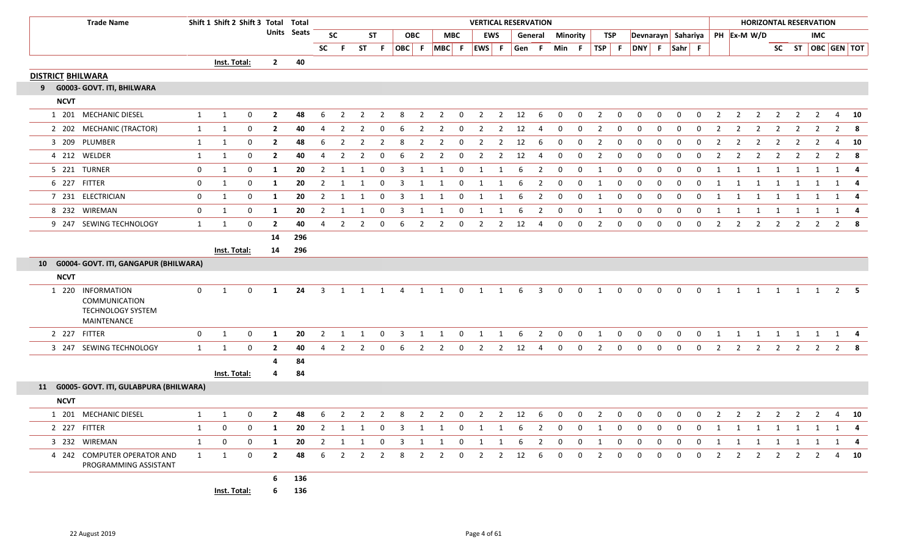| | Trade Name | Shift 1 | Shift 2 | Shift 3 | Total Units | Total Seats | VERTICAL RESERVATION | | | | | | | | | | | | | | | | | | | | | | HORIZONTAL RESERVATION | | | | | | | |
|---|---|---|---|---|---|---|---|---|---|---|---|---|---|---|---|---|---|---|---|---|---|---|---|---|---|---|---|---|---|---|---|---|---|---|---|
| | | | | | | | SC | | ST | | OBC | | MBC | | EWS | | General | | Minority | | TSP | | Devnarayn | | Sahariya | | PH | Ex-M | W/D | IMC | | | | | |
| | | | | | | | SC | F | ST | F | OBC | F | MBC | F | EWS | F | Gen | F | Min | F | TSP | F | DNY | F | Sahr | F | | | | SC | ST | OBC | GEN | TOT | |
| | | | Inst. Total: | | 2 | 40 | | | | | | | | | | | | | | | | | | | | | | | | | | | | | |

**DISTRICT BHILWARA**

**9 G0003- GOVT. ITI, BHILWARA**

**NCVT**

| | Trade Name | Shift 1 | Shift 2 | Shift 3 | Total Units | Total Seats | SC | F | ST | F | OBC | F | MBC | F | EWS | F | Gen | F | Min | F | TSP | F | DNY | F | Sahr | F | PH | Ex-M | W/D | SC | ST | OBC | GEN | TOT |
|---|---|---|---|---|---|---|---|---|---|---|---|---|---|---|---|---|---|---|---|---|---|---|---|---|---|---|---|---|---|---|---|---|---|---|
| 1 | 201 MECHANIC DIESEL | 1 | 1 | 0 | 2 | 48 | 6 | 2 | 2 | 2 | 8 | 2 | 2 | 0 | 2 | 2 | 12 | 6 | 0 | 0 | 2 | 0 | 0 | 0 | 0 | 0 | 2 | 2 | 2 | 2 | 2 | 2 | 4 | 10 |
| 2 | 202 MECHANIC (TRACTOR) | 1 | 1 | 0 | 2 | 40 | 4 | 2 | 2 | 0 | 6 | 2 | 2 | 0 | 2 | 2 | 12 | 4 | 0 | 0 | 2 | 0 | 0 | 0 | 0 | 0 | 2 | 2 | 2 | 2 | 2 | 2 | 2 | 8 |
| 3 | 209 PLUMBER | 1 | 1 | 0 | 2 | 48 | 6 | 2 | 2 | 2 | 8 | 2 | 2 | 0 | 2 | 2 | 12 | 6 | 0 | 0 | 2 | 0 | 0 | 0 | 0 | 0 | 2 | 2 | 2 | 2 | 2 | 2 | 4 | 10 |
| 4 | 212 WELDER | 1 | 1 | 0 | 2 | 40 | 4 | 2 | 2 | 0 | 6 | 2 | 2 | 0 | 2 | 2 | 12 | 4 | 0 | 0 | 2 | 0 | 0 | 0 | 0 | 0 | 2 | 2 | 2 | 2 | 2 | 2 | 2 | 8 |
| 5 | 221 TURNER | 0 | 1 | 0 | 1 | 20 | 2 | 1 | 1 | 0 | 3 | 1 | 1 | 0 | 1 | 1 | 6 | 2 | 0 | 0 | 1 | 0 | 0 | 0 | 0 | 0 | 1 | 1 | 1 | 1 | 1 | 1 | 1 | 4 |
| 6 | 227 FITTER | 0 | 1 | 0 | 1 | 20 | 2 | 1 | 1 | 0 | 3 | 1 | 1 | 0 | 1 | 1 | 6 | 2 | 0 | 0 | 1 | 0 | 0 | 0 | 0 | 0 | 1 | 1 | 1 | 1 | 1 | 1 | 1 | 4 |
| 7 | 231 ELECTRICIAN | 0 | 1 | 0 | 1 | 20 | 2 | 1 | 1 | 0 | 3 | 1 | 1 | 0 | 1 | 1 | 6 | 2 | 0 | 0 | 1 | 0 | 0 | 0 | 0 | 0 | 1 | 1 | 1 | 1 | 1 | 1 | 1 | 4 |
| 8 | 232 WIREMAN | 0 | 1 | 0 | 1 | 20 | 2 | 1 | 1 | 0 | 3 | 1 | 1 | 0 | 1 | 1 | 6 | 2 | 0 | 0 | 1 | 0 | 0 | 0 | 0 | 0 | 1 | 1 | 1 | 1 | 1 | 1 | 1 | 4 |
| 9 | 247 SEWING TECHNOLOGY | 1 | 1 | 0 | 2 | 40 | 4 | 2 | 2 | 0 | 6 | 2 | 2 | 0 | 2 | 2 | 12 | 4 | 0 | 0 | 2 | 0 | 0 | 0 | 0 | 0 | 2 | 2 | 2 | 2 | 2 | 2 | 2 | 8 |
| | | | | | 14 | 296 | | | | | | | | | | | | | | | | | | | | | | | | | | | | |
| | | | Inst. Total: | | 14 | 296 | | | | | | | | | | | | | | | | | | | | | | | | | | | | |

**10 G0004- GOVT. ITI, GANGAPUR (BHILWARA)**

**NCVT**

| | Trade Name | Shift 1 | Shift 2 | Shift 3 | Total Units | Total Seats | SC | F | ST | F | OBC | F | MBC | F | EWS | F | Gen | F | Min | F | TSP | F | DNY | F | Sahr | F | PH | Ex-M | W/D | SC | ST | OBC | GEN | TOT |
|---|---|---|---|---|---|---|---|---|---|---|---|---|---|---|---|---|---|---|---|---|---|---|---|---|---|---|---|---|---|---|---|---|---|---|
| 1 | 220 INFORMATION COMMUNICATION TECHNOLOGY SYSTEM MAINTENANCE | 0 | 1 | 0 | 1 | 24 | 3 | 1 | 1 | 1 | 4 | 1 | 1 | 0 | 1 | 1 | 6 | 3 | 0 | 0 | 1 | 0 | 0 | 0 | 0 | 0 | 1 | 1 | 1 | 1 | 1 | 1 | 2 | 5 |
| 2 | 227 FITTER | 0 | 1 | 0 | 1 | 20 | 2 | 1 | 1 | 0 | 3 | 1 | 1 | 0 | 1 | 1 | 6 | 2 | 0 | 0 | 1 | 0 | 0 | 0 | 0 | 0 | 1 | 1 | 1 | 1 | 1 | 1 | 1 | 4 |
| 3 | 247 SEWING TECHNOLOGY | 1 | 1 | 0 | 2 | 40 | 4 | 2 | 2 | 0 | 6 | 2 | 2 | 0 | 2 | 2 | 12 | 4 | 0 | 0 | 2 | 0 | 0 | 0 | 0 | 0 | 2 | 2 | 2 | 2 | 2 | 2 | 2 | 8 |
| | | | | | 4 | 84 | | | | | | | | | | | | | | | | | | | | | | | | | | | | |
| | | | Inst. Total: | | 4 | 84 | | | | | | | | | | | | | | | | | | | | | | | | | | | | |

**11 G0005- GOVT. ITI, GULABPURA (BHILWARA)**

**NCVT**

| | Trade Name | Shift 1 | Shift 2 | Shift 3 | Total Units | Total Seats | SC | F | ST | F | OBC | F | MBC | F | EWS | F | Gen | F | Min | F | TSP | F | DNY | F | Sahr | F | PH | Ex-M | W/D | SC | ST | OBC | GEN | TOT |
|---|---|---|---|---|---|---|---|---|---|---|---|---|---|---|---|---|---|---|---|---|---|---|---|---|---|---|---|---|---|---|---|---|---|---|
| 1 | 201 MECHANIC DIESEL | 1 | 1 | 0 | 2 | 48 | 6 | 2 | 2 | 2 | 8 | 2 | 2 | 0 | 2 | 2 | 12 | 6 | 0 | 0 | 2 | 0 | 0 | 0 | 0 | 0 | 2 | 2 | 2 | 2 | 2 | 2 | 4 | 10 |
| 2 | 227 FITTER | 1 | 0 | 0 | 1 | 20 | 2 | 1 | 1 | 0 | 3 | 1 | 1 | 0 | 1 | 1 | 6 | 2 | 0 | 0 | 1 | 0 | 0 | 0 | 0 | 0 | 1 | 1 | 1 | 1 | 1 | 1 | 1 | 4 |
| 3 | 232 WIREMAN | 1 | 0 | 0 | 1 | 20 | 2 | 1 | 1 | 0 | 3 | 1 | 1 | 0 | 1 | 1 | 6 | 2 | 0 | 0 | 1 | 0 | 0 | 0 | 0 | 0 | 1 | 1 | 1 | 1 | 1 | 1 | 1 | 4 |
| 4 | 242 COMPUTER OPERATOR AND PROGRAMMING ASSISTANT | 1 | 1 | 0 | 2 | 48 | 6 | 2 | 2 | 2 | 8 | 2 | 2 | 0 | 2 | 2 | 12 | 6 | 0 | 0 | 2 | 0 | 0 | 0 | 0 | 0 | 2 | 2 | 2 | 2 | 2 | 2 | 4 | 10 |
| | | | | | 6 | 136 | | | | | | | | | | | | | | | | | | | | | | | | | | | | |
| | | | Inst. Total: | | 6 | 136 | | | | | | | | | | | | | | | | | | | | | | | | | | | | |

22 August 2019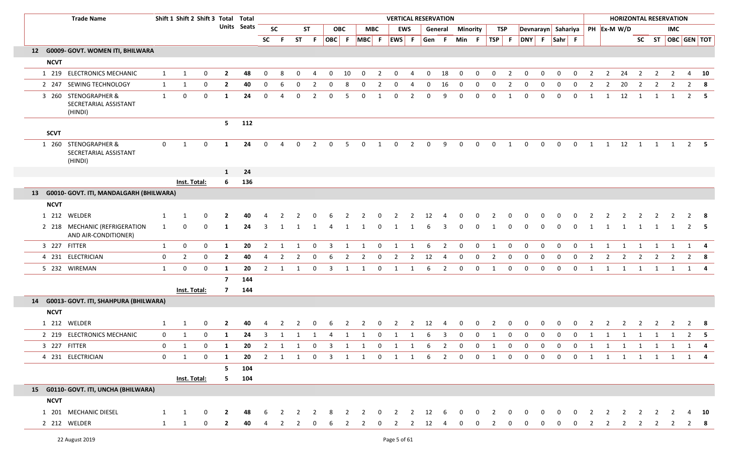| | | Trade Name | Shift 1 | Shift 2 | Shift 3 | Total Units | Total Seats | VERTICAL RESERVATION | | | | | | | | | | | | | | | | | | | | HORIZONTAL RESERVATION | | | | | | | |
|---|---|---|---|---|---|---|---|---|---|---|---|---|---|---|---|---|---|---|---|---|---|---|---|---|---|---|---|---|---|---|---|---|---|---|---|
| | | | | | | | | SC | | ST | | OBC | | MBC | | EWS | | General | | Minority | | TSP | | Devnarayn | | Sahariya | | PH | Ex-M | W/D | IMC | | | | |
| | | | | | | | | SC | F | ST | F | OBC | F | MBC | F | EWS | F | Gen | F | Min | F | TSP | F | DNY | F | Sahr | F | | | | SC | ST | OBC | GEN | TOT |
| 12 | G0009- GOVT. WOMEN ITI, BHILWARA | | | | | | | | | | | | | | | | | | | | | | | | | | | | | | | | | | |
| NCVT | | | | | | | | | | | | | | | | | | | | | | | | | | | | | | | | | | | |
| 1 | 219 | ELECTRONICS MECHANIC | 1 | 1 | 0 | 2 | 48 | 0 | 8 | 0 | 4 | 0 | 10 | 0 | 2 | 0 | 4 | 0 | 18 | 0 | 0 | 0 | 2 | 0 | 0 | 0 | 0 | 2 | 2 | 24 | 2 | 2 | 2 | 4 | 10 |
| 2 | 247 | SEWING TECHNOLOGY | 1 | 1 | 0 | 2 | 40 | 0 | 6 | 0 | 2 | 0 | 8 | 0 | 2 | 0 | 4 | 0 | 16 | 0 | 0 | 0 | 2 | 0 | 0 | 0 | 0 | 2 | 2 | 20 | 2 | 2 | 2 | 2 | 8 |
| 3 | 260 | STENOGRAPHER & SECRETARIAL ASSISTANT (HINDI) | 1 | 0 | 0 | 1 | 24 | 0 | 4 | 0 | 2 | 0 | 5 | 0 | 1 | 0 | 2 | 0 | 9 | 0 | 0 | 0 | 1 | 0 | 0 | 0 | 0 | 1 | 1 | 12 | 1 | 1 | 1 | 2 | 5 |
| | | | | | | 5 | 112 | | | | | | | | | | | | | | | | | | | | | | | | | | | | |
| SCVT | | | | | | | | | | | | | | | | | | | | | | | | | | | | | | | | | | | |
| 1 | 260 | STENOGRAPHER & SECRETARIAL ASSISTANT (HINDI) | 0 | 1 | 0 | 1 | 24 | 0 | 4 | 0 | 2 | 0 | 5 | 0 | 1 | 0 | 2 | 0 | 9 | 0 | 0 | 0 | 1 | 0 | 0 | 0 | 0 | 1 | 1 | 12 | 1 | 1 | 1 | 2 | 5 |
| | | | | | | 1 | 24 | | | | | | | | | | | | | | | | | | | | | | | | | | | | |
| | | | Inst. Total: | | | 6 | 136 | | | | | | | | | | | | | | | | | | | | | | | | | | | | |
| 13 | G0010- GOVT. ITI, MANDALGARH (BHILWARA) | | | | | | | | | | | | | | | | | | | | | | | | | | | | | | | | | | |
| NCVT | | | | | | | | | | | | | | | | | | | | | | | | | | | | | | | | | | | |
| 1 | 212 | WELDER | 1 | 1 | 0 | 2 | 40 | 4 | 2 | 2 | 0 | 6 | 2 | 2 | 0 | 2 | 2 | 12 | 4 | 0 | 0 | 2 | 0 | 0 | 0 | 0 | 0 | 2 | 2 | 2 | 2 | 2 | 2 | 2 | 8 |
| 2 | 218 | MECHANIC (REFRIGERATION AND AIR-CONDITIONER) | 1 | 0 | 0 | 1 | 24 | 3 | 1 | 1 | 1 | 4 | 1 | 1 | 0 | 1 | 1 | 6 | 3 | 0 | 0 | 1 | 0 | 0 | 0 | 0 | 0 | 1 | 1 | 1 | 1 | 1 | 1 | 2 | 5 |
| 3 | 227 | FITTER | 1 | 0 | 0 | 1 | 20 | 2 | 1 | 1 | 0 | 3 | 1 | 1 | 0 | 1 | 1 | 6 | 2 | 0 | 0 | 1 | 0 | 0 | 0 | 0 | 0 | 1 | 1 | 1 | 1 | 1 | 1 | 1 | 4 |
| 4 | 231 | ELECTRICIAN | 0 | 2 | 0 | 2 | 40 | 4 | 2 | 2 | 0 | 6 | 2 | 2 | 0 | 2 | 2 | 12 | 4 | 0 | 0 | 2 | 0 | 0 | 0 | 0 | 0 | 2 | 2 | 2 | 2 | 2 | 2 | 2 | 8 |
| 5 | 232 | WIREMAN | 1 | 0 | 0 | 1 | 20 | 2 | 1 | 1 | 0 | 3 | 1 | 1 | 0 | 1 | 1 | 6 | 2 | 0 | 0 | 1 | 0 | 0 | 0 | 0 | 0 | 1 | 1 | 1 | 1 | 1 | 1 | 1 | 4 |
| | | | | | | 7 | 144 | | | | | | | | | | | | | | | | | | | | | | | | | | | | |
| | | | Inst. Total: | | | 7 | 144 | | | | | | | | | | | | | | | | | | | | | | | | | | | | |
| 14 | G0013- GOVT. ITI, SHAHPURA (BHILWARA) | | | | | | | | | | | | | | | | | | | | | | | | | | | | | | | | | | |
| NCVT | | | | | | | | | | | | | | | | | | | | | | | | | | | | | | | | | | | |
| 1 | 212 | WELDER | 1 | 1 | 0 | 2 | 40 | 4 | 2 | 2 | 0 | 6 | 2 | 2 | 0 | 2 | 2 | 12 | 4 | 0 | 0 | 2 | 0 | 0 | 0 | 0 | 0 | 2 | 2 | 2 | 2 | 2 | 2 | 2 | 8 |
| 2 | 219 | ELECTRONICS MECHANIC | 0 | 1 | 0 | 1 | 24 | 3 | 1 | 1 | 1 | 4 | 1 | 1 | 0 | 1 | 1 | 6 | 3 | 0 | 0 | 1 | 0 | 0 | 0 | 0 | 0 | 1 | 1 | 1 | 1 | 1 | 1 | 2 | 5 |
| 3 | 227 | FITTER | 0 | 1 | 0 | 1 | 20 | 2 | 1 | 1 | 0 | 3 | 1 | 1 | 0 | 1 | 1 | 6 | 2 | 0 | 0 | 1 | 0 | 0 | 0 | 0 | 0 | 1 | 1 | 1 | 1 | 1 | 1 | 1 | 4 |
| 4 | 231 | ELECTRICIAN | 0 | 1 | 0 | 1 | 20 | 2 | 1 | 1 | 0 | 3 | 1 | 1 | 0 | 1 | 1 | 6 | 2 | 0 | 0 | 1 | 0 | 0 | 0 | 0 | 0 | 1 | 1 | 1 | 1 | 1 | 1 | 1 | 4 |
| | | | | | | 5 | 104 | | | | | | | | | | | | | | | | | | | | | | | | | | | | |
| | | | Inst. Total: | | | 5 | 104 | | | | | | | | | | | | | | | | | | | | | | | | | | | | |
| 15 | G0110- GOVT. ITI, UNCHA (BHILWARA) | | | | | | | | | | | | | | | | | | | | | | | | | | | | | | | | | | |
| NCVT | | | | | | | | | | | | | | | | | | | | | | | | | | | | | | | | | | | |
| 1 | 201 | MECHANIC DIESEL | 1 | 1 | 0 | 2 | 48 | 6 | 2 | 2 | 2 | 8 | 2 | 2 | 0 | 2 | 2 | 12 | 6 | 0 | 0 | 2 | 0 | 0 | 0 | 0 | 0 | 2 | 2 | 2 | 2 | 2 | 2 | 4 | 10 |
| 2 | 212 | WELDER | 1 | 1 | 0 | 2 | 40 | 4 | 2 | 2 | 0 | 6 | 2 | 2 | 0 | 2 | 2 | 12 | 4 | 0 | 0 | 2 | 0 | 0 | 0 | 0 | 0 | 2 | 2 | 2 | 2 | 2 | 2 | 2 | 8 |

22 August 2019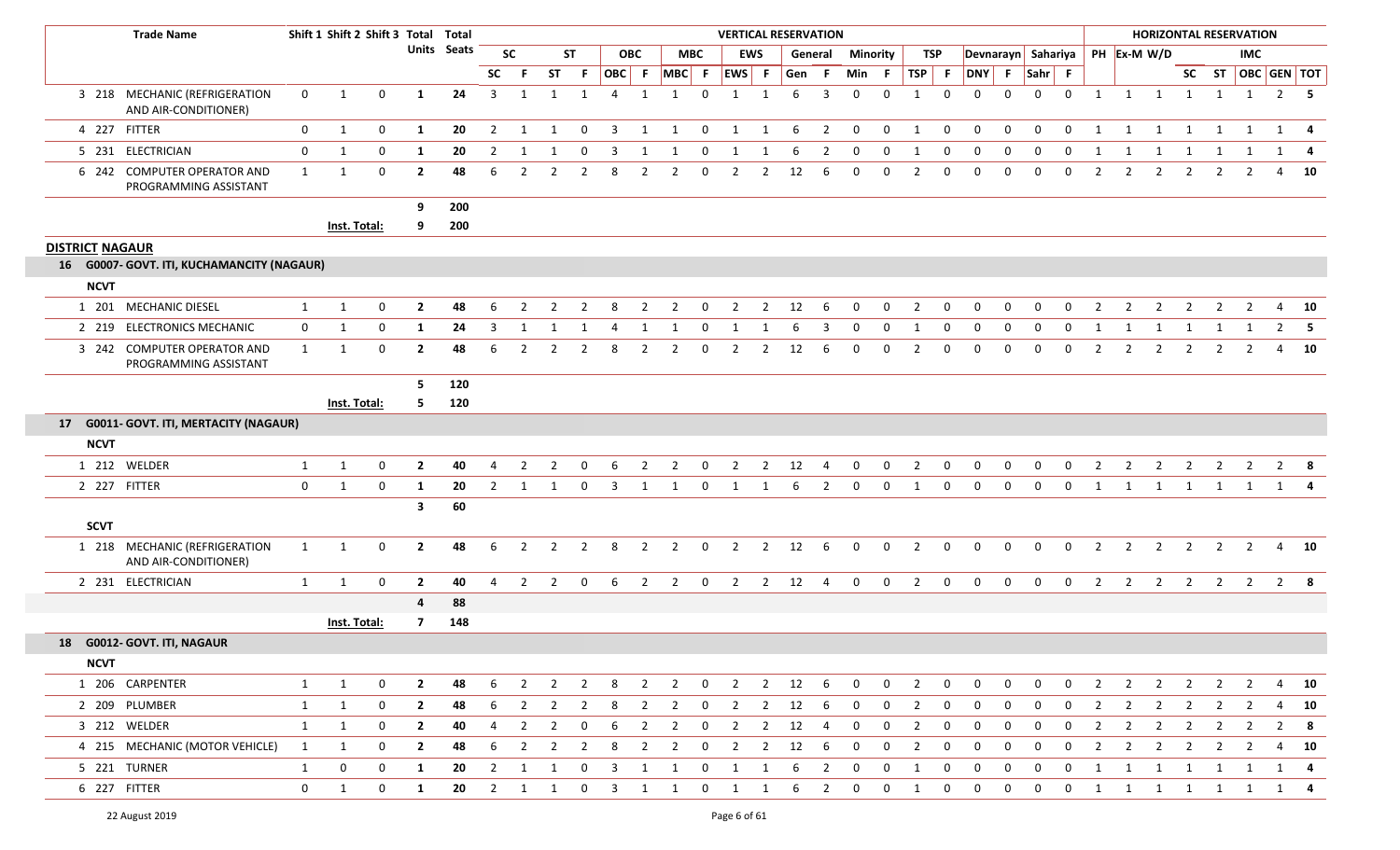| | Trade Name | Shift 1 | Shift 2 | Shift 3 | Total Units | Total Seats | VERTICAL RESERVATION | | | | | | | | | | | | | | | | | | | | | | HORIZONTAL RESERVATION | | | | | | | |
|---|---|---|---|---|---|---|---|---|---|---|---|---|---|---|---|---|---|---|---|---|---|---|---|---|---|---|---|---|---|---|---|---|---|---|---|---|
| | | | | | | | SC | | ST | | OBC | | MBC | | EWS | | General | | Minority | | TSP | | Devnarayn | | Sahariya | | PH | Ex-M | W/D | | | IMC | | |
| | | | | | | | SC | F | ST | F | OBC | F | MBC | F | EWS | F | Gen | F | Min | F | TSP | F | DNY | F | Sahr | F | | | | SC | ST | OBC | GEN | TOT |
| 3 | 218 MECHANIC (REFRIGERATION AND AIR-CONDITIONER) | 0 | 1 | 0 | 1 | 24 | 3 | 1 | 1 | 1 | 4 | 1 | 1 | 0 | 1 | 1 | 6 | 3 | 0 | 0 | 1 | 0 | 0 | 0 | 0 | 0 | 1 | 1 | 1 | 1 | 1 | 1 | 2 | 5 |
| 4 | 227 FITTER | 0 | 1 | 0 | 1 | 20 | 2 | 1 | 1 | 0 | 3 | 1 | 1 | 0 | 1 | 1 | 6 | 2 | 0 | 0 | 1 | 0 | 0 | 0 | 0 | 0 | 1 | 1 | 1 | 1 | 1 | 1 | 1 | 4 |
| 5 | 231 ELECTRICIAN | 0 | 1 | 0 | 1 | 20 | 2 | 1 | 1 | 0 | 3 | 1 | 1 | 0 | 1 | 1 | 6 | 2 | 0 | 0 | 1 | 0 | 0 | 0 | 0 | 0 | 1 | 1 | 1 | 1 | 1 | 1 | 1 | 4 |
| 6 | 242 COMPUTER OPERATOR AND PROGRAMMING ASSISTANT | 1 | 1 | 0 | 2 | 48 | 6 | 2 | 2 | 2 | 8 | 2 | 2 | 0 | 2 | 2 | 12 | 6 | 0 | 0 | 2 | 0 | 0 | 0 | 0 | 0 | 2 | 2 | 2 | 2 | 2 | 2 | 4 | 10 |
| | | | | | **9** | **200** | | | | | | | | | | | | | | | | | | | | | | | | | | | | |
| | | | **Inst. Total:** | | **9** | **200** | | | | | | | | | | | | | | | | | | | | | | | | | | | | |

## DISTRICT NAGAUR

### 16 G0007- GOVT. ITI, KUCHAMANCITY (NAGAUR)

**NCVT**

| | Trade Name | Shift 1 | Shift 2 | Shift 3 | Total Units | Total Seats | SC | F | ST | F | OBC | F | MBC | F | EWS | F | Gen | F | Min | F | TSP | F | DNY | F | Sahr | F | PH | Ex-M | W/D | SC | ST | OBC | GEN | TOT |
|---|---|---|---|---|---|---|---|---|---|---|---|---|---|---|---|---|---|---|---|---|---|---|---|---|---|---|---|---|---|---|---|---|---|---|
| 1 | 201 MECHANIC DIESEL | 1 | 1 | 0 | 2 | 48 | 6 | 2 | 2 | 2 | 8 | 2 | 2 | 0 | 2 | 2 | 12 | 6 | 0 | 0 | 2 | 0 | 0 | 0 | 0 | 0 | 2 | 2 | 2 | 2 | 2 | 2 | 4 | 10 |
| 2 | 219 ELECTRONICS MECHANIC | 0 | 1 | 0 | 1 | 24 | 3 | 1 | 1 | 1 | 4 | 1 | 1 | 0 | 1 | 1 | 6 | 3 | 0 | 0 | 1 | 0 | 0 | 0 | 0 | 0 | 1 | 1 | 1 | 1 | 1 | 1 | 2 | 5 |
| 3 | 242 COMPUTER OPERATOR AND PROGRAMMING ASSISTANT | 1 | 1 | 0 | 2 | 48 | 6 | 2 | 2 | 2 | 8 | 2 | 2 | 0 | 2 | 2 | 12 | 6 | 0 | 0 | 2 | 0 | 0 | 0 | 0 | 0 | 2 | 2 | 2 | 2 | 2 | 2 | 4 | 10 |
| | | | | | **5** | **120** | | | | | | | | | | | | | | | | | | | | | | | | | | | | |
| | | | **Inst. Total:** | | **5** | **120** | | | | | | | | | | | | | | | | | | | | | | | | | | | | |

### 17 G0011- GOVT. ITI, MERTACITY (NAGAUR)

**NCVT**

| | Trade Name | Shift 1 | Shift 2 | Shift 3 | Total Units | Total Seats | SC | F | ST | F | OBC | F | MBC | F | EWS | F | Gen | F | Min | F | TSP | F | DNY | F | Sahr | F | PH | Ex-M | W/D | SC | ST | OBC | GEN | TOT |
|---|---|---|---|---|---|---|---|---|---|---|---|---|---|---|---|---|---|---|---|---|---|---|---|---|---|---|---|---|---|---|---|---|---|---|
| 1 | 212 WELDER | 1 | 1 | 0 | 2 | 40 | 4 | 2 | 2 | 0 | 6 | 2 | 2 | 0 | 2 | 2 | 12 | 4 | 0 | 0 | 2 | 0 | 0 | 0 | 0 | 0 | 2 | 2 | 2 | 2 | 2 | 2 | 2 | 8 |
| 2 | 227 FITTER | 0 | 1 | 0 | 1 | 20 | 2 | 1 | 1 | 0 | 3 | 1 | 1 | 0 | 1 | 1 | 6 | 2 | 0 | 0 | 1 | 0 | 0 | 0 | 0 | 0 | 1 | 1 | 1 | 1 | 1 | 1 | 1 | 4 |
| | | | | | **3** | **60** | | | | | | | | | | | | | | | | | | | | | | | | | | | | |

**SCVT**

| | Trade Name | Shift 1 | Shift 2 | Shift 3 | Total Units | Total Seats | SC | F | ST | F | OBC | F | MBC | F | EWS | F | Gen | F | Min | F | TSP | F | DNY | F | Sahr | F | PH | Ex-M | W/D | SC | ST | OBC | GEN | TOT |
|---|---|---|---|---|---|---|---|---|---|---|---|---|---|---|---|---|---|---|---|---|---|---|---|---|---|---|---|---|---|---|---|---|---|---|
| 1 | 218 MECHANIC (REFRIGERATION AND AIR-CONDITIONER) | 1 | 1 | 0 | 2 | 48 | 6 | 2 | 2 | 2 | 8 | 2 | 2 | 0 | 2 | 2 | 12 | 6 | 0 | 0 | 2 | 0 | 0 | 0 | 0 | 0 | 2 | 2 | 2 | 2 | 2 | 2 | 4 | 10 |
| 2 | 231 ELECTRICIAN | 1 | 1 | 0 | 2 | 40 | 4 | 2 | 2 | 0 | 6 | 2 | 2 | 0 | 2 | 2 | 12 | 4 | 0 | 0 | 2 | 0 | 0 | 0 | 0 | 0 | 2 | 2 | 2 | 2 | 2 | 2 | 2 | 8 |
| | | | | | **4** | **88** | | | | | | | | | | | | | | | | | | | | | | | | | | | | |
| | | | **Inst. Total:** | | **7** | **148** | | | | | | | | | | | | | | | | | | | | | | | | | | | | |

### 18 G0012- GOVT. ITI, NAGAUR

**NCVT**

| | Trade Name | Shift 1 | Shift 2 | Shift 3 | Total Units | Total Seats | SC | F | ST | F | OBC | F | MBC | F | EWS | F | Gen | F | Min | F | TSP | F | DNY | F | Sahr | F | PH | Ex-M | W/D | SC | ST | OBC | GEN | TOT |
|---|---|---|---|---|---|---|---|---|---|---|---|---|---|---|---|---|---|---|---|---|---|---|---|---|---|---|---|---|---|---|---|---|---|---|
| 1 | 206 CARPENTER | 1 | 1 | 0 | 2 | 48 | 6 | 2 | 2 | 2 | 8 | 2 | 2 | 0 | 2 | 2 | 12 | 6 | 0 | 0 | 2 | 0 | 0 | 0 | 0 | 0 | 2 | 2 | 2 | 2 | 2 | 2 | 4 | 10 |
| 2 | 209 PLUMBER | 1 | 1 | 0 | 2 | 48 | 6 | 2 | 2 | 2 | 8 | 2 | 2 | 0 | 2 | 2 | 12 | 6 | 0 | 0 | 2 | 0 | 0 | 0 | 0 | 0 | 2 | 2 | 2 | 2 | 2 | 2 | 4 | 10 |
| 3 | 212 WELDER | 1 | 1 | 0 | 2 | 40 | 4 | 2 | 2 | 0 | 6 | 2 | 2 | 0 | 2 | 2 | 12 | 4 | 0 | 0 | 2 | 0 | 0 | 0 | 0 | 0 | 2 | 2 | 2 | 2 | 2 | 2 | 2 | 8 |
| 4 | 215 MECHANIC (MOTOR VEHICLE) | 1 | 1 | 0 | 2 | 48 | 6 | 2 | 2 | 2 | 8 | 2 | 2 | 0 | 2 | 2 | 12 | 6 | 0 | 0 | 2 | 0 | 0 | 0 | 0 | 0 | 2 | 2 | 2 | 2 | 2 | 2 | 4 | 10 |
| 5 | 221 TURNER | 1 | 0 | 0 | 1 | 20 | 2 | 1 | 1 | 0 | 3 | 1 | 1 | 0 | 1 | 1 | 6 | 2 | 0 | 0 | 1 | 0 | 0 | 0 | 0 | 0 | 1 | 1 | 1 | 1 | 1 | 1 | 1 | 4 |
| 6 | 227 FITTER | 0 | 1 | 0 | 1 | 20 | 2 | 1 | 1 | 0 | 3 | 1 | 1 | 0 | 1 | 1 | 6 | 2 | 0 | 0 | 1 | 0 | 0 | 0 | 0 | 0 | 1 | 1 | 1 | 1 | 1 | 1 | 1 | 4 |

22 August 2019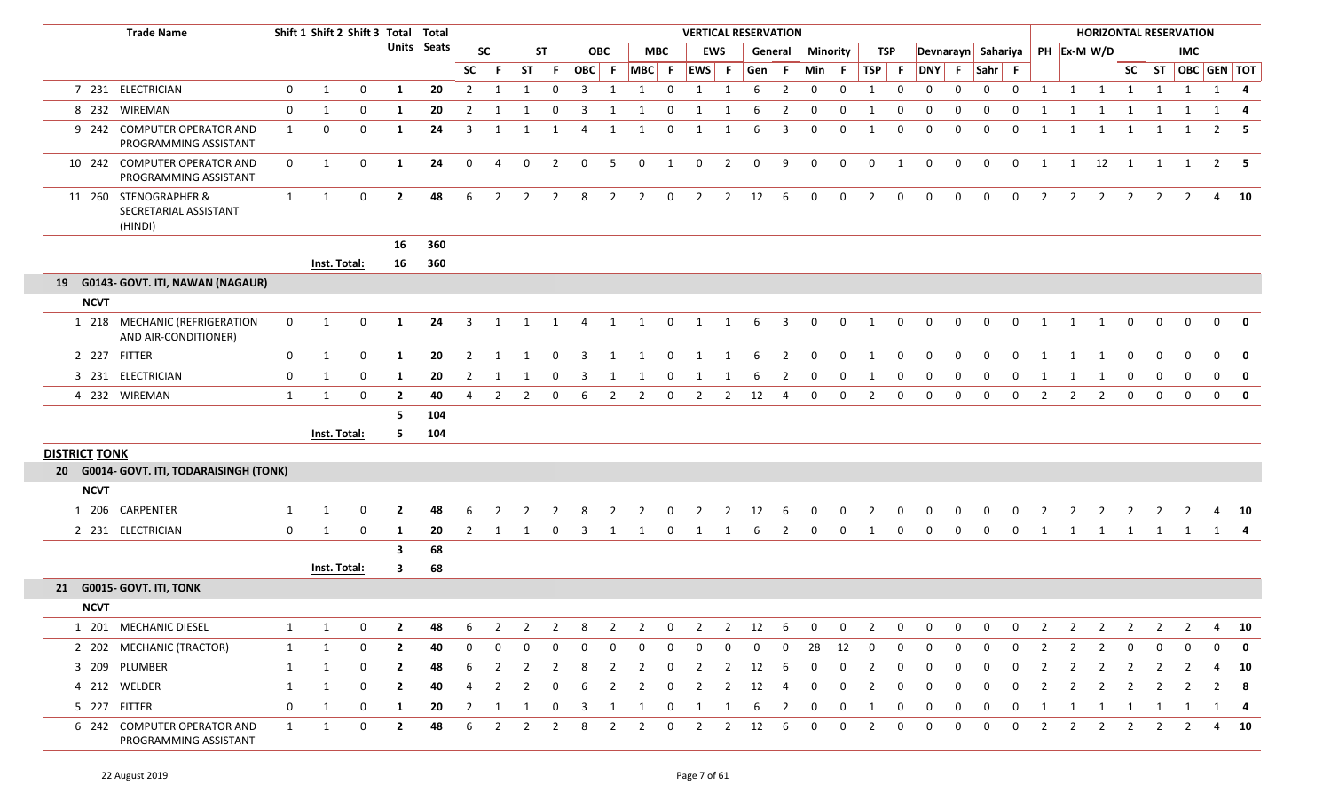| | | Trade Name | Shift 1 | Shift 2 | Shift 3 | Total Units | Total Seats | VERTICAL RESERVATION | | | | | | | | | | | | | | | | | | | | | | HORIZONTAL RESERVATION | | | | | | | |
|---|---|---|---|---|---|---|---|---|---|---|---|---|---|---|---|---|---|---|---|---|---|---|---|---|---|---|---|---|---|---|---|---|---|---|---|---|---|
| | | | | | | | | SC | | ST | | OBC | | MBC | | EWS | | General | | Minority | | TSP | | Devnarayn | | Sahariya | | PH | Ex-M | W/D | | | IMC | | |
| | | | | | | | | SC | F | ST | F | OBC | F | MBC | F | EWS | F | Gen | F | Min | F | TSP | F | DNY | F | Sahr | F | | | | SC | ST | OBC | GEN | TOT |
| 7 | 231 | ELECTRICIAN | 0 | 1 | 0 | 1 | 20 | 2 | 1 | 1 | 0 | 3 | 1 | 1 | 0 | 1 | 1 | 6 | 2 | 0 | 0 | 1 | 0 | 0 | 0 | 0 | 0 | 1 | 1 | 1 | 1 | 1 | 1 | 1 | 4 |
| 8 | 232 | WIREMAN | 0 | 1 | 0 | 1 | 20 | 2 | 1 | 1 | 0 | 3 | 1 | 1 | 0 | 1 | 1 | 6 | 2 | 0 | 0 | 1 | 0 | 0 | 0 | 0 | 0 | 1 | 1 | 1 | 1 | 1 | 1 | 1 | 4 |
| 9 | 242 | COMPUTER OPERATOR AND PROGRAMMING ASSISTANT | 1 | 0 | 0 | 1 | 24 | 3 | 1 | 1 | 1 | 4 | 1 | 1 | 0 | 1 | 1 | 6 | 3 | 0 | 0 | 1 | 0 | 0 | 0 | 0 | 0 | 1 | 1 | 1 | 1 | 1 | 1 | 2 | 5 |
| 10 | 242 | COMPUTER OPERATOR AND PROGRAMMING ASSISTANT | 0 | 1 | 0 | 1 | 24 | 0 | 4 | 0 | 2 | 0 | 5 | 0 | 1 | 0 | 2 | 0 | 9 | 0 | 0 | 0 | 1 | 0 | 0 | 0 | 0 | 1 | 1 | 12 | 1 | 1 | 1 | 2 | 5 |
| 11 | 260 | STENOGRAPHER & SECRETARIAL ASSISTANT (HINDI) | 1 | 1 | 0 | 2 | 48 | 6 | 2 | 2 | 2 | 8 | 2 | 2 | 0 | 2 | 2 | 12 | 6 | 0 | 0 | 2 | 0 | 0 | 0 | 0 | 0 | 2 | 2 | 2 | 2 | 2 | 2 | 4 | 10 |
| | | | | | | 16 | 360 | | | | | | | | | | | | | | | | | | | | | | | | | | | | |
| | | | Inst. Total: | | | 16 | 360 | | | | | | | | | | | | | | | | | | | | | | | | | | | | |
| **19** | | **G0143- GOVT. ITI, NAWAN (NAGAUR)** | | | | | | | | | | | | | | | | | | | | | | | | | | | | | | | | | |
| **NCVT** | | | | | | | | | | | | | | | | | | | | | | | | | | | | | | | | | | | |
| 1 | 218 | MECHANIC (REFRIGERATION AND AIR-CONDITIONER) | 0 | 1 | 0 | 1 | 24 | 3 | 1 | 1 | 1 | 4 | 1 | 1 | 0 | 1 | 1 | 6 | 3 | 0 | 0 | 1 | 0 | 0 | 0 | 0 | 0 | 1 | 1 | 1 | 0 | 0 | 0 | 0 | 0 |
| 2 | 227 | FITTER | 0 | 1 | 0 | 1 | 20 | 2 | 1 | 1 | 0 | 3 | 1 | 1 | 0 | 1 | 1 | 6 | 2 | 0 | 0 | 1 | 0 | 0 | 0 | 0 | 0 | 1 | 1 | 1 | 0 | 0 | 0 | 0 | 0 |
| 3 | 231 | ELECTRICIAN | 0 | 1 | 0 | 1 | 20 | 2 | 1 | 1 | 0 | 3 | 1 | 1 | 0 | 1 | 1 | 6 | 2 | 0 | 0 | 1 | 0 | 0 | 0 | 0 | 0 | 1 | 1 | 1 | 0 | 0 | 0 | 0 | 0 |
| 4 | 232 | WIREMAN | 1 | 1 | 0 | 2 | 40 | 4 | 2 | 2 | 0 | 6 | 2 | 2 | 0 | 2 | 2 | 12 | 4 | 0 | 0 | 2 | 0 | 0 | 0 | 0 | 0 | 2 | 2 | 2 | 0 | 0 | 0 | 0 | 0 |
| | | | | | | 5 | 104 | | | | | | | | | | | | | | | | | | | | | | | | | | | | |
| | | | Inst. Total: | | | 5 | 104 | | | | | | | | | | | | | | | | | | | | | | | | | | | | |
| **DISTRICT TONK** | | | | | | | | | | | | | | | | | | | | | | | | | | | | | | | | | | | |
| **20** | | **G0014- GOVT. ITI, TODARAISINGH (TONK)** | | | | | | | | | | | | | | | | | | | | | | | | | | | | | | | | | |
| **NCVT** | | | | | | | | | | | | | | | | | | | | | | | | | | | | | | | | | | | |
| 1 | 206 | CARPENTER | 1 | 1 | 0 | 2 | 48 | 6 | 2 | 2 | 2 | 8 | 2 | 2 | 0 | 2 | 2 | 12 | 6 | 0 | 0 | 2 | 0 | 0 | 0 | 0 | 0 | 2 | 2 | 2 | 2 | 2 | 2 | 4 | 10 |
| 2 | 231 | ELECTRICIAN | 0 | 1 | 0 | 1 | 20 | 2 | 1 | 1 | 0 | 3 | 1 | 1 | 0 | 1 | 1 | 6 | 2 | 0 | 0 | 1 | 0 | 0 | 0 | 0 | 0 | 1 | 1 | 1 | 1 | 1 | 1 | 1 | 4 |
| | | | | | | 3 | 68 | | | | | | | | | | | | | | | | | | | | | | | | | | | | |
| | | | Inst. Total: | | | 3 | 68 | | | | | | | | | | | | | | | | | | | | | | | | | | | | |
| **21** | | **G0015- GOVT. ITI, TONK** | | | | | | | | | | | | | | | | | | | | | | | | | | | | | | | | | |
| **NCVT** | | | | | | | | | | | | | | | | | | | | | | | | | | | | | | | | | | | |
| 1 | 201 | MECHANIC DIESEL | 1 | 1 | 0 | 2 | 48 | 6 | 2 | 2 | 2 | 8 | 2 | 2 | 0 | 2 | 2 | 12 | 6 | 0 | 0 | 2 | 0 | 0 | 0 | 0 | 0 | 2 | 2 | 2 | 2 | 2 | 2 | 4 | 10 |
| 2 | 202 | MECHANIC (TRACTOR) | 1 | 1 | 0 | 2 | 40 | 0 | 0 | 0 | 0 | 0 | 0 | 0 | 0 | 0 | 0 | 0 | 0 | 28 | 12 | 0 | 0 | 0 | 0 | 0 | 0 | 2 | 2 | 2 | 0 | 0 | 0 | 0 | 0 |
| 3 | 209 | PLUMBER | 1 | 1 | 0 | 2 | 48 | 6 | 2 | 2 | 2 | 8 | 2 | 2 | 0 | 2 | 2 | 12 | 6 | 0 | 0 | 2 | 0 | 0 | 0 | 0 | 0 | 2 | 2 | 2 | 2 | 2 | 2 | 4 | 10 |
| 4 | 212 | WELDER | 1 | 1 | 0 | 2 | 40 | 4 | 2 | 2 | 0 | 6 | 2 | 2 | 0 | 2 | 2 | 12 | 4 | 0 | 0 | 2 | 0 | 0 | 0 | 0 | 0 | 2 | 2 | 2 | 2 | 2 | 2 | 2 | 8 |
| 5 | 227 | FITTER | 0 | 1 | 0 | 1 | 20 | 2 | 1 | 1 | 0 | 3 | 1 | 1 | 0 | 1 | 1 | 6 | 2 | 0 | 0 | 1 | 0 | 0 | 0 | 0 | 0 | 1 | 1 | 1 | 1 | 1 | 1 | 1 | 4 |
| 6 | 242 | COMPUTER OPERATOR AND PROGRAMMING ASSISTANT | 1 | 1 | 0 | 2 | 48 | 6 | 2 | 2 | 2 | 8 | 2 | 2 | 0 | 2 | 2 | 12 | 6 | 0 | 0 | 2 | 0 | 0 | 0 | 0 | 0 | 2 | 2 | 2 | 2 | 2 | 2 | 4 | 10 |

22 August 2019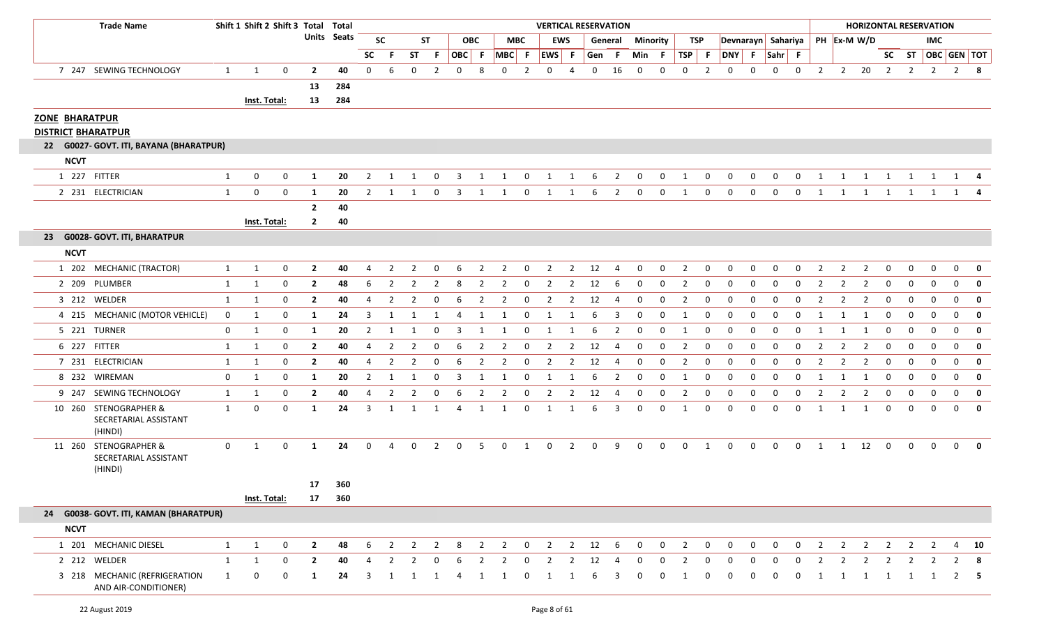| | Trade Name | Shift 1 | Shift 2 | Shift 3 | Total Units | Total Seats | SC | | ST | | OBC | | MBC | | EWS | | General | | Minority | | TSP | | Devnarayn | | Sahariya | | PH | Ex-M | W/D | SC | ST | IMC | | |
|---|---|---|---|---|---|---|---|---|---|---|---|---|---|---|---|---|---|---|---|---|---|---|---|---|---|---|---|---|---|---|---|---|---|---|
| | | | | | | | SC | F | ST | F | OBC | F | MBC | F | EWS | F | Gen | F | Min | F | TSP | F | DNY | F | Sahr | F | | | | | | OBC | GEN | TOT |
| 7 | 247 SEWING TECHNOLOGY | 1 | 1 | 0 | 2 | 40 | 0 | 6 | 0 | 2 | 0 | 8 | 0 | 2 | 0 | 4 | 0 | 16 | 0 | 0 | 0 | 2 | 0 | 0 | 0 | 0 | 2 | 2 | 20 | 2 | 2 | 2 | 2 | 8 |
| | | | | | 13 | 284 | | | | | | | | | | | | | | | | | | | | | | | | | | | | |
| | | Inst. Total: | | | 13 | 284 | | | | | | | | | | | | | | | | | | | | | | | | | | | | |

**ZONE BHARATPUR**

**DISTRICT BHARATPUR**

**22 G0027- GOVT. ITI, BAYANA (BHARATPUR)**

**NCVT**

| | Trade Name | Shift 1 | Shift 2 | Shift 3 | Total Units | Total Seats | SC | F | ST | F | OBC | F | MBC | F | EWS | F | Gen | F | Min | F | TSP | F | DNY | F | Sahr | F | PH | Ex-M | W/D | SC | ST | OBC | GEN | TOT |
|---|---|---|---|---|---|---|---|---|---|---|---|---|---|---|---|---|---|---|---|---|---|---|---|---|---|---|---|---|---|---|---|---|---|---|
| 1 | 227 FITTER | 1 | 0 | 0 | 1 | 20 | 2 | 1 | 1 | 0 | 3 | 1 | 1 | 0 | 1 | 1 | 6 | 2 | 0 | 0 | 1 | 0 | 0 | 0 | 0 | 0 | 1 | 1 | 1 | 1 | 1 | 1 | 1 | 4 |
| 2 | 231 ELECTRICIAN | 1 | 0 | 0 | 1 | 20 | 2 | 1 | 1 | 0 | 3 | 1 | 1 | 0 | 1 | 1 | 6 | 2 | 0 | 0 | 1 | 0 | 0 | 0 | 0 | 0 | 1 | 1 | 1 | 1 | 1 | 1 | 1 | 4 |
| | | | | | 2 | 40 | | | | | | | | | | | | | | | | | | | | | | | | | | | | |
| | | Inst. Total: | | | 2 | 40 | | | | | | | | | | | | | | | | | | | | | | | | | | | | |

**23 G0028- GOVT. ITI, BHARATPUR**

**NCVT**

| | Trade Name | Shift 1 | Shift 2 | Shift 3 | Total Units | Total Seats | SC | F | ST | F | OBC | F | MBC | F | EWS | F | Gen | F | Min | F | TSP | F | DNY | F | Sahr | F | PH | Ex-M | W/D | SC | ST | OBC | GEN | TOT |
|---|---|---|---|---|---|---|---|---|---|---|---|---|---|---|---|---|---|---|---|---|---|---|---|---|---|---|---|---|---|---|---|---|---|---|
| 1 | 202 MECHANIC (TRACTOR) | 1 | 1 | 0 | 2 | 40 | 4 | 2 | 2 | 0 | 6 | 2 | 2 | 0 | 2 | 2 | 12 | 4 | 0 | 0 | 2 | 0 | 0 | 0 | 0 | 0 | 2 | 2 | 2 | 0 | 0 | 0 | 0 | 0 |
| 2 | 209 PLUMBER | 1 | 1 | 0 | 2 | 48 | 6 | 2 | 2 | 2 | 8 | 2 | 2 | 0 | 2 | 2 | 12 | 6 | 0 | 0 | 2 | 0 | 0 | 0 | 0 | 0 | 2 | 2 | 2 | 0 | 0 | 0 | 0 | 0 |
| 3 | 212 WELDER | 1 | 1 | 0 | 2 | 40 | 4 | 2 | 2 | 0 | 6 | 2 | 2 | 0 | 2 | 2 | 12 | 4 | 0 | 0 | 2 | 0 | 0 | 0 | 0 | 0 | 2 | 2 | 2 | 0 | 0 | 0 | 0 | 0 |
| 4 | 215 MECHANIC (MOTOR VEHICLE) | 0 | 1 | 0 | 1 | 24 | 3 | 1 | 1 | 1 | 4 | 1 | 1 | 0 | 1 | 1 | 6 | 3 | 0 | 0 | 1 | 0 | 0 | 0 | 0 | 0 | 1 | 1 | 1 | 0 | 0 | 0 | 0 | 0 |
| 5 | 221 TURNER | 0 | 1 | 0 | 1 | 20 | 2 | 1 | 1 | 0 | 3 | 1 | 1 | 0 | 1 | 1 | 6 | 2 | 0 | 0 | 1 | 0 | 0 | 0 | 0 | 0 | 1 | 1 | 1 | 0 | 0 | 0 | 0 | 0 |
| 6 | 227 FITTER | 1 | 1 | 0 | 2 | 40 | 4 | 2 | 2 | 0 | 6 | 2 | 2 | 0 | 2 | 2 | 12 | 4 | 0 | 0 | 2 | 0 | 0 | 0 | 0 | 0 | 2 | 2 | 2 | 0 | 0 | 0 | 0 | 0 |
| 7 | 231 ELECTRICIAN | 1 | 1 | 0 | 2 | 40 | 4 | 2 | 2 | 0 | 6 | 2 | 2 | 0 | 2 | 2 | 12 | 4 | 0 | 0 | 2 | 0 | 0 | 0 | 0 | 0 | 2 | 2 | 2 | 0 | 0 | 0 | 0 | 0 |
| 8 | 232 WIREMAN | 0 | 1 | 0 | 1 | 20 | 2 | 1 | 1 | 0 | 3 | 1 | 1 | 0 | 1 | 1 | 6 | 2 | 0 | 0 | 1 | 0 | 0 | 0 | 0 | 0 | 1 | 1 | 1 | 0 | 0 | 0 | 0 | 0 |
| 9 | 247 SEWING TECHNOLOGY | 1 | 1 | 0 | 2 | 40 | 4 | 2 | 2 | 0 | 6 | 2 | 2 | 0 | 2 | 2 | 12 | 4 | 0 | 0 | 2 | 0 | 0 | 0 | 0 | 0 | 2 | 2 | 2 | 0 | 0 | 0 | 0 | 0 |
| 10 | 260 STENOGRAPHER & SECRETARIAL ASSISTANT (HINDI) | 1 | 0 | 0 | 1 | 24 | 3 | 1 | 1 | 1 | 4 | 1 | 1 | 0 | 1 | 1 | 6 | 3 | 0 | 0 | 1 | 0 | 0 | 0 | 0 | 0 | 1 | 1 | 1 | 0 | 0 | 0 | 0 | 0 |
| 11 | 260 STENOGRAPHER & SECRETARIAL ASSISTANT (HINDI) | 0 | 1 | 0 | 1 | 24 | 0 | 4 | 0 | 2 | 0 | 5 | 0 | 1 | 0 | 2 | 0 | 9 | 0 | 0 | 0 | 1 | 0 | 0 | 0 | 0 | 1 | 1 | 12 | 0 | 0 | 0 | 0 | 0 |
| | | | | | 17 | 360 | | | | | | | | | | | | | | | | | | | | | | | | | | | | |
| | | Inst. Total: | | | 17 | 360 | | | | | | | | | | | | | | | | | | | | | | | | | | | | |

**24 G0038- GOVT. ITI, KAMAN (BHARATPUR)**

**NCVT**

| | Trade Name | Shift 1 | Shift 2 | Shift 3 | Total Units | Total Seats | SC | F | ST | F | OBC | F | MBC | F | EWS | F | Gen | F | Min | F | TSP | F | DNY | F | Sahr | F | PH | Ex-M | W/D | SC | ST | OBC | GEN | TOT |
|---|---|---|---|---|---|---|---|---|---|---|---|---|---|---|---|---|---|---|---|---|---|---|---|---|---|---|---|---|---|---|---|---|---|---|
| 1 | 201 MECHANIC DIESEL | 1 | 1 | 0 | 2 | 48 | 6 | 2 | 2 | 2 | 8 | 2 | 2 | 0 | 2 | 2 | 12 | 6 | 0 | 0 | 2 | 0 | 0 | 0 | 0 | 0 | 2 | 2 | 2 | 2 | 2 | 2 | 4 | 10 |
| 2 | 212 WELDER | 1 | 1 | 0 | 2 | 40 | 4 | 2 | 2 | 0 | 6 | 2 | 2 | 0 | 2 | 2 | 12 | 4 | 0 | 0 | 2 | 0 | 0 | 0 | 0 | 0 | 2 | 2 | 2 | 2 | 2 | 2 | 2 | 8 |
| 3 | 218 MECHANIC (REFRIGERATION AND AIR-CONDITIONER) | 1 | 0 | 0 | 1 | 24 | 3 | 1 | 1 | 1 | 4 | 1 | 1 | 0 | 1 | 1 | 6 | 3 | 0 | 0 | 1 | 0 | 0 | 0 | 0 | 0 | 1 | 1 | 1 | 1 | 1 | 1 | 2 | 5 |

22 August 2019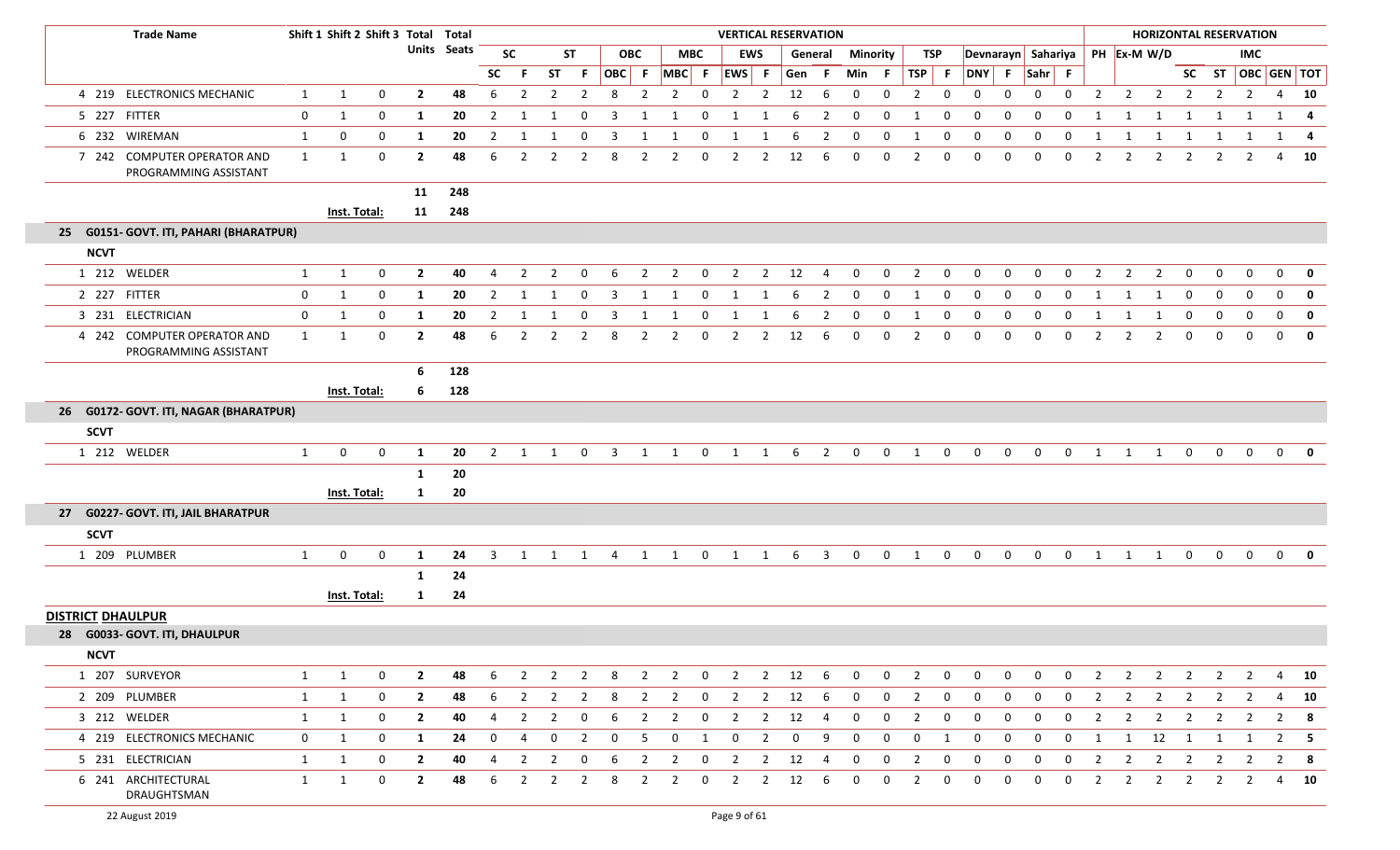| | | Trade Name | Shift 1 | Shift 2 | Shift 3 | Total Units | Total Seats | VERTICAL RESERVATION | | | | | | | | | | | | | | | | | | | | | | HORIZONTAL RESERVATION | | | | | | | |
|---|---|---|---|---|---|---|---|---|---|---|---|---|---|---|---|---|---|---|---|---|---|---|---|---|---|---|---|---|---|---|---|---|---|---|---|---|---|
| | | | | | | | | SC | | ST | | OBC | | MBC | | EWS | | General | | Minority | | TSP | | Devnarayn | | Sahariya | | PH | Ex-M | W/D | | | IMC | | |
| | | | | | | | | SC | F | ST | F | OBC | F | MBC | F | EWS | F | Gen | F | Min | F | TSP | F | DNY | F | Sahr | F | | | | SC | ST | OBC | GEN | TOT |
| 4 | 219 | ELECTRONICS MECHANIC | 1 | 1 | 0 | 2 | 48 | 6 | 2 | 2 | 2 | 8 | 2 | 2 | 0 | 2 | 2 | 12 | 6 | 0 | 0 | 2 | 0 | 0 | 0 | 0 | 0 | 2 | 2 | 2 | 2 | 2 | 2 | 4 | 10 |
| 5 | 227 | FITTER | 0 | 1 | 0 | 1 | 20 | 2 | 1 | 1 | 0 | 3 | 1 | 1 | 0 | 1 | 1 | 6 | 2 | 0 | 0 | 1 | 0 | 0 | 0 | 0 | 0 | 1 | 1 | 1 | 1 | 1 | 1 | 1 | 4 |
| 6 | 232 | WIREMAN | 1 | 0 | 0 | 1 | 20 | 2 | 1 | 1 | 0 | 3 | 1 | 1 | 0 | 1 | 1 | 6 | 2 | 0 | 0 | 1 | 0 | 0 | 0 | 0 | 0 | 1 | 1 | 1 | 1 | 1 | 1 | 1 | 4 |
| 7 | 242 | COMPUTER OPERATOR AND PROGRAMMING ASSISTANT | 1 | 1 | 0 | 2 | 48 | 6 | 2 | 2 | 2 | 8 | 2 | 2 | 0 | 2 | 2 | 12 | 6 | 0 | 0 | 2 | 0 | 0 | 0 | 0 | 0 | 2 | 2 | 2 | 2 | 2 | 2 | 4 | 10 |
| | | | | | | 11 | 248 | | | | | | | | | | | | | | | | | | | | | | | | | | | | |
| | | | Inst. Total: | | | 11 | 248 | | | | | | | | | | | | | | | | | | | | | | | | | | | | |
| **25** | **G0151- GOVT. ITI, PAHARI (BHARATPUR)** | | | | | | | | | | | | | | | | | | | | | | | | | | | | | | | | | | |
| **NCVT** | | | | | | | | | | | | | | | | | | | | | | | | | | | | | | | | | | | |
| 1 | 212 | WELDER | 1 | 1 | 0 | 2 | 40 | 4 | 2 | 2 | 0 | 6 | 2 | 2 | 0 | 2 | 2 | 12 | 4 | 0 | 0 | 2 | 0 | 0 | 0 | 0 | 0 | 2 | 2 | 2 | 0 | 0 | 0 | 0 | 0 |
| 2 | 227 | FITTER | 0 | 1 | 0 | 1 | 20 | 2 | 1 | 1 | 0 | 3 | 1 | 1 | 0 | 1 | 1 | 6 | 2 | 0 | 0 | 1 | 0 | 0 | 0 | 0 | 0 | 1 | 1 | 1 | 0 | 0 | 0 | 0 | 0 |
| 3 | 231 | ELECTRICIAN | 0 | 1 | 0 | 1 | 20 | 2 | 1 | 1 | 0 | 3 | 1 | 1 | 0 | 1 | 1 | 6 | 2 | 0 | 0 | 1 | 0 | 0 | 0 | 0 | 0 | 1 | 1 | 1 | 0 | 0 | 0 | 0 | 0 |
| 4 | 242 | COMPUTER OPERATOR AND PROGRAMMING ASSISTANT | 1 | 1 | 0 | 2 | 48 | 6 | 2 | 2 | 2 | 8 | 2 | 2 | 0 | 2 | 2 | 12 | 6 | 0 | 0 | 2 | 0 | 0 | 0 | 0 | 0 | 2 | 2 | 2 | 0 | 0 | 0 | 0 | 0 |
| | | | | | | 6 | 128 | | | | | | | | | | | | | | | | | | | | | | | | | | | | |
| | | | Inst. Total: | | | 6 | 128 | | | | | | | | | | | | | | | | | | | | | | | | | | | | |
| **26** | **G0172- GOVT. ITI, NAGAR (BHARATPUR)** | | | | | | | | | | | | | | | | | | | | | | | | | | | | | | | | | | |
| **SCVT** | | | | | | | | | | | | | | | | | | | | | | | | | | | | | | | | | | | |
| 1 | 212 | WELDER | 1 | 0 | 0 | 1 | 20 | 2 | 1 | 1 | 0 | 3 | 1 | 1 | 0 | 1 | 1 | 6 | 2 | 0 | 0 | 1 | 0 | 0 | 0 | 0 | 0 | 1 | 1 | 1 | 0 | 0 | 0 | 0 | 0 |
| | | | | | | 1 | 20 | | | | | | | | | | | | | | | | | | | | | | | | | | | | |
| | | | Inst. Total: | | | 1 | 20 | | | | | | | | | | | | | | | | | | | | | | | | | | | | |
| **27** | **G0227- GOVT. ITI, JAIL BHARATPUR** | | | | | | | | | | | | | | | | | | | | | | | | | | | | | | | | | | |
| **SCVT** | | | | | | | | | | | | | | | | | | | | | | | | | | | | | | | | | | | |
| 1 | 209 | PLUMBER | 1 | 0 | 0 | 1 | 24 | 3 | 1 | 1 | 1 | 4 | 1 | 1 | 0 | 1 | 1 | 6 | 3 | 0 | 0 | 1 | 0 | 0 | 0 | 0 | 0 | 1 | 1 | 1 | 0 | 0 | 0 | 0 | 0 |
| | | | | | | 1 | 24 | | | | | | | | | | | | | | | | | | | | | | | | | | | | |
| | | | Inst. Total: | | | 1 | 24 | | | | | | | | | | | | | | | | | | | | | | | | | | | | |
| **DISTRICT DHAULPUR** | | | | | | | | | | | | | | | | | | | | | | | | | | | | | | | | | | | |
| **28** | **G0033- GOVT. ITI, DHAULPUR** | | | | | | | | | | | | | | | | | | | | | | | | | | | | | | | | | | |
| **NCVT** | | | | | | | | | | | | | | | | | | | | | | | | | | | | | | | | | | | |
| 1 | 207 | SURVEYOR | 1 | 1 | 0 | 2 | 48 | 6 | 2 | 2 | 2 | 8 | 2 | 2 | 0 | 2 | 2 | 12 | 6 | 0 | 0 | 2 | 0 | 0 | 0 | 0 | 0 | 2 | 2 | 2 | 2 | 2 | 2 | 4 | 10 |
| 2 | 209 | PLUMBER | 1 | 1 | 0 | 2 | 48 | 6 | 2 | 2 | 2 | 8 | 2 | 2 | 0 | 2 | 2 | 12 | 6 | 0 | 0 | 2 | 0 | 0 | 0 | 0 | 0 | 2 | 2 | 2 | 2 | 2 | 2 | 4 | 10 |
| 3 | 212 | WELDER | 1 | 1 | 0 | 2 | 40 | 4 | 2 | 2 | 0 | 6 | 2 | 2 | 0 | 2 | 2 | 12 | 4 | 0 | 0 | 2 | 0 | 0 | 0 | 0 | 0 | 2 | 2 | 2 | 2 | 2 | 2 | 2 | 8 |
| 4 | 219 | ELECTRONICS MECHANIC | 0 | 1 | 0 | 1 | 24 | 0 | 4 | 0 | 2 | 0 | 5 | 0 | 1 | 0 | 2 | 0 | 9 | 0 | 0 | 0 | 1 | 0 | 0 | 0 | 0 | 1 | 1 | 12 | 1 | 1 | 1 | 2 | 5 |
| 5 | 231 | ELECTRICIAN | 1 | 1 | 0 | 2 | 40 | 4 | 2 | 2 | 0 | 6 | 2 | 2 | 0 | 2 | 2 | 12 | 4 | 0 | 0 | 2 | 0 | 0 | 0 | 0 | 0 | 2 | 2 | 2 | 2 | 2 | 2 | 2 | 8 |
| 6 | 241 | ARCHITECTURAL DRAUGHTSMAN | 1 | 1 | 0 | 2 | 48 | 6 | 2 | 2 | 2 | 8 | 2 | 2 | 0 | 2 | 2 | 12 | 6 | 0 | 0 | 2 | 0 | 0 | 0 | 0 | 0 | 2 | 2 | 2 | 2 | 2 | 2 | 4 | 10 |

22 August 2019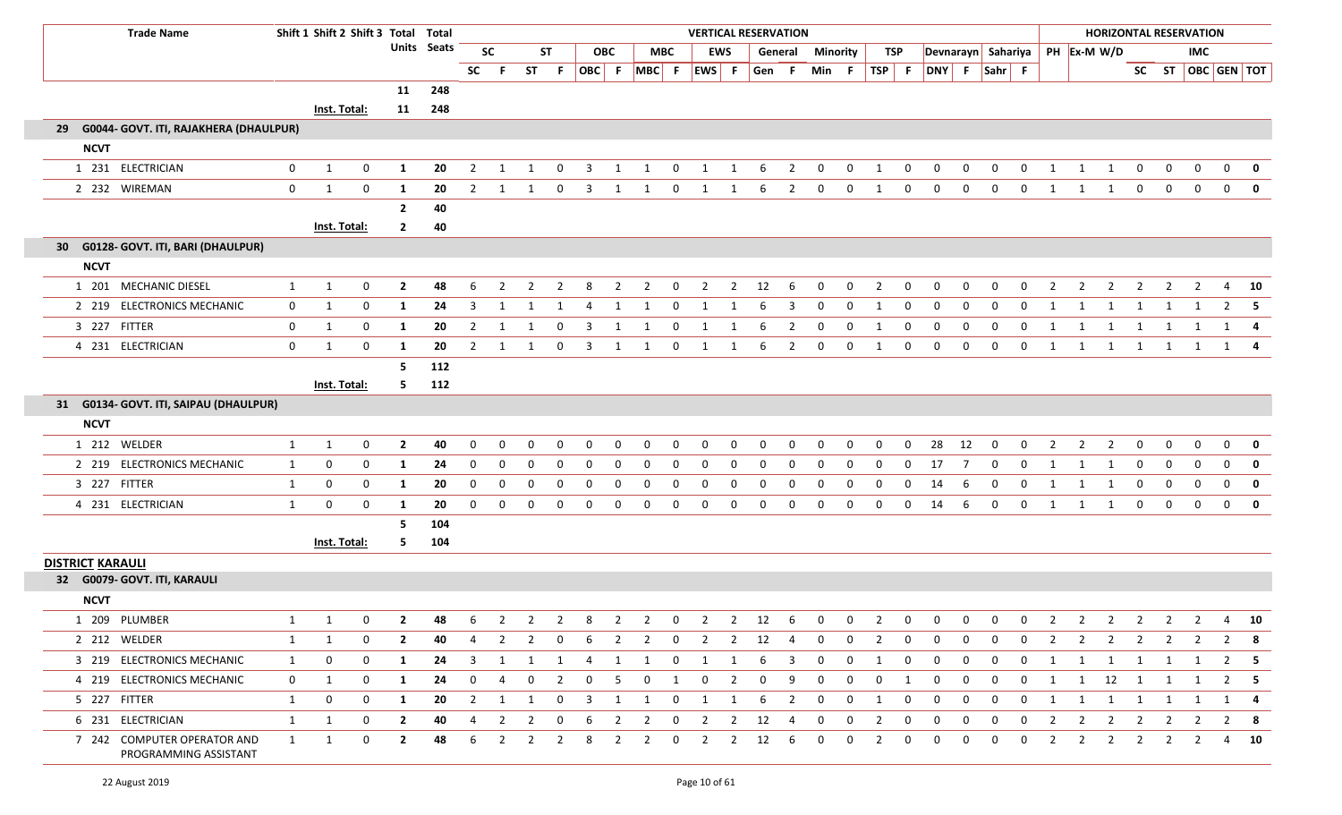| Trade Name | | | Shift 1 | Shift 2 | Shift 3 | Total Units | Total Seats | SC | F | ST | F | OBC | F | MBC | F | EWS | F | Gen | F | Min | F | TSP | F | DNY | F | Sahr | F | PH | Ex-M | W/D | SC | ST | OBC | GEN | TOT |
|---|---|---|---|---|---|---|---|---|---|---|---|---|---|---|---|---|---|---|---|---|---|---|---|---|---|---|---|---|---|---|---|---|---|---|---|
| | | | | | | | | **VERTICAL RESERVATION** | | | | | | | | | | | | | | | | | | | | **HORIZONTAL RESERVATION** | | | | | | | |
| | | | | | | | | SC | | ST | | OBC | | MBC | | EWS | | General | | Minority | | TSP | | Devnarayn | | Sahariya | | PH | Ex-M | W/D | IMC | | | | |
| | | | | | | **11** | **248** | | | | | | | | | | | | | | | | | | | | | | | | | | | | |
| | | | **Inst. Total:** | | | **11** | **248** | | | | | | | | | | | | | | | | | | | | | | | | | | | | |
| **29 G0044- GOVT. ITI, RAJAKHERA (DHAULPUR)** | | | | | | | | | | | | | | | | | | | | | | | | | | | | | | | | | | | |
| **NCVT** | | | | | | | | | | | | | | | | | | | | | | | | | | | | | | | | | | | |
| 1 | 231 | ELECTRICIAN | 0 | 1 | 0 | **1** | **20** | 2 | 1 | 1 | 0 | 3 | 1 | 1 | 0 | 1 | 1 | 6 | 2 | 0 | 0 | 1 | 0 | 0 | 0 | 0 | 0 | 1 | 1 | 1 | 0 | 0 | 0 | 0 | **0** |
| 2 | 232 | WIREMAN | 0 | 1 | 0 | **1** | **20** | 2 | 1 | 1 | 0 | 3 | 1 | 1 | 0 | 1 | 1 | 6 | 2 | 0 | 0 | 1 | 0 | 0 | 0 | 0 | 0 | 1 | 1 | 1 | 0 | 0 | 0 | 0 | **0** |
| | | | | | | **2** | **40** | | | | | | | | | | | | | | | | | | | | | | | | | | | | |
| | | | **Inst. Total:** | | | **2** | **40** | | | | | | | | | | | | | | | | | | | | | | | | | | | | |
| **30 G0128- GOVT. ITI, BARI (DHAULPUR)** | | | | | | | | | | | | | | | | | | | | | | | | | | | | | | | | | | | |
| **NCVT** | | | | | | | | | | | | | | | | | | | | | | | | | | | | | | | | | | | |
| 1 | 201 | MECHANIC DIESEL | 1 | 1 | 0 | **2** | **48** | 6 | 2 | 2 | 2 | 8 | 2 | 2 | 0 | 2 | 2 | 12 | 6 | 0 | 0 | 2 | 0 | 0 | 0 | 0 | 0 | 2 | 2 | 2 | 2 | 2 | 2 | 4 | **10** |
| 2 | 219 | ELECTRONICS MECHANIC | 0 | 1 | 0 | **1** | **24** | 3 | 1 | 1 | 1 | 4 | 1 | 1 | 0 | 1 | 1 | 6 | 3 | 0 | 0 | 1 | 0 | 0 | 0 | 0 | 0 | 1 | 1 | 1 | 1 | 1 | 1 | 2 | **5** |
| 3 | 227 | FITTER | 0 | 1 | 0 | **1** | **20** | 2 | 1 | 1 | 0 | 3 | 1 | 1 | 0 | 1 | 1 | 6 | 2 | 0 | 0 | 1 | 0 | 0 | 0 | 0 | 0 | 1 | 1 | 1 | 1 | 1 | 1 | 1 | **4** |
| 4 | 231 | ELECTRICIAN | 0 | 1 | 0 | **1** | **20** | 2 | 1 | 1 | 0 | 3 | 1 | 1 | 0 | 1 | 1 | 6 | 2 | 0 | 0 | 1 | 0 | 0 | 0 | 0 | 0 | 1 | 1 | 1 | 1 | 1 | 1 | 1 | **4** |
| | | | | | | **5** | **112** | | | | | | | | | | | | | | | | | | | | | | | | | | | | |
| | | | **Inst. Total:** | | | **5** | **112** | | | | | | | | | | | | | | | | | | | | | | | | | | | | |
| **31 G0134- GOVT. ITI, SAIPAU (DHAULPUR)** | | | | | | | | | | | | | | | | | | | | | | | | | | | | | | | | | | | |
| **NCVT** | | | | | | | | | | | | | | | | | | | | | | | | | | | | | | | | | | | |
| 1 | 212 | WELDER | 1 | 1 | 0 | **2** | **40** | 0 | 0 | 0 | 0 | 0 | 0 | 0 | 0 | 0 | 0 | 0 | 0 | 0 | 0 | 0 | 0 | 28 | 12 | 0 | 0 | 2 | 2 | 2 | 0 | 0 | 0 | 0 | **0** |
| 2 | 219 | ELECTRONICS MECHANIC | 1 | 0 | 0 | **1** | **24** | 0 | 0 | 0 | 0 | 0 | 0 | 0 | 0 | 0 | 0 | 0 | 0 | 0 | 0 | 0 | 0 | 17 | 7 | 0 | 0 | 1 | 1 | 1 | 0 | 0 | 0 | 0 | **0** |
| 3 | 227 | FITTER | 1 | 0 | 0 | **1** | **20** | 0 | 0 | 0 | 0 | 0 | 0 | 0 | 0 | 0 | 0 | 0 | 0 | 0 | 0 | 0 | 0 | 14 | 6 | 0 | 0 | 1 | 1 | 1 | 0 | 0 | 0 | 0 | **0** |
| 4 | 231 | ELECTRICIAN | 1 | 0 | 0 | **1** | **20** | 0 | 0 | 0 | 0 | 0 | 0 | 0 | 0 | 0 | 0 | 0 | 0 | 0 | 0 | 0 | 0 | 14 | 6 | 0 | 0 | 1 | 1 | 1 | 0 | 0 | 0 | 0 | **0** |
| | | | | | | **5** | **104** | | | | | | | | | | | | | | | | | | | | | | | | | | | | |
| | | | **Inst. Total:** | | | **5** | **104** | | | | | | | | | | | | | | | | | | | | | | | | | | | | |
| **DISTRICT KARAULI** | | | | | | | | | | | | | | | | | | | | | | | | | | | | | | | | | | | |
| **32 G0079- GOVT. ITI, KARAULI** | | | | | | | | | | | | | | | | | | | | | | | | | | | | | | | | | | | |
| **NCVT** | | | | | | | | | | | | | | | | | | | | | | | | | | | | | | | | | | | |
| 1 | 209 | PLUMBER | 1 | 1 | 0 | **2** | **48** | 6 | 2 | 2 | 2 | 8 | 2 | 2 | 0 | 2 | 2 | 12 | 6 | 0 | 0 | 2 | 0 | 0 | 0 | 0 | 0 | 2 | 2 | 2 | 2 | 2 | 2 | 4 | **10** |
| 2 | 212 | WELDER | 1 | 1 | 0 | **2** | **40** | 4 | 2 | 2 | 0 | 6 | 2 | 2 | 0 | 2 | 2 | 12 | 4 | 0 | 0 | 2 | 0 | 0 | 0 | 0 | 0 | 2 | 2 | 2 | 2 | 2 | 2 | 2 | **8** |
| 3 | 219 | ELECTRONICS MECHANIC | 1 | 0 | 0 | **1** | **24** | 3 | 1 | 1 | 1 | 4 | 1 | 1 | 0 | 1 | 1 | 6 | 3 | 0 | 0 | 1 | 0 | 0 | 0 | 0 | 0 | 1 | 1 | 1 | 1 | 1 | 1 | 2 | **5** |
| 4 | 219 | ELECTRONICS MECHANIC | 0 | 1 | 0 | **1** | **24** | 0 | 4 | 0 | 2 | 0 | 5 | 0 | 1 | 0 | 2 | 0 | 9 | 0 | 0 | 0 | 1 | 0 | 0 | 0 | 0 | 1 | 1 | 12 | 1 | 1 | 1 | 2 | **5** |
| 5 | 227 | FITTER | 1 | 0 | 0 | **1** | **20** | 2 | 1 | 1 | 0 | 3 | 1 | 1 | 0 | 1 | 1 | 6 | 2 | 0 | 0 | 1 | 0 | 0 | 0 | 0 | 0 | 1 | 1 | 1 | 1 | 1 | 1 | 1 | **4** |
| 6 | 231 | ELECTRICIAN | 1 | 1 | 0 | **2** | **40** | 4 | 2 | 2 | 0 | 6 | 2 | 2 | 0 | 2 | 2 | 12 | 4 | 0 | 0 | 2 | 0 | 0 | 0 | 0 | 0 | 2 | 2 | 2 | 2 | 2 | 2 | 2 | **8** |
| 7 | 242 | COMPUTER OPERATOR AND PROGRAMMING ASSISTANT | 1 | 1 | 0 | **2** | **48** | 6 | 2 | 2 | 2 | 8 | 2 | 2 | 0 | 2 | 2 | 12 | 6 | 0 | 0 | 2 | 0 | 0 | 0 | 0 | 0 | 2 | 2 | 2 | 2 | 2 | 2 | 4 | **10** |

22 August 2019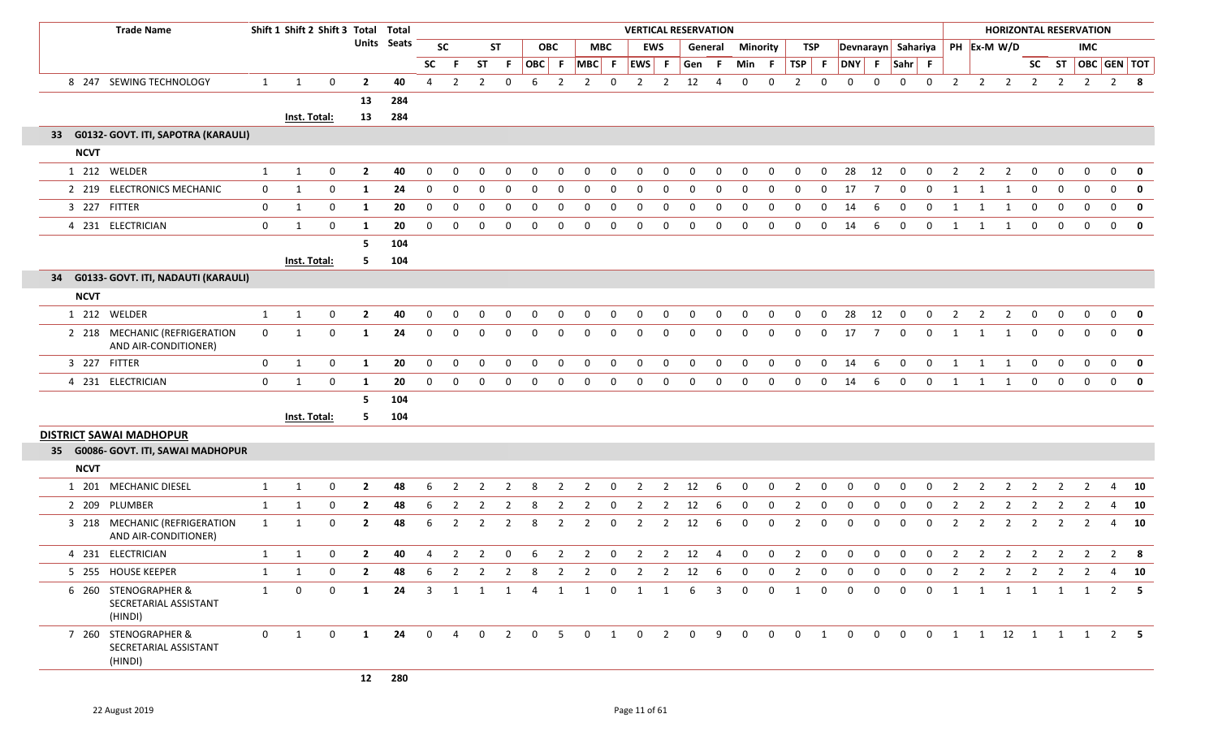| Trade Name | Shift 1 | Shift 2 | Shift 3 | Total Units | Total Seats | VERTICAL RESERVATION | | | | | | | | | | | | | | | | | | | | HORIZONTAL RESERVATION | | | | | | | |
|---|---|---|---|---|---|---|---|---|---|---|---|---|---|---|---|---|---|---|---|---|---|---|---|---|---|---|---|---|---|---|---|---|---|
| | | | | | | SC | | ST | | OBC | | MBC | | EWS | | General | | Minority | | TSP | | Devnarayn | | Sahariya | | PH | Ex-M | W/D | | | IMC | | |
| | | | | | | SC | F | ST | F | OBC | F | MBC | F | EWS | F | Gen | F | Min | F | TSP | F | DNY | F | Sahr | F | | | | SC | ST | OBC | GEN | TOT |
| 8 247 SEWING TECHNOLOGY | 1 | 1 | 0 | 2 | 40 | 4 | 2 | 2 | 0 | 6 | 2 | 2 | 0 | 2 | 2 | 12 | 4 | 0 | 0 | 2 | 0 | 0 | 0 | 0 | 0 | 2 | 2 | 2 | 2 | 2 | 2 | 2 | 8 |
| | | | | 13 | 284 | | | | | | | | | | | | | | | | | | | | | | | | | | | | |
| | Inst. Total: | | | 13 | 284 | | | | | | | | | | | | | | | | | | | | | | | | | | | | |
| **33 G0132- GOVT. ITI, SAPOTRA (KARAULI)** | | | | | | | | | | | | | | | | | | | | | | | | | | | | | | | | | |
| **NCVT** | | | | | | | | | | | | | | | | | | | | | | | | | | | | | | | | | |
| 1 212 WELDER | 1 | 1 | 0 | 2 | 40 | 0 | 0 | 0 | 0 | 0 | 0 | 0 | 0 | 0 | 0 | 0 | 0 | 0 | 0 | 0 | 0 | 28 | 12 | 0 | 0 | 2 | 2 | 2 | 0 | 0 | 0 | 0 | 0 |
| 2 219 ELECTRONICS MECHANIC | 0 | 1 | 0 | 1 | 24 | 0 | 0 | 0 | 0 | 0 | 0 | 0 | 0 | 0 | 0 | 0 | 0 | 0 | 0 | 0 | 0 | 17 | 7 | 0 | 0 | 1 | 1 | 1 | 0 | 0 | 0 | 0 | 0 |
| 3 227 FITTER | 0 | 1 | 0 | 1 | 20 | 0 | 0 | 0 | 0 | 0 | 0 | 0 | 0 | 0 | 0 | 0 | 0 | 0 | 0 | 0 | 0 | 14 | 6 | 0 | 0 | 1 | 1 | 1 | 0 | 0 | 0 | 0 | 0 |
| 4 231 ELECTRICIAN | 0 | 1 | 0 | 1 | 20 | 0 | 0 | 0 | 0 | 0 | 0 | 0 | 0 | 0 | 0 | 0 | 0 | 0 | 0 | 0 | 0 | 14 | 6 | 0 | 0 | 1 | 1 | 1 | 0 | 0 | 0 | 0 | 0 |
| | | | | 5 | 104 | | | | | | | | | | | | | | | | | | | | | | | | | | | | |
| | Inst. Total: | | | 5 | 104 | | | | | | | | | | | | | | | | | | | | | | | | | | | | |
| **34 G0133- GOVT. ITI, NADAUTI (KARAULI)** | | | | | | | | | | | | | | | | | | | | | | | | | | | | | | | | | |
| **NCVT** | | | | | | | | | | | | | | | | | | | | | | | | | | | | | | | | | |
| 1 212 WELDER | 1 | 1 | 0 | 2 | 40 | 0 | 0 | 0 | 0 | 0 | 0 | 0 | 0 | 0 | 0 | 0 | 0 | 0 | 0 | 0 | 0 | 28 | 12 | 0 | 0 | 2 | 2 | 2 | 0 | 0 | 0 | 0 | 0 |
| 2 218 MECHANIC (REFRIGERATION AND AIR-CONDITIONER) | 0 | 1 | 0 | 1 | 24 | 0 | 0 | 0 | 0 | 0 | 0 | 0 | 0 | 0 | 0 | 0 | 0 | 0 | 0 | 0 | 0 | 17 | 7 | 0 | 0 | 1 | 1 | 1 | 0 | 0 | 0 | 0 | 0 |
| 3 227 FITTER | 0 | 1 | 0 | 1 | 20 | 0 | 0 | 0 | 0 | 0 | 0 | 0 | 0 | 0 | 0 | 0 | 0 | 0 | 0 | 0 | 0 | 14 | 6 | 0 | 0 | 1 | 1 | 1 | 0 | 0 | 0 | 0 | 0 |
| 4 231 ELECTRICIAN | 0 | 1 | 0 | 1 | 20 | 0 | 0 | 0 | 0 | 0 | 0 | 0 | 0 | 0 | 0 | 0 | 0 | 0 | 0 | 0 | 0 | 14 | 6 | 0 | 0 | 1 | 1 | 1 | 0 | 0 | 0 | 0 | 0 |
| | | | | 5 | 104 | | | | | | | | | | | | | | | | | | | | | | | | | | | | |
| | Inst. Total: | | | 5 | 104 | | | | | | | | | | | | | | | | | | | | | | | | | | | | |
| **DISTRICT SAWAI MADHOPUR** | | | | | | | | | | | | | | | | | | | | | | | | | | | | | | | | | |
| **35 G0086- GOVT. ITI, SAWAI MADHOPUR** | | | | | | | | | | | | | | | | | | | | | | | | | | | | | | | | | |
| **NCVT** | | | | | | | | | | | | | | | | | | | | | | | | | | | | | | | | | |
| 1 201 MECHANIC DIESEL | 1 | 1 | 0 | 2 | 48 | 6 | 2 | 2 | 2 | 8 | 2 | 2 | 0 | 2 | 2 | 12 | 6 | 0 | 0 | 2 | 0 | 0 | 0 | 0 | 0 | 2 | 2 | 2 | 2 | 2 | 2 | 4 | 10 |
| 2 209 PLUMBER | 1 | 1 | 0 | 2 | 48 | 6 | 2 | 2 | 2 | 8 | 2 | 2 | 0 | 2 | 2 | 12 | 6 | 0 | 0 | 2 | 0 | 0 | 0 | 0 | 0 | 2 | 2 | 2 | 2 | 2 | 2 | 4 | 10 |
| 3 218 MECHANIC (REFRIGERATION AND AIR-CONDITIONER) | 1 | 1 | 0 | 2 | 48 | 6 | 2 | 2 | 2 | 8 | 2 | 2 | 0 | 2 | 2 | 12 | 6 | 0 | 0 | 2 | 0 | 0 | 0 | 0 | 0 | 2 | 2 | 2 | 2 | 2 | 2 | 4 | 10 |
| 4 231 ELECTRICIAN | 1 | 1 | 0 | 2 | 40 | 4 | 2 | 2 | 0 | 6 | 2 | 2 | 0 | 2 | 2 | 12 | 4 | 0 | 0 | 2 | 0 | 0 | 0 | 0 | 0 | 2 | 2 | 2 | 2 | 2 | 2 | 2 | 8 |
| 5 255 HOUSE KEEPER | 1 | 1 | 0 | 2 | 48 | 6 | 2 | 2 | 2 | 8 | 2 | 2 | 0 | 2 | 2 | 12 | 6 | 0 | 0 | 2 | 0 | 0 | 0 | 0 | 0 | 2 | 2 | 2 | 2 | 2 | 2 | 4 | 10 |
| 6 260 STENOGRAPHER & SECRETARIAL ASSISTANT (HINDI) | 1 | 0 | 0 | 1 | 24 | 3 | 1 | 1 | 1 | 4 | 1 | 1 | 0 | 1 | 1 | 6 | 3 | 0 | 0 | 1 | 0 | 0 | 0 | 0 | 0 | 1 | 1 | 1 | 1 | 1 | 1 | 2 | 5 |
| 7 260 STENOGRAPHER & SECRETARIAL ASSISTANT (HINDI) | 0 | 1 | 0 | 1 | 24 | 0 | 4 | 0 | 2 | 0 | 5 | 0 | 1 | 0 | 2 | 0 | 9 | 0 | 0 | 0 | 1 | 0 | 0 | 0 | 0 | 1 | 1 | 12 | 1 | 1 | 1 | 2 | 5 |
| | | | | 12 | 280 | | | | | | | | | | | | | | | | | | | | | | | | | | | | |

22 August 2019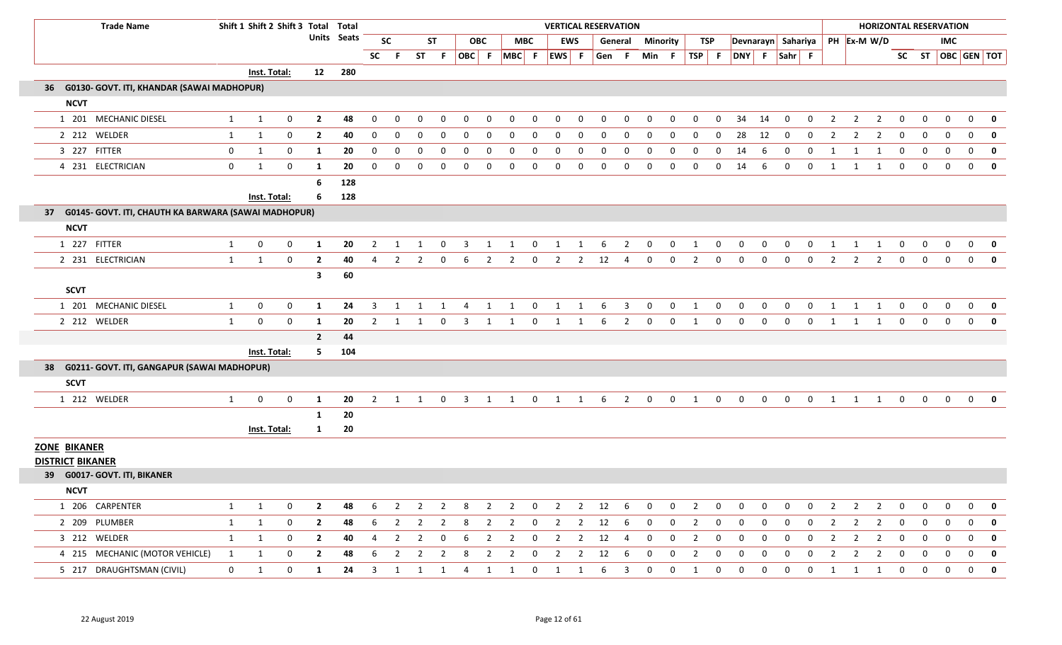| Trade Name | Shift 1 | Shift 2 | Shift 3 | Total Units | Total Seats | VERTICAL RESERVATION | | | | | | | | | | | | | | | | | | | | HORIZONTAL RESERVATION | | | | | | | | |
|---|---|---|---|---|---|---|---|---|---|---|---|---|---|---|---|---|---|---|---|---|---|---|---|---|---|---|---|---|---|---|---|---|---|
| | | | | | | SC | | ST | | OBC | | MBC | | EWS | | General | | Minority | | TSP | | Devnarayn | | Sahariya | | PH | Ex-M | W/D | | | IMC | | |
| | | | | | | SC | F | ST | F | OBC | F | MBC | F | EWS | F | Gen | F | Min | F | TSP | F | DNY | F | Sahr | F | | | | SC | ST | OBC | GEN | TOT |
| | Inst. Total: | | | 12 | 280 | | | | | | | | | | | | | | | | | | | | | | | | | | | | |
| **36 G0130- GOVT. ITI, KHANDAR (SAWAI MADHOPUR)** | | | | | | | | | | | | | | | | | | | | | | | | | | | | | | | | | |
| **NCVT** | | | | | | | | | | | | | | | | | | | | | | | | | | | | | | | | | |
| 1 201 MECHANIC DIESEL | 1 | 1 | 0 | **2** | **48** | 0 | 0 | 0 | 0 | 0 | 0 | 0 | 0 | 0 | 0 | 0 | 0 | 0 | 0 | 0 | 0 | 34 | 14 | 0 | 0 | 2 | 2 | 2 | 0 | 0 | 0 | 0 | **0** |
| 2 212 WELDER | 1 | 1 | 0 | **2** | **40** | 0 | 0 | 0 | 0 | 0 | 0 | 0 | 0 | 0 | 0 | 0 | 0 | 0 | 0 | 0 | 0 | 28 | 12 | 0 | 0 | 2 | 2 | 2 | 0 | 0 | 0 | 0 | **0** |
| 3 227 FITTER | 0 | 1 | 0 | **1** | **20** | 0 | 0 | 0 | 0 | 0 | 0 | 0 | 0 | 0 | 0 | 0 | 0 | 0 | 0 | 0 | 0 | 14 | 6 | 0 | 0 | 1 | 1 | 1 | 0 | 0 | 0 | 0 | **0** |
| 4 231 ELECTRICIAN | 0 | 1 | 0 | **1** | **20** | 0 | 0 | 0 | 0 | 0 | 0 | 0 | 0 | 0 | 0 | 0 | 0 | 0 | 0 | 0 | 0 | 14 | 6 | 0 | 0 | 1 | 1 | 1 | 0 | 0 | 0 | 0 | **0** |
| | | | | **6** | **128** | | | | | | | | | | | | | | | | | | | | | | | | | | | | |
| | Inst. Total: | | | 6 | 128 | | | | | | | | | | | | | | | | | | | | | | | | | | | | |
| **37 G0145- GOVT. ITI, CHAUTH KA BARWARA (SAWAI MADHOPUR)** | | | | | | | | | | | | | | | | | | | | | | | | | | | | | | | | | |
| **NCVT** | | | | | | | | | | | | | | | | | | | | | | | | | | | | | | | | | |
| 1 227 FITTER | 1 | 0 | 0 | **1** | **20** | 2 | 1 | 1 | 0 | 3 | 1 | 1 | 0 | 1 | 1 | 6 | 2 | 0 | 0 | 1 | 0 | 0 | 0 | 0 | 0 | 1 | 1 | 1 | 0 | 0 | 0 | 0 | **0** |
| 2 231 ELECTRICIAN | 1 | 1 | 0 | **2** | **40** | 4 | 2 | 2 | 0 | 6 | 2 | 2 | 0 | 2 | 2 | 12 | 4 | 0 | 0 | 2 | 0 | 0 | 0 | 0 | 0 | 2 | 2 | 2 | 0 | 0 | 0 | 0 | **0** |
| | | | | **3** | **60** | | | | | | | | | | | | | | | | | | | | | | | | | | | | |
| **SCVT** | | | | | | | | | | | | | | | | | | | | | | | | | | | | | | | | | |
| 1 201 MECHANIC DIESEL | 1 | 0 | 0 | **1** | **24** | 3 | 1 | 1 | 1 | 4 | 1 | 1 | 0 | 1 | 1 | 6 | 3 | 0 | 0 | 1 | 0 | 0 | 0 | 0 | 0 | 1 | 1 | 1 | 0 | 0 | 0 | 0 | **0** |
| 2 212 WELDER | 1 | 0 | 0 | **1** | **20** | 2 | 1 | 1 | 0 | 3 | 1 | 1 | 0 | 1 | 1 | 6 | 2 | 0 | 0 | 1 | 0 | 0 | 0 | 0 | 0 | 1 | 1 | 1 | 0 | 0 | 0 | 0 | **0** |
| | | | | **2** | **44** | | | | | | | | | | | | | | | | | | | | | | | | | | | | |
| | Inst. Total: | | | 5 | 104 | | | | | | | | | | | | | | | | | | | | | | | | | | | | |
| **38 G0211- GOVT. ITI, GANGAPUR (SAWAI MADHOPUR)** | | | | | | | | | | | | | | | | | | | | | | | | | | | | | | | | | |
| **SCVT** | | | | | | | | | | | | | | | | | | | | | | | | | | | | | | | | | |
| 1 212 WELDER | 1 | 0 | 0 | **1** | **20** | 2 | 1 | 1 | 0 | 3 | 1 | 1 | 0 | 1 | 1 | 6 | 2 | 0 | 0 | 1 | 0 | 0 | 0 | 0 | 0 | 1 | 1 | 1 | 0 | 0 | 0 | 0 | **0** |
| | | | | **1** | **20** | | | | | | | | | | | | | | | | | | | | | | | | | | | | |
| | Inst. Total: | | | 1 | 20 | | | | | | | | | | | | | | | | | | | | | | | | | | | | |

**ZONE BIKANER**

**DISTRICT BIKANER**

| Trade Name | Shift 1 | Shift 2 | Shift 3 | Total Units | Total Seats | SC | F | ST | F | OBC | F | MBC | F | EWS | F | Gen | F | Min | F | TSP | F | DNY | F | Sahr | F | PH | Ex-M | W/D | SC | ST | OBC | GEN | TOT |
|---|---|---|---|---|---|---|---|---|---|---|---|---|---|---|---|---|---|---|---|---|---|---|---|---|---|---|---|---|---|---|---|---|---|
| **39 G0017- GOVT. ITI, BIKANER** | | | | | | | | | | | | | | | | | | | | | | | | | | | | | | | | | |
| **NCVT** | | | | | | | | | | | | | | | | | | | | | | | | | | | | | | | | | |
| 1 206 CARPENTER | 1 | 1 | 0 | **2** | **48** | 6 | 2 | 2 | 2 | 8 | 2 | 2 | 0 | 2 | 2 | 12 | 6 | 0 | 0 | 2 | 0 | 0 | 0 | 0 | 0 | 2 | 2 | 2 | 0 | 0 | 0 | 0 | **0** |
| 2 209 PLUMBER | 1 | 1 | 0 | **2** | **48** | 6 | 2 | 2 | 2 | 8 | 2 | 2 | 0 | 2 | 2 | 12 | 6 | 0 | 0 | 2 | 0 | 0 | 0 | 0 | 0 | 2 | 2 | 2 | 0 | 0 | 0 | 0 | **0** |
| 3 212 WELDER | 1 | 1 | 0 | **2** | **40** | 4 | 2 | 2 | 0 | 6 | 2 | 2 | 0 | 2 | 2 | 12 | 4 | 0 | 0 | 2 | 0 | 0 | 0 | 0 | 0 | 2 | 2 | 2 | 0 | 0 | 0 | 0 | **0** |
| 4 215 MECHANIC (MOTOR VEHICLE) | 1 | 1 | 0 | **2** | **48** | 6 | 2 | 2 | 2 | 8 | 2 | 2 | 0 | 2 | 2 | 12 | 6 | 0 | 0 | 2 | 0 | 0 | 0 | 0 | 0 | 2 | 2 | 2 | 0 | 0 | 0 | 0 | **0** |
| 5 217 DRAUGHTSMAN (CIVIL) | 0 | 1 | 0 | **1** | **24** | 3 | 1 | 1 | 1 | 4 | 1 | 1 | 0 | 1 | 1 | 6 | 3 | 0 | 0 | 1 | 0 | 0 | 0 | 0 | 0 | 1 | 1 | 1 | 0 | 0 | 0 | 0 | **0** |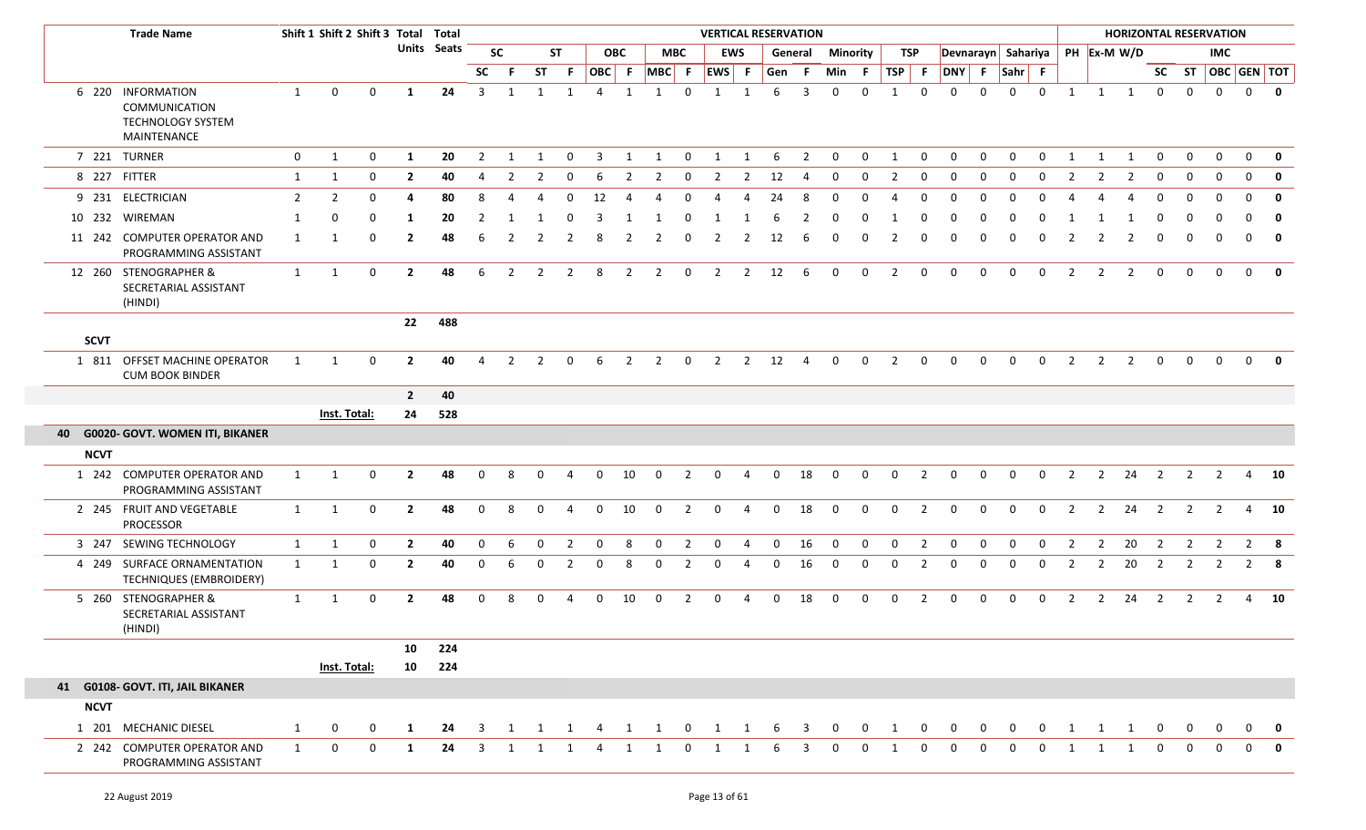| | | Trade Name | Shift 1 | Shift 2 | Shift 3 | Total Units | Total Seats | VERTICAL RESERVATION | | | | | | | | | | | | | | | | | | | | | | HORIZONTAL RESERVATION | | | | | | | |
|---|---|---|---|---|---|---|---|---|---|---|---|---|---|---|---|---|---|---|---|---|---|---|---|---|---|---|---|---|---|---|---|---|---|---|---|---|---|
| | | | | | | | | SC | | ST | | OBC | | MBC | | EWS | | General | | Minority | | TSP | | Devnarayn | | Sahariya | | PH | Ex-M | W/D | | | IMC | | |
| | | | | | | | | SC | F | ST | F | OBC | F | MBC | F | EWS | F | Gen | F | Min | F | TSP | F | DNY | F | Sahr | F | | | | SC | ST | OBC | GEN | TOT |
| 6 | 220 | INFORMATION COMMUNICATION TECHNOLOGY SYSTEM MAINTENANCE | 1 | 0 | 0 | 1 | 24 | 3 | 1 | 1 | 1 | 4 | 1 | 1 | 0 | 1 | 1 | 6 | 3 | 0 | 0 | 1 | 0 | 0 | 0 | 0 | 0 | 1 | 1 | 1 | 0 | 0 | 0 | 0 | 0 |
| 7 | 221 | TURNER | 0 | 1 | 0 | 1 | 20 | 2 | 1 | 1 | 0 | 3 | 1 | 1 | 0 | 1 | 1 | 6 | 2 | 0 | 0 | 1 | 0 | 0 | 0 | 0 | 0 | 1 | 1 | 1 | 0 | 0 | 0 | 0 | 0 |
| 8 | 227 | FITTER | 1 | 1 | 0 | 2 | 40 | 4 | 2 | 2 | 0 | 6 | 2 | 2 | 0 | 2 | 2 | 12 | 4 | 0 | 0 | 2 | 0 | 0 | 0 | 0 | 0 | 2 | 2 | 2 | 0 | 0 | 0 | 0 | 0 |
| 9 | 231 | ELECTRICIAN | 2 | 2 | 0 | 4 | 80 | 8 | 4 | 4 | 0 | 12 | 4 | 4 | 0 | 4 | 4 | 24 | 8 | 0 | 0 | 4 | 0 | 0 | 0 | 0 | 0 | 4 | 4 | 4 | 0 | 0 | 0 | 0 | 0 |
| 10 | 232 | WIREMAN | 1 | 0 | 0 | 1 | 20 | 2 | 1 | 1 | 0 | 3 | 1 | 1 | 0 | 1 | 1 | 6 | 2 | 0 | 0 | 1 | 0 | 0 | 0 | 0 | 0 | 1 | 1 | 1 | 0 | 0 | 0 | 0 | 0 |
| 11 | 242 | COMPUTER OPERATOR AND PROGRAMMING ASSISTANT | 1 | 1 | 0 | 2 | 48 | 6 | 2 | 2 | 2 | 8 | 2 | 2 | 0 | 2 | 2 | 12 | 6 | 0 | 0 | 2 | 0 | 0 | 0 | 0 | 0 | 2 | 2 | 2 | 0 | 0 | 0 | 0 | 0 |
| 12 | 260 | STENOGRAPHER & SECRETARIAL ASSISTANT (HINDI) | 1 | 1 | 0 | 2 | 48 | 6 | 2 | 2 | 2 | 8 | 2 | 2 | 0 | 2 | 2 | 12 | 6 | 0 | 0 | 2 | 0 | 0 | 0 | 0 | 0 | 2 | 2 | 2 | 0 | 0 | 0 | 0 | 0 |
| | | | | | | 22 | 488 | | | | | | | | | | | | | | | | | | | | | | | | | | | | |
| SCVT | | | | | | | | | | | | | | | | | | | | | | | | | | | | | | | | | | | |
| 1 | 811 | OFFSET MACHINE OPERATOR CUM BOOK BINDER | 1 | 1 | 0 | 2 | 40 | 4 | 2 | 2 | 0 | 6 | 2 | 2 | 0 | 2 | 2 | 12 | 4 | 0 | 0 | 2 | 0 | 0 | 0 | 0 | 0 | 2 | 2 | 2 | 0 | 0 | 0 | 0 | 0 |
| | | | | | | 2 | 40 | | | | | | | | | | | | | | | | | | | | | | | | | | | | |
| | | | Inst. Total: | | | 24 | 528 | | | | | | | | | | | | | | | | | | | | | | | | | | | | |
| 40 | | G0020- GOVT. WOMEN ITI, BIKANER | | | | | | | | | | | | | | | | | | | | | | | | | | | | | | | | | |
| NCVT | | | | | | | | | | | | | | | | | | | | | | | | | | | | | | | | | | | |
| 1 | 242 | COMPUTER OPERATOR AND PROGRAMMING ASSISTANT | 1 | 1 | 0 | 2 | 48 | 0 | 8 | 0 | 4 | 0 | 10 | 0 | 2 | 0 | 4 | 0 | 18 | 0 | 0 | 0 | 2 | 0 | 0 | 0 | 0 | 2 | 2 | 24 | 2 | 2 | 2 | 4 | 10 |
| 2 | 245 | FRUIT AND VEGETABLE PROCESSOR | 1 | 1 | 0 | 2 | 48 | 0 | 8 | 0 | 4 | 0 | 10 | 0 | 2 | 0 | 4 | 0 | 18 | 0 | 0 | 0 | 2 | 0 | 0 | 0 | 0 | 2 | 2 | 24 | 2 | 2 | 2 | 4 | 10 |
| 3 | 247 | SEWING TECHNOLOGY | 1 | 1 | 0 | 2 | 40 | 0 | 6 | 0 | 2 | 0 | 8 | 0 | 2 | 0 | 4 | 0 | 16 | 0 | 0 | 0 | 2 | 0 | 0 | 0 | 0 | 2 | 2 | 20 | 2 | 2 | 2 | 2 | 8 |
| 4 | 249 | SURFACE ORNAMENTATION TECHNIQUES (EMBROIDERY) | 1 | 1 | 0 | 2 | 40 | 0 | 6 | 0 | 2 | 0 | 8 | 0 | 2 | 0 | 4 | 0 | 16 | 0 | 0 | 0 | 2 | 0 | 0 | 0 | 0 | 2 | 2 | 20 | 2 | 2 | 2 | 2 | 8 |
| 5 | 260 | STENOGRAPHER & SECRETARIAL ASSISTANT (HINDI) | 1 | 1 | 0 | 2 | 48 | 0 | 8 | 0 | 4 | 0 | 10 | 0 | 2 | 0 | 4 | 0 | 18 | 0 | 0 | 0 | 2 | 0 | 0 | 0 | 0 | 2 | 2 | 24 | 2 | 2 | 2 | 4 | 10 |
| | | | | | | 10 | 224 | | | | | | | | | | | | | | | | | | | | | | | | | | | | |
| | | | Inst. Total: | | | 10 | 224 | | | | | | | | | | | | | | | | | | | | | | | | | | | | |
| 41 | | G0108- GOVT. ITI, JAIL BIKANER | | | | | | | | | | | | | | | | | | | | | | | | | | | | | | | | | |
| NCVT | | | | | | | | | | | | | | | | | | | | | | | | | | | | | | | | | | | |
| 1 | 201 | MECHANIC DIESEL | 1 | 0 | 0 | 1 | 24 | 3 | 1 | 1 | 1 | 4 | 1 | 1 | 0 | 1 | 1 | 6 | 3 | 0 | 0 | 1 | 0 | 0 | 0 | 0 | 0 | 1 | 1 | 1 | 0 | 0 | 0 | 0 | 0 |
| 2 | 242 | COMPUTER OPERATOR AND PROGRAMMING ASSISTANT | 1 | 0 | 0 | 1 | 24 | 3 | 1 | 1 | 1 | 4 | 1 | 1 | 0 | 1 | 1 | 6 | 3 | 0 | 0 | 1 | 0 | 0 | 0 | 0 | 0 | 1 | 1 | 1 | 0 | 0 | 0 | 0 | 0 |

22 August 2019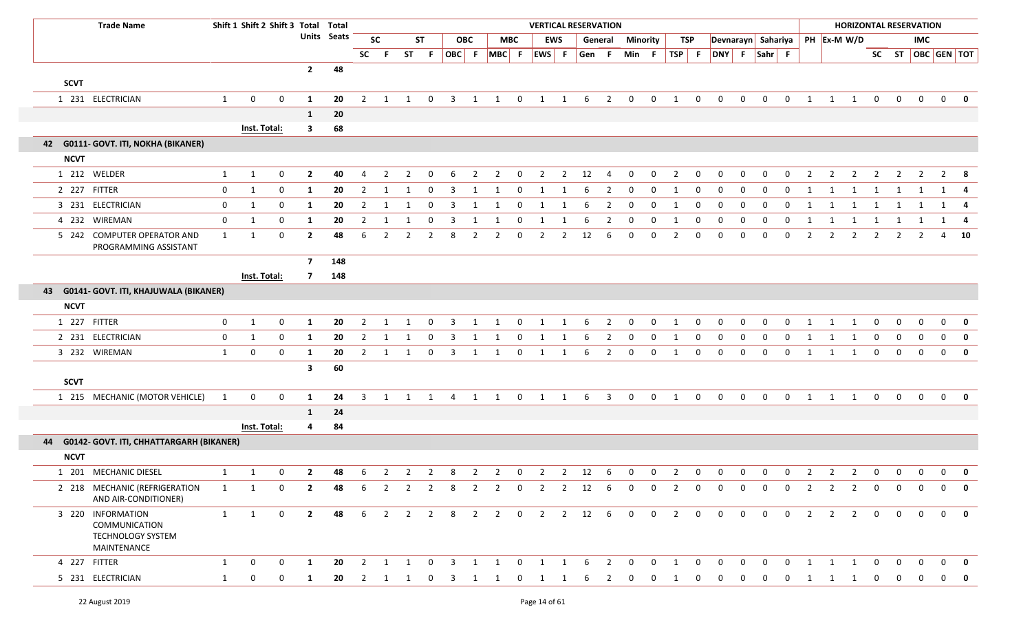| Trade Name | Shift 1 | Shift 2 | Shift 3 | Total Units | Total Seats | VERTICAL RESERVATION | | | | | | | | | | | | | | | | | | | | HORIZONTAL RESERVATION | | | | | | | | |
|---|---|---|---|---|---|---|---|---|---|---|---|---|---|---|---|---|---|---|---|---|---|---|---|---|---|---|---|---|---|---|---|---|---|
| | | | | | | SC | | ST | | OBC | | MBC | | EWS | | General | | Minority | | TSP | | Devnarayn | | Sahariya | | PH | Ex-M | W/D | IMC | | | | |
| | | | | | | SC | F | ST | F | OBC | F | MBC | F | EWS | F | Gen | F | Min | F | TSP | F | DNY | F | Sahr | F | | | | SC | ST | OBC | GEN | TOT |
| | | | | 2 | 48 | | | | | | | | | | | | | | | | | | | | | | | | | | | | |
| **SCVT** | | | | | | | | | | | | | | | | | | | | | | | | | | | | | | | | | |
| 1 231 ELECTRICIAN | 1 | 0 | 0 | 1 | 20 | 2 | 1 | 1 | 0 | 3 | 1 | 1 | 0 | 1 | 1 | 6 | 2 | 0 | 0 | 1 | 0 | 0 | 0 | 0 | 0 | 1 | 1 | 1 | 0 | 0 | 0 | 0 | 0 |
| | | | | 1 | 20 | | | | | | | | | | | | | | | | | | | | | | | | | | | | |
| | | Inst. Total: | | 3 | 68 | | | | | | | | | | | | | | | | | | | | | | | | | | | | |
| **42 G0111- GOVT. ITI, NOKHA (BIKANER)** | | | | | | | | | | | | | | | | | | | | | | | | | | | | | | | | | |
| **NCVT** | | | | | | | | | | | | | | | | | | | | | | | | | | | | | | | | | |
| 1 212 WELDER | 1 | 1 | 0 | 2 | 40 | 4 | 2 | 2 | 0 | 6 | 2 | 2 | 0 | 2 | 2 | 12 | 4 | 0 | 0 | 2 | 0 | 0 | 0 | 0 | 0 | 2 | 2 | 2 | 2 | 2 | 2 | 2 | 8 |
| 2 227 FITTER | 0 | 1 | 0 | 1 | 20 | 2 | 1 | 1 | 0 | 3 | 1 | 1 | 0 | 1 | 1 | 6 | 2 | 0 | 0 | 1 | 0 | 0 | 0 | 0 | 0 | 1 | 1 | 1 | 1 | 1 | 1 | 1 | 4 |
| 3 231 ELECTRICIAN | 0 | 1 | 0 | 1 | 20 | 2 | 1 | 1 | 0 | 3 | 1 | 1 | 0 | 1 | 1 | 6 | 2 | 0 | 0 | 1 | 0 | 0 | 0 | 0 | 0 | 1 | 1 | 1 | 1 | 1 | 1 | 1 | 4 |
| 4 232 WIREMAN | 0 | 1 | 0 | 1 | 20 | 2 | 1 | 1 | 0 | 3 | 1 | 1 | 0 | 1 | 1 | 6 | 2 | 0 | 0 | 1 | 0 | 0 | 0 | 0 | 0 | 1 | 1 | 1 | 1 | 1 | 1 | 1 | 4 |
| 5 242 COMPUTER OPERATOR AND PROGRAMMING ASSISTANT | 1 | 1 | 0 | 2 | 48 | 6 | 2 | 2 | 2 | 8 | 2 | 2 | 0 | 2 | 2 | 12 | 6 | 0 | 0 | 2 | 0 | 0 | 0 | 0 | 0 | 2 | 2 | 2 | 2 | 2 | 2 | 4 | 10 |
| | | | | 7 | 148 | | | | | | | | | | | | | | | | | | | | | | | | | | | | |
| | | Inst. Total: | | 7 | 148 | | | | | | | | | | | | | | | | | | | | | | | | | | | | |
| **43 G0141- GOVT. ITI, KHAJUWALA (BIKANER)** | | | | | | | | | | | | | | | | | | | | | | | | | | | | | | | | | |
| **NCVT** | | | | | | | | | | | | | | | | | | | | | | | | | | | | | | | | | |
| 1 227 FITTER | 0 | 1 | 0 | 1 | 20 | 2 | 1 | 1 | 0 | 3 | 1 | 1 | 0 | 1 | 1 | 6 | 2 | 0 | 0 | 1 | 0 | 0 | 0 | 0 | 0 | 1 | 1 | 1 | 0 | 0 | 0 | 0 | 0 |
| 2 231 ELECTRICIAN | 0 | 1 | 0 | 1 | 20 | 2 | 1 | 1 | 0 | 3 | 1 | 1 | 0 | 1 | 1 | 6 | 2 | 0 | 0 | 1 | 0 | 0 | 0 | 0 | 0 | 1 | 1 | 1 | 0 | 0 | 0 | 0 | 0 |
| 3 232 WIREMAN | 1 | 0 | 0 | 1 | 20 | 2 | 1 | 1 | 0 | 3 | 1 | 1 | 0 | 1 | 1 | 6 | 2 | 0 | 0 | 1 | 0 | 0 | 0 | 0 | 0 | 1 | 1 | 1 | 0 | 0 | 0 | 0 | 0 |
| | | | | 3 | 60 | | | | | | | | | | | | | | | | | | | | | | | | | | | | |
| **SCVT** | | | | | | | | | | | | | | | | | | | | | | | | | | | | | | | | | |
| 1 215 MECHANIC (MOTOR VEHICLE) | 1 | 0 | 0 | 1 | 24 | 3 | 1 | 1 | 1 | 4 | 1 | 1 | 0 | 1 | 1 | 6 | 3 | 0 | 0 | 1 | 0 | 0 | 0 | 0 | 0 | 1 | 1 | 1 | 0 | 0 | 0 | 0 | 0 |
| | | | | 1 | 24 | | | | | | | | | | | | | | | | | | | | | | | | | | | | |
| | | Inst. Total: | | 4 | 84 | | | | | | | | | | | | | | | | | | | | | | | | | | | | |
| **44 G0142- GOVT. ITI, CHHATTARGARH (BIKANER)** | | | | | | | | | | | | | | | | | | | | | | | | | | | | | | | | | |
| **NCVT** | | | | | | | | | | | | | | | | | | | | | | | | | | | | | | | | | |
| 1 201 MECHANIC DIESEL | 1 | 1 | 0 | 2 | 48 | 6 | 2 | 2 | 2 | 8 | 2 | 2 | 0 | 2 | 2 | 12 | 6 | 0 | 0 | 2 | 0 | 0 | 0 | 0 | 0 | 2 | 2 | 2 | 0 | 0 | 0 | 0 | 0 |
| 2 218 MECHANIC (REFRIGERATION AND AIR-CONDITIONER) | 1 | 1 | 0 | 2 | 48 | 6 | 2 | 2 | 2 | 8 | 2 | 2 | 0 | 2 | 2 | 12 | 6 | 0 | 0 | 2 | 0 | 0 | 0 | 0 | 0 | 2 | 2 | 2 | 0 | 0 | 0 | 0 | 0 |
| 3 220 INFORMATION COMMUNICATION TECHNOLOGY SYSTEM MAINTENANCE | 1 | 1 | 0 | 2 | 48 | 6 | 2 | 2 | 2 | 8 | 2 | 2 | 0 | 2 | 2 | 12 | 6 | 0 | 0 | 2 | 0 | 0 | 0 | 0 | 0 | 2 | 2 | 2 | 0 | 0 | 0 | 0 | 0 |
| 4 227 FITTER | 1 | 0 | 0 | 1 | 20 | 2 | 1 | 1 | 0 | 3 | 1 | 1 | 0 | 1 | 1 | 6 | 2 | 0 | 0 | 1 | 0 | 0 | 0 | 0 | 0 | 1 | 1 | 1 | 0 | 0 | 0 | 0 | 0 |
| 5 231 ELECTRICIAN | 1 | 0 | 0 | 1 | 20 | 2 | 1 | 1 | 0 | 3 | 1 | 1 | 0 | 1 | 1 | 6 | 2 | 0 | 0 | 1 | 0 | 0 | 0 | 0 | 0 | 1 | 1 | 1 | 0 | 0 | 0 | 0 | 0 |

22 August 2019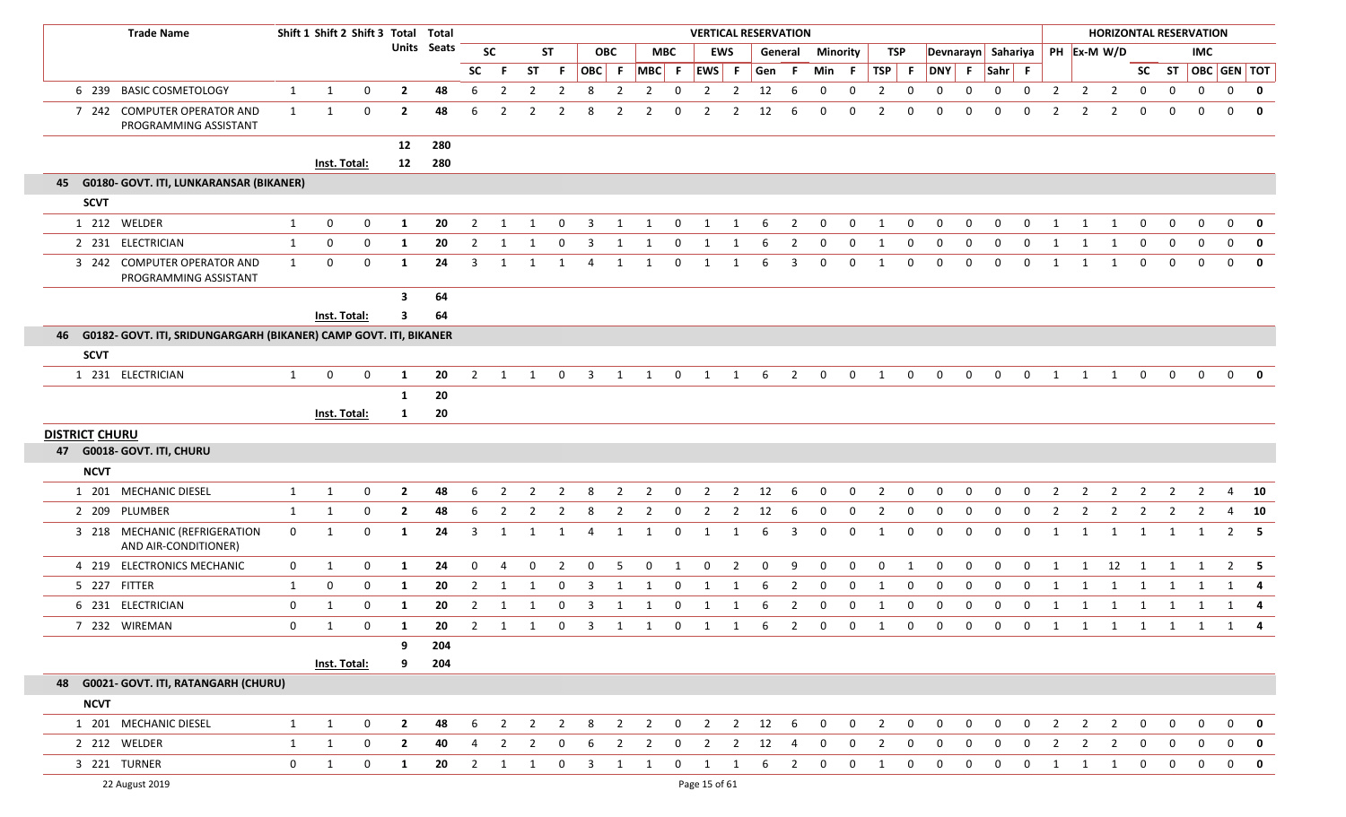| | | Trade Name | Shift 1 | Shift 2 | Shift 3 | Total Units | Total Seats | VERTICAL RESERVATION | | | | | | | | | | | | | | | | | | | | | | HORIZONTAL RESERVATION | | | | | | | | |
|---|---|---|---|---|---|---|---|---|---|---|---|---|---|---|---|---|---|---|---|---|---|---|---|---|---|---|---|---|---|---|---|---|---|---|---|---|---|---|
| | | | | | | | | SC | | ST | | OBC | | MBC | | EWS | | General | | Minority | | TSP | | Devnarayn | | Sahariya | | PH | Ex-M | W/D | | | IMC | | |
| | | | | | | | | SC | F | ST | F | OBC | F | MBC | F | EWS | F | Gen | F | Min | F | TSP | F | DNY | F | Sahr | F | | | | SC | ST | OBC | GEN | TOT |
| 6 | 239 | BASIC COSMETOLOGY | 1 | 1 | 0 | 2 | 48 | 6 | 2 | 2 | 2 | 8 | 2 | 2 | 0 | 2 | 2 | 12 | 6 | 0 | 0 | 2 | 0 | 0 | 0 | 0 | 0 | 2 | 2 | 2 | 0 | 0 | 0 | 0 | **0** |
| 7 | 242 | COMPUTER OPERATOR AND PROGRAMMING ASSISTANT | 1 | 1 | 0 | 2 | 48 | 6 | 2 | 2 | 2 | 8 | 2 | 2 | 0 | 2 | 2 | 12 | 6 | 0 | 0 | 2 | 0 | 0 | 0 | 0 | 0 | 2 | 2 | 2 | 0 | 0 | 0 | 0 | **0** |
| | | | | | | **12** | **280** | | | | | | | | | | | | | | | | | | | | | | | | | | | | |
| | | | **Inst. Total:** | | | **12** | **280** | | | | | | | | | | | | | | | | | | | | | | | | | | | | |
| **45** | | **G0180- GOVT. ITI, LUNKARANSAR (BIKANER)** | | | | | | | | | | | | | | | | | | | | | | | | | | | | | | | | | |
| **SCVT** | | | | | | | | | | | | | | | | | | | | | | | | | | | | | | | | | | | |
| 1 | 212 | WELDER | 1 | 0 | 0 | 1 | 20 | 2 | 1 | 1 | 0 | 3 | 1 | 1 | 0 | 1 | 1 | 6 | 2 | 0 | 0 | 1 | 0 | 0 | 0 | 0 | 0 | 1 | 1 | 1 | 0 | 0 | 0 | 0 | **0** |
| 2 | 231 | ELECTRICIAN | 1 | 0 | 0 | 1 | 20 | 2 | 1 | 1 | 0 | 3 | 1 | 1 | 0 | 1 | 1 | 6 | 2 | 0 | 0 | 1 | 0 | 0 | 0 | 0 | 0 | 1 | 1 | 1 | 0 | 0 | 0 | 0 | **0** |
| 3 | 242 | COMPUTER OPERATOR AND PROGRAMMING ASSISTANT | 1 | 0 | 0 | 1 | 24 | 3 | 1 | 1 | 1 | 4 | 1 | 1 | 0 | 1 | 1 | 6 | 3 | 0 | 0 | 1 | 0 | 0 | 0 | 0 | 0 | 1 | 1 | 1 | 0 | 0 | 0 | 0 | **0** |
| | | | | | | **3** | **64** | | | | | | | | | | | | | | | | | | | | | | | | | | | | |
| | | | **Inst. Total:** | | | **3** | **64** | | | | | | | | | | | | | | | | | | | | | | | | | | | | |
| **46** | | **G0182- GOVT. ITI, SRIDUNGARGARH (BIKANER) CAMP GOVT. ITI, BIKANER** | | | | | | | | | | | | | | | | | | | | | | | | | | | | | | | | | |
| **SCVT** | | | | | | | | | | | | | | | | | | | | | | | | | | | | | | | | | | | |
| 1 | 231 | ELECTRICIAN | 1 | 0 | 0 | 1 | 20 | 2 | 1 | 1 | 0 | 3 | 1 | 1 | 0 | 1 | 1 | 6 | 2 | 0 | 0 | 1 | 0 | 0 | 0 | 0 | 0 | 1 | 1 | 1 | 0 | 0 | 0 | 0 | **0** |
| | | | | | | **1** | **20** | | | | | | | | | | | | | | | | | | | | | | | | | | | | |
| | | | **Inst. Total:** | | | **1** | **20** | | | | | | | | | | | | | | | | | | | | | | | | | | | | |
| **DISTRICT CHURU** | | | | | | | | | | | | | | | | | | | | | | | | | | | | | | | | | | | |
| **47** | | **G0018- GOVT. ITI, CHURU** | | | | | | | | | | | | | | | | | | | | | | | | | | | | | | | | | |
| **NCVT** | | | | | | | | | | | | | | | | | | | | | | | | | | | | | | | | | | | |
| 1 | 201 | MECHANIC DIESEL | 1 | 1 | 0 | 2 | 48 | 6 | 2 | 2 | 2 | 8 | 2 | 2 | 0 | 2 | 2 | 12 | 6 | 0 | 0 | 2 | 0 | 0 | 0 | 0 | 0 | 2 | 2 | 2 | 2 | 2 | 2 | 4 | **10** |
| 2 | 209 | PLUMBER | 1 | 1 | 0 | 2 | 48 | 6 | 2 | 2 | 2 | 8 | 2 | 2 | 0 | 2 | 2 | 12 | 6 | 0 | 0 | 2 | 0 | 0 | 0 | 0 | 0 | 2 | 2 | 2 | 2 | 2 | 2 | 4 | **10** |
| 3 | 218 | MECHANIC (REFRIGERATION AND AIR-CONDITIONER) | 0 | 1 | 0 | 1 | 24 | 3 | 1 | 1 | 1 | 4 | 1 | 1 | 0 | 1 | 1 | 6 | 3 | 0 | 0 | 1 | 0 | 0 | 0 | 0 | 0 | 1 | 1 | 1 | 1 | 1 | 1 | 2 | **5** |
| 4 | 219 | ELECTRONICS MECHANIC | 0 | 1 | 0 | 1 | 24 | 0 | 4 | 0 | 2 | 0 | 5 | 0 | 1 | 0 | 2 | 0 | 9 | 0 | 0 | 0 | 1 | 0 | 0 | 0 | 0 | 1 | 1 | 12 | 1 | 1 | 1 | 2 | **5** |
| 5 | 227 | FITTER | 1 | 0 | 0 | 1 | 20 | 2 | 1 | 1 | 0 | 3 | 1 | 1 | 0 | 1 | 1 | 6 | 2 | 0 | 0 | 1 | 0 | 0 | 0 | 0 | 0 | 1 | 1 | 1 | 1 | 1 | 1 | 1 | **4** |
| 6 | 231 | ELECTRICIAN | 0 | 1 | 0 | 1 | 20 | 2 | 1 | 1 | 0 | 3 | 1 | 1 | 0 | 1 | 1 | 6 | 2 | 0 | 0 | 1 | 0 | 0 | 0 | 0 | 0 | 1 | 1 | 1 | 1 | 1 | 1 | 1 | **4** |
| 7 | 232 | WIREMAN | 0 | 1 | 0 | 1 | 20 | 2 | 1 | 1 | 0 | 3 | 1 | 1 | 0 | 1 | 1 | 6 | 2 | 0 | 0 | 1 | 0 | 0 | 0 | 0 | 0 | 1 | 1 | 1 | 1 | 1 | 1 | 1 | **4** |
| | | | | | | **9** | **204** | | | | | | | | | | | | | | | | | | | | | | | | | | | | |
| | | | **Inst. Total:** | | | **9** | **204** | | | | | | | | | | | | | | | | | | | | | | | | | | | | |
| **48** | | **G0021- GOVT. ITI, RATANGARH (CHURU)** | | | | | | | | | | | | | | | | | | | | | | | | | | | | | | | | | |
| **NCVT** | | | | | | | | | | | | | | | | | | | | | | | | | | | | | | | | | | | |
| 1 | 201 | MECHANIC DIESEL | 1 | 1 | 0 | 2 | 48 | 6 | 2 | 2 | 2 | 8 | 2 | 2 | 0 | 2 | 2 | 12 | 6 | 0 | 0 | 2 | 0 | 0 | 0 | 0 | 0 | 2 | 2 | 2 | 0 | 0 | 0 | 0 | **0** |
| 2 | 212 | WELDER | 1 | 1 | 0 | 2 | 40 | 4 | 2 | 2 | 0 | 6 | 2 | 2 | 0 | 2 | 2 | 12 | 4 | 0 | 0 | 2 | 0 | 0 | 0 | 0 | 0 | 2 | 2 | 2 | 0 | 0 | 0 | 0 | **0** |
| 3 | 221 | TURNER | 0 | 1 | 0 | 1 | 20 | 2 | 1 | 1 | 0 | 3 | 1 | 1 | 0 | 1 | 1 | 6 | 2 | 0 | 0 | 1 | 0 | 0 | 0 | 0 | 0 | 1 | 1 | 1 | 0 | 0 | 0 | 0 | **0** |

22 August 2019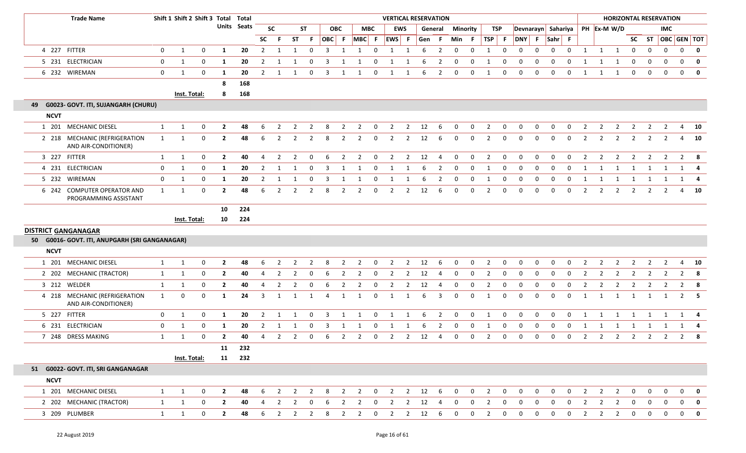| | | Trade Name | Shift 1 | Shift 2 | Shift 3 | Total Units | Total Seats | VERTICAL RESERVATION | | | | | | | | | | | | | | | | | | | | | | HORIZONTAL RESERVATION | | | | | | | | |
|---|---|---|---|---|---|---|---|---|---|---|---|---|---|---|---|---|---|---|---|---|---|---|---|---|---|---|---|---|---|---|---|---|---|---|---|---|---|---|
| | | | | | | | | SC | | ST | | OBC | | MBC | | EWS | | General | | Minority | | TSP | | Devnarayn | | Sahariya | | PH | Ex-M | W/D | | | IMC | | |
| | | | | | | | | SC | F | ST | F | OBC | F | MBC | F | EWS | F | Gen | F | Min | F | TSP | F | DNY | F | Sahr | F | | | | SC | ST | OBC | GEN | TOT |
| 4 | 227 | FITTER | 0 | 1 | 0 | 1 | 20 | 2 | 1 | 1 | 0 | 3 | 1 | 1 | 0 | 1 | 1 | 6 | 2 | 0 | 0 | 1 | 0 | 0 | 0 | 0 | 0 | 1 | 1 | 1 | 0 | 0 | 0 | 0 | 0 |
| 5 | 231 | ELECTRICIAN | 0 | 1 | 0 | 1 | 20 | 2 | 1 | 1 | 0 | 3 | 1 | 1 | 0 | 1 | 1 | 6 | 2 | 0 | 0 | 1 | 0 | 0 | 0 | 0 | 0 | 1 | 1 | 1 | 0 | 0 | 0 | 0 | 0 |
| 6 | 232 | WIREMAN | 0 | 1 | 0 | 1 | 20 | 2 | 1 | 1 | 0 | 3 | 1 | 1 | 0 | 1 | 1 | 6 | 2 | 0 | 0 | 1 | 0 | 0 | 0 | 0 | 0 | 1 | 1 | 1 | 0 | 0 | 0 | 0 | 0 |
| | | | | | | 8 | 168 | | | | | | | | | | | | | | | | | | | | | | | | | | | | |
| | | | | Inst. Total: | | 8 | 168 | | | | | | | | | | | | | | | | | | | | | | | | | | | | |
| **49** | | **G0023- GOVT. ITI, SUJANGARH (CHURU)** | | | | | | | | | | | | | | | | | | | | | | | | | | | | | | | | | |
| **NCVT** | | | | | | | | | | | | | | | | | | | | | | | | | | | | | | | | | | | |
| 1 | 201 | MECHANIC DIESEL | 1 | 1 | 0 | 2 | 48 | 6 | 2 | 2 | 2 | 8 | 2 | 2 | 0 | 2 | 2 | 12 | 6 | 0 | 0 | 2 | 0 | 0 | 0 | 0 | 0 | 2 | 2 | 2 | 2 | 2 | 2 | 4 | 10 |
| 2 | 218 | MECHANIC (REFRIGERATION AND AIR-CONDITIONER) | 1 | 1 | 0 | 2 | 48 | 6 | 2 | 2 | 2 | 8 | 2 | 2 | 0 | 2 | 2 | 12 | 6 | 0 | 0 | 2 | 0 | 0 | 0 | 0 | 0 | 2 | 2 | 2 | 2 | 2 | 2 | 4 | 10 |
| 3 | 227 | FITTER | 1 | 1 | 0 | 2 | 40 | 4 | 2 | 2 | 0 | 6 | 2 | 2 | 0 | 2 | 2 | 12 | 4 | 0 | 0 | 2 | 0 | 0 | 0 | 0 | 0 | 2 | 2 | 2 | 2 | 2 | 2 | 2 | 8 |
| 4 | 231 | ELECTRICIAN | 0 | 1 | 0 | 1 | 20 | 2 | 1 | 1 | 0 | 3 | 1 | 1 | 0 | 1 | 1 | 6 | 2 | 0 | 0 | 1 | 0 | 0 | 0 | 0 | 0 | 1 | 1 | 1 | 1 | 1 | 1 | 1 | 4 |
| 5 | 232 | WIREMAN | 0 | 1 | 0 | 1 | 20 | 2 | 1 | 1 | 0 | 3 | 1 | 1 | 0 | 1 | 1 | 6 | 2 | 0 | 0 | 1 | 0 | 0 | 0 | 0 | 0 | 1 | 1 | 1 | 1 | 1 | 1 | 1 | 4 |
| 6 | 242 | COMPUTER OPERATOR AND PROGRAMMING ASSISTANT | 1 | 1 | 0 | 2 | 48 | 6 | 2 | 2 | 2 | 8 | 2 | 2 | 0 | 2 | 2 | 12 | 6 | 0 | 0 | 2 | 0 | 0 | 0 | 0 | 0 | 2 | 2 | 2 | 2 | 2 | 2 | 4 | 10 |
| | | | | | | 10 | 224 | | | | | | | | | | | | | | | | | | | | | | | | | | | | |
| | | | | Inst. Total: | | 10 | 224 | | | | | | | | | | | | | | | | | | | | | | | | | | | | |
| **DISTRICT GANGANAGAR** | | | | | | | | | | | | | | | | | | | | | | | | | | | | | | | | | | | |
| **50** | | **G0016- GOVT. ITI, ANUPGARH (SRI GANGANAGAR)** | | | | | | | | | | | | | | | | | | | | | | | | | | | | | | | | | |
| **NCVT** | | | | | | | | | | | | | | | | | | | | | | | | | | | | | | | | | | | |
| 1 | 201 | MECHANIC DIESEL | 1 | 1 | 0 | 2 | 48 | 6 | 2 | 2 | 2 | 8 | 2 | 2 | 0 | 2 | 2 | 12 | 6 | 0 | 0 | 2 | 0 | 0 | 0 | 0 | 0 | 2 | 2 | 2 | 2 | 2 | 2 | 4 | 10 |
| 2 | 202 | MECHANIC (TRACTOR) | 1 | 1 | 0 | 2 | 40 | 4 | 2 | 2 | 0 | 6 | 2 | 2 | 0 | 2 | 2 | 12 | 4 | 0 | 0 | 2 | 0 | 0 | 0 | 0 | 0 | 2 | 2 | 2 | 2 | 2 | 2 | 2 | 8 |
| 3 | 212 | WELDER | 1 | 1 | 0 | 2 | 40 | 4 | 2 | 2 | 0 | 6 | 2 | 2 | 0 | 2 | 2 | 12 | 4 | 0 | 0 | 2 | 0 | 0 | 0 | 0 | 0 | 2 | 2 | 2 | 2 | 2 | 2 | 2 | 8 |
| 4 | 218 | MECHANIC (REFRIGERATION AND AIR-CONDITIONER) | 1 | 0 | 0 | 1 | 24 | 3 | 1 | 1 | 1 | 4 | 1 | 1 | 0 | 1 | 1 | 6 | 3 | 0 | 0 | 1 | 0 | 0 | 0 | 0 | 0 | 1 | 1 | 1 | 1 | 1 | 1 | 2 | 5 |
| 5 | 227 | FITTER | 0 | 1 | 0 | 1 | 20 | 2 | 1 | 1 | 0 | 3 | 1 | 1 | 0 | 1 | 1 | 6 | 2 | 0 | 0 | 1 | 0 | 0 | 0 | 0 | 0 | 1 | 1 | 1 | 1 | 1 | 1 | 1 | 4 |
| 6 | 231 | ELECTRICIAN | 0 | 1 | 0 | 1 | 20 | 2 | 1 | 1 | 0 | 3 | 1 | 1 | 0 | 1 | 1 | 6 | 2 | 0 | 0 | 1 | 0 | 0 | 0 | 0 | 0 | 1 | 1 | 1 | 1 | 1 | 1 | 1 | 4 |
| 7 | 248 | DRESS MAKING | 1 | 1 | 0 | 2 | 40 | 4 | 2 | 2 | 0 | 6 | 2 | 2 | 0 | 2 | 2 | 12 | 4 | 0 | 0 | 2 | 0 | 0 | 0 | 0 | 0 | 2 | 2 | 2 | 2 | 2 | 2 | 2 | 8 |
| | | | | | | 11 | 232 | | | | | | | | | | | | | | | | | | | | | | | | | | | | |
| | | | | Inst. Total: | | 11 | 232 | | | | | | | | | | | | | | | | | | | | | | | | | | | | |
| **51** | | **G0022- GOVT. ITI, SRI GANGANAGAR** | | | | | | | | | | | | | | | | | | | | | | | | | | | | | | | | | |
| **NCVT** | | | | | | | | | | | | | | | | | | | | | | | | | | | | | | | | | | | |
| 1 | 201 | MECHANIC DIESEL | 1 | 1 | 0 | 2 | 48 | 6 | 2 | 2 | 2 | 8 | 2 | 2 | 0 | 2 | 2 | 12 | 6 | 0 | 0 | 2 | 0 | 0 | 0 | 0 | 0 | 2 | 2 | 2 | 0 | 0 | 0 | 0 | 0 |
| 2 | 202 | MECHANIC (TRACTOR) | 1 | 1 | 0 | 2 | 40 | 4 | 2 | 2 | 0 | 6 | 2 | 2 | 0 | 2 | 2 | 12 | 4 | 0 | 0 | 2 | 0 | 0 | 0 | 0 | 0 | 2 | 2 | 2 | 0 | 0 | 0 | 0 | 0 |
| 3 | 209 | PLUMBER | 1 | 1 | 0 | 2 | 48 | 6 | 2 | 2 | 2 | 8 | 2 | 2 | 0 | 2 | 2 | 12 | 6 | 0 | 0 | 2 | 0 | 0 | 0 | 0 | 0 | 2 | 2 | 2 | 0 | 0 | 0 | 0 | 0 |

22 August 2019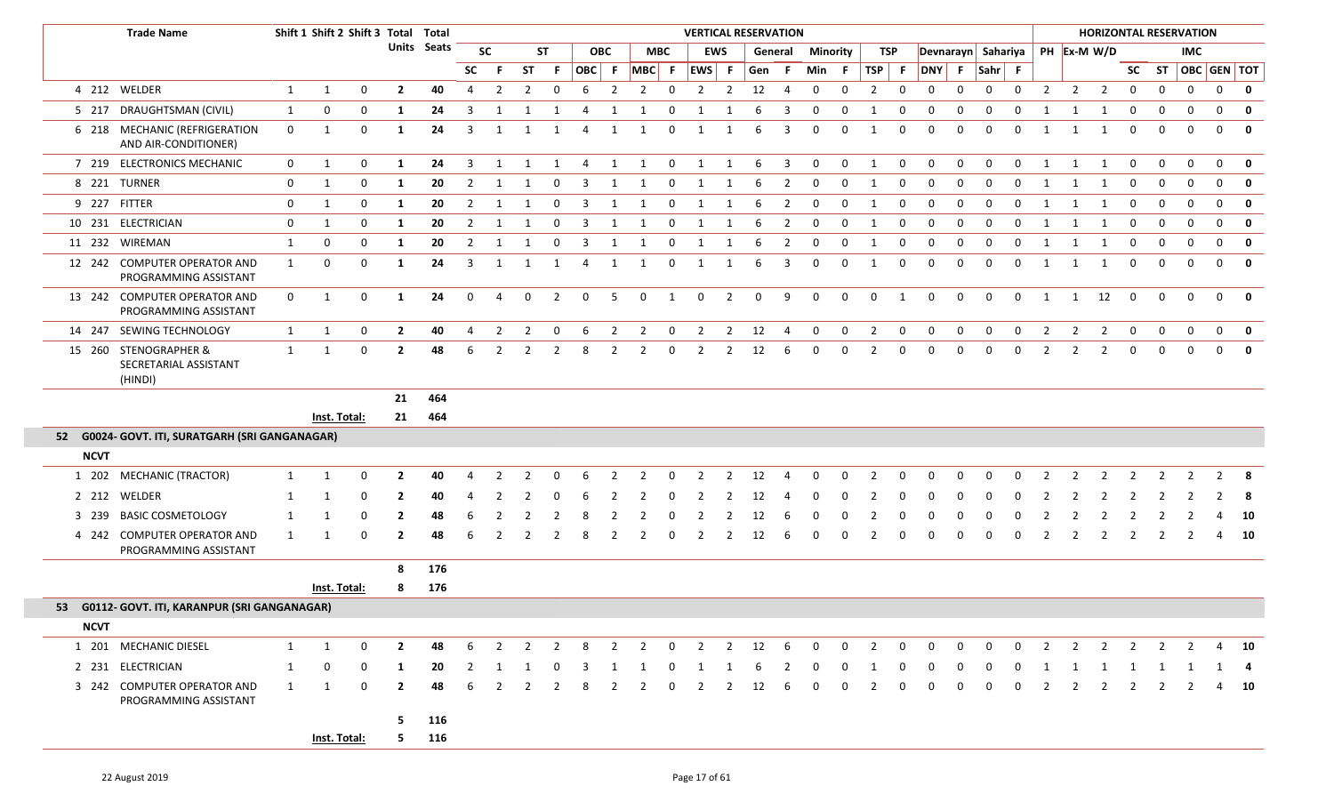| | Trade Name | Shift 1 | Shift 2 | Shift 3 | Total Units | Total Seats | VERTICAL RESERVATION | | | | | | | | | | | | | | | | | | | | | | HORIZONTAL RESERVATION | | | | | | | | |
|---|---|---|---|---|---|---|---|---|---|---|---|---|---|---|---|---|---|---|---|---|---|---|---|---|---|---|---|---|---|---|---|---|---|---|---|---|
| | | | | | | | SC | | ST | | OBC | | MBC | | EWS | | General | | Minority | | TSP | | Devnarayn | | Sahariya | | PH | Ex-M | W/D | | | IMC | | |
| | | | | | | | SC | F | ST | F | OBC | F | MBC | F | EWS | F | Gen | F | Min | F | TSP | F | DNY | F | Sahr | F | | | | SC | ST | OBC | GEN | TOT |
| 4 212 | WELDER | 1 | 1 | 0 | **2** | **40** | 4 | 2 | 2 | 0 | 6 | 2 | 2 | 0 | 2 | 2 | 12 | 4 | 0 | 0 | 2 | 0 | 0 | 0 | 0 | 0 | 2 | 2 | 2 | 0 | 0 | 0 | 0 | **0** |
| 5 217 | DRAUGHTSMAN (CIVIL) | 1 | 0 | 0 | **1** | **24** | 3 | 1 | 1 | 1 | 4 | 1 | 1 | 0 | 1 | 1 | 6 | 3 | 0 | 0 | 1 | 0 | 0 | 0 | 0 | 0 | 1 | 1 | 1 | 0 | 0 | 0 | 0 | **0** |
| 6 218 | MECHANIC (REFRIGERATION AND AIR-CONDITIONER) | 0 | 1 | 0 | **1** | **24** | 3 | 1 | 1 | 1 | 4 | 1 | 1 | 0 | 1 | 1 | 6 | 3 | 0 | 0 | 1 | 0 | 0 | 0 | 0 | 0 | 1 | 1 | 1 | 0 | 0 | 0 | 0 | **0** |
| 7 219 | ELECTRONICS MECHANIC | 0 | 1 | 0 | **1** | **24** | 3 | 1 | 1 | 1 | 4 | 1 | 1 | 0 | 1 | 1 | 6 | 3 | 0 | 0 | 1 | 0 | 0 | 0 | 0 | 0 | 1 | 1 | 1 | 0 | 0 | 0 | 0 | **0** |
| 8 221 | TURNER | 0 | 1 | 0 | **1** | **20** | 2 | 1 | 1 | 0 | 3 | 1 | 1 | 0 | 1 | 1 | 6 | 2 | 0 | 0 | 1 | 0 | 0 | 0 | 0 | 0 | 1 | 1 | 1 | 0 | 0 | 0 | 0 | **0** |
| 9 227 | FITTER | 0 | 1 | 0 | **1** | **20** | 2 | 1 | 1 | 0 | 3 | 1 | 1 | 0 | 1 | 1 | 6 | 2 | 0 | 0 | 1 | 0 | 0 | 0 | 0 | 0 | 1 | 1 | 1 | 0 | 0 | 0 | 0 | **0** |
| 10 231 | ELECTRICIAN | 0 | 1 | 0 | **1** | **20** | 2 | 1 | 1 | 0 | 3 | 1 | 1 | 0 | 1 | 1 | 6 | 2 | 0 | 0 | 1 | 0 | 0 | 0 | 0 | 0 | 1 | 1 | 1 | 0 | 0 | 0 | 0 | **0** |
| 11 232 | WIREMAN | 1 | 0 | 0 | **1** | **20** | 2 | 1 | 1 | 0 | 3 | 1 | 1 | 0 | 1 | 1 | 6 | 2 | 0 | 0 | 1 | 0 | 0 | 0 | 0 | 0 | 1 | 1 | 1 | 0 | 0 | 0 | 0 | **0** |
| 12 242 | COMPUTER OPERATOR AND PROGRAMMING ASSISTANT | 1 | 0 | 0 | **1** | **24** | 3 | 1 | 1 | 1 | 4 | 1 | 1 | 0 | 1 | 1 | 6 | 3 | 0 | 0 | 1 | 0 | 0 | 0 | 0 | 0 | 1 | 1 | 1 | 0 | 0 | 0 | 0 | **0** |
| 13 242 | COMPUTER OPERATOR AND PROGRAMMING ASSISTANT | 0 | 1 | 0 | **1** | **24** | 0 | 4 | 0 | 2 | 0 | 5 | 0 | 1 | 0 | 2 | 0 | 9 | 0 | 0 | 0 | 1 | 0 | 0 | 0 | 0 | 1 | 1 | 12 | 0 | 0 | 0 | 0 | **0** |
| 14 247 | SEWING TECHNOLOGY | 1 | 1 | 0 | **2** | **40** | 4 | 2 | 2 | 0 | 6 | 2 | 2 | 0 | 2 | 2 | 12 | 4 | 0 | 0 | 2 | 0 | 0 | 0 | 0 | 0 | 2 | 2 | 2 | 0 | 0 | 0 | 0 | **0** |
| 15 260 | STENOGRAPHER & SECRETARIAL ASSISTANT (HINDI) | 1 | 1 | 0 | **2** | **48** | 6 | 2 | 2 | 2 | 8 | 2 | 2 | 0 | 2 | 2 | 12 | 6 | 0 | 0 | 2 | 0 | 0 | 0 | 0 | 0 | 2 | 2 | 2 | 0 | 0 | 0 | 0 | **0** |
| | | | | | **21** | **464** | | | | | | | | | | | | | | | | | | | | | | | | | | | | |
| | | **Inst. Total:** | | | **21** | **464** | | | | | | | | | | | | | | | | | | | | | | | | | | | | |
| **52** | **G0024- GOVT. ITI, SURATGARH (SRI GANGANAGAR)** | | | | | | | | | | | | | | | | | | | | | | | | | | | | | | | | | |
| **NCVT** | | | | | | | | | | | | | | | | | | | | | | | | | | | | | | | | | | |
| 1 202 | MECHANIC (TRACTOR) | 1 | 1 | 0 | **2** | **40** | 4 | 2 | 2 | 0 | 6 | 2 | 2 | 0 | 2 | 2 | 12 | 4 | 0 | 0 | 2 | 0 | 0 | 0 | 0 | 0 | 2 | 2 | 2 | 2 | 2 | 2 | 2 | **8** |
| 2 212 | WELDER | 1 | 1 | 0 | **2** | **40** | 4 | 2 | 2 | 0 | 6 | 2 | 2 | 0 | 2 | 2 | 12 | 4 | 0 | 0 | 2 | 0 | 0 | 0 | 0 | 0 | 2 | 2 | 2 | 2 | 2 | 2 | 2 | **8** |
| 3 239 | BASIC COSMETOLOGY | 1 | 1 | 0 | **2** | **48** | 6 | 2 | 2 | 2 | 8 | 2 | 2 | 0 | 2 | 2 | 12 | 6 | 0 | 0 | 2 | 0 | 0 | 0 | 0 | 0 | 2 | 2 | 2 | 2 | 2 | 2 | 4 | **10** |
| 4 242 | COMPUTER OPERATOR AND PROGRAMMING ASSISTANT | 1 | 1 | 0 | **2** | **48** | 6 | 2 | 2 | 2 | 8 | 2 | 2 | 0 | 2 | 2 | 12 | 6 | 0 | 0 | 2 | 0 | 0 | 0 | 0 | 0 | 2 | 2 | 2 | 2 | 2 | 2 | 4 | **10** |
| | | | | | **8** | **176** | | | | | | | | | | | | | | | | | | | | | | | | | | | | |
| | | **Inst. Total:** | | | **8** | **176** | | | | | | | | | | | | | | | | | | | | | | | | | | | | |
| **53** | **G0112- GOVT. ITI, KARANPUR (SRI GANGANAGAR)** | | | | | | | | | | | | | | | | | | | | | | | | | | | | | | | | | |
| **NCVT** | | | | | | | | | | | | | | | | | | | | | | | | | | | | | | | | | | |
| 1 201 | MECHANIC DIESEL | 1 | 1 | 0 | **2** | **48** | 6 | 2 | 2 | 2 | 8 | 2 | 2 | 0 | 2 | 2 | 12 | 6 | 0 | 0 | 2 | 0 | 0 | 0 | 0 | 0 | 2 | 2 | 2 | 2 | 2 | 2 | 4 | **10** |
| 2 231 | ELECTRICIAN | 1 | 0 | 0 | **1** | **20** | 2 | 1 | 1 | 0 | 3 | 1 | 1 | 0 | 1 | 1 | 6 | 2 | 0 | 0 | 1 | 0 | 0 | 0 | 0 | 0 | 1 | 1 | 1 | 1 | 1 | 1 | 1 | **4** |
| 3 242 | COMPUTER OPERATOR AND PROGRAMMING ASSISTANT | 1 | 1 | 0 | **2** | **48** | 6 | 2 | 2 | 2 | 8 | 2 | 2 | 0 | 2 | 2 | 12 | 6 | 0 | 0 | 2 | 0 | 0 | 0 | 0 | 0 | 2 | 2 | 2 | 2 | 2 | 2 | 4 | **10** |
| | | | | | **5** | **116** | | | | | | | | | | | | | | | | | | | | | | | | | | | | |
| | | **Inst. Total:** | | | **5** | **116** | | | | | | | | | | | | | | | | | | | | | | | | | | | | |

22 August 2019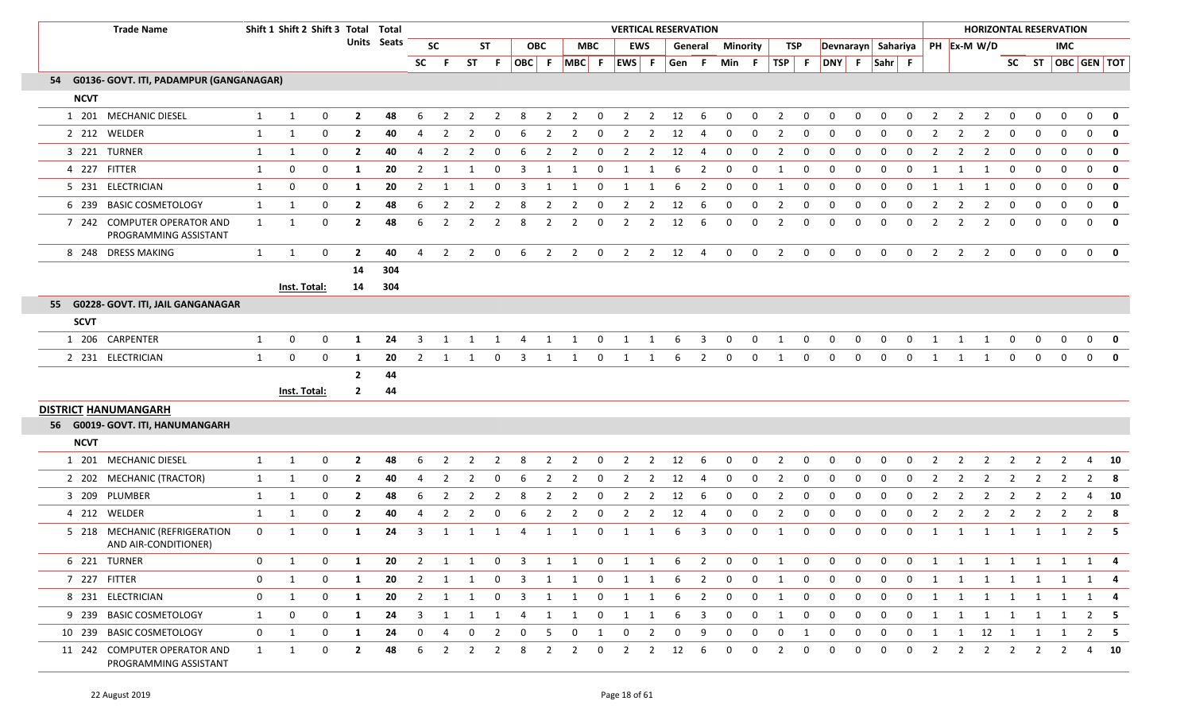| | Trade Name | Shift 1 | Shift 2 | Shift 3 | Total Units | Total Seats | VERTICAL RESERVATION | | | | | | | | | | | | | | | | | | | | | | HORIZONTAL RESERVATION | | | | | | | |
|---|---|---|---|---|---|---|---|---|---|---|---|---|---|---|---|---|---|---|---|---|---|---|---|---|---|---|---|---|---|---|---|---|---|---|---|
| | | | | | | | SC | | ST | | OBC | | MBC | | EWS | | General | | Minority | | TSP | | Devnarayn | | Sahariya | | PH | Ex-M | W/D | IMC | | | | | |
| | | | | | | | SC | F | ST | F | OBC | F | MBC | F | EWS | F | Gen | F | Min | F | TSP | F | DNY | F | Sahr | F | | | | SC | ST | OBC | GEN | TOT | |
| **54 G0136- GOVT. ITI, PADAMPUR (GANGANAGAR)** | | | | | | | | | | | | | | | | | | | | | | | | | | | | | | | | | | | |
| **NCVT** | | | | | | | | | | | | | | | | | | | | | | | | | | | | | | | | | | | |
| 1 | 201 MECHANIC DIESEL | 1 | 1 | 0 | **2** | **48** | 6 | 2 | 2 | 2 | 8 | 2 | 2 | 0 | 2 | 2 | 12 | 6 | 0 | 0 | 2 | 0 | 0 | 0 | 0 | 0 | 2 | 2 | 2 | 0 | 0 | 0 | 0 | **0** | |
| 2 | 212 WELDER | 1 | 1 | 0 | **2** | **40** | 4 | 2 | 2 | 0 | 6 | 2 | 2 | 0 | 2 | 2 | 12 | 4 | 0 | 0 | 2 | 0 | 0 | 0 | 0 | 0 | 2 | 2 | 2 | 0 | 0 | 0 | 0 | **0** | |
| 3 | 221 TURNER | 1 | 1 | 0 | **2** | **40** | 4 | 2 | 2 | 0 | 6 | 2 | 2 | 0 | 2 | 2 | 12 | 4 | 0 | 0 | 2 | 0 | 0 | 0 | 0 | 0 | 2 | 2 | 2 | 0 | 0 | 0 | 0 | **0** | |
| 4 | 227 FITTER | 1 | 0 | 0 | **1** | **20** | 2 | 1 | 1 | 0 | 3 | 1 | 1 | 0 | 1 | 1 | 6 | 2 | 0 | 0 | 1 | 0 | 0 | 0 | 0 | 0 | 1 | 1 | 1 | 0 | 0 | 0 | 0 | **0** | |
| 5 | 231 ELECTRICIAN | 1 | 0 | 0 | **1** | **20** | 2 | 1 | 1 | 0 | 3 | 1 | 1 | 0 | 1 | 1 | 6 | 2 | 0 | 0 | 1 | 0 | 0 | 0 | 0 | 0 | 1 | 1 | 1 | 0 | 0 | 0 | 0 | **0** | |
| 6 | 239 BASIC COSMETOLOGY | 1 | 1 | 0 | **2** | **48** | 6 | 2 | 2 | 2 | 8 | 2 | 2 | 0 | 2 | 2 | 12 | 6 | 0 | 0 | 2 | 0 | 0 | 0 | 0 | 0 | 2 | 2 | 2 | 0 | 0 | 0 | 0 | **0** | |
| 7 | 242 COMPUTER OPERATOR AND PROGRAMMING ASSISTANT | 1 | 1 | 0 | **2** | **48** | 6 | 2 | 2 | 2 | 8 | 2 | 2 | 0 | 2 | 2 | 12 | 6 | 0 | 0 | 2 | 0 | 0 | 0 | 0 | 0 | 2 | 2 | 2 | 0 | 0 | 0 | 0 | **0** | |
| 8 | 248 DRESS MAKING | 1 | 1 | 0 | **2** | **40** | 4 | 2 | 2 | 0 | 6 | 2 | 2 | 0 | 2 | 2 | 12 | 4 | 0 | 0 | 2 | 0 | 0 | 0 | 0 | 0 | 2 | 2 | 2 | 0 | 0 | 0 | 0 | **0** | |
| | | | | | **14** | **304** | | | | | | | | | | | | | | | | | | | | | | | | | | | | | |
| | | **Inst. Total:** | | | **14** | **304** | | | | | | | | | | | | | | | | | | | | | | | | | | | | | |
| **55 G0228- GOVT. ITI, JAIL GANGANAGAR** | | | | | | | | | | | | | | | | | | | | | | | | | | | | | | | | | | | |
| **SCVT** | | | | | | | | | | | | | | | | | | | | | | | | | | | | | | | | | | | |
| 1 | 206 CARPENTER | 1 | 0 | 0 | **1** | **24** | 3 | 1 | 1 | 1 | 4 | 1 | 1 | 0 | 1 | 1 | 6 | 3 | 0 | 0 | 1 | 0 | 0 | 0 | 0 | 0 | 1 | 1 | 1 | 0 | 0 | 0 | 0 | **0** | |
| 2 | 231 ELECTRICIAN | 1 | 0 | 0 | **1** | **20** | 2 | 1 | 1 | 0 | 3 | 1 | 1 | 0 | 1 | 1 | 6 | 2 | 0 | 0 | 1 | 0 | 0 | 0 | 0 | 0 | 1 | 1 | 1 | 0 | 0 | 0 | 0 | **0** | |
| | | | | | **2** | **44** | | | | | | | | | | | | | | | | | | | | | | | | | | | | | |
| | | **Inst. Total:** | | | **2** | **44** | | | | | | | | | | | | | | | | | | | | | | | | | | | | | |
| **DISTRICT HANUMANGARH** | | | | | | | | | | | | | | | | | | | | | | | | | | | | | | | | | | | |
| **56 G0019- GOVT. ITI, HANUMANGARH** | | | | | | | | | | | | | | | | | | | | | | | | | | | | | | | | | | | |
| **NCVT** | | | | | | | | | | | | | | | | | | | | | | | | | | | | | | | | | | | |
| 1 | 201 MECHANIC DIESEL | 1 | 1 | 0 | **2** | **48** | 6 | 2 | 2 | 2 | 8 | 2 | 2 | 0 | 2 | 2 | 12 | 6 | 0 | 0 | 2 | 0 | 0 | 0 | 0 | 0 | 2 | 2 | 2 | 2 | 2 | 2 | 4 | **10** | |
| 2 | 202 MECHANIC (TRACTOR) | 1 | 1 | 0 | **2** | **40** | 4 | 2 | 2 | 0 | 6 | 2 | 2 | 0 | 2 | 2 | 12 | 4 | 0 | 0 | 2 | 0 | 0 | 0 | 0 | 0 | 2 | 2 | 2 | 2 | 2 | 2 | 2 | **8** | |
| 3 | 209 PLUMBER | 1 | 1 | 0 | **2** | **48** | 6 | 2 | 2 | 2 | 8 | 2 | 2 | 0 | 2 | 2 | 12 | 6 | 0 | 0 | 2 | 0 | 0 | 0 | 0 | 0 | 2 | 2 | 2 | 2 | 2 | 2 | 4 | **10** | |
| 4 | 212 WELDER | 1 | 1 | 0 | **2** | **40** | 4 | 2 | 2 | 0 | 6 | 2 | 2 | 0 | 2 | 2 | 12 | 4 | 0 | 0 | 2 | 0 | 0 | 0 | 0 | 0 | 2 | 2 | 2 | 2 | 2 | 2 | 2 | **8** | |
| 5 | 218 MECHANIC (REFRIGERATION AND AIR-CONDITIONER) | 0 | 1 | 0 | **1** | **24** | 3 | 1 | 1 | 1 | 4 | 1 | 1 | 0 | 1 | 1 | 6 | 3 | 0 | 0 | 1 | 0 | 0 | 0 | 0 | 0 | 1 | 1 | 1 | 1 | 1 | 1 | 2 | **5** | |
| 6 | 221 TURNER | 0 | 1 | 0 | **1** | **20** | 2 | 1 | 1 | 0 | 3 | 1 | 1 | 0 | 1 | 1 | 6 | 2 | 0 | 0 | 1 | 0 | 0 | 0 | 0 | 0 | 1 | 1 | 1 | 1 | 1 | 1 | 1 | **4** | |
| 7 | 227 FITTER | 0 | 1 | 0 | **1** | **20** | 2 | 1 | 1 | 0 | 3 | 1 | 1 | 0 | 1 | 1 | 6 | 2 | 0 | 0 | 1 | 0 | 0 | 0 | 0 | 0 | 1 | 1 | 1 | 1 | 1 | 1 | 1 | **4** | |
| 8 | 231 ELECTRICIAN | 0 | 1 | 0 | **1** | **20** | 2 | 1 | 1 | 0 | 3 | 1 | 1 | 0 | 1 | 1 | 6 | 2 | 0 | 0 | 1 | 0 | 0 | 0 | 0 | 0 | 1 | 1 | 1 | 1 | 1 | 1 | 1 | **4** | |
| 9 | 239 BASIC COSMETOLOGY | 1 | 0 | 0 | **1** | **24** | 3 | 1 | 1 | 1 | 4 | 1 | 1 | 0 | 1 | 1 | 6 | 3 | 0 | 0 | 1 | 0 | 0 | 0 | 0 | 0 | 1 | 1 | 1 | 1 | 1 | 1 | 2 | **5** | |
| 10 | 239 BASIC COSMETOLOGY | 0 | 1 | 0 | **1** | **24** | 0 | 4 | 0 | 2 | 0 | 5 | 0 | 1 | 0 | 2 | 0 | 9 | 0 | 0 | 0 | 1 | 0 | 0 | 0 | 0 | 1 | 1 | 12 | 1 | 1 | 1 | 2 | **5** | |
| 11 | 242 COMPUTER OPERATOR AND PROGRAMMING ASSISTANT | 1 | 1 | 0 | **2** | **48** | 6 | 2 | 2 | 2 | 8 | 2 | 2 | 0 | 2 | 2 | 12 | 6 | 0 | 0 | 2 | 0 | 0 | 0 | 0 | 0 | 2 | 2 | 2 | 2 | 2 | 2 | 4 | **10** | |

22 August 2019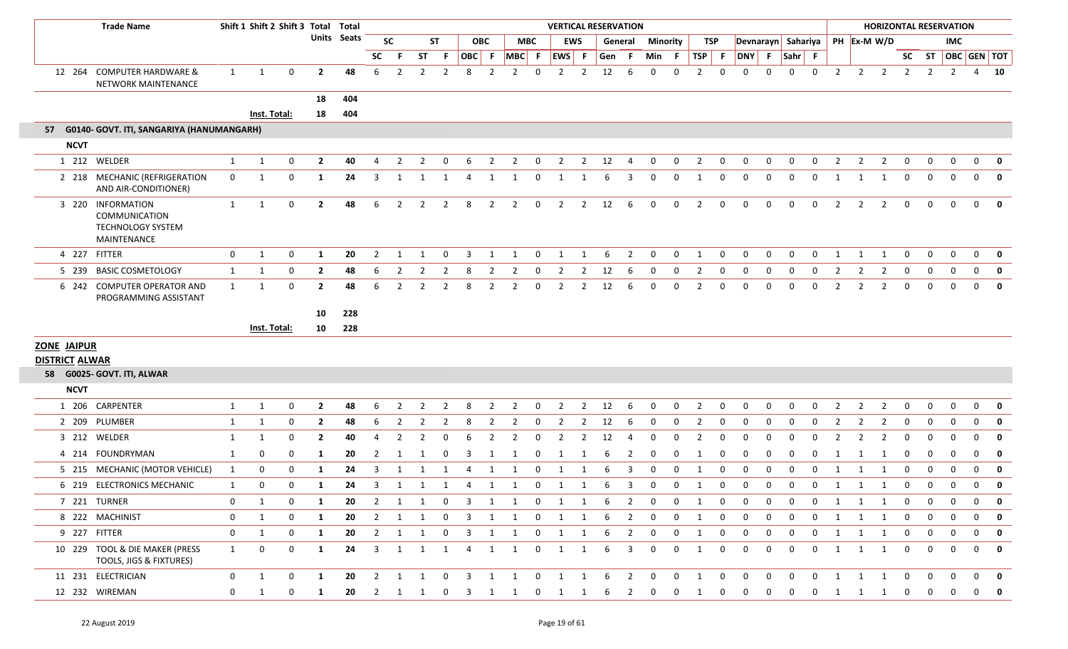| | | Trade Name | Shift 1 | Shift 2 | Shift 3 | Total Units | Total Seats | VERTICAL RESERVATION | | | | | | | | | | | | | | | | | | | | | | HORIZONTAL RESERVATION | | | | | | | | |
|---|---|---|---|---|---|---|---|---|---|---|---|---|---|---|---|---|---|---|---|---|---|---|---|---|---|---|---|---|---|---|---|---|---|---|---|---|---|---|
| | | | | | | | | SC | | ST | | OBC | | MBC | | EWS | | General | | Minority | | TSP | | Devnarayn | | Sahariya | | PH | Ex-M | W/D | | | IMC | | | |
| | | | | | | | | SC | F | ST | F | OBC | F | MBC | F | EWS | F | Gen | F | Min | F | TSP | F | DNY | F | Sahr | F | | | | SC | ST | OBC | GEN | TOT |
| 12 | 264 | COMPUTER HARDWARE & NETWORK MAINTENANCE | 1 | 1 | 0 | 2 | 48 | 6 | 2 | 2 | 2 | 8 | 2 | 2 | 0 | 2 | 2 | 12 | 6 | 0 | 0 | 2 | 0 | 0 | 0 | 0 | 0 | 2 | 2 | 2 | 2 | 2 | 2 | 4 | 10 |
| | | | | | | 18 | 404 | | | | | | | | | | | | | | | | | | | | | | | | | | | | |
| | | | Inst. Total: | | | 18 | 404 | | | | | | | | | | | | | | | | | | | | | | | | | | | | |

**57 G0140- GOVT. ITI, SANGARIYA (HANUMANGARH)**

**NCVT**

| | | Trade Name | Shift 1 | Shift 2 | Shift 3 | Total Units | Total Seats | SC | F | ST | F | OBC | F | MBC | F | EWS | F | Gen | F | Min | F | TSP | F | DNY | F | Sahr | F | PH | Ex-M | W/D | SC | ST | OBC | GEN | TOT |
|---|---|---|---|---|---|---|---|---|---|---|---|---|---|---|---|---|---|---|---|---|---|---|---|---|---|---|---|---|---|---|---|---|---|---|---|
| 1 | 212 | WELDER | 1 | 1 | 0 | 2 | 40 | 4 | 2 | 2 | 0 | 6 | 2 | 2 | 0 | 2 | 2 | 12 | 4 | 0 | 0 | 2 | 0 | 0 | 0 | 0 | 0 | 2 | 2 | 2 | 0 | 0 | 0 | 0 | 0 |
| 2 | 218 | MECHANIC (REFRIGERATION AND AIR-CONDITIONER) | 0 | 1 | 0 | 1 | 24 | 3 | 1 | 1 | 1 | 4 | 1 | 1 | 0 | 1 | 1 | 6 | 3 | 0 | 0 | 1 | 0 | 0 | 0 | 0 | 0 | 1 | 1 | 1 | 0 | 0 | 0 | 0 | 0 |
| 3 | 220 | INFORMATION COMMUNICATION TECHNOLOGY SYSTEM MAINTENANCE | 1 | 1 | 0 | 2 | 48 | 6 | 2 | 2 | 2 | 8 | 2 | 2 | 0 | 2 | 2 | 12 | 6 | 0 | 0 | 2 | 0 | 0 | 0 | 0 | 0 | 2 | 2 | 2 | 0 | 0 | 0 | 0 | 0 |
| 4 | 227 | FITTER | 0 | 1 | 0 | 1 | 20 | 2 | 1 | 1 | 0 | 3 | 1 | 1 | 0 | 1 | 1 | 6 | 2 | 0 | 0 | 1 | 0 | 0 | 0 | 0 | 0 | 1 | 1 | 1 | 0 | 0 | 0 | 0 | 0 |
| 5 | 239 | BASIC COSMETOLOGY | 1 | 1 | 0 | 2 | 48 | 6 | 2 | 2 | 2 | 8 | 2 | 2 | 0 | 2 | 2 | 12 | 6 | 0 | 0 | 2 | 0 | 0 | 0 | 0 | 0 | 2 | 2 | 2 | 0 | 0 | 0 | 0 | 0 |
| 6 | 242 | COMPUTER OPERATOR AND PROGRAMMING ASSISTANT | 1 | 1 | 0 | 2 | 48 | 6 | 2 | 2 | 2 | 8 | 2 | 2 | 0 | 2 | 2 | 12 | 6 | 0 | 0 | 2 | 0 | 0 | 0 | 0 | 0 | 2 | 2 | 2 | 0 | 0 | 0 | 0 | 0 |
| | | | | | | 10 | 228 | | | | | | | | | | | | | | | | | | | | | | | | | | | | |
| | | | Inst. Total: | | | 10 | 228 | | | | | | | | | | | | | | | | | | | | | | | | | | | | |

**ZONE JAIPUR**

**DISTRICT ALWAR**

**58 G0025- GOVT. ITI, ALWAR**

**NCVT**

| | | Trade Name | Shift 1 | Shift 2 | Shift 3 | Total Units | Total Seats | SC | F | ST | F | OBC | F | MBC | F | EWS | F | Gen | F | Min | F | TSP | F | DNY | F | Sahr | F | PH | Ex-M | W/D | SC | ST | OBC | GEN | TOT |
|---|---|---|---|---|---|---|---|---|---|---|---|---|---|---|---|---|---|---|---|---|---|---|---|---|---|---|---|---|---|---|---|---|---|---|---|
| 1 | 206 | CARPENTER | 1 | 1 | 0 | 2 | 48 | 6 | 2 | 2 | 2 | 8 | 2 | 2 | 0 | 2 | 2 | 12 | 6 | 0 | 0 | 2 | 0 | 0 | 0 | 0 | 0 | 2 | 2 | 2 | 0 | 0 | 0 | 0 | 0 |
| 2 | 209 | PLUMBER | 1 | 1 | 0 | 2 | 48 | 6 | 2 | 2 | 2 | 8 | 2 | 2 | 0 | 2 | 2 | 12 | 6 | 0 | 0 | 2 | 0 | 0 | 0 | 0 | 0 | 2 | 2 | 2 | 0 | 0 | 0 | 0 | 0 |
| 3 | 212 | WELDER | 1 | 1 | 0 | 2 | 40 | 4 | 2 | 2 | 0 | 6 | 2 | 2 | 0 | 2 | 2 | 12 | 4 | 0 | 0 | 2 | 0 | 0 | 0 | 0 | 0 | 2 | 2 | 2 | 0 | 0 | 0 | 0 | 0 |
| 4 | 214 | FOUNDRYMAN | 1 | 0 | 0 | 1 | 20 | 2 | 1 | 1 | 0 | 3 | 1 | 1 | 0 | 1 | 1 | 6 | 2 | 0 | 0 | 1 | 0 | 0 | 0 | 0 | 0 | 1 | 1 | 1 | 0 | 0 | 0 | 0 | 0 |
| 5 | 215 | MECHANIC (MOTOR VEHICLE) | 1 | 0 | 0 | 1 | 24 | 3 | 1 | 1 | 1 | 4 | 1 | 1 | 0 | 1 | 1 | 6 | 3 | 0 | 0 | 1 | 0 | 0 | 0 | 0 | 0 | 1 | 1 | 1 | 0 | 0 | 0 | 0 | 0 |
| 6 | 219 | ELECTRONICS MECHANIC | 1 | 0 | 0 | 1 | 24 | 3 | 1 | 1 | 1 | 4 | 1 | 1 | 0 | 1 | 1 | 6 | 3 | 0 | 0 | 1 | 0 | 0 | 0 | 0 | 0 | 1 | 1 | 1 | 0 | 0 | 0 | 0 | 0 |
| 7 | 221 | TURNER | 0 | 1 | 0 | 1 | 20 | 2 | 1 | 1 | 0 | 3 | 1 | 1 | 0 | 1 | 1 | 6 | 2 | 0 | 0 | 1 | 0 | 0 | 0 | 0 | 0 | 1 | 1 | 1 | 0 | 0 | 0 | 0 | 0 |
| 8 | 222 | MACHINIST | 0 | 1 | 0 | 1 | 20 | 2 | 1 | 1 | 0 | 3 | 1 | 1 | 0 | 1 | 1 | 6 | 2 | 0 | 0 | 1 | 0 | 0 | 0 | 0 | 0 | 1 | 1 | 1 | 0 | 0 | 0 | 0 | 0 |
| 9 | 227 | FITTER | 0 | 1 | 0 | 1 | 20 | 2 | 1 | 1 | 0 | 3 | 1 | 1 | 0 | 1 | 1 | 6 | 2 | 0 | 0 | 1 | 0 | 0 | 0 | 0 | 0 | 1 | 1 | 1 | 0 | 0 | 0 | 0 | 0 |
| 10 | 229 | TOOL & DIE MAKER (PRESS TOOLS, JIGS & FIXTURES) | 1 | 0 | 0 | 1 | 24 | 3 | 1 | 1 | 1 | 4 | 1 | 1 | 0 | 1 | 1 | 6 | 3 | 0 | 0 | 1 | 0 | 0 | 0 | 0 | 0 | 1 | 1 | 1 | 0 | 0 | 0 | 0 | 0 |
| 11 | 231 | ELECTRICIAN | 0 | 1 | 0 | 1 | 20 | 2 | 1 | 1 | 0 | 3 | 1 | 1 | 0 | 1 | 1 | 6 | 2 | 0 | 0 | 1 | 0 | 0 | 0 | 0 | 0 | 1 | 1 | 1 | 0 | 0 | 0 | 0 | 0 |
| 12 | 232 | WIREMAN | 0 | 1 | 0 | 1 | 20 | 2 | 1 | 1 | 0 | 3 | 1 | 1 | 0 | 1 | 1 | 6 | 2 | 0 | 0 | 1 | 0 | 0 | 0 | 0 | 0 | 1 | 1 | 1 | 0 | 0 | 0 | 0 | 0 |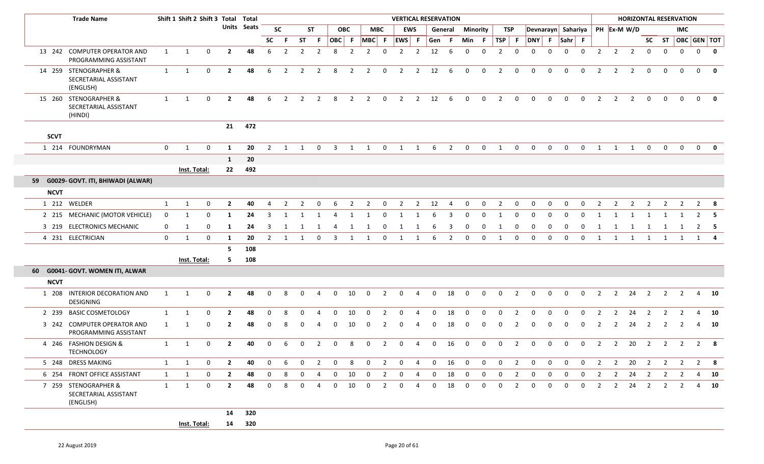| | Trade Name | Shift 1 | Shift 2 | Shift 3 | Total Units | Total Seats | VERTICAL RESERVATION | | | | | | | | | | | | | | | | | | | | | | HORIZONTAL RESERVATION | | | | | | | |
|---|---|---|---|---|---|---|---|---|---|---|---|---|---|---|---|---|---|---|---|---|---|---|---|---|---|---|---|---|---|---|---|---|---|---|---|---|
| | | | | | | | SC | | ST | | OBC | | MBC | | EWS | | General | | Minority | | TSP | | Devnarayn | | Sahariya | | PH | Ex-M | W/D | | | IMC | | |
| | | | | | | | SC | F | ST | F | OBC | F | MBC | F | EWS | F | Gen | F | Min | F | TSP | F | DNY | F | Sahr | F | | | | SC | ST | OBC | GEN | TOT |
| 13 242 | COMPUTER OPERATOR AND PROGRAMMING ASSISTANT | 1 | 1 | 0 | 2 | 48 | 6 | 2 | 2 | 2 | 8 | 2 | 2 | 0 | 2 | 2 | 12 | 6 | 0 | 0 | 2 | 0 | 0 | 0 | 0 | 0 | 2 | 2 | 2 | 0 | 0 | 0 | 0 | 0 |
| 14 259 | STENOGRAPHER & SECRETARIAL ASSISTANT (ENGLISH) | 1 | 1 | 0 | 2 | 48 | 6 | 2 | 2 | 2 | 8 | 2 | 2 | 0 | 2 | 2 | 12 | 6 | 0 | 0 | 2 | 0 | 0 | 0 | 0 | 0 | 2 | 2 | 2 | 0 | 0 | 0 | 0 | 0 |
| 15 260 | STENOGRAPHER & SECRETARIAL ASSISTANT (HINDI) | 1 | 1 | 0 | 2 | 48 | 6 | 2 | 2 | 2 | 8 | 2 | 2 | 0 | 2 | 2 | 12 | 6 | 0 | 0 | 2 | 0 | 0 | 0 | 0 | 0 | 2 | 2 | 2 | 0 | 0 | 0 | 0 | 0 |
| | | | | | 21 | 472 | | | | | | | | | | | | | | | | | | | | | | | | | | | | |
| **SCVT** | | | | | | | | | | | | | | | | | | | | | | | | | | | | | | | | | | |
| 1 214 | FOUNDRYMAN | 0 | 1 | 0 | 1 | 20 | 2 | 1 | 1 | 0 | 3 | 1 | 1 | 0 | 1 | 1 | 6 | 2 | 0 | 0 | 1 | 0 | 0 | 0 | 0 | 0 | 1 | 1 | 1 | 0 | 0 | 0 | 0 | 0 |
| | | | | | 1 | 20 | | | | | | | | | | | | | | | | | | | | | | | | | | | | |
| | | Inst. Total: | | | 22 | 492 | | | | | | | | | | | | | | | | | | | | | | | | | | | | |
| **59** | **G0029- GOVT. ITI, BHIWADI (ALWAR)** | | | | | | | | | | | | | | | | | | | | | | | | | | | | | | | | | |
| **NCVT** | | | | | | | | | | | | | | | | | | | | | | | | | | | | | | | | | | |
| 1 212 | WELDER | 1 | 1 | 0 | 2 | 40 | 4 | 2 | 2 | 0 | 6 | 2 | 2 | 0 | 2 | 2 | 12 | 4 | 0 | 0 | 2 | 0 | 0 | 0 | 0 | 0 | 2 | 2 | 2 | 2 | 2 | 2 | 2 | 8 |
| 2 215 | MECHANIC (MOTOR VEHICLE) | 0 | 1 | 0 | 1 | 24 | 3 | 1 | 1 | 1 | 4 | 1 | 1 | 0 | 1 | 1 | 6 | 3 | 0 | 0 | 1 | 0 | 0 | 0 | 0 | 0 | 1 | 1 | 1 | 1 | 1 | 1 | 2 | 5 |
| 3 219 | ELECTRONICS MECHANIC | 0 | 1 | 0 | 1 | 24 | 3 | 1 | 1 | 1 | 4 | 1 | 1 | 0 | 1 | 1 | 6 | 3 | 0 | 0 | 1 | 0 | 0 | 0 | 0 | 0 | 1 | 1 | 1 | 1 | 1 | 1 | 2 | 5 |
| 4 231 | ELECTRICIAN | 0 | 1 | 0 | 1 | 20 | 2 | 1 | 1 | 0 | 3 | 1 | 1 | 0 | 1 | 1 | 6 | 2 | 0 | 0 | 1 | 0 | 0 | 0 | 0 | 0 | 1 | 1 | 1 | 1 | 1 | 1 | 1 | 4 |
| | | | | | 5 | 108 | | | | | | | | | | | | | | | | | | | | | | | | | | | | |
| | | Inst. Total: | | | 5 | 108 | | | | | | | | | | | | | | | | | | | | | | | | | | | | |
| **60** | **G0041- GOVT. WOMEN ITI, ALWAR** | | | | | | | | | | | | | | | | | | | | | | | | | | | | | | | | | |
| **NCVT** | | | | | | | | | | | | | | | | | | | | | | | | | | | | | | | | | | |
| 1 208 | INTERIOR DECORATION AND DESIGNING | 1 | 1 | 0 | 2 | 48 | 0 | 8 | 0 | 4 | 0 | 10 | 0 | 2 | 0 | 4 | 0 | 18 | 0 | 0 | 0 | 2 | 0 | 0 | 0 | 0 | 2 | 2 | 24 | 2 | 2 | 2 | 4 | 10 |
| 2 239 | BASIC COSMETOLOGY | 1 | 1 | 0 | 2 | 48 | 0 | 8 | 0 | 4 | 0 | 10 | 0 | 2 | 0 | 4 | 0 | 18 | 0 | 0 | 0 | 2 | 0 | 0 | 0 | 0 | 2 | 2 | 24 | 2 | 2 | 2 | 4 | 10 |
| 3 242 | COMPUTER OPERATOR AND PROGRAMMING ASSISTANT | 1 | 1 | 0 | 2 | 48 | 0 | 8 | 0 | 4 | 0 | 10 | 0 | 2 | 0 | 4 | 0 | 18 | 0 | 0 | 0 | 2 | 0 | 0 | 0 | 0 | 2 | 2 | 24 | 2 | 2 | 2 | 4 | 10 |
| 4 246 | FASHION DESIGN & TECHNOLOGY | 1 | 1 | 0 | 2 | 40 | 0 | 6 | 0 | 2 | 0 | 8 | 0 | 2 | 0 | 4 | 0 | 16 | 0 | 0 | 0 | 2 | 0 | 0 | 0 | 0 | 2 | 2 | 20 | 2 | 2 | 2 | 2 | 8 |
| 5 248 | DRESS MAKING | 1 | 1 | 0 | 2 | 40 | 0 | 6 | 0 | 2 | 0 | 8 | 0 | 2 | 0 | 4 | 0 | 16 | 0 | 0 | 0 | 2 | 0 | 0 | 0 | 0 | 2 | 2 | 20 | 2 | 2 | 2 | 2 | 8 |
| 6 254 | FRONT OFFICE ASSISTANT | 1 | 1 | 0 | 2 | 48 | 0 | 8 | 0 | 4 | 0 | 10 | 0 | 2 | 0 | 4 | 0 | 18 | 0 | 0 | 0 | 2 | 0 | 0 | 0 | 0 | 2 | 2 | 24 | 2 | 2 | 2 | 4 | 10 |
| 7 259 | STENOGRAPHER & SECRETARIAL ASSISTANT (ENGLISH) | 1 | 1 | 0 | 2 | 48 | 0 | 8 | 0 | 4 | 0 | 10 | 0 | 2 | 0 | 4 | 0 | 18 | 0 | 0 | 0 | 2 | 0 | 0 | 0 | 0 | 2 | 2 | 24 | 2 | 2 | 2 | 4 | 10 |
| | | | | | 14 | 320 | | | | | | | | | | | | | | | | | | | | | | | | | | | | |
| | | Inst. Total: | | | 14 | 320 | | | | | | | | | | | | | | | | | | | | | | | | | | | | |

22 August 2019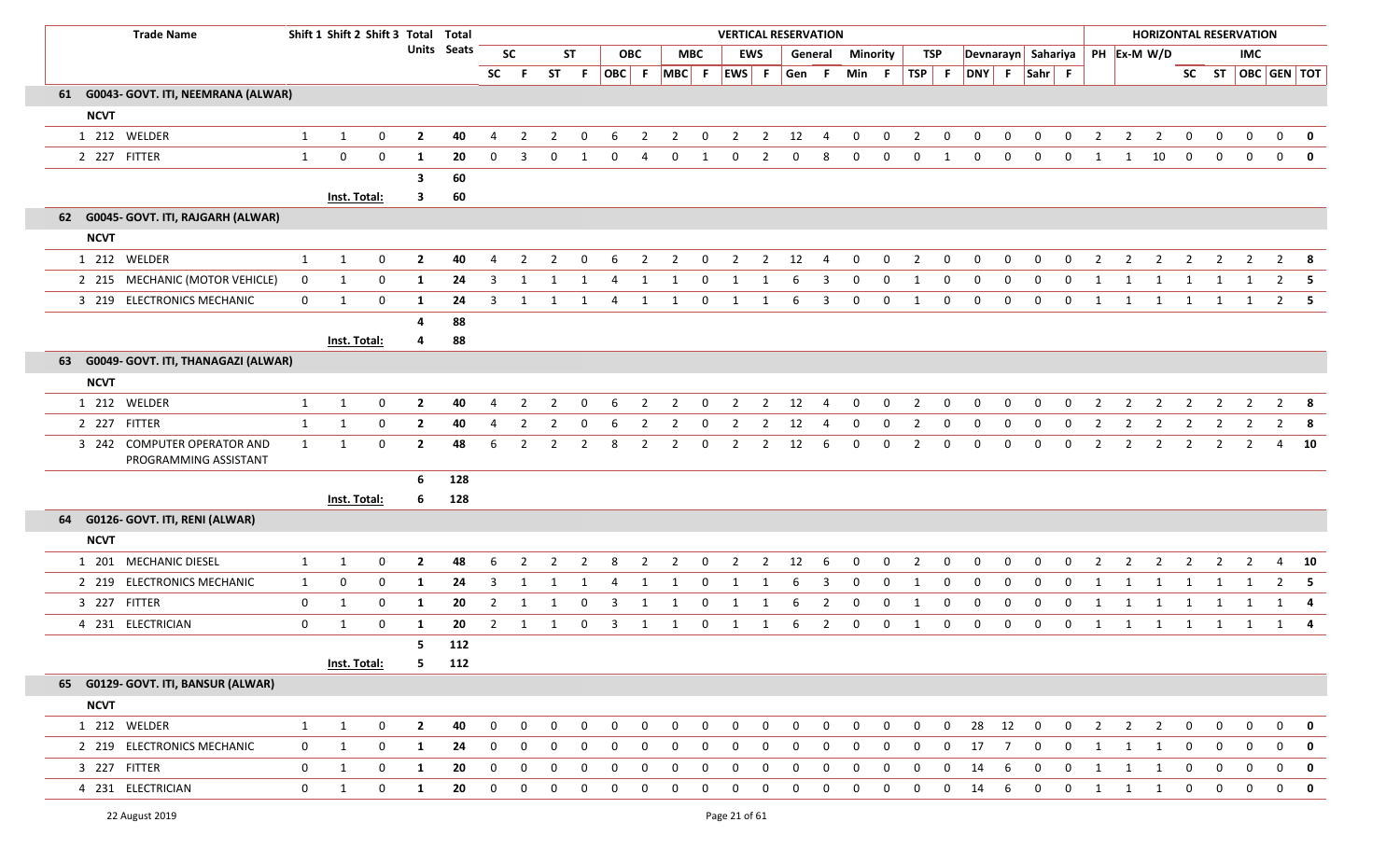| Trade Name | | Shift 1 | Shift 2 | Shift 3 | Total Units | Total Seats | VERTICAL RESERVATION | | | | | | | | | | | | | | | | | | | | | | HORIZONTAL RESERVATION | | | | | | | |
|---|---|---|---|---|---|---|---|---|---|---|---|---|---|---|---|---|---|---|---|---|---|---|---|---|---|---|---|---|---|---|---|---|---|---|---|---|
| | | | | | | | SC | | ST | | OBC | | MBC | | EWS | | General | | Minority | | TSP | | Devnarayn | | Sahariya | | PH | Ex-M | W/D | | | IMC | | | |
| | | | | | | | SC | F | ST | F | OBC | F | MBC | F | EWS | F | Gen | F | Min | F | TSP | F | DNY | F | Sahr | F | | | | SC | ST | OBC | GEN | TOT |
| **61 G0043- GOVT. ITI, NEEMRANA (ALWAR)** | | | | | | | | | | | | | | | | | | | | | | | | | | | | | | | | | | |
| **NCVT** | | | | | | | | | | | | | | | | | | | | | | | | | | | | | | | | | | |
| 1 | 212 WELDER | 1 | 1 | 0 | **2** | **40** | 4 | 2 | 2 | 0 | 6 | 2 | 2 | 0 | 2 | 2 | 12 | 4 | 0 | 0 | 2 | 0 | 0 | 0 | 0 | 0 | 2 | 2 | 2 | 0 | 0 | 0 | 0 | **0** |
| 2 | 227 FITTER | 1 | 0 | 0 | **1** | **20** | 0 | 3 | 0 | 1 | 0 | 4 | 0 | 1 | 0 | 2 | 0 | 8 | 0 | 0 | 0 | 1 | 0 | 0 | 0 | 0 | 1 | 1 | 10 | 0 | 0 | 0 | 0 | **0** |
| | | | | | **3** | **60** | | | | | | | | | | | | | | | | | | | | | | | | | | | | |
| | | **Inst. Total:** | | | **3** | **60** | | | | | | | | | | | | | | | | | | | | | | | | | | | | |
| **62 G0045- GOVT. ITI, RAJGARH (ALWAR)** | | | | | | | | | | | | | | | | | | | | | | | | | | | | | | | | | | |
| **NCVT** | | | | | | | | | | | | | | | | | | | | | | | | | | | | | | | | | | |
| 1 | 212 WELDER | 1 | 1 | 0 | **2** | **40** | 4 | 2 | 2 | 0 | 6 | 2 | 2 | 0 | 2 | 2 | 12 | 4 | 0 | 0 | 2 | 0 | 0 | 0 | 0 | 0 | 2 | 2 | 2 | 2 | 2 | 2 | 2 | **8** |
| 2 | 215 MECHANIC (MOTOR VEHICLE) | 0 | 1 | 0 | **1** | **24** | 3 | 1 | 1 | 1 | 4 | 1 | 1 | 0 | 1 | 1 | 6 | 3 | 0 | 0 | 1 | 0 | 0 | 0 | 0 | 0 | 1 | 1 | 1 | 1 | 1 | 1 | 2 | **5** |
| 3 | 219 ELECTRONICS MECHANIC | 0 | 1 | 0 | **1** | **24** | 3 | 1 | 1 | 1 | 4 | 1 | 1 | 0 | 1 | 1 | 6 | 3 | 0 | 0 | 1 | 0 | 0 | 0 | 0 | 0 | 1 | 1 | 1 | 1 | 1 | 1 | 2 | **5** |
| | | | | | **4** | **88** | | | | | | | | | | | | | | | | | | | | | | | | | | | | |
| | | **Inst. Total:** | | | **4** | **88** | | | | | | | | | | | | | | | | | | | | | | | | | | | | |
| **63 G0049- GOVT. ITI, THANAGAZI (ALWAR)** | | | | | | | | | | | | | | | | | | | | | | | | | | | | | | | | | | |
| **NCVT** | | | | | | | | | | | | | | | | | | | | | | | | | | | | | | | | | | |
| 1 | 212 WELDER | 1 | 1 | 0 | **2** | **40** | 4 | 2 | 2 | 0 | 6 | 2 | 2 | 0 | 2 | 2 | 12 | 4 | 0 | 0 | 2 | 0 | 0 | 0 | 0 | 0 | 2 | 2 | 2 | 2 | 2 | 2 | 2 | **8** |
| 2 | 227 FITTER | 1 | 1 | 0 | **2** | **40** | 4 | 2 | 2 | 0 | 6 | 2 | 2 | 0 | 2 | 2 | 12 | 4 | 0 | 0 | 2 | 0 | 0 | 0 | 0 | 0 | 2 | 2 | 2 | 2 | 2 | 2 | 2 | **8** |
| 3 | 242 COMPUTER OPERATOR AND PROGRAMMING ASSISTANT | 1 | 1 | 0 | **2** | **48** | 6 | 2 | 2 | 2 | 8 | 2 | 2 | 0 | 2 | 2 | 12 | 6 | 0 | 0 | 2 | 0 | 0 | 0 | 0 | 0 | 2 | 2 | 2 | 2 | 2 | 2 | 4 | **10** |
| | | | | | **6** | **128** | | | | | | | | | | | | | | | | | | | | | | | | | | | | |
| | | **Inst. Total:** | | | **6** | **128** | | | | | | | | | | | | | | | | | | | | | | | | | | | | |
| **64 G0126- GOVT. ITI, RENI (ALWAR)** | | | | | | | | | | | | | | | | | | | | | | | | | | | | | | | | | | |
| **NCVT** | | | | | | | | | | | | | | | | | | | | | | | | | | | | | | | | | | |
| 1 | 201 MECHANIC DIESEL | 1 | 1 | 0 | **2** | **48** | 6 | 2 | 2 | 2 | 8 | 2 | 2 | 0 | 2 | 2 | 12 | 6 | 0 | 0 | 2 | 0 | 0 | 0 | 0 | 0 | 2 | 2 | 2 | 2 | 2 | 2 | 4 | **10** |
| 2 | 219 ELECTRONICS MECHANIC | 1 | 0 | 0 | **1** | **24** | 3 | 1 | 1 | 1 | 4 | 1 | 1 | 0 | 1 | 1 | 6 | 3 | 0 | 0 | 1 | 0 | 0 | 0 | 0 | 0 | 1 | 1 | 1 | 1 | 1 | 1 | 2 | **5** |
| 3 | 227 FITTER | 0 | 1 | 0 | **1** | **20** | 2 | 1 | 1 | 0 | 3 | 1 | 1 | 0 | 1 | 1 | 6 | 2 | 0 | 0 | 1 | 0 | 0 | 0 | 0 | 0 | 1 | 1 | 1 | 1 | 1 | 1 | 1 | **4** |
| 4 | 231 ELECTRICIAN | 0 | 1 | 0 | **1** | **20** | 2 | 1 | 1 | 0 | 3 | 1 | 1 | 0 | 1 | 1 | 6 | 2 | 0 | 0 | 1 | 0 | 0 | 0 | 0 | 0 | 1 | 1 | 1 | 1 | 1 | 1 | 1 | **4** |
| | | | | | **5** | **112** | | | | | | | | | | | | | | | | | | | | | | | | | | | | |
| | | **Inst. Total:** | | | **5** | **112** | | | | | | | | | | | | | | | | | | | | | | | | | | | | |
| **65 G0129- GOVT. ITI, BANSUR (ALWAR)** | | | | | | | | | | | | | | | | | | | | | | | | | | | | | | | | | | |
| **NCVT** | | | | | | | | | | | | | | | | | | | | | | | | | | | | | | | | | | |
| 1 | 212 WELDER | 1 | 1 | 0 | **2** | **40** | 0 | 0 | 0 | 0 | 0 | 0 | 0 | 0 | 0 | 0 | 0 | 0 | 0 | 0 | 0 | 0 | 28 | 12 | 0 | 0 | 2 | 2 | 2 | 0 | 0 | 0 | 0 | **0** |
| 2 | 219 ELECTRONICS MECHANIC | 0 | 1 | 0 | **1** | **24** | 0 | 0 | 0 | 0 | 0 | 0 | 0 | 0 | 0 | 0 | 0 | 0 | 0 | 0 | 0 | 0 | 17 | 7 | 0 | 0 | 1 | 1 | 1 | 0 | 0 | 0 | 0 | **0** |
| 3 | 227 FITTER | 0 | 1 | 0 | **1** | **20** | 0 | 0 | 0 | 0 | 0 | 0 | 0 | 0 | 0 | 0 | 0 | 0 | 0 | 0 | 0 | 0 | 14 | 6 | 0 | 0 | 1 | 1 | 1 | 0 | 0 | 0 | 0 | **0** |
| 4 | 231 ELECTRICIAN | 0 | 1 | 0 | **1** | **20** | 0 | 0 | 0 | 0 | 0 | 0 | 0 | 0 | 0 | 0 | 0 | 0 | 0 | 0 | 0 | 0 | 14 | 6 | 0 | 0 | 1 | 1 | 1 | 0 | 0 | 0 | 0 | **0** |

22 August 2019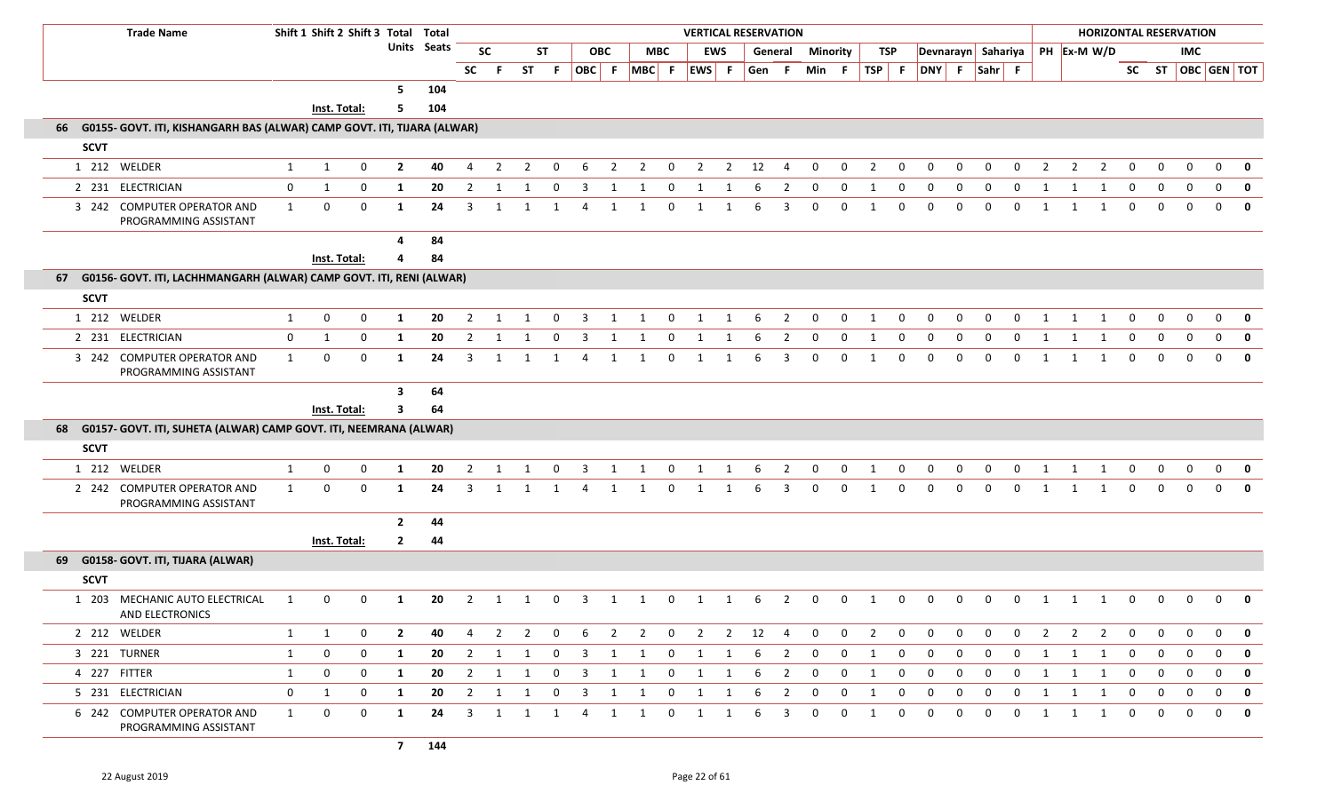| | Trade Name | Shift 1 | Shift 2 | Shift 3 | Total Units | Total Seats | SC | | ST | | OBC | | MBC | | EWS | | General | | Minority | | TSP | | Devnarayn | | Sahariya | | PH | Ex-M | W/D | SC | ST | IMC OBC | GEN | TOT |
|---|---|---|---|---|---|---|---|---|---|---|---|---|---|---|---|---|---|---|---|---|---|---|---|---|---|---|---|---|---|---|---|---|---|
| | | | | | | | SC | F | ST | F | OBC | F | MBC | F | EWS | F | Gen | F | Min | F | TSP | F | DNY | F | Sahr | F | | | | | | | | |
| | | | | | 5 | 104 | | | | | | | | | | | | | | | | | | | | | | | | | | | | |
| | | Inst. Total: | | | 5 | 104 | | | | | | | | | | | | | | | | | | | | | | | | | | | | |
| **66** | **G0155- GOVT. ITI, KISHANGARH BAS (ALWAR) CAMP GOVT. ITI, TIJARA (ALWAR)** | | | | | | | | | | | | | | | | | | | | | | | | | | | | | | | | | |
| **SCVT** | | | | | | | | | | | | | | | | | | | | | | | | | | | | | | | | | | |
| 1 212 | WELDER | 1 | 1 | 0 | 2 | 40 | 4 | 2 | 2 | 0 | 6 | 2 | 2 | 0 | 2 | 2 | 12 | 4 | 0 | 0 | 2 | 0 | 0 | 0 | 0 | 0 | 2 | 2 | 2 | 0 | 0 | 0 | 0 | 0 |
| 2 231 | ELECTRICIAN | 0 | 1 | 0 | 1 | 20 | 2 | 1 | 1 | 0 | 3 | 1 | 1 | 0 | 1 | 1 | 6 | 2 | 0 | 0 | 1 | 0 | 0 | 0 | 0 | 0 | 1 | 1 | 1 | 0 | 0 | 0 | 0 | 0 |
| 3 242 | COMPUTER OPERATOR AND PROGRAMMING ASSISTANT | 1 | 0 | 0 | 1 | 24 | 3 | 1 | 1 | 1 | 4 | 1 | 1 | 0 | 1 | 1 | 6 | 3 | 0 | 0 | 1 | 0 | 0 | 0 | 0 | 0 | 1 | 1 | 1 | 0 | 0 | 0 | 0 | 0 |
| | | | | | 4 | 84 | | | | | | | | | | | | | | | | | | | | | | | | | | | | |
| | | Inst. Total: | | | 4 | 84 | | | | | | | | | | | | | | | | | | | | | | | | | | | | |
| **67** | **G0156- GOVT. ITI, LACHHMANGARH (ALWAR) CAMP GOVT. ITI, RENI (ALWAR)** | | | | | | | | | | | | | | | | | | | | | | | | | | | | | | | | | |
| **SCVT** | | | | | | | | | | | | | | | | | | | | | | | | | | | | | | | | | | |
| 1 212 | WELDER | 1 | 0 | 0 | 1 | 20 | 2 | 1 | 1 | 0 | 3 | 1 | 1 | 0 | 1 | 1 | 6 | 2 | 0 | 0 | 1 | 0 | 0 | 0 | 0 | 0 | 1 | 1 | 1 | 0 | 0 | 0 | 0 | 0 |
| 2 231 | ELECTRICIAN | 0 | 1 | 0 | 1 | 20 | 2 | 1 | 1 | 0 | 3 | 1 | 1 | 0 | 1 | 1 | 6 | 2 | 0 | 0 | 1 | 0 | 0 | 0 | 0 | 0 | 1 | 1 | 1 | 0 | 0 | 0 | 0 | 0 |
| 3 242 | COMPUTER OPERATOR AND PROGRAMMING ASSISTANT | 1 | 0 | 0 | 1 | 24 | 3 | 1 | 1 | 1 | 4 | 1 | 1 | 0 | 1 | 1 | 6 | 3 | 0 | 0 | 1 | 0 | 0 | 0 | 0 | 0 | 1 | 1 | 1 | 0 | 0 | 0 | 0 | 0 |
| | | | | | 3 | 64 | | | | | | | | | | | | | | | | | | | | | | | | | | | | |
| | | Inst. Total: | | | 3 | 64 | | | | | | | | | | | | | | | | | | | | | | | | | | | | |
| **68** | **G0157- GOVT. ITI, SUHETA (ALWAR) CAMP GOVT. ITI, NEEMRANA (ALWAR)** | | | | | | | | | | | | | | | | | | | | | | | | | | | | | | | | | |
| **SCVT** | | | | | | | | | | | | | | | | | | | | | | | | | | | | | | | | | | |
| 1 212 | WELDER | 1 | 0 | 0 | 1 | 20 | 2 | 1 | 1 | 0 | 3 | 1 | 1 | 0 | 1 | 1 | 6 | 2 | 0 | 0 | 1 | 0 | 0 | 0 | 0 | 0 | 1 | 1 | 1 | 0 | 0 | 0 | 0 | 0 |
| 2 242 | COMPUTER OPERATOR AND PROGRAMMING ASSISTANT | 1 | 0 | 0 | 1 | 24 | 3 | 1 | 1 | 1 | 4 | 1 | 1 | 0 | 1 | 1 | 6 | 3 | 0 | 0 | 1 | 0 | 0 | 0 | 0 | 0 | 1 | 1 | 1 | 0 | 0 | 0 | 0 | 0 |
| | | | | | 2 | 44 | | | | | | | | | | | | | | | | | | | | | | | | | | | | |
| | | Inst. Total: | | | 2 | 44 | | | | | | | | | | | | | | | | | | | | | | | | | | | | |
| **69** | **G0158- GOVT. ITI, TIJARA (ALWAR)** | | | | | | | | | | | | | | | | | | | | | | | | | | | | | | | | | |
| **SCVT** | | | | | | | | | | | | | | | | | | | | | | | | | | | | | | | | | | |
| 1 203 | MECHANIC AUTO ELECTRICAL AND ELECTRONICS | 1 | 0 | 0 | 1 | 20 | 2 | 1 | 1 | 0 | 3 | 1 | 1 | 0 | 1 | 1 | 6 | 2 | 0 | 0 | 1 | 0 | 0 | 0 | 0 | 0 | 1 | 1 | 1 | 0 | 0 | 0 | 0 | 0 |
| 2 212 | WELDER | 1 | 1 | 0 | 2 | 40 | 4 | 2 | 2 | 0 | 6 | 2 | 2 | 0 | 2 | 2 | 12 | 4 | 0 | 0 | 2 | 0 | 0 | 0 | 0 | 0 | 2 | 2 | 2 | 0 | 0 | 0 | 0 | 0 |
| 3 221 | TURNER | 1 | 0 | 0 | 1 | 20 | 2 | 1 | 1 | 0 | 3 | 1 | 1 | 0 | 1 | 1 | 6 | 2 | 0 | 0 | 1 | 0 | 0 | 0 | 0 | 0 | 1 | 1 | 1 | 0 | 0 | 0 | 0 | 0 |
| 4 227 | FITTER | 1 | 0 | 0 | 1 | 20 | 2 | 1 | 1 | 0 | 3 | 1 | 1 | 0 | 1 | 1 | 6 | 2 | 0 | 0 | 1 | 0 | 0 | 0 | 0 | 0 | 1 | 1 | 1 | 0 | 0 | 0 | 0 | 0 |
| 5 231 | ELECTRICIAN | 0 | 1 | 0 | 1 | 20 | 2 | 1 | 1 | 0 | 3 | 1 | 1 | 0 | 1 | 1 | 6 | 2 | 0 | 0 | 1 | 0 | 0 | 0 | 0 | 0 | 1 | 1 | 1 | 0 | 0 | 0 | 0 | 0 |
| 6 242 | COMPUTER OPERATOR AND PROGRAMMING ASSISTANT | 1 | 0 | 0 | 1 | 24 | 3 | 1 | 1 | 1 | 4 | 1 | 1 | 0 | 1 | 1 | 6 | 3 | 0 | 0 | 1 | 0 | 0 | 0 | 0 | 0 | 1 | 1 | 1 | 0 | 0 | 0 | 0 | 0 |
| | | | | | 7 | 144 | | | | | | | | | | | | | | | | | | | | | | | | | | | | |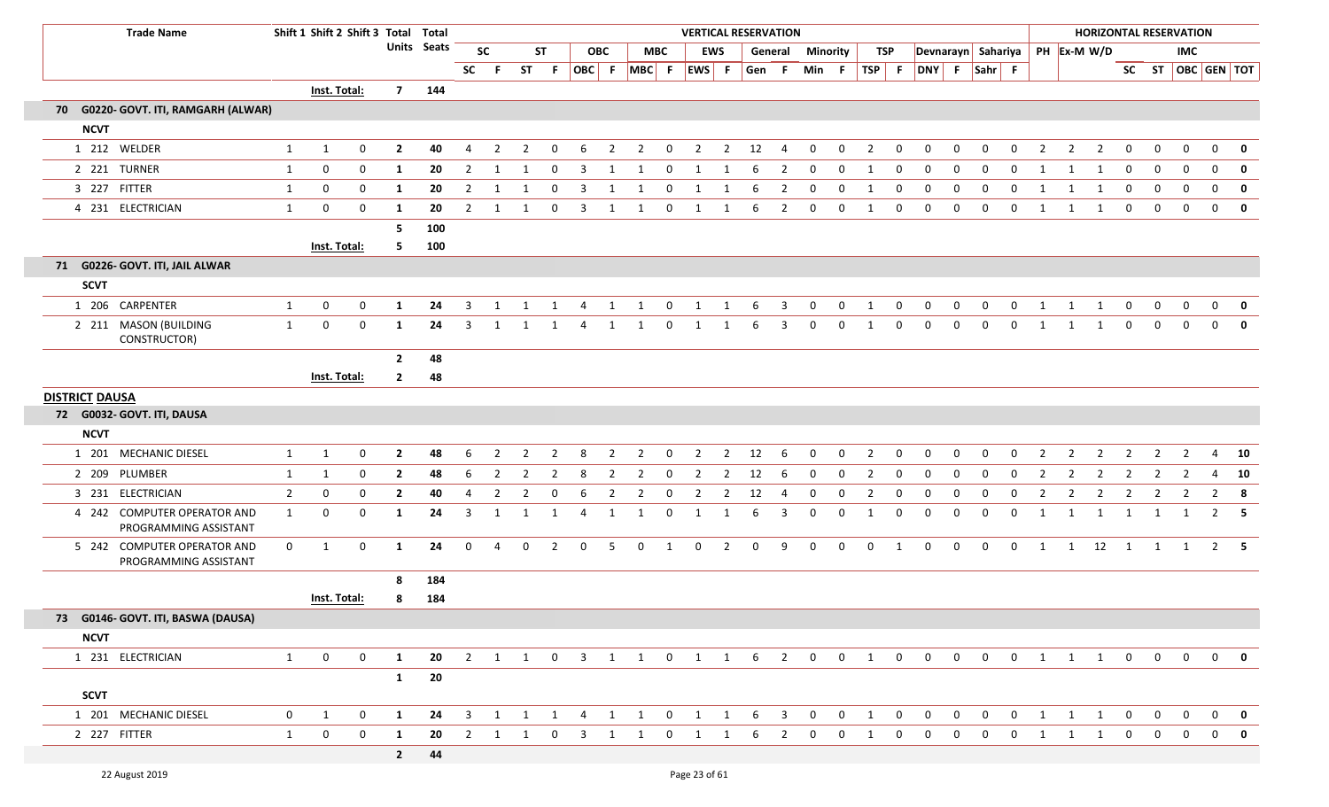| Trade Name | Shift 1 | Shift 2 | Shift 3 | Total Units | Total Seats | VERTICAL RESERVATION | | | | | | | | | | | | | | | | | | | | | | HORIZONTAL RESERVATION | | | | | | | | |
|---|---|---|---|---|---|---|---|---|---|---|---|---|---|---|---|---|---|---|---|---|---|---|---|---|---|---|---|---|---|---|---|---|---|---|---|---|
| | | | | | | SC | | ST | | OBC | | MBC | | EWS | | General | | Minority | | TSP | | Devnarayn | | Sahariya | | PH | Ex-M | W/D | | | IMC | | | | | |
| | | | | | | SC | F | ST | F | OBC | F | MBC | F | EWS | F | Gen | F | Min | F | TSP | F | DNY | F | Sahr | F | | | | SC | ST | OBC | GEN | TOT | | | |
| Inst. Total: | | | | 7 | 144 | | | | | | | | | | | | | | | | | | | | | | | | | | | | | | | |
| **70 G0220- GOVT. ITI, RAMGARH (ALWAR)** | | | | | | | | | | | | | | | | | | | | | | | | | | | | | | | | | | | | |
| **NCVT** | | | | | | | | | | | | | | | | | | | | | | | | | | | | | | | | | | | | |
| 1 212 WELDER | 1 | 1 | 0 | 2 | 40 | 4 | 2 | 2 | 0 | 6 | 2 | 2 | 0 | 2 | 2 | 12 | 4 | 0 | 0 | 2 | 0 | 0 | 0 | 0 | 0 | 2 | 2 | 2 | 0 | 0 | 0 | 0 | 0 | | | |
| 2 221 TURNER | 1 | 0 | 0 | 1 | 20 | 2 | 1 | 1 | 0 | 3 | 1 | 1 | 0 | 1 | 1 | 6 | 2 | 0 | 0 | 1 | 0 | 0 | 0 | 0 | 0 | 1 | 1 | 1 | 0 | 0 | 0 | 0 | 0 | | | |
| 3 227 FITTER | 1 | 0 | 0 | 1 | 20 | 2 | 1 | 1 | 0 | 3 | 1 | 1 | 0 | 1 | 1 | 6 | 2 | 0 | 0 | 1 | 0 | 0 | 0 | 0 | 0 | 1 | 1 | 1 | 0 | 0 | 0 | 0 | 0 | | | |
| 4 231 ELECTRICIAN | 1 | 0 | 0 | 1 | 20 | 2 | 1 | 1 | 0 | 3 | 1 | 1 | 0 | 1 | 1 | 6 | 2 | 0 | 0 | 1 | 0 | 0 | 0 | 0 | 0 | 1 | 1 | 1 | 0 | 0 | 0 | 0 | 0 | | | |
| | | | | 5 | 100 | | | | | | | | | | | | | | | | | | | | | | | | | | | | | | | |
| Inst. Total: | | | | 5 | 100 | | | | | | | | | | | | | | | | | | | | | | | | | | | | | | | |
| **71 G0226- GOVT. ITI, JAIL ALWAR** | | | | | | | | | | | | | | | | | | | | | | | | | | | | | | | | | | | | |
| **SCVT** | | | | | | | | | | | | | | | | | | | | | | | | | | | | | | | | | | | | |
| 1 206 CARPENTER | 1 | 0 | 0 | 1 | 24 | 3 | 1 | 1 | 1 | 4 | 1 | 1 | 0 | 1 | 1 | 6 | 3 | 0 | 0 | 1 | 0 | 0 | 0 | 0 | 0 | 1 | 1 | 1 | 0 | 0 | 0 | 0 | 0 | | | |
| 2 211 MASON (BUILDING CONSTRUCTOR) | 1 | 0 | 0 | 1 | 24 | 3 | 1 | 1 | 1 | 4 | 1 | 1 | 0 | 1 | 1 | 6 | 3 | 0 | 0 | 1 | 0 | 0 | 0 | 0 | 0 | 1 | 1 | 1 | 0 | 0 | 0 | 0 | 0 | | | |
| | | | | 2 | 48 | | | | | | | | | | | | | | | | | | | | | | | | | | | | | | | |
| Inst. Total: | | | | 2 | 48 | | | | | | | | | | | | | | | | | | | | | | | | | | | | | | | |
| **DISTRICT DAUSA** | | | | | | | | | | | | | | | | | | | | | | | | | | | | | | | | | | | | |
| **72 G0032- GOVT. ITI, DAUSA** | | | | | | | | | | | | | | | | | | | | | | | | | | | | | | | | | | | | |
| **NCVT** | | | | | | | | | | | | | | | | | | | | | | | | | | | | | | | | | | | | |
| 1 201 MECHANIC DIESEL | 1 | 1 | 0 | 2 | 48 | 6 | 2 | 2 | 2 | 8 | 2 | 2 | 0 | 2 | 2 | 12 | 6 | 0 | 0 | 2 | 0 | 0 | 0 | 0 | 0 | 2 | 2 | 2 | 2 | 2 | 2 | 4 | 10 | | | |
| 2 209 PLUMBER | 1 | 1 | 0 | 2 | 48 | 6 | 2 | 2 | 2 | 8 | 2 | 2 | 0 | 2 | 2 | 12 | 6 | 0 | 0 | 2 | 0 | 0 | 0 | 0 | 0 | 2 | 2 | 2 | 2 | 2 | 2 | 4 | 10 | | | |
| 3 231 ELECTRICIAN | 2 | 0 | 0 | 2 | 40 | 4 | 2 | 2 | 0 | 6 | 2 | 2 | 0 | 2 | 2 | 12 | 4 | 0 | 0 | 2 | 0 | 0 | 0 | 0 | 0 | 2 | 2 | 2 | 2 | 2 | 2 | 2 | 8 | | | |
| 4 242 COMPUTER OPERATOR AND PROGRAMMING ASSISTANT | 1 | 0 | 0 | 1 | 24 | 3 | 1 | 1 | 1 | 4 | 1 | 1 | 0 | 1 | 1 | 6 | 3 | 0 | 0 | 1 | 0 | 0 | 0 | 0 | 0 | 1 | 1 | 1 | 1 | 1 | 1 | 2 | 5 | | | |
| 5 242 COMPUTER OPERATOR AND PROGRAMMING ASSISTANT | 0 | 1 | 0 | 1 | 24 | 0 | 4 | 0 | 2 | 0 | 5 | 0 | 1 | 0 | 2 | 0 | 9 | 0 | 0 | 0 | 1 | 0 | 0 | 0 | 0 | 1 | 1 | 12 | 1 | 1 | 1 | 2 | 5 | | | |
| | | | | 8 | 184 | | | | | | | | | | | | | | | | | | | | | | | | | | | | | | | |
| Inst. Total: | | | | 8 | 184 | | | | | | | | | | | | | | | | | | | | | | | | | | | | | | | |
| **73 G0146- GOVT. ITI, BASWA (DAUSA)** | | | | | | | | | | | | | | | | | | | | | | | | | | | | | | | | | | | | |
| **NCVT** | | | | | | | | | | | | | | | | | | | | | | | | | | | | | | | | | | | | |
| 1 231 ELECTRICIAN | 1 | 0 | 0 | 1 | 20 | 2 | 1 | 1 | 0 | 3 | 1 | 1 | 0 | 1 | 1 | 6 | 2 | 0 | 0 | 1 | 0 | 0 | 0 | 0 | 0 | 1 | 1 | 1 | 0 | 0 | 0 | 0 | 0 | | | |
| | | | | 1 | 20 | | | | | | | | | | | | | | | | | | | | | | | | | | | | | | | |
| **SCVT** | | | | | | | | | | | | | | | | | | | | | | | | | | | | | | | | | | | | |
| 1 201 MECHANIC DIESEL | 0 | 1 | 0 | 1 | 24 | 3 | 1 | 1 | 1 | 4 | 1 | 1 | 0 | 1 | 1 | 6 | 3 | 0 | 0 | 1 | 0 | 0 | 0 | 0 | 0 | 1 | 1 | 1 | 0 | 0 | 0 | 0 | 0 | | | |
| 2 227 FITTER | 1 | 0 | 0 | 1 | 20 | 2 | 1 | 1 | 0 | 3 | 1 | 1 | 0 | 1 | 1 | 6 | 2 | 0 | 0 | 1 | 0 | 0 | 0 | 0 | 0 | 1 | 1 | 1 | 0 | 0 | 0 | 0 | 0 | | | |
| | | | | 2 | 44 | | | | | | | | | | | | | | | | | | | | | | | | | | | | | | | |

22 August 2019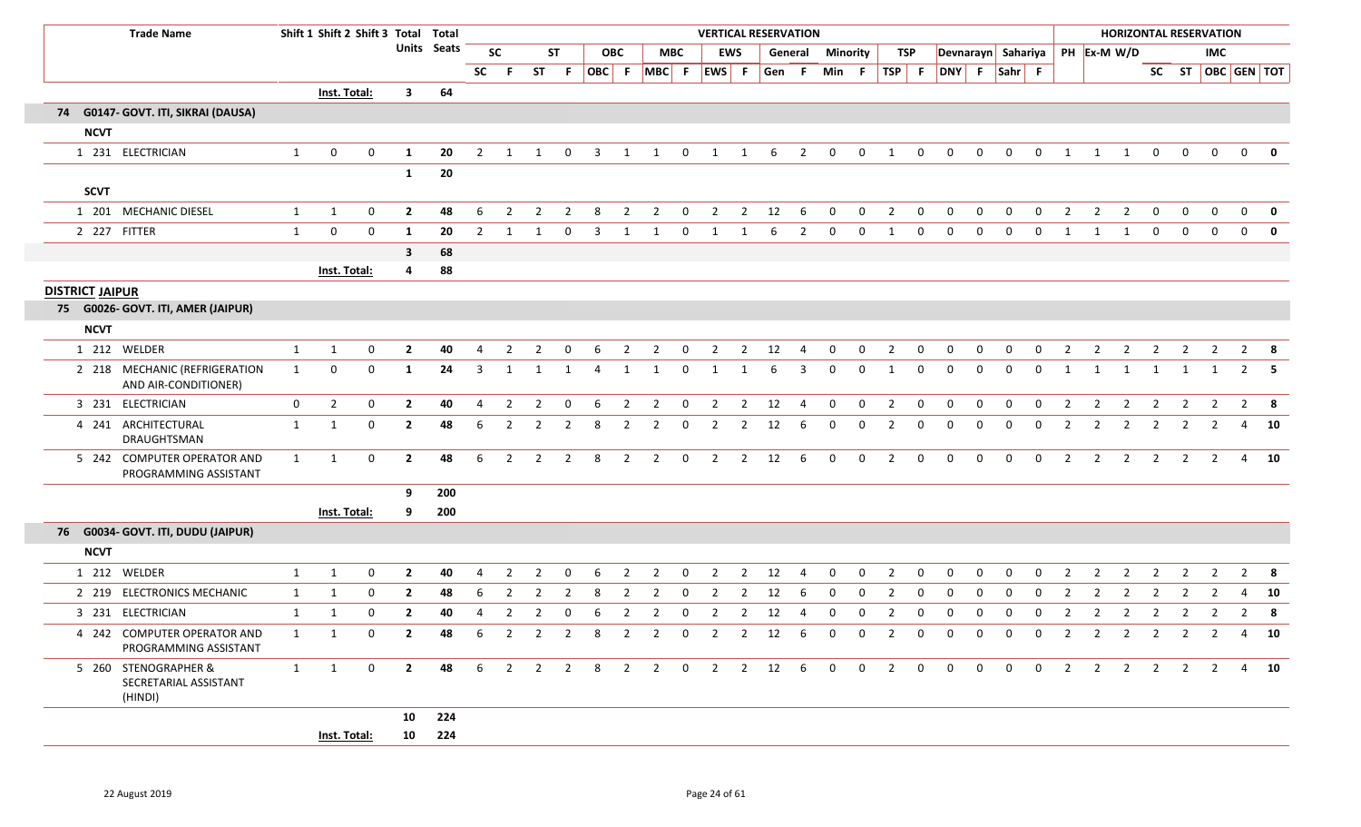| Trade Name | Shift 1 | Shift 2 | Shift 3 | Total Units | Total Seats | SC | SC F | ST | ST F | OBC | OBC F | MBC | MBC F | EWS | EWS F | General Gen | General F | Minority Min | Minority F | TSP | TSP F | Devnarayn DNY | Devnarayn F | Sahariya Sahr | Sahariya F | PH | Ex-M | W/D | SC | ST | IMC OBC | IMC GEN | IMC TOT |
|---|---|---|---|---|---|---|---|---|---|---|---|---|---|---|---|---|---|---|---|---|---|---|---|---|---|---|---|---|---|---|---|---|---|
| Inst. Total: | | | | 3 | 64 | | | | | | | | | | | | | | | | | | | | | | | | | | | | |
| **74 G0147- GOVT. ITI, SIKRAI (DAUSA)** | | | | | | | | | | | | | | | | | | | | | | | | | | | | | | | | | |
| **NCVT** | | | | | | | | | | | | | | | | | | | | | | | | | | | | | | | | | |
| 1 231 ELECTRICIAN | 1 | 0 | 0 | 1 | 20 | 2 | 1 | 1 | 0 | 3 | 1 | 1 | 0 | 1 | 1 | 6 | 2 | 0 | 0 | 1 | 0 | 0 | 0 | 0 | 0 | 1 | 1 | 1 | 0 | 0 | 0 | 0 | 0 |
| | | | | 1 | 20 | | | | | | | | | | | | | | | | | | | | | | | | | | | | |
| **SCVT** | | | | | | | | | | | | | | | | | | | | | | | | | | | | | | | | | |
| 1 201 MECHANIC DIESEL | 1 | 1 | 0 | 2 | 48 | 6 | 2 | 2 | 2 | 8 | 2 | 2 | 0 | 2 | 2 | 12 | 6 | 0 | 0 | 2 | 0 | 0 | 0 | 0 | 0 | 2 | 2 | 2 | 0 | 0 | 0 | 0 | 0 |
| 2 227 FITTER | 1 | 0 | 0 | 1 | 20 | 2 | 1 | 1 | 0 | 3 | 1 | 1 | 0 | 1 | 1 | 6 | 2 | 0 | 0 | 1 | 0 | 0 | 0 | 0 | 0 | 1 | 1 | 1 | 0 | 0 | 0 | 0 | 0 |
| | | | | 3 | 68 | | | | | | | | | | | | | | | | | | | | | | | | | | | | |
| Inst. Total: | | | | 4 | 88 | | | | | | | | | | | | | | | | | | | | | | | | | | | | |
| **DISTRICT JAIPUR** | | | | | | | | | | | | | | | | | | | | | | | | | | | | | | | | | |
| **75 G0026- GOVT. ITI, AMER (JAIPUR)** | | | | | | | | | | | | | | | | | | | | | | | | | | | | | | | | | |
| **NCVT** | | | | | | | | | | | | | | | | | | | | | | | | | | | | | | | | | |
| 1 212 WELDER | 1 | 1 | 0 | 2 | 40 | 4 | 2 | 2 | 0 | 6 | 2 | 2 | 0 | 2 | 2 | 12 | 4 | 0 | 0 | 2 | 0 | 0 | 0 | 0 | 0 | 2 | 2 | 2 | 2 | 2 | 2 | 2 | 8 |
| 2 218 MECHANIC (REFRIGERATION AND AIR-CONDITIONER) | 1 | 0 | 0 | 1 | 24 | 3 | 1 | 1 | 1 | 4 | 1 | 1 | 0 | 1 | 1 | 6 | 3 | 0 | 0 | 1 | 0 | 0 | 0 | 0 | 0 | 1 | 1 | 1 | 1 | 1 | 1 | 2 | 5 |
| 3 231 ELECTRICIAN | 0 | 2 | 0 | 2 | 40 | 4 | 2 | 2 | 0 | 6 | 2 | 2 | 0 | 2 | 2 | 12 | 4 | 0 | 0 | 2 | 0 | 0 | 0 | 0 | 0 | 2 | 2 | 2 | 2 | 2 | 2 | 2 | 8 |
| 4 241 ARCHITECTURAL DRAUGHTSMAN | 1 | 1 | 0 | 2 | 48 | 6 | 2 | 2 | 2 | 8 | 2 | 2 | 0 | 2 | 2 | 12 | 6 | 0 | 0 | 2 | 0 | 0 | 0 | 0 | 0 | 2 | 2 | 2 | 2 | 2 | 2 | 4 | 10 |
| 5 242 COMPUTER OPERATOR AND PROGRAMMING ASSISTANT | 1 | 1 | 0 | 2 | 48 | 6 | 2 | 2 | 2 | 8 | 2 | 2 | 0 | 2 | 2 | 12 | 6 | 0 | 0 | 2 | 0 | 0 | 0 | 0 | 0 | 2 | 2 | 2 | 2 | 2 | 2 | 4 | 10 |
| | | | | 9 | 200 | | | | | | | | | | | | | | | | | | | | | | | | | | | | |
| Inst. Total: | | | | 9 | 200 | | | | | | | | | | | | | | | | | | | | | | | | | | | | |
| **76 G0034- GOVT. ITI, DUDU (JAIPUR)** | | | | | | | | | | | | | | | | | | | | | | | | | | | | | | | | | |
| **NCVT** | | | | | | | | | | | | | | | | | | | | | | | | | | | | | | | | | |
| 1 212 WELDER | 1 | 1 | 0 | 2 | 40 | 4 | 2 | 2 | 0 | 6 | 2 | 2 | 0 | 2 | 2 | 12 | 4 | 0 | 0 | 2 | 0 | 0 | 0 | 0 | 0 | 2 | 2 | 2 | 2 | 2 | 2 | 2 | 8 |
| 2 219 ELECTRONICS MECHANIC | 1 | 1 | 0 | 2 | 48 | 6 | 2 | 2 | 2 | 8 | 2 | 2 | 0 | 2 | 2 | 12 | 6 | 0 | 0 | 2 | 0 | 0 | 0 | 0 | 0 | 2 | 2 | 2 | 2 | 2 | 2 | 4 | 10 |
| 3 231 ELECTRICIAN | 1 | 1 | 0 | 2 | 40 | 4 | 2 | 2 | 0 | 6 | 2 | 2 | 0 | 2 | 2 | 12 | 4 | 0 | 0 | 2 | 0 | 0 | 0 | 0 | 0 | 2 | 2 | 2 | 2 | 2 | 2 | 2 | 8 |
| 4 242 COMPUTER OPERATOR AND PROGRAMMING ASSISTANT | 1 | 1 | 0 | 2 | 48 | 6 | 2 | 2 | 2 | 8 | 2 | 2 | 0 | 2 | 2 | 12 | 6 | 0 | 0 | 2 | 0 | 0 | 0 | 0 | 0 | 2 | 2 | 2 | 2 | 2 | 2 | 4 | 10 |
| 5 260 STENOGRAPHER & SECRETARIAL ASSISTANT (HINDI) | 1 | 1 | 0 | 2 | 48 | 6 | 2 | 2 | 2 | 8 | 2 | 2 | 0 | 2 | 2 | 12 | 6 | 0 | 0 | 2 | 0 | 0 | 0 | 0 | 0 | 2 | 2 | 2 | 2 | 2 | 2 | 4 | 10 |
| | | | | 10 | 224 | | | | | | | | | | | | | | | | | | | | | | | | | | | | |
| Inst. Total: | | | | 10 | 224 | | | | | | | | | | | | | | | | | | | | | | | | | | | | |

22 August 2019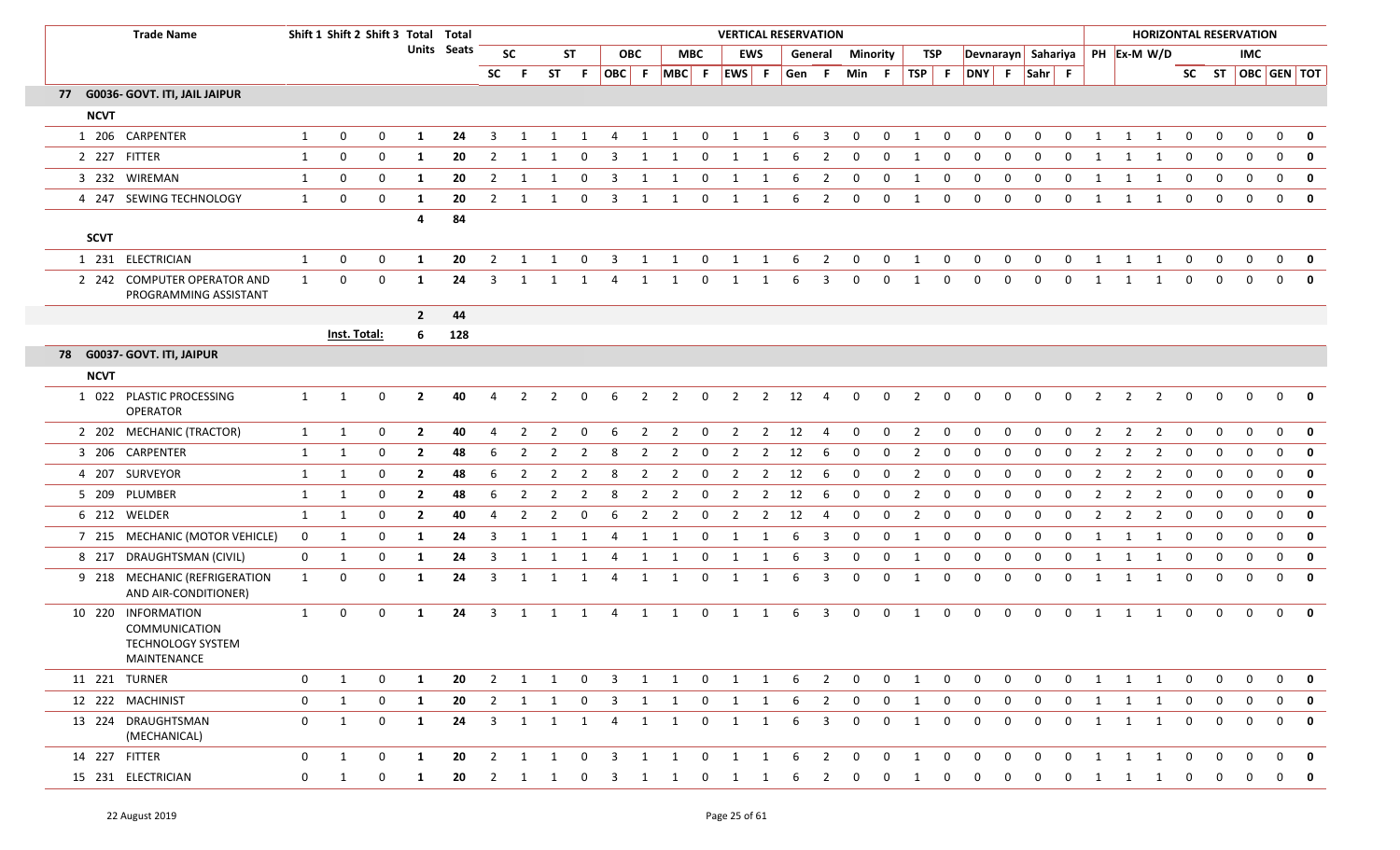| Trade Name | Shift 1 | Shift 2 | Shift 3 | Total Units | Total Seats | SC | F | ST | F | OBC | F | MBC | F | EWS | F | Gen | F | Min | F | TSP | F | DNY | F | Sahr | F | PH | Ex-M | W/D | SC | ST | OBC | GEN | TOT |
|---|---|---|---|---|---|---|---|---|---|---|---|---|---|---|---|---|---|---|---|---|---|---|---|---|---|---|---|---|---|---|---|---|---|
| | | | | | | **VERTICAL RESERVATION** | | | | | | | | | | | | | | | | | | | | **HORIZONTAL RESERVATION** | | | | | | | |
| | | | | | | SC | | ST | | OBC | | MBC | | EWS | | General | | Minority | | TSP | | Devnarayn | | Sahariya | | | | | | | IMC | | |
| **77 G0036- GOVT. ITI, JAIL JAIPUR** | | | | | | | | | | | | | | | | | | | | | | | | | | | | | | | | | |
| **NCVT** | | | | | | | | | | | | | | | | | | | | | | | | | | | | | | | | | |
| 1 206 CARPENTER | 1 | 0 | 0 | 1 | 24 | 3 | 1 | 1 | 1 | 4 | 1 | 1 | 0 | 1 | 1 | 6 | 3 | 0 | 0 | 1 | 0 | 0 | 0 | 0 | 0 | 1 | 1 | 1 | 0 | 0 | 0 | 0 | **0** |
| 2 227 FITTER | 1 | 0 | 0 | 1 | 20 | 2 | 1 | 1 | 0 | 3 | 1 | 1 | 0 | 1 | 1 | 6 | 2 | 0 | 0 | 1 | 0 | 0 | 0 | 0 | 0 | 1 | 1 | 1 | 0 | 0 | 0 | 0 | **0** |
| 3 232 WIREMAN | 1 | 0 | 0 | 1 | 20 | 2 | 1 | 1 | 0 | 3 | 1 | 1 | 0 | 1 | 1 | 6 | 2 | 0 | 0 | 1 | 0 | 0 | 0 | 0 | 0 | 1 | 1 | 1 | 0 | 0 | 0 | 0 | **0** |
| 4 247 SEWING TECHNOLOGY | 1 | 0 | 0 | 1 | 20 | 2 | 1 | 1 | 0 | 3 | 1 | 1 | 0 | 1 | 1 | 6 | 2 | 0 | 0 | 1 | 0 | 0 | 0 | 0 | 0 | 1 | 1 | 1 | 0 | 0 | 0 | 0 | **0** |
| | | | | **4** | **84** | | | | | | | | | | | | | | | | | | | | | | | | | | | | |
| **SCVT** | | | | | | | | | | | | | | | | | | | | | | | | | | | | | | | | | |
| 1 231 ELECTRICIAN | 1 | 0 | 0 | 1 | 20 | 2 | 1 | 1 | 0 | 3 | 1 | 1 | 0 | 1 | 1 | 6 | 2 | 0 | 0 | 1 | 0 | 0 | 0 | 0 | 0 | 1 | 1 | 1 | 0 | 0 | 0 | 0 | **0** |
| 2 242 COMPUTER OPERATOR AND PROGRAMMING ASSISTANT | 1 | 0 | 0 | 1 | 24 | 3 | 1 | 1 | 1 | 4 | 1 | 1 | 0 | 1 | 1 | 6 | 3 | 0 | 0 | 1 | 0 | 0 | 0 | 0 | 0 | 1 | 1 | 1 | 0 | 0 | 0 | 0 | **0** |
| | | | | **2** | **44** | | | | | | | | | | | | | | | | | | | | | | | | | | | | |
| | | **Inst. Total:** | | **6** | **128** | | | | | | | | | | | | | | | | | | | | | | | | | | | | |
| **78 G0037- GOVT. ITI, JAIPUR** | | | | | | | | | | | | | | | | | | | | | | | | | | | | | | | | | |
| **NCVT** | | | | | | | | | | | | | | | | | | | | | | | | | | | | | | | | | |
| 1 022 PLASTIC PROCESSING OPERATOR | 1 | 1 | 0 | 2 | 40 | 4 | 2 | 2 | 0 | 6 | 2 | 2 | 0 | 2 | 2 | 12 | 4 | 0 | 0 | 2 | 0 | 0 | 0 | 0 | 0 | 2 | 2 | 2 | 0 | 0 | 0 | 0 | **0** |
| 2 202 MECHANIC (TRACTOR) | 1 | 1 | 0 | 2 | 40 | 4 | 2 | 2 | 0 | 6 | 2 | 2 | 0 | 2 | 2 | 12 | 4 | 0 | 0 | 2 | 0 | 0 | 0 | 0 | 0 | 2 | 2 | 2 | 0 | 0 | 0 | 0 | **0** |
| 3 206 CARPENTER | 1 | 1 | 0 | 2 | 48 | 6 | 2 | 2 | 2 | 8 | 2 | 2 | 0 | 2 | 2 | 12 | 6 | 0 | 0 | 2 | 0 | 0 | 0 | 0 | 0 | 2 | 2 | 2 | 0 | 0 | 0 | 0 | **0** |
| 4 207 SURVEYOR | 1 | 1 | 0 | 2 | 48 | 6 | 2 | 2 | 2 | 8 | 2 | 2 | 0 | 2 | 2 | 12 | 6 | 0 | 0 | 2 | 0 | 0 | 0 | 0 | 0 | 2 | 2 | 2 | 0 | 0 | 0 | 0 | **0** |
| 5 209 PLUMBER | 1 | 1 | 0 | 2 | 48 | 6 | 2 | 2 | 2 | 8 | 2 | 2 | 0 | 2 | 2 | 12 | 6 | 0 | 0 | 2 | 0 | 0 | 0 | 0 | 0 | 2 | 2 | 2 | 0 | 0 | 0 | 0 | **0** |
| 6 212 WELDER | 1 | 1 | 0 | 2 | 40 | 4 | 2 | 2 | 0 | 6 | 2 | 2 | 0 | 2 | 2 | 12 | 4 | 0 | 0 | 2 | 0 | 0 | 0 | 0 | 0 | 2 | 2 | 2 | 0 | 0 | 0 | 0 | **0** |
| 7 215 MECHANIC (MOTOR VEHICLE) | 0 | 1 | 0 | 1 | 24 | 3 | 1 | 1 | 1 | 4 | 1 | 1 | 0 | 1 | 1 | 6 | 3 | 0 | 0 | 1 | 0 | 0 | 0 | 0 | 0 | 1 | 1 | 1 | 0 | 0 | 0 | 0 | **0** |
| 8 217 DRAUGHTSMAN (CIVIL) | 0 | 1 | 0 | 1 | 24 | 3 | 1 | 1 | 1 | 4 | 1 | 1 | 0 | 1 | 1 | 6 | 3 | 0 | 0 | 1 | 0 | 0 | 0 | 0 | 0 | 1 | 1 | 1 | 0 | 0 | 0 | 0 | **0** |
| 9 218 MECHANIC (REFRIGERATION AND AIR-CONDITIONER) | 1 | 0 | 0 | 1 | 24 | 3 | 1 | 1 | 1 | 4 | 1 | 1 | 0 | 1 | 1 | 6 | 3 | 0 | 0 | 1 | 0 | 0 | 0 | 0 | 0 | 1 | 1 | 1 | 0 | 0 | 0 | 0 | **0** |
| 10 220 INFORMATION COMMUNICATION TECHNOLOGY SYSTEM MAINTENANCE | 1 | 0 | 0 | 1 | 24 | 3 | 1 | 1 | 1 | 4 | 1 | 1 | 0 | 1 | 1 | 6 | 3 | 0 | 0 | 1 | 0 | 0 | 0 | 0 | 0 | 1 | 1 | 1 | 0 | 0 | 0 | 0 | **0** |
| 11 221 TURNER | 0 | 1 | 0 | 1 | 20 | 2 | 1 | 1 | 0 | 3 | 1 | 1 | 0 | 1 | 1 | 6 | 2 | 0 | 0 | 1 | 0 | 0 | 0 | 0 | 0 | 1 | 1 | 1 | 0 | 0 | 0 | 0 | **0** |
| 12 222 MACHINIST | 0 | 1 | 0 | 1 | 20 | 2 | 1 | 1 | 0 | 3 | 1 | 1 | 0 | 1 | 1 | 6 | 2 | 0 | 0 | 1 | 0 | 0 | 0 | 0 | 0 | 1 | 1 | 1 | 0 | 0 | 0 | 0 | **0** |
| 13 224 DRAUGHTSMAN (MECHANICAL) | 0 | 1 | 0 | 1 | 24 | 3 | 1 | 1 | 1 | 4 | 1 | 1 | 0 | 1 | 1 | 6 | 3 | 0 | 0 | 1 | 0 | 0 | 0 | 0 | 0 | 1 | 1 | 1 | 0 | 0 | 0 | 0 | **0** |
| 14 227 FITTER | 0 | 1 | 0 | 1 | 20 | 2 | 1 | 1 | 0 | 3 | 1 | 1 | 0 | 1 | 1 | 6 | 2 | 0 | 0 | 1 | 0 | 0 | 0 | 0 | 0 | 1 | 1 | 1 | 0 | 0 | 0 | 0 | **0** |
| 15 231 ELECTRICIAN | 0 | 1 | 0 | 1 | 20 | 2 | 1 | 1 | 0 | 3 | 1 | 1 | 0 | 1 | 1 | 6 | 2 | 0 | 0 | 1 | 0 | 0 | 0 | 0 | 0 | 1 | 1 | 1 | 0 | 0 | 0 | 0 | **0** |

22 August 2019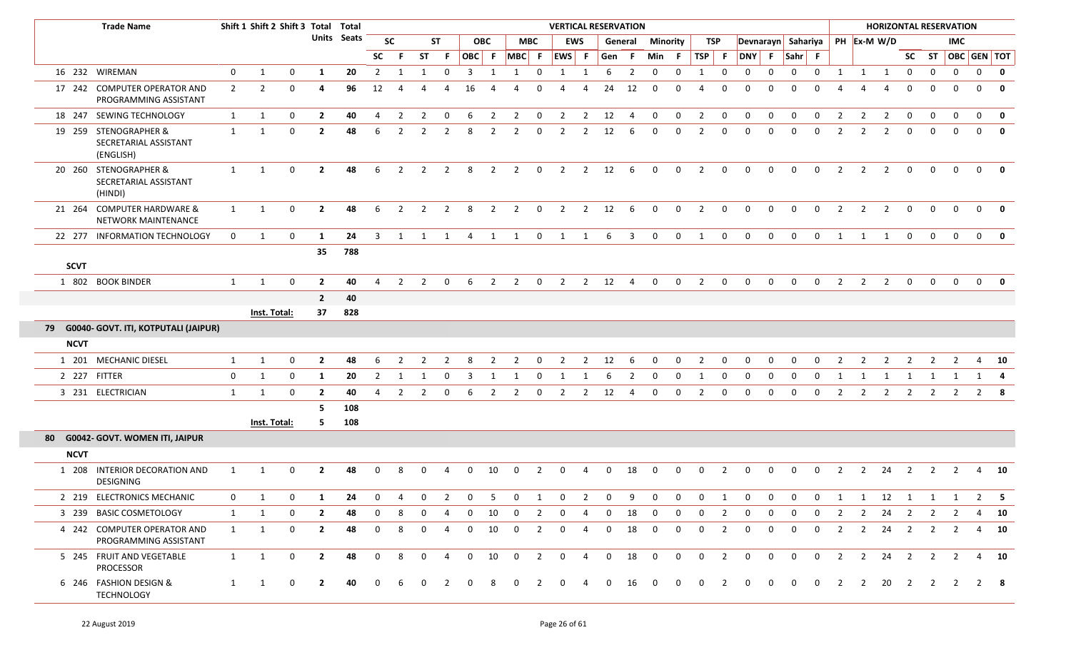| | | Trade Name | Shift 1 | Shift 2 | Shift 3 | Total Units | Total Seats | VERTICAL RESERVATION | | | | | | | | | | | | | | | | | | | | | | HORIZONTAL RESERVATION | | | | | | | |
|---|---|---|---|---|---|---|---|---|---|---|---|---|---|---|---|---|---|---|---|---|---|---|---|---|---|---|---|---|---|---|---|---|---|---|---|---|---|
| | | | | | | | | SC | | ST | | OBC | | MBC | | EWS | | General | | Minority | | TSP | | Devnarayn | | Sahariya | | PH | Ex-M | W/D | | | IMC | | |
| | | | | | | | | SC | F | ST | F | OBC | F | MBC | F | EWS | F | Gen | F | Min | F | TSP | F | DNY | F | Sahr | F | | | | SC | ST | OBC | GEN | TOT |
| 16 | 232 | WIREMAN | 0 | 1 | 0 | 1 | 20 | 2 | 1 | 1 | 0 | 3 | 1 | 1 | 0 | 1 | 1 | 6 | 2 | 0 | 0 | 1 | 0 | 0 | 0 | 0 | 0 | 1 | 1 | 1 | 0 | 0 | 0 | 0 | **0** |
| 17 | 242 | COMPUTER OPERATOR AND PROGRAMMING ASSISTANT | 2 | 2 | 0 | 4 | 96 | 12 | 4 | 4 | 4 | 16 | 4 | 4 | 0 | 4 | 4 | 24 | 12 | 0 | 0 | 4 | 0 | 0 | 0 | 0 | 0 | 4 | 4 | 4 | 0 | 0 | 0 | 0 | **0** |
| 18 | 247 | SEWING TECHNOLOGY | 1 | 1 | 0 | 2 | 40 | 4 | 2 | 2 | 0 | 6 | 2 | 2 | 0 | 2 | 2 | 12 | 4 | 0 | 0 | 2 | 0 | 0 | 0 | 0 | 0 | 2 | 2 | 2 | 0 | 0 | 0 | 0 | **0** |
| 19 | 259 | STENOGRAPHER & SECRETARIAL ASSISTANT (ENGLISH) | 1 | 1 | 0 | 2 | 48 | 6 | 2 | 2 | 2 | 8 | 2 | 2 | 0 | 2 | 2 | 12 | 6 | 0 | 0 | 2 | 0 | 0 | 0 | 0 | 0 | 2 | 2 | 2 | 0 | 0 | 0 | 0 | **0** |
| 20 | 260 | STENOGRAPHER & SECRETARIAL ASSISTANT (HINDI) | 1 | 1 | 0 | 2 | 48 | 6 | 2 | 2 | 2 | 8 | 2 | 2 | 0 | 2 | 2 | 12 | 6 | 0 | 0 | 2 | 0 | 0 | 0 | 0 | 0 | 2 | 2 | 2 | 0 | 0 | 0 | 0 | **0** |
| 21 | 264 | COMPUTER HARDWARE & NETWORK MAINTENANCE | 1 | 1 | 0 | 2 | 48 | 6 | 2 | 2 | 2 | 8 | 2 | 2 | 0 | 2 | 2 | 12 | 6 | 0 | 0 | 2 | 0 | 0 | 0 | 0 | 0 | 2 | 2 | 2 | 0 | 0 | 0 | 0 | **0** |
| 22 | 277 | INFORMATION TECHNOLOGY | 0 | 1 | 0 | 1 | 24 | 3 | 1 | 1 | 1 | 4 | 1 | 1 | 0 | 1 | 1 | 6 | 3 | 0 | 0 | 1 | 0 | 0 | 0 | 0 | 0 | 1 | 1 | 1 | 0 | 0 | 0 | 0 | **0** |
| | | | | | | **35** | **788** | | | | | | | | | | | | | | | | | | | | | | | | | | | | |
| **SCVT** | | | | | | | | | | | | | | | | | | | | | | | | | | | | | | | | | | | |
| 1 | 802 | BOOK BINDER | 1 | 1 | 0 | 2 | 40 | 4 | 2 | 2 | 0 | 6 | 2 | 2 | 0 | 2 | 2 | 12 | 4 | 0 | 0 | 2 | 0 | 0 | 0 | 0 | 0 | 2 | 2 | 2 | 0 | 0 | 0 | 0 | **0** |
| | | | | | | **2** | **40** | | | | | | | | | | | | | | | | | | | | | | | | | | | | |
| | | | **Inst. Total:** | | | **37** | **828** | | | | | | | | | | | | | | | | | | | | | | | | | | | | |
| **79** | **G0040- GOVT. ITI, KOTPUTALI (JAIPUR)** | | | | | | | | | | | | | | | | | | | | | | | | | | | | | | | | | | |
| **NCVT** | | | | | | | | | | | | | | | | | | | | | | | | | | | | | | | | | | | |
| 1 | 201 | MECHANIC DIESEL | 1 | 1 | 0 | 2 | 48 | 6 | 2 | 2 | 2 | 8 | 2 | 2 | 0 | 2 | 2 | 12 | 6 | 0 | 0 | 2 | 0 | 0 | 0 | 0 | 0 | 2 | 2 | 2 | 2 | 2 | 2 | 4 | **10** |
| 2 | 227 | FITTER | 0 | 1 | 0 | 1 | 20 | 2 | 1 | 1 | 0 | 3 | 1 | 1 | 0 | 1 | 1 | 6 | 2 | 0 | 0 | 1 | 0 | 0 | 0 | 0 | 0 | 1 | 1 | 1 | 1 | 1 | 1 | 1 | **4** |
| 3 | 231 | ELECTRICIAN | 1 | 1 | 0 | 2 | 40 | 4 | 2 | 2 | 0 | 6 | 2 | 2 | 0 | 2 | 2 | 12 | 4 | 0 | 0 | 2 | 0 | 0 | 0 | 0 | 0 | 2 | 2 | 2 | 2 | 2 | 2 | 2 | **8** |
| | | | | | | **5** | **108** | | | | | | | | | | | | | | | | | | | | | | | | | | | | |
| | | | **Inst. Total:** | | | **5** | **108** | | | | | | | | | | | | | | | | | | | | | | | | | | | | |
| **80** | **G0042- GOVT. WOMEN ITI, JAIPUR** | | | | | | | | | | | | | | | | | | | | | | | | | | | | | | | | | | |
| **NCVT** | | | | | | | | | | | | | | | | | | | | | | | | | | | | | | | | | | | |
| 1 | 208 | INTERIOR DECORATION AND DESIGNING | 1 | 1 | 0 | 2 | 48 | 0 | 8 | 0 | 4 | 0 | 10 | 0 | 2 | 0 | 4 | 0 | 18 | 0 | 0 | 0 | 2 | 0 | 0 | 0 | 0 | 2 | 2 | 24 | 2 | 2 | 2 | 4 | **10** |
| 2 | 219 | ELECTRONICS MECHANIC | 0 | 1 | 0 | 1 | 24 | 0 | 4 | 0 | 2 | 0 | 5 | 0 | 1 | 0 | 2 | 0 | 9 | 0 | 0 | 0 | 1 | 0 | 0 | 0 | 0 | 1 | 1 | 12 | 1 | 1 | 1 | 2 | **5** |
| 3 | 239 | BASIC COSMETOLOGY | 1 | 1 | 0 | 2 | 48 | 0 | 8 | 0 | 4 | 0 | 10 | 0 | 2 | 0 | 4 | 0 | 18 | 0 | 0 | 0 | 2 | 0 | 0 | 0 | 0 | 2 | 2 | 24 | 2 | 2 | 2 | 4 | **10** |
| 4 | 242 | COMPUTER OPERATOR AND PROGRAMMING ASSISTANT | 1 | 1 | 0 | 2 | 48 | 0 | 8 | 0 | 4 | 0 | 10 | 0 | 2 | 0 | 4 | 0 | 18 | 0 | 0 | 0 | 2 | 0 | 0 | 0 | 0 | 2 | 2 | 24 | 2 | 2 | 2 | 4 | **10** |
| 5 | 245 | FRUIT AND VEGETABLE PROCESSOR | 1 | 1 | 0 | 2 | 48 | 0 | 8 | 0 | 4 | 0 | 10 | 0 | 2 | 0 | 4 | 0 | 18 | 0 | 0 | 0 | 2 | 0 | 0 | 0 | 0 | 2 | 2 | 24 | 2 | 2 | 2 | 4 | **10** |
| 6 | 246 | FASHION DESIGN & TECHNOLOGY | 1 | 1 | 0 | 2 | 40 | 0 | 6 | 0 | 2 | 0 | 8 | 0 | 2 | 0 | 4 | 0 | 16 | 0 | 0 | 0 | 2 | 0 | 0 | 0 | 0 | 2 | 2 | 20 | 2 | 2 | 2 | 2 | **8** |

22 August 2019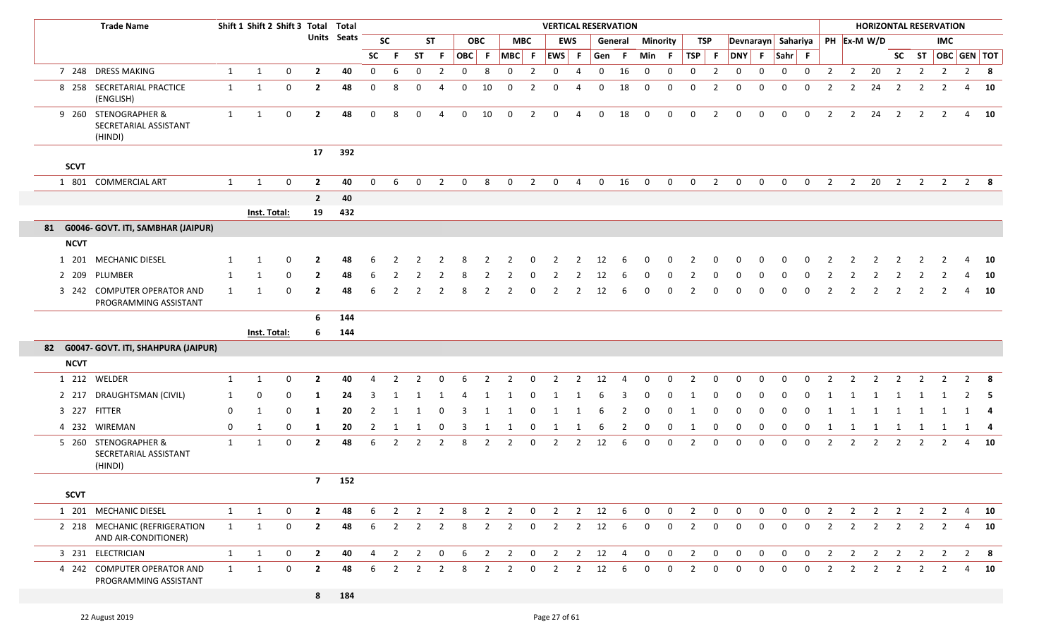| | Trade Name | Shift 1 | Shift 2 | Shift 3 | Total Units | Total Seats | SC | | ST | | OBC | | MBC | | EWS | | General | | Minority | | TSP | | Devnarayn | | Sahariya | | PH | Ex-M | W/D | SC | ST | IMC | | |
|---|---|---|---|---|---|---|---|---|---|---|---|---|---|---|---|---|---|---|---|---|---|---|---|---|---|---|---|---|---|---|---|---|---|---|
| | | | | | | | SC | F | ST | F | OBC | F | MBC | F | EWS | F | Gen | F | Min | F | TSP | F | DNY | F | Sahr | F | | | | SC | ST | OBC | GEN | TOT |
| 7 248 | DRESS MAKING | 1 | 1 | 0 | 2 | 40 | 0 | 6 | 0 | 2 | 0 | 8 | 0 | 2 | 0 | 4 | 0 | 16 | 0 | 0 | 0 | 2 | 0 | 0 | 0 | 0 | 2 | 2 | 20 | 2 | 2 | 2 | 2 | 8 |
| 8 258 | SECRETARIAL PRACTICE (ENGLISH) | 1 | 1 | 0 | 2 | 48 | 0 | 8 | 0 | 4 | 0 | 10 | 0 | 2 | 0 | 4 | 0 | 18 | 0 | 0 | 0 | 2 | 0 | 0 | 0 | 0 | 2 | 2 | 24 | 2 | 2 | 2 | 4 | 10 |
| 9 260 | STENOGRAPHER & SECRETARIAL ASSISTANT (HINDI) | 1 | 1 | 0 | 2 | 48 | 0 | 8 | 0 | 4 | 0 | 10 | 0 | 2 | 0 | 4 | 0 | 18 | 0 | 0 | 0 | 2 | 0 | 0 | 0 | 0 | 2 | 2 | 24 | 2 | 2 | 2 | 4 | 10 |
| | | | | | 17 | 392 | | | | | | | | | | | | | | | | | | | | | | | | | | | | |
| **SCVT** | | | | | | | | | | | | | | | | | | | | | | | | | | | | | | | | | | |
| 1 801 | COMMERCIAL ART | 1 | 1 | 0 | 2 | 40 | 0 | 6 | 0 | 2 | 0 | 8 | 0 | 2 | 0 | 4 | 0 | 16 | 0 | 0 | 0 | 2 | 0 | 0 | 0 | 0 | 2 | 2 | 20 | 2 | 2 | 2 | 2 | 8 |
| | | | | | 2 | 40 | | | | | | | | | | | | | | | | | | | | | | | | | | | | |
| | | Inst. Total: | | | 19 | 432 | | | | | | | | | | | | | | | | | | | | | | | | | | | | |
| **81** | **G0046- GOVT. ITI, SAMBHAR (JAIPUR)** | | | | | | | | | | | | | | | | | | | | | | | | | | | | | | | | | |
| **NCVT** | | | | | | | | | | | | | | | | | | | | | | | | | | | | | | | | | | |
| 1 201 | MECHANIC DIESEL | 1 | 1 | 0 | 2 | 48 | 6 | 2 | 2 | 2 | 8 | 2 | 2 | 0 | 2 | 2 | 12 | 6 | 0 | 0 | 2 | 0 | 0 | 0 | 0 | 0 | 2 | 2 | 2 | 2 | 2 | 2 | 4 | 10 |
| 2 209 | PLUMBER | 1 | 1 | 0 | 2 | 48 | 6 | 2 | 2 | 2 | 8 | 2 | 2 | 0 | 2 | 2 | 12 | 6 | 0 | 0 | 2 | 0 | 0 | 0 | 0 | 0 | 2 | 2 | 2 | 2 | 2 | 2 | 4 | 10 |
| 3 242 | COMPUTER OPERATOR AND PROGRAMMING ASSISTANT | 1 | 1 | 0 | 2 | 48 | 6 | 2 | 2 | 2 | 8 | 2 | 2 | 0 | 2 | 2 | 12 | 6 | 0 | 0 | 2 | 0 | 0 | 0 | 0 | 0 | 2 | 2 | 2 | 2 | 2 | 2 | 4 | 10 |
| | | | | | 6 | 144 | | | | | | | | | | | | | | | | | | | | | | | | | | | | |
| | | Inst. Total: | | | 6 | 144 | | | | | | | | | | | | | | | | | | | | | | | | | | | | |
| **82** | **G0047- GOVT. ITI, SHAHPURA (JAIPUR)** | | | | | | | | | | | | | | | | | | | | | | | | | | | | | | | | | |
| **NCVT** | | | | | | | | | | | | | | | | | | | | | | | | | | | | | | | | | | |
| 1 212 | WELDER | 1 | 1 | 0 | 2 | 40 | 4 | 2 | 2 | 0 | 6 | 2 | 2 | 0 | 2 | 2 | 12 | 4 | 0 | 0 | 2 | 0 | 0 | 0 | 0 | 0 | 2 | 2 | 2 | 2 | 2 | 2 | 2 | 8 |
| 2 217 | DRAUGHTSMAN (CIVIL) | 1 | 0 | 0 | 1 | 24 | 3 | 1 | 1 | 1 | 4 | 1 | 1 | 0 | 1 | 1 | 6 | 3 | 0 | 0 | 1 | 0 | 0 | 0 | 0 | 0 | 1 | 1 | 1 | 1 | 1 | 1 | 2 | 5 |
| 3 227 | FITTER | 0 | 1 | 0 | 1 | 20 | 2 | 1 | 1 | 0 | 3 | 1 | 1 | 0 | 1 | 1 | 6 | 2 | 0 | 0 | 1 | 0 | 0 | 0 | 0 | 0 | 1 | 1 | 1 | 1 | 1 | 1 | 1 | 4 |
| 4 232 | WIREMAN | 0 | 1 | 0 | 1 | 20 | 2 | 1 | 1 | 0 | 3 | 1 | 1 | 0 | 1 | 1 | 6 | 2 | 0 | 0 | 1 | 0 | 0 | 0 | 0 | 0 | 1 | 1 | 1 | 1 | 1 | 1 | 1 | 4 |
| 5 260 | STENOGRAPHER & SECRETARIAL ASSISTANT (HINDI) | 1 | 1 | 0 | 2 | 48 | 6 | 2 | 2 | 2 | 8 | 2 | 2 | 0 | 2 | 2 | 12 | 6 | 0 | 0 | 2 | 0 | 0 | 0 | 0 | 0 | 2 | 2 | 2 | 2 | 2 | 2 | 4 | 10 |
| | | | | | 7 | 152 | | | | | | | | | | | | | | | | | | | | | | | | | | | | |
| **SCVT** | | | | | | | | | | | | | | | | | | | | | | | | | | | | | | | | | | |
| 1 201 | MECHANIC DIESEL | 1 | 1 | 0 | 2 | 48 | 6 | 2 | 2 | 2 | 8 | 2 | 2 | 0 | 2 | 2 | 12 | 6 | 0 | 0 | 2 | 0 | 0 | 0 | 0 | 0 | 2 | 2 | 2 | 2 | 2 | 2 | 4 | 10 |
| 2 218 | MECHANIC (REFRIGERATION AND AIR-CONDITIONER) | 1 | 1 | 0 | 2 | 48 | 6 | 2 | 2 | 2 | 8 | 2 | 2 | 0 | 2 | 2 | 12 | 6 | 0 | 0 | 2 | 0 | 0 | 0 | 0 | 0 | 2 | 2 | 2 | 2 | 2 | 2 | 4 | 10 |
| 3 231 | ELECTRICIAN | 1 | 1 | 0 | 2 | 40 | 4 | 2 | 2 | 0 | 6 | 2 | 2 | 0 | 2 | 2 | 12 | 4 | 0 | 0 | 2 | 0 | 0 | 0 | 0 | 0 | 2 | 2 | 2 | 2 | 2 | 2 | 2 | 8 |
| 4 242 | COMPUTER OPERATOR AND PROGRAMMING ASSISTANT | 1 | 1 | 0 | 2 | 48 | 6 | 2 | 2 | 2 | 8 | 2 | 2 | 0 | 2 | 2 | 12 | 6 | 0 | 0 | 2 | 0 | 0 | 0 | 0 | 0 | 2 | 2 | 2 | 2 | 2 | 2 | 4 | 10 |
| | | | | | 8 | 184 | | | | | | | | | | | | | | | | | | | | | | | | | | | | |

22 August 2019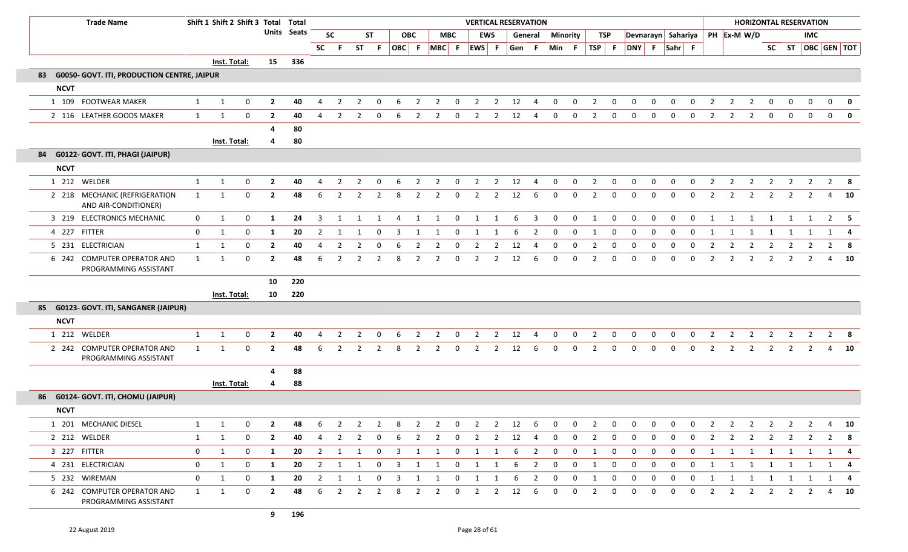| Trade Name | | | Shift 1 | Shift 2 | Shift 3 | Total Units | Total Seats | VERTICAL RESERVATION | | | | | | | | | | | | | | | | | | | | | | | | HORIZONTAL RESERVATION | | | | | | | |
|---|---|---|---|---|---|---|---|---|---|---|---|---|---|---|---|---|---|---|---|---|---|---|---|---|---|---|---|---|---|---|---|---|---|---|---|---|---|---|---|
| | | | | | | | | SC | | ST | | OBC | | MBC | | EWS | | General | | Minority | | TSP | | Devnarayn | | Sahariya | | PH | Ex-M | W/D | | | IMC | | | | |
| | | | | | | | | SC | F | ST | F | OBC | F | MBC | F | EWS | F | Gen | F | Min | F | TSP | F | DNY | F | Sahr | F | | | | SC | ST | OBC | GEN | TOT | | |
| | | Inst. Total: | | | | 15 | 336 | | | | | | | | | | | | | | | | | | | | | | | | | | | | | | |
| **83 G0050- GOVT. ITI, PRODUCTION CENTRE, JAIPUR** | | | | | | | | | | | | | | | | | | | | | | | | | | | | | | | | | | | | | |
| **NCVT** | | | | | | | | | | | | | | | | | | | | | | | | | | | | | | | | | | | | | |
| 1 | 109 | FOOTWEAR MAKER | 1 | 1 | 0 | 2 | 40 | 4 | 2 | 2 | 0 | 6 | 2 | 2 | 0 | 2 | 2 | 12 | 4 | 0 | 0 | 2 | 0 | 0 | 0 | 0 | 0 | 2 | 2 | 2 | 0 | 0 | 0 | 0 | 0 | | |
| 2 | 116 | LEATHER GOODS MAKER | 1 | 1 | 0 | 2 | 40 | 4 | 2 | 2 | 0 | 6 | 2 | 2 | 0 | 2 | 2 | 12 | 4 | 0 | 0 | 2 | 0 | 0 | 0 | 0 | 0 | 2 | 2 | 2 | 0 | 0 | 0 | 0 | 0 | | |
| | | | | | | 4 | 80 | | | | | | | | | | | | | | | | | | | | | | | | | | | | | | |
| | | Inst. Total: | | | | 4 | 80 | | | | | | | | | | | | | | | | | | | | | | | | | | | | | | |
| **84 G0122- GOVT. ITI, PHAGI (JAIPUR)** | | | | | | | | | | | | | | | | | | | | | | | | | | | | | | | | | | | | | |
| **NCVT** | | | | | | | | | | | | | | | | | | | | | | | | | | | | | | | | | | | | | |
| 1 | 212 | WELDER | 1 | 1 | 0 | 2 | 40 | 4 | 2 | 2 | 0 | 6 | 2 | 2 | 0 | 2 | 2 | 12 | 4 | 0 | 0 | 2 | 0 | 0 | 0 | 0 | 0 | 2 | 2 | 2 | 2 | 2 | 2 | 2 | 8 | | |
| 2 | 218 | MECHANIC (REFRIGERATION AND AIR-CONDITIONER) | 1 | 1 | 0 | 2 | 48 | 6 | 2 | 2 | 2 | 8 | 2 | 2 | 0 | 2 | 2 | 12 | 6 | 0 | 0 | 2 | 0 | 0 | 0 | 0 | 0 | 2 | 2 | 2 | 2 | 2 | 2 | 4 | 10 | | |
| 3 | 219 | ELECTRONICS MECHANIC | 0 | 1 | 0 | 1 | 24 | 3 | 1 | 1 | 1 | 4 | 1 | 1 | 0 | 1 | 1 | 6 | 3 | 0 | 0 | 1 | 0 | 0 | 0 | 0 | 0 | 1 | 1 | 1 | 1 | 1 | 1 | 2 | 5 | | |
| 4 | 227 | FITTER | 0 | 1 | 0 | 1 | 20 | 2 | 1 | 1 | 0 | 3 | 1 | 1 | 0 | 1 | 1 | 6 | 2 | 0 | 0 | 1 | 0 | 0 | 0 | 0 | 0 | 1 | 1 | 1 | 1 | 1 | 1 | 1 | 4 | | |
| 5 | 231 | ELECTRICIAN | 1 | 1 | 0 | 2 | 40 | 4 | 2 | 2 | 0 | 6 | 2 | 2 | 0 | 2 | 2 | 12 | 4 | 0 | 0 | 2 | 0 | 0 | 0 | 0 | 0 | 2 | 2 | 2 | 2 | 2 | 2 | 2 | 8 | | |
| 6 | 242 | COMPUTER OPERATOR AND PROGRAMMING ASSISTANT | 1 | 1 | 0 | 2 | 48 | 6 | 2 | 2 | 2 | 8 | 2 | 2 | 0 | 2 | 2 | 12 | 6 | 0 | 0 | 2 | 0 | 0 | 0 | 0 | 0 | 2 | 2 | 2 | 2 | 2 | 2 | 4 | 10 | | |
| | | | | | | 10 | 220 | | | | | | | | | | | | | | | | | | | | | | | | | | | | | | |
| | | Inst. Total: | | | | 10 | 220 | | | | | | | | | | | | | | | | | | | | | | | | | | | | | | |
| **85 G0123- GOVT. ITI, SANGANER (JAIPUR)** | | | | | | | | | | | | | | | | | | | | | | | | | | | | | | | | | | | | | |
| **NCVT** | | | | | | | | | | | | | | | | | | | | | | | | | | | | | | | | | | | | | |
| 1 | 212 | WELDER | 1 | 1 | 0 | 2 | 40 | 4 | 2 | 2 | 0 | 6 | 2 | 2 | 0 | 2 | 2 | 12 | 4 | 0 | 0 | 2 | 0 | 0 | 0 | 0 | 0 | 2 | 2 | 2 | 2 | 2 | 2 | 2 | 8 | | |
| 2 | 242 | COMPUTER OPERATOR AND PROGRAMMING ASSISTANT | 1 | 1 | 0 | 2 | 48 | 6 | 2 | 2 | 2 | 8 | 2 | 2 | 0 | 2 | 2 | 12 | 6 | 0 | 0 | 2 | 0 | 0 | 0 | 0 | 0 | 2 | 2 | 2 | 2 | 2 | 2 | 4 | 10 | | |
| | | | | | | 4 | 88 | | | | | | | | | | | | | | | | | | | | | | | | | | | | | | |
| | | Inst. Total: | | | | 4 | 88 | | | | | | | | | | | | | | | | | | | | | | | | | | | | | | |
| **86 G0124- GOVT. ITI, CHOMU (JAIPUR)** | | | | | | | | | | | | | | | | | | | | | | | | | | | | | | | | | | | | | |
| **NCVT** | | | | | | | | | | | | | | | | | | | | | | | | | | | | | | | | | | | | | |
| 1 | 201 | MECHANIC DIESEL | 1 | 1 | 0 | 2 | 48 | 6 | 2 | 2 | 2 | 8 | 2 | 2 | 0 | 2 | 2 | 12 | 6 | 0 | 0 | 2 | 0 | 0 | 0 | 0 | 0 | 2 | 2 | 2 | 2 | 2 | 2 | 4 | 10 | | |
| 2 | 212 | WELDER | 1 | 1 | 0 | 2 | 40 | 4 | 2 | 2 | 0 | 6 | 2 | 2 | 0 | 2 | 2 | 12 | 4 | 0 | 0 | 2 | 0 | 0 | 0 | 0 | 0 | 2 | 2 | 2 | 2 | 2 | 2 | 2 | 8 | | |
| 3 | 227 | FITTER | 0 | 1 | 0 | 1 | 20 | 2 | 1 | 1 | 0 | 3 | 1 | 1 | 0 | 1 | 1 | 6 | 2 | 0 | 0 | 1 | 0 | 0 | 0 | 0 | 0 | 1 | 1 | 1 | 1 | 1 | 1 | 1 | 4 | | |
| 4 | 231 | ELECTRICIAN | 0 | 1 | 0 | 1 | 20 | 2 | 1 | 1 | 0 | 3 | 1 | 1 | 0 | 1 | 1 | 6 | 2 | 0 | 0 | 1 | 0 | 0 | 0 | 0 | 0 | 1 | 1 | 1 | 1 | 1 | 1 | 1 | 4 | | |
| 5 | 232 | WIREMAN | 0 | 1 | 0 | 1 | 20 | 2 | 1 | 1 | 0 | 3 | 1 | 1 | 0 | 1 | 1 | 6 | 2 | 0 | 0 | 1 | 0 | 0 | 0 | 0 | 0 | 1 | 1 | 1 | 1 | 1 | 1 | 1 | 4 | | |
| 6 | 242 | COMPUTER OPERATOR AND PROGRAMMING ASSISTANT | 1 | 1 | 0 | 2 | 48 | 6 | 2 | 2 | 2 | 8 | 2 | 2 | 0 | 2 | 2 | 12 | 6 | 0 | 0 | 2 | 0 | 0 | 0 | 0 | 0 | 2 | 2 | 2 | 2 | 2 | 2 | 4 | 10 | | |
| | | | | | | 9 | 196 | | | | | | | | | | | | | | | | | | | | | | | | | | | | | | |

22 August 2019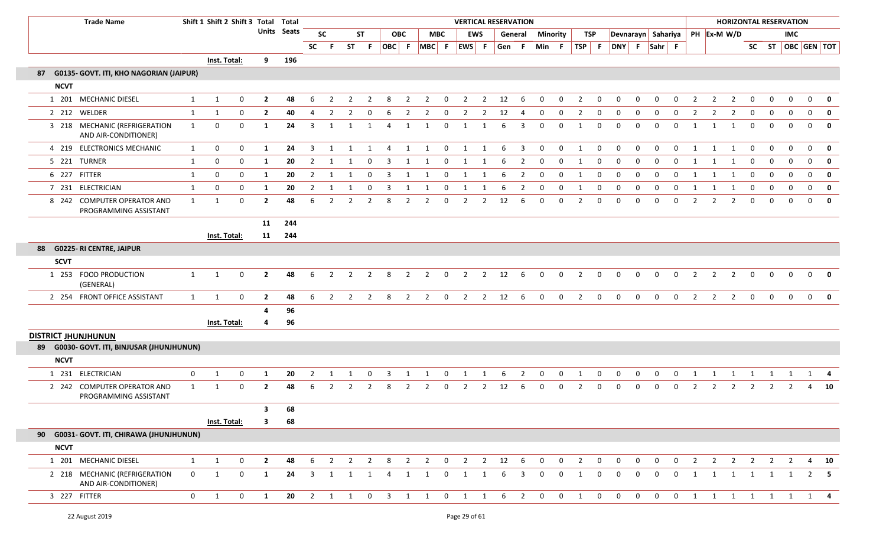| Trade Name | Shift 1 | Shift 2 | Shift 3 | Total Units | Total Seats | SC | | ST | | OBC | | MBC | | EWS | | General | | Minority | | TSP | | Devnarayn | | Sahariya | | PH | Ex-M | W/D | SC | ST | OBC | GEN | TOT |
|---|---|---|---|---|---|---|---|---|---|---|---|---|---|---|---|---|---|---|---|---|---|---|---|---|---|---|---|---|---|---|---|---|---|
| | | | | | | SC | F | ST | F | OBC | F | MBC | F | EWS | F | Gen | F | Min | F | TSP | F | DNY | F | Sahr | F | | | | | | | | |
| | Inst. Total: | | | 9 | 196 | | | | | | | | | | | | | | | | | | | | | | | | | | | | |
| **87 G0135- GOVT. ITI, KHO NAGORIAN (JAIPUR)** | | | | | | | | | | | | | | | | | | | | | | | | | | | | | | | | | |
| **NCVT** | | | | | | | | | | | | | | | | | | | | | | | | | | | | | | | | | |
| 1 201 MECHANIC DIESEL | 1 | 1 | 0 | 2 | 48 | 6 | 2 | 2 | 2 | 8 | 2 | 2 | 0 | 2 | 2 | 12 | 6 | 0 | 0 | 2 | 0 | 0 | 0 | 0 | 0 | 2 | 2 | 2 | 0 | 0 | 0 | 0 | 0 |
| 2 212 WELDER | 1 | 1 | 0 | 2 | 40 | 4 | 2 | 2 | 0 | 6 | 2 | 2 | 0 | 2 | 2 | 12 | 4 | 0 | 0 | 2 | 0 | 0 | 0 | 0 | 0 | 2 | 2 | 2 | 0 | 0 | 0 | 0 | 0 |
| 3 218 MECHANIC (REFRIGERATION AND AIR-CONDITIONER) | 1 | 0 | 0 | 1 | 24 | 3 | 1 | 1 | 1 | 4 | 1 | 1 | 0 | 1 | 1 | 6 | 3 | 0 | 0 | 1 | 0 | 0 | 0 | 0 | 0 | 1 | 1 | 1 | 0 | 0 | 0 | 0 | 0 |
| 4 219 ELECTRONICS MECHANIC | 1 | 0 | 0 | 1 | 24 | 3 | 1 | 1 | 1 | 4 | 1 | 1 | 0 | 1 | 1 | 6 | 3 | 0 | 0 | 1 | 0 | 0 | 0 | 0 | 0 | 1 | 1 | 1 | 0 | 0 | 0 | 0 | 0 |
| 5 221 TURNER | 1 | 0 | 0 | 1 | 20 | 2 | 1 | 1 | 0 | 3 | 1 | 1 | 0 | 1 | 1 | 6 | 2 | 0 | 0 | 1 | 0 | 0 | 0 | 0 | 0 | 1 | 1 | 1 | 0 | 0 | 0 | 0 | 0 |
| 6 227 FITTER | 1 | 0 | 0 | 1 | 20 | 2 | 1 | 1 | 0 | 3 | 1 | 1 | 0 | 1 | 1 | 6 | 2 | 0 | 0 | 1 | 0 | 0 | 0 | 0 | 0 | 1 | 1 | 1 | 0 | 0 | 0 | 0 | 0 |
| 7 231 ELECTRICIAN | 1 | 0 | 0 | 1 | 20 | 2 | 1 | 1 | 0 | 3 | 1 | 1 | 0 | 1 | 1 | 6 | 2 | 0 | 0 | 1 | 0 | 0 | 0 | 0 | 0 | 1 | 1 | 1 | 0 | 0 | 0 | 0 | 0 |
| 8 242 COMPUTER OPERATOR AND PROGRAMMING ASSISTANT | 1 | 1 | 0 | 2 | 48 | 6 | 2 | 2 | 2 | 8 | 2 | 2 | 0 | 2 | 2 | 12 | 6 | 0 | 0 | 2 | 0 | 0 | 0 | 0 | 0 | 2 | 2 | 2 | 0 | 0 | 0 | 0 | 0 |
| | | | | 11 | 244 | | | | | | | | | | | | | | | | | | | | | | | | | | | | |
| | Inst. Total: | | | 11 | 244 | | | | | | | | | | | | | | | | | | | | | | | | | | | | |
| **88 G0225- RI CENTRE, JAIPUR** | | | | | | | | | | | | | | | | | | | | | | | | | | | | | | | | | |
| **SCVT** | | | | | | | | | | | | | | | | | | | | | | | | | | | | | | | | | |
| 1 253 FOOD PRODUCTION (GENERAL) | 1 | 1 | 0 | 2 | 48 | 6 | 2 | 2 | 2 | 8 | 2 | 2 | 0 | 2 | 2 | 12 | 6 | 0 | 0 | 2 | 0 | 0 | 0 | 0 | 0 | 2 | 2 | 2 | 0 | 0 | 0 | 0 | 0 |
| 2 254 FRONT OFFICE ASSISTANT | 1 | 1 | 0 | 2 | 48 | 6 | 2 | 2 | 2 | 8 | 2 | 2 | 0 | 2 | 2 | 12 | 6 | 0 | 0 | 2 | 0 | 0 | 0 | 0 | 0 | 2 | 2 | 2 | 0 | 0 | 0 | 0 | 0 |
| | | | | 4 | 96 | | | | | | | | | | | | | | | | | | | | | | | | | | | | |
| | Inst. Total: | | | 4 | 96 | | | | | | | | | | | | | | | | | | | | | | | | | | | | |
| **DISTRICT JHUNJHUNUN** | | | | | | | | | | | | | | | | | | | | | | | | | | | | | | | | | |
| **89 G0030- GOVT. ITI, BINJUSAR (JHUNJHUNUN)** | | | | | | | | | | | | | | | | | | | | | | | | | | | | | | | | | |
| **NCVT** | | | | | | | | | | | | | | | | | | | | | | | | | | | | | | | | | |
| 1 231 ELECTRICIAN | 0 | 1 | 0 | 1 | 20 | 2 | 1 | 1 | 0 | 3 | 1 | 1 | 0 | 1 | 1 | 6 | 2 | 0 | 0 | 1 | 0 | 0 | 0 | 0 | 0 | 1 | 1 | 1 | 1 | 1 | 1 | 1 | 4 |
| 2 242 COMPUTER OPERATOR AND PROGRAMMING ASSISTANT | 1 | 1 | 0 | 2 | 48 | 6 | 2 | 2 | 2 | 8 | 2 | 2 | 0 | 2 | 2 | 12 | 6 | 0 | 0 | 2 | 0 | 0 | 0 | 0 | 0 | 2 | 2 | 2 | 2 | 2 | 2 | 4 | 10 |
| | | | | 3 | 68 | | | | | | | | | | | | | | | | | | | | | | | | | | | | |
| | Inst. Total: | | | 3 | 68 | | | | | | | | | | | | | | | | | | | | | | | | | | | | |
| **90 G0031- GOVT. ITI, CHIRAWA (JHUNJHUNUN)** | | | | | | | | | | | | | | | | | | | | | | | | | | | | | | | | | |
| **NCVT** | | | | | | | | | | | | | | | | | | | | | | | | | | | | | | | | | |
| 1 201 MECHANIC DIESEL | 1 | 1 | 0 | 2 | 48 | 6 | 2 | 2 | 2 | 8 | 2 | 2 | 0 | 2 | 2 | 12 | 6 | 0 | 0 | 2 | 0 | 0 | 0 | 0 | 0 | 2 | 2 | 2 | 2 | 2 | 2 | 4 | 10 |
| 2 218 MECHANIC (REFRIGERATION AND AIR-CONDITIONER) | 0 | 1 | 0 | 1 | 24 | 3 | 1 | 1 | 1 | 4 | 1 | 1 | 0 | 1 | 1 | 6 | 3 | 0 | 0 | 1 | 0 | 0 | 0 | 0 | 0 | 1 | 1 | 1 | 1 | 1 | 1 | 2 | 5 |
| 3 227 FITTER | 0 | 1 | 0 | 1 | 20 | 2 | 1 | 1 | 0 | 3 | 1 | 1 | 0 | 1 | 1 | 6 | 2 | 0 | 0 | 1 | 0 | 0 | 0 | 0 | 0 | 1 | 1 | 1 | 1 | 1 | 1 | 1 | 4 |

22 August 2019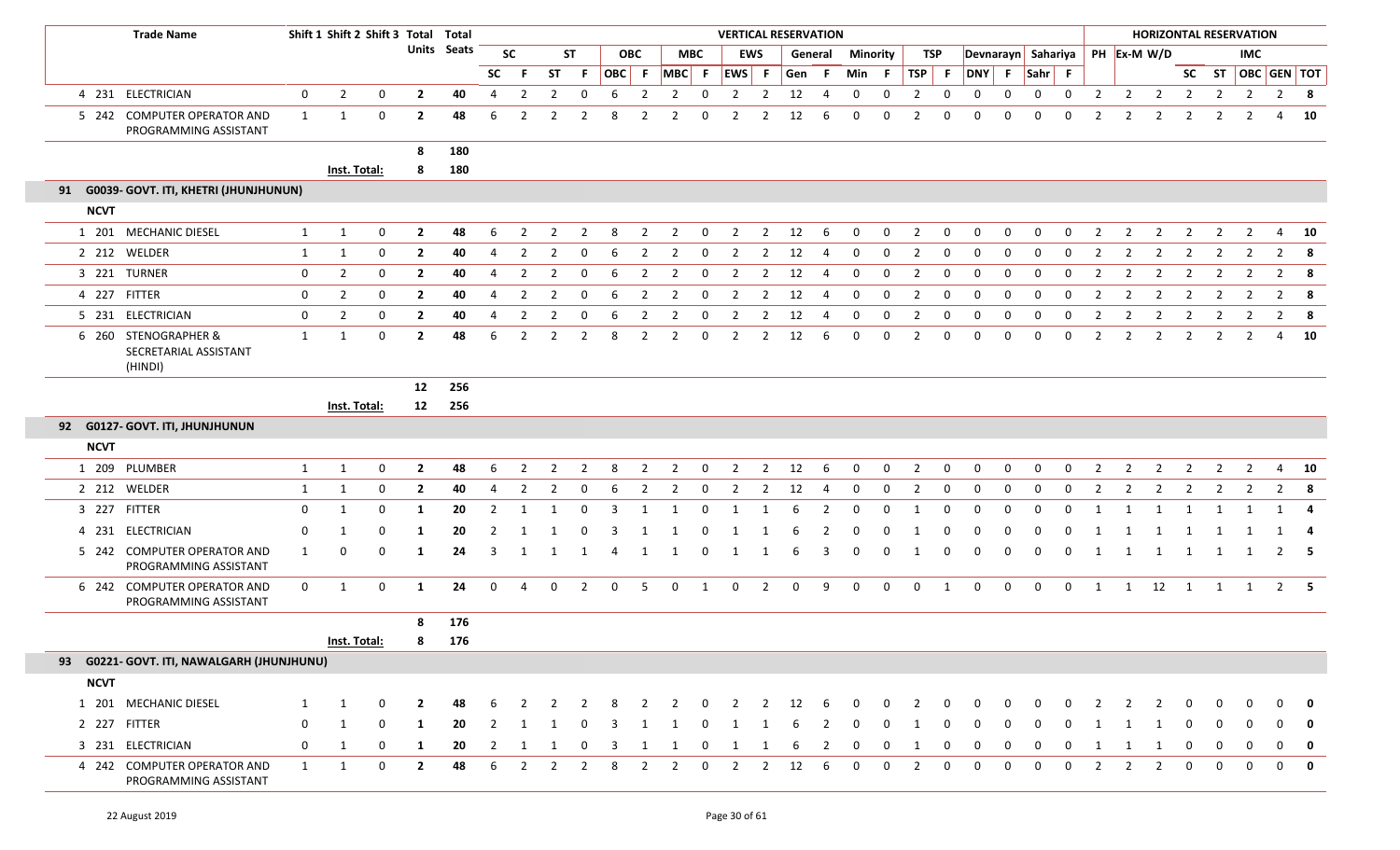| | | Trade Name | Shift 1 | Shift 2 | Shift 3 | Total Units | Total Seats | VERTICAL RESERVATION | | | | | | | | | | | | | | | | | | | | HORIZONTAL RESERVATION | | | | | | | |
|---|---|---|---|---|---|---|---|---|---|---|---|---|---|---|---|---|---|---|---|---|---|---|---|---|---|---|---|---|---|---|---|---|---|---|---|
| | | | | | | | | SC | | ST | | OBC | | MBC | | EWS | | General | | Minority | | TSP | | Devnarayn | | Sahariya | | PH | Ex-M | W/D | | | IMC | | |
| | | | | | | | | SC | F | ST | F | OBC | F | MBC | F | EWS | F | Gen | F | Min | F | TSP | F | DNY | F | Sahr | F | | | | SC | ST | OBC | GEN | TOT |
| 4 | 231 | ELECTRICIAN | 0 | 2 | 0 | 2 | 40 | 4 | 2 | 2 | 0 | 6 | 2 | 2 | 0 | 2 | 2 | 12 | 4 | 0 | 0 | 2 | 0 | 0 | 0 | 0 | 0 | 2 | 2 | 2 | 2 | 2 | 2 | 2 | 8 |
| 5 | 242 | COMPUTER OPERATOR AND PROGRAMMING ASSISTANT | 1 | 1 | 0 | 2 | 48 | 6 | 2 | 2 | 2 | 8 | 2 | 2 | 0 | 2 | 2 | 12 | 6 | 0 | 0 | 2 | 0 | 0 | 0 | 0 | 0 | 2 | 2 | 2 | 2 | 2 | 2 | 4 | 10 |
| | | | | | | 8 | 180 | | | | | | | | | | | | | | | | | | | | | | | | | | | | |
| | | | Inst. Total: | | | 8 | 180 | | | | | | | | | | | | | | | | | | | | | | | | | | | | |
| **91** | **G0039- GOVT. ITI, KHETRI (JHUNJHUNUN)** | | | | | | | | | | | | | | | | | | | | | | | | | | | | | | | | | | |
| **NCVT** | | | | | | | | | | | | | | | | | | | | | | | | | | | | | | | | | | | |
| 1 | 201 | MECHANIC DIESEL | 1 | 1 | 0 | 2 | 48 | 6 | 2 | 2 | 2 | 8 | 2 | 2 | 0 | 2 | 2 | 12 | 6 | 0 | 0 | 2 | 0 | 0 | 0 | 0 | 0 | 2 | 2 | 2 | 2 | 2 | 2 | 4 | 10 |
| 2 | 212 | WELDER | 1 | 1 | 0 | 2 | 40 | 4 | 2 | 2 | 0 | 6 | 2 | 2 | 0 | 2 | 2 | 12 | 4 | 0 | 0 | 2 | 0 | 0 | 0 | 0 | 0 | 2 | 2 | 2 | 2 | 2 | 2 | 2 | 8 |
| 3 | 221 | TURNER | 0 | 2 | 0 | 2 | 40 | 4 | 2 | 2 | 0 | 6 | 2 | 2 | 0 | 2 | 2 | 12 | 4 | 0 | 0 | 2 | 0 | 0 | 0 | 0 | 0 | 2 | 2 | 2 | 2 | 2 | 2 | 2 | 8 |
| 4 | 227 | FITTER | 0 | 2 | 0 | 2 | 40 | 4 | 2 | 2 | 0 | 6 | 2 | 2 | 0 | 2 | 2 | 12 | 4 | 0 | 0 | 2 | 0 | 0 | 0 | 0 | 0 | 2 | 2 | 2 | 2 | 2 | 2 | 2 | 8 |
| 5 | 231 | ELECTRICIAN | 0 | 2 | 0 | 2 | 40 | 4 | 2 | 2 | 0 | 6 | 2 | 2 | 0 | 2 | 2 | 12 | 4 | 0 | 0 | 2 | 0 | 0 | 0 | 0 | 0 | 2 | 2 | 2 | 2 | 2 | 2 | 2 | 8 |
| 6 | 260 | STENOGRAPHER & SECRETARIAL ASSISTANT (HINDI) | 1 | 1 | 0 | 2 | 48 | 6 | 2 | 2 | 2 | 8 | 2 | 2 | 0 | 2 | 2 | 12 | 6 | 0 | 0 | 2 | 0 | 0 | 0 | 0 | 0 | 2 | 2 | 2 | 2 | 2 | 2 | 4 | 10 |
| | | | | | | 12 | 256 | | | | | | | | | | | | | | | | | | | | | | | | | | | | |
| | | | Inst. Total: | | | 12 | 256 | | | | | | | | | | | | | | | | | | | | | | | | | | | | |
| **92** | **G0127- GOVT. ITI, JHUNJHUNUN** | | | | | | | | | | | | | | | | | | | | | | | | | | | | | | | | | | |
| **NCVT** | | | | | | | | | | | | | | | | | | | | | | | | | | | | | | | | | | | |
| 1 | 209 | PLUMBER | 1 | 1 | 0 | 2 | 48 | 6 | 2 | 2 | 2 | 8 | 2 | 2 | 0 | 2 | 2 | 12 | 6 | 0 | 0 | 2 | 0 | 0 | 0 | 0 | 0 | 2 | 2 | 2 | 2 | 2 | 2 | 4 | 10 |
| 2 | 212 | WELDER | 1 | 1 | 0 | 2 | 40 | 4 | 2 | 2 | 0 | 6 | 2 | 2 | 0 | 2 | 2 | 12 | 4 | 0 | 0 | 2 | 0 | 0 | 0 | 0 | 0 | 2 | 2 | 2 | 2 | 2 | 2 | 2 | 8 |
| 3 | 227 | FITTER | 0 | 1 | 0 | 1 | 20 | 2 | 1 | 1 | 0 | 3 | 1 | 1 | 0 | 1 | 1 | 6 | 2 | 0 | 0 | 1 | 0 | 0 | 0 | 0 | 0 | 1 | 1 | 1 | 1 | 1 | 1 | 1 | 4 |
| 4 | 231 | ELECTRICIAN | 0 | 1 | 0 | 1 | 20 | 2 | 1 | 1 | 0 | 3 | 1 | 1 | 0 | 1 | 1 | 6 | 2 | 0 | 0 | 1 | 0 | 0 | 0 | 0 | 0 | 1 | 1 | 1 | 1 | 1 | 1 | 1 | 4 |
| 5 | 242 | COMPUTER OPERATOR AND PROGRAMMING ASSISTANT | 1 | 0 | 0 | 1 | 24 | 3 | 1 | 1 | 1 | 4 | 1 | 1 | 0 | 1 | 1 | 6 | 3 | 0 | 0 | 1 | 0 | 0 | 0 | 0 | 0 | 1 | 1 | 1 | 1 | 1 | 1 | 2 | 5 |
| 6 | 242 | COMPUTER OPERATOR AND PROGRAMMING ASSISTANT | 0 | 1 | 0 | 1 | 24 | 0 | 4 | 0 | 2 | 0 | 5 | 0 | 1 | 0 | 2 | 0 | 9 | 0 | 0 | 0 | 1 | 0 | 0 | 0 | 0 | 1 | 1 | 12 | 1 | 1 | 1 | 2 | 5 |
| | | | | | | 8 | 176 | | | | | | | | | | | | | | | | | | | | | | | | | | | | |
| | | | Inst. Total: | | | 8 | 176 | | | | | | | | | | | | | | | | | | | | | | | | | | | | |
| **93** | **G0221- GOVT. ITI, NAWALGARH (JHUNJHUNU)** | | | | | | | | | | | | | | | | | | | | | | | | | | | | | | | | | | |
| **NCVT** | | | | | | | | | | | | | | | | | | | | | | | | | | | | | | | | | | | |
| 1 | 201 | MECHANIC DIESEL | 1 | 1 | 0 | 2 | 48 | 6 | 2 | 2 | 2 | 8 | 2 | 2 | 0 | 2 | 2 | 12 | 6 | 0 | 0 | 2 | 0 | 0 | 0 | 0 | 0 | 2 | 2 | 2 | 0 | 0 | 0 | 0 | 0 |
| 2 | 227 | FITTER | 0 | 1 | 0 | 1 | 20 | 2 | 1 | 1 | 0 | 3 | 1 | 1 | 0 | 1 | 1 | 6 | 2 | 0 | 0 | 1 | 0 | 0 | 0 | 0 | 0 | 1 | 1 | 1 | 0 | 0 | 0 | 0 | 0 |
| 3 | 231 | ELECTRICIAN | 0 | 1 | 0 | 1 | 20 | 2 | 1 | 1 | 0 | 3 | 1 | 1 | 0 | 1 | 1 | 6 | 2 | 0 | 0 | 1 | 0 | 0 | 0 | 0 | 0 | 1 | 1 | 1 | 0 | 0 | 0 | 0 | 0 |
| 4 | 242 | COMPUTER OPERATOR AND PROGRAMMING ASSISTANT | 1 | 1 | 0 | 2 | 48 | 6 | 2 | 2 | 2 | 8 | 2 | 2 | 0 | 2 | 2 | 12 | 6 | 0 | 0 | 2 | 0 | 0 | 0 | 0 | 0 | 2 | 2 | 2 | 0 | 0 | 0 | 0 | 0 |

22 August 2019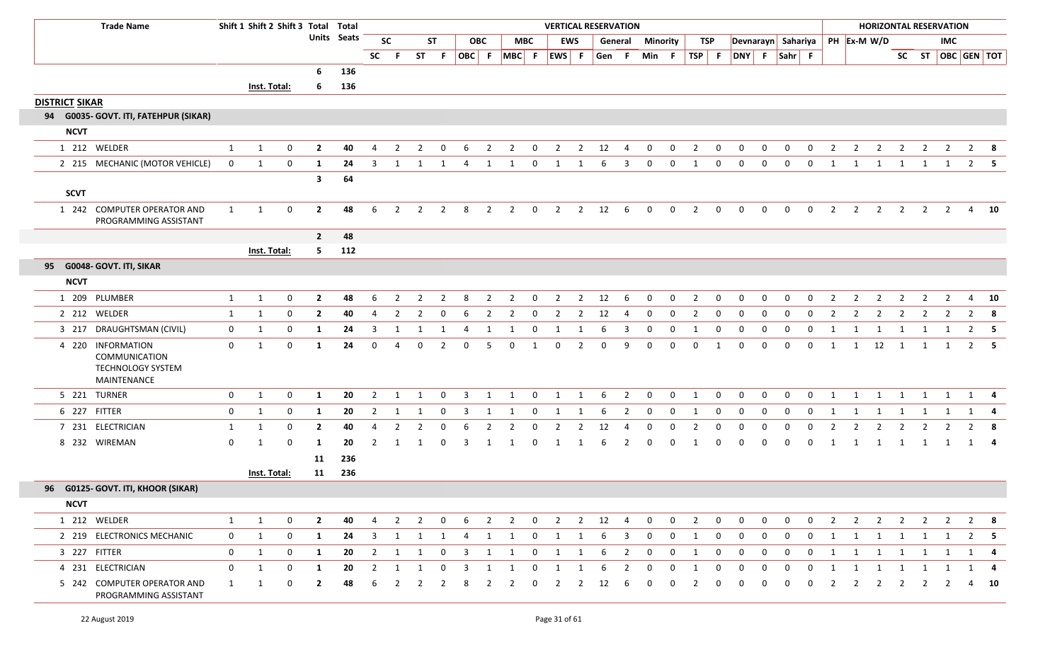| | | Trade Name | Shift 1 | Shift 2 | Shift 3 | Total Units | Total Seats | SC | F | ST | F | OBC | F | MBC | F | EWS | F | Gen | F | Min | F | TSP | F | DNY | F | Sahr | F | PH | Ex-M | W/D | SC | ST | OBC | GEN | TOT |
|---|---|---|---|---|---|---|---|---|---|---|---|---|---|---|---|---|---|---|---|---|---|---|---|---|---|---|---|---|---|---|---|---|---|---|---|
| | | | | | | | | **VERTICAL RESERVATION** | | | | | | | | | | | | | | | | | | | | **HORIZONTAL RESERVATION** | | | | | IMC | | |
| | | | | | | 6 | 136 | | | | | | | | | | | | | | | | | | | | | | | | | | | | |
| | | | Inst. Total: | | | 6 | 136 | | | | | | | | | | | | | | | | | | | | | | | | | | | | |

| | | | | | | | | | | | | **VERTICAL RESERVATION** | | | | | | | | | | | | | | | | | | | **HORIZONTAL RESERVATION** | | | | | | | | |
|---|---|---|---|---|---|---|---|---|---|---|---|---|---|---|---|---|---|---|---|---|---|---|---|---|---|---|---|---|---|---|---|---|---|---|---|---|---|
| | | **Trade Name** | **Shift 1** | **Shift 2** | **Shift 3** | **Total Units** | **Total Seats** | **SC** | | **ST** | | **OBC** | | **MBC** | | **EWS** | | **General** | | **Minority** | | **TSP** | | **Devnarayn** | | **Sahariya** | | **PH** | **Ex-M** | **W/D** | | | **IMC** | | |
| | | | | | | | | **SC** | **F** | **ST** | **F** | **OBC** | **F** | **MBC** | **F** | **EWS** | **F** | **Gen** | **F** | **Min** | **F** | **TSP** | **F** | **DNY** | **F** | **Sahr** | **F** | | | | **SC** | **ST** | **OBC** | **GEN** | **TOT** |
| | | | | | | 6 | 136 | | | | | | | | | | | | | | | | | | | | | | | | | | | | |
| | | | Inst. Total: | | | 6 | 136 | | | | | | | | | | | | | | | | | | | | | | | | | | | | |
| **DISTRICT SIKAR** | | | | | | | | | | | | | | | | | | | | | | | | | | | | | | | | | | | |
| **94** | | **G0035- GOVT. ITI, FATEHPUR (SIKAR)** | | | | | | | | | | | | | | | | | | | | | | | | | | | | | | | | | |
| **NCVT** | | | | | | | | | | | | | | | | | | | | | | | | | | | | | | | | | | | |
| 1 | 212 | WELDER | 1 | 1 | 0 | 2 | 40 | 4 | 2 | 2 | 0 | 6 | 2 | 2 | 0 | 2 | 2 | 12 | 4 | 0 | 0 | 2 | 0 | 0 | 0 | 0 | 0 | 2 | 2 | 2 | 2 | 2 | 2 | 2 | 8 |
| 2 | 215 | MECHANIC (MOTOR VEHICLE) | 0 | 1 | 0 | 1 | 24 | 3 | 1 | 1 | 1 | 4 | 1 | 1 | 0 | 1 | 1 | 6 | 3 | 0 | 0 | 1 | 0 | 0 | 0 | 0 | 0 | 1 | 1 | 1 | 1 | 1 | 1 | 2 | 5 |
| | | | | | | 3 | 64 | | | | | | | | | | | | | | | | | | | | | | | | | | | | |
| **SCVT** | | | | | | | | | | | | | | | | | | | | | | | | | | | | | | | | | | | |
| 1 | 242 | COMPUTER OPERATOR AND PROGRAMMING ASSISTANT | 1 | 1 | 0 | 2 | 48 | 6 | 2 | 2 | 2 | 8 | 2 | 2 | 0 | 2 | 2 | 12 | 6 | 0 | 0 | 2 | 0 | 0 | 0 | 0 | 0 | 2 | 2 | 2 | 2 | 2 | 2 | 4 | 10 |
| | | | | | | 2 | 48 | | | | | | | | | | | | | | | | | | | | | | | | | | | | |
| | | | Inst. Total: | | | 5 | 112 | | | | | | | | | | | | | | | | | | | | | | | | | | | | |
| **95** | | **G0048- GOVT. ITI, SIKAR** | | | | | | | | | | | | | | | | | | | | | | | | | | | | | | | | | |
| **NCVT** | | | | | | | | | | | | | | | | | | | | | | | | | | | | | | | | | | | |
| 1 | 209 | PLUMBER | 1 | 1 | 0 | 2 | 48 | 6 | 2 | 2 | 2 | 8 | 2 | 2 | 0 | 2 | 2 | 12 | 6 | 0 | 0 | 2 | 0 | 0 | 0 | 0 | 0 | 2 | 2 | 2 | 2 | 2 | 2 | 4 | 10 |
| 2 | 212 | WELDER | 1 | 1 | 0 | 2 | 40 | 4 | 2 | 2 | 0 | 6 | 2 | 2 | 0 | 2 | 2 | 12 | 4 | 0 | 0 | 2 | 0 | 0 | 0 | 0 | 0 | 2 | 2 | 2 | 2 | 2 | 2 | 2 | 8 |
| 3 | 217 | DRAUGHTSMAN (CIVIL) | 0 | 1 | 0 | 1 | 24 | 3 | 1 | 1 | 1 | 4 | 1 | 1 | 0 | 1 | 1 | 6 | 3 | 0 | 0 | 1 | 0 | 0 | 0 | 0 | 0 | 1 | 1 | 1 | 1 | 1 | 1 | 2 | 5 |
| 4 | 220 | INFORMATION COMMUNICATION TECHNOLOGY SYSTEM MAINTENANCE | 0 | 1 | 0 | 1 | 24 | 0 | 4 | 0 | 2 | 0 | 5 | 0 | 1 | 0 | 2 | 0 | 9 | 0 | 0 | 0 | 1 | 0 | 0 | 0 | 0 | 1 | 1 | 12 | 1 | 1 | 1 | 2 | 5 |
| 5 | 221 | TURNER | 0 | 1 | 0 | 1 | 20 | 2 | 1 | 1 | 0 | 3 | 1 | 1 | 0 | 1 | 1 | 6 | 2 | 0 | 0 | 1 | 0 | 0 | 0 | 0 | 0 | 1 | 1 | 1 | 1 | 1 | 1 | 1 | 4 |
| 6 | 227 | FITTER | 0 | 1 | 0 | 1 | 20 | 2 | 1 | 1 | 0 | 3 | 1 | 1 | 0 | 1 | 1 | 6 | 2 | 0 | 0 | 1 | 0 | 0 | 0 | 0 | 0 | 1 | 1 | 1 | 1 | 1 | 1 | 1 | 4 |
| 7 | 231 | ELECTRICIAN | 1 | 1 | 0 | 2 | 40 | 4 | 2 | 2 | 0 | 6 | 2 | 2 | 0 | 2 | 2 | 12 | 4 | 0 | 0 | 2 | 0 | 0 | 0 | 0 | 0 | 2 | 2 | 2 | 2 | 2 | 2 | 2 | 8 |
| 8 | 232 | WIREMAN | 0 | 1 | 0 | 1 | 20 | 2 | 1 | 1 | 0 | 3 | 1 | 1 | 0 | 1 | 1 | 6 | 2 | 0 | 0 | 1 | 0 | 0 | 0 | 0 | 0 | 1 | 1 | 1 | 1 | 1 | 1 | 1 | 4 |
| | | | | | | 11 | 236 | | | | | | | | | | | | | | | | | | | | | | | | | | | | |
| | | | Inst. Total: | | | 11 | 236 | | | | | | | | | | | | | | | | | | | | | | | | | | | | |
| **96** | | **G0125- GOVT. ITI, KHOOR (SIKAR)** | | | | | | | | | | | | | | | | | | | | | | | | | | | | | | | | | |
| **NCVT** | | | | | | | | | | | | | | | | | | | | | | | | | | | | | | | | | | | |
| 1 | 212 | WELDER | 1 | 1 | 0 | 2 | 40 | 4 | 2 | 2 | 0 | 6 | 2 | 2 | 0 | 2 | 2 | 12 | 4 | 0 | 0 | 2 | 0 | 0 | 0 | 0 | 0 | 2 | 2 | 2 | 2 | 2 | 2 | 2 | 8 |
| 2 | 219 | ELECTRONICS MECHANIC | 0 | 1 | 0 | 1 | 24 | 3 | 1 | 1 | 1 | 4 | 1 | 1 | 0 | 1 | 1 | 6 | 3 | 0 | 0 | 1 | 0 | 0 | 0 | 0 | 0 | 1 | 1 | 1 | 1 | 1 | 1 | 2 | 5 |
| 3 | 227 | FITTER | 0 | 1 | 0 | 1 | 20 | 2 | 1 | 1 | 0 | 3 | 1 | 1 | 0 | 1 | 1 | 6 | 2 | 0 | 0 | 1 | 0 | 0 | 0 | 0 | 0 | 1 | 1 | 1 | 1 | 1 | 1 | 1 | 4 |
| 4 | 231 | ELECTRICIAN | 0 | 1 | 0 | 1 | 20 | 2 | 1 | 1 | 0 | 3 | 1 | 1 | 0 | 1 | 1 | 6 | 2 | 0 | 0 | 1 | 0 | 0 | 0 | 0 | 0 | 1 | 1 | 1 | 1 | 1 | 1 | 1 | 4 |
| 5 | 242 | COMPUTER OPERATOR AND PROGRAMMING ASSISTANT | 1 | 1 | 0 | 2 | 48 | 6 | 2 | 2 | 2 | 8 | 2 | 2 | 0 | 2 | 2 | 12 | 6 | 0 | 0 | 2 | 0 | 0 | 0 | 0 | 0 | 2 | 2 | 2 | 2 | 2 | 2 | 4 | 10 |

22 August 2019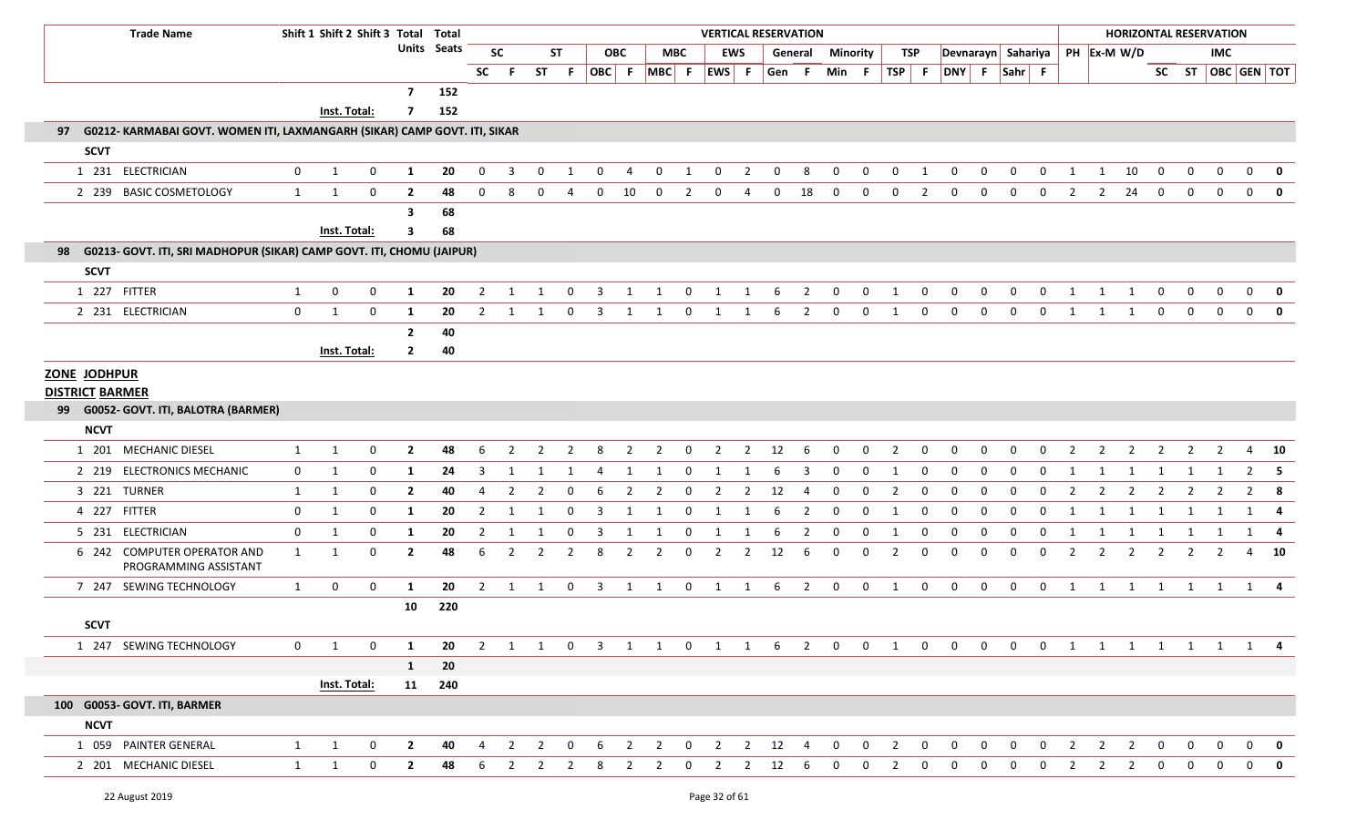| Trade Name | Shift 1 | Shift 2 | Shift 3 | Total Units | Total Seats | SC | | ST | | OBC | | MBC | | EWS | | General | | Minority | | TSP | | Devnarayn | | Sahariya | | PH | Ex-M | W/D | HORIZONTAL RESERVATION SC | ST | IMC OBC | GEN | TOT |
|---|---|---|---|---|---|---|---|---|---|---|---|---|---|---|---|---|---|---|---|---|---|---|---|---|---|---|---|---|---|---|---|---|---|
| | | | | | | SC | F | ST | F | OBC | F | MBC | F | EWS | F | Gen | F | Min | F | TSP | F | DNY | F | Sahr | F | | | | SC | ST | OBC | GEN | TOT |
| | | | | 7 | 152 | | | | | | | | | | | | | | | | | | | | | | | | | | | | |
| | Inst. Total: | | | 7 | 152 | | | | | | | | | | | | | | | | | | | | | | | | | | | | |
| **97 G0212- KARMABAI GOVT. WOMEN ITI, LAXMANGARH (SIKAR) CAMP GOVT. ITI, SIKAR** | | | | | | | | | | | | | | | | | | | | | | | | | | | | | | | | | |
| **SCVT** | | | | | | | | | | | | | | | | | | | | | | | | | | | | | | | | | |
| 1 231 ELECTRICIAN | 0 | 1 | 0 | 1 | 20 | 0 | 3 | 0 | 1 | 0 | 4 | 0 | 1 | 0 | 2 | 0 | 8 | 0 | 0 | 0 | 1 | 0 | 0 | 0 | 0 | 1 | 1 | 10 | 0 | 0 | 0 | 0 | 0 |
| 2 239 BASIC COSMETOLOGY | 1 | 1 | 0 | 2 | 48 | 0 | 8 | 0 | 4 | 0 | 10 | 0 | 2 | 0 | 4 | 0 | 18 | 0 | 0 | 0 | 2 | 0 | 0 | 0 | 0 | 2 | 2 | 24 | 0 | 0 | 0 | 0 | 0 |
| | | | | 3 | 68 | | | | | | | | | | | | | | | | | | | | | | | | | | | | |
| | Inst. Total: | | | 3 | 68 | | | | | | | | | | | | | | | | | | | | | | | | | | | | |
| **98 G0213- GOVT. ITI, SRI MADHOPUR (SIKAR) CAMP GOVT. ITI, CHOMU (JAIPUR)** | | | | | | | | | | | | | | | | | | | | | | | | | | | | | | | | | |
| **SCVT** | | | | | | | | | | | | | | | | | | | | | | | | | | | | | | | | | |
| 1 227 FITTER | 1 | 0 | 0 | 1 | 20 | 2 | 1 | 1 | 0 | 3 | 1 | 1 | 0 | 1 | 1 | 6 | 2 | 0 | 0 | 1 | 0 | 0 | 0 | 0 | 0 | 1 | 1 | 1 | 0 | 0 | 0 | 0 | 0 |
| 2 231 ELECTRICIAN | 0 | 1 | 0 | 1 | 20 | 2 | 1 | 1 | 0 | 3 | 1 | 1 | 0 | 1 | 1 | 6 | 2 | 0 | 0 | 1 | 0 | 0 | 0 | 0 | 0 | 1 | 1 | 1 | 0 | 0 | 0 | 0 | 0 |
| | | | | 2 | 40 | | | | | | | | | | | | | | | | | | | | | | | | | | | | |
| | Inst. Total: | | | 2 | 40 | | | | | | | | | | | | | | | | | | | | | | | | | | | | |
| **ZONE JODHPUR** | | | | | | | | | | | | | | | | | | | | | | | | | | | | | | | | | |
| **DISTRICT BARMER** | | | | | | | | | | | | | | | | | | | | | | | | | | | | | | | | | |
| **99 G0052- GOVT. ITI, BALOTRA (BARMER)** | | | | | | | | | | | | | | | | | | | | | | | | | | | | | | | | | |
| **NCVT** | | | | | | | | | | | | | | | | | | | | | | | | | | | | | | | | | |
| 1 201 MECHANIC DIESEL | 1 | 1 | 0 | 2 | 48 | 6 | 2 | 2 | 2 | 8 | 2 | 2 | 0 | 2 | 2 | 12 | 6 | 0 | 0 | 2 | 0 | 0 | 0 | 0 | 0 | 2 | 2 | 2 | 2 | 2 | 2 | 4 | 10 |
| 2 219 ELECTRONICS MECHANIC | 0 | 1 | 0 | 1 | 24 | 3 | 1 | 1 | 1 | 4 | 1 | 1 | 0 | 1 | 1 | 6 | 3 | 0 | 0 | 1 | 0 | 0 | 0 | 0 | 0 | 1 | 1 | 1 | 1 | 1 | 1 | 2 | 5 |
| 3 221 TURNER | 1 | 1 | 0 | 2 | 40 | 4 | 2 | 2 | 0 | 6 | 2 | 2 | 0 | 2 | 2 | 12 | 4 | 0 | 0 | 2 | 0 | 0 | 0 | 0 | 0 | 2 | 2 | 2 | 2 | 2 | 2 | 2 | 8 |
| 4 227 FITTER | 0 | 1 | 0 | 1 | 20 | 2 | 1 | 1 | 0 | 3 | 1 | 1 | 0 | 1 | 1 | 6 | 2 | 0 | 0 | 1 | 0 | 0 | 0 | 0 | 0 | 1 | 1 | 1 | 1 | 1 | 1 | 1 | 4 |
| 5 231 ELECTRICIAN | 0 | 1 | 0 | 1 | 20 | 2 | 1 | 1 | 0 | 3 | 1 | 1 | 0 | 1 | 1 | 6 | 2 | 0 | 0 | 1 | 0 | 0 | 0 | 0 | 0 | 1 | 1 | 1 | 1 | 1 | 1 | 1 | 4 |
| 6 242 COMPUTER OPERATOR AND PROGRAMMING ASSISTANT | 1 | 1 | 0 | 2 | 48 | 6 | 2 | 2 | 2 | 8 | 2 | 2 | 0 | 2 | 2 | 12 | 6 | 0 | 0 | 2 | 0 | 0 | 0 | 0 | 0 | 2 | 2 | 2 | 2 | 2 | 2 | 4 | 10 |
| 7 247 SEWING TECHNOLOGY | 1 | 0 | 0 | 1 | 20 | 2 | 1 | 1 | 0 | 3 | 1 | 1 | 0 | 1 | 1 | 6 | 2 | 0 | 0 | 1 | 0 | 0 | 0 | 0 | 0 | 1 | 1 | 1 | 1 | 1 | 1 | 1 | 4 |
| | | | | 10 | 220 | | | | | | | | | | | | | | | | | | | | | | | | | | | | |
| **SCVT** | | | | | | | | | | | | | | | | | | | | | | | | | | | | | | | | | |
| 1 247 SEWING TECHNOLOGY | 0 | 1 | 0 | 1 | 20 | 2 | 1 | 1 | 0 | 3 | 1 | 1 | 0 | 1 | 1 | 6 | 2 | 0 | 0 | 1 | 0 | 0 | 0 | 0 | 0 | 1 | 1 | 1 | 1 | 1 | 1 | 1 | 4 |
| | | | | 1 | 20 | | | | | | | | | | | | | | | | | | | | | | | | | | | | |
| | Inst. Total: | | | 11 | 240 | | | | | | | | | | | | | | | | | | | | | | | | | | | | |
| **100 G0053- GOVT. ITI, BARMER** | | | | | | | | | | | | | | | | | | | | | | | | | | | | | | | | | |
| **NCVT** | | | | | | | | | | | | | | | | | | | | | | | | | | | | | | | | | |
| 1 059 PAINTER GENERAL | 1 | 1 | 0 | 2 | 40 | 4 | 2 | 2 | 0 | 6 | 2 | 2 | 0 | 2 | 2 | 12 | 4 | 0 | 0 | 2 | 0 | 0 | 0 | 0 | 0 | 2 | 2 | 2 | 0 | 0 | 0 | 0 | 0 |
| 2 201 MECHANIC DIESEL | 1 | 1 | 0 | 2 | 48 | 6 | 2 | 2 | 2 | 8 | 2 | 2 | 0 | 2 | 2 | 12 | 6 | 0 | 0 | 2 | 0 | 0 | 0 | 0 | 0 | 2 | 2 | 2 | 0 | 0 | 0 | 0 | 0 |

22 August 2019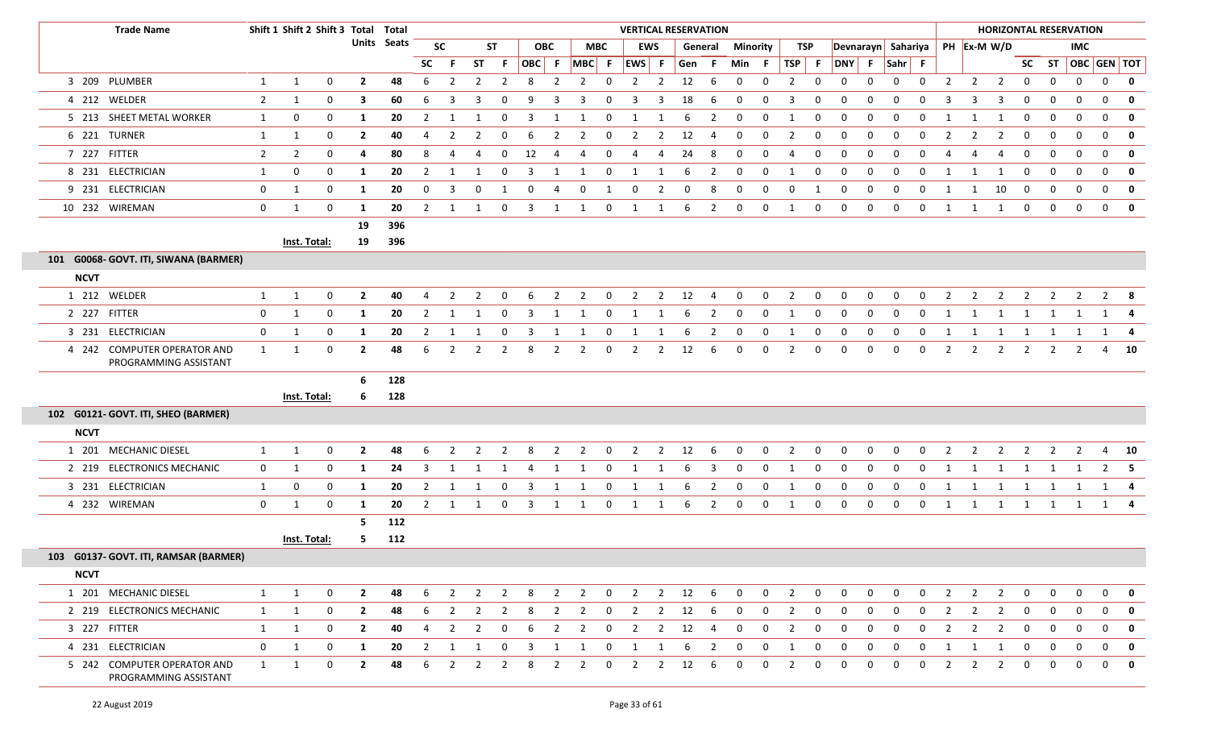| Trade Name | | Shift 1 | Shift 2 | Shift 3 | Total Units | Total Seats | VERTICAL RESERVATION | | | | | | | | | | | | | | | | | | | | | | HORIZONTAL RESERVATION | | | | | | | |
|---|---|---|---|---|---|---|---|---|---|---|---|---|---|---|---|---|---|---|---|---|---|---|---|---|---|---|---|---|---|---|---|---|---|---|---|---|
| | | | | | | | SC | | ST | | OBC | | MBC | | EWS | | General | | Minority | | TSP | | Devnarayn | | Sahariya | | PH | Ex-M | W/D | | | IMC | | |
| | | | | | | | SC | F | ST | F | OBC | F | MBC | F | EWS | F | Gen | F | Min | F | TSP | F | DNY | F | Sahr | F | | | | SC | ST | OBC | GEN | TOT |
| 3 209 | PLUMBER | 1 | 1 | 0 | 2 | 48 | 6 | 2 | 2 | 2 | 8 | 2 | 2 | 0 | 2 | 2 | 12 | 6 | 0 | 0 | 2 | 0 | 0 | 0 | 0 | 0 | 2 | 2 | 2 | 0 | 0 | 0 | 0 | 0 |
| 4 212 | WELDER | 2 | 1 | 0 | 3 | 60 | 6 | 3 | 3 | 0 | 9 | 3 | 3 | 0 | 3 | 3 | 18 | 6 | 0 | 0 | 3 | 0 | 0 | 0 | 0 | 0 | 3 | 3 | 3 | 0 | 0 | 0 | 0 | 0 |
| 5 213 | SHEET METAL WORKER | 1 | 0 | 0 | 1 | 20 | 2 | 1 | 1 | 0 | 3 | 1 | 1 | 0 | 1 | 1 | 6 | 2 | 0 | 0 | 1 | 0 | 0 | 0 | 0 | 0 | 1 | 1 | 1 | 0 | 0 | 0 | 0 | 0 |
| 6 221 | TURNER | 1 | 1 | 0 | 2 | 40 | 4 | 2 | 2 | 0 | 6 | 2 | 2 | 0 | 2 | 2 | 12 | 4 | 0 | 0 | 2 | 0 | 0 | 0 | 0 | 0 | 2 | 2 | 2 | 0 | 0 | 0 | 0 | 0 |
| 7 227 | FITTER | 2 | 2 | 0 | 4 | 80 | 8 | 4 | 4 | 0 | 12 | 4 | 4 | 0 | 4 | 4 | 24 | 8 | 0 | 0 | 4 | 0 | 0 | 0 | 0 | 0 | 4 | 4 | 4 | 0 | 0 | 0 | 0 | 0 |
| 8 231 | ELECTRICIAN | 1 | 0 | 0 | 1 | 20 | 2 | 1 | 1 | 0 | 3 | 1 | 1 | 0 | 1 | 1 | 6 | 2 | 0 | 0 | 1 | 0 | 0 | 0 | 0 | 0 | 1 | 1 | 1 | 0 | 0 | 0 | 0 | 0 |
| 9 231 | ELECTRICIAN | 0 | 1 | 0 | 1 | 20 | 0 | 3 | 0 | 1 | 0 | 4 | 0 | 1 | 0 | 2 | 0 | 8 | 0 | 0 | 0 | 1 | 0 | 0 | 0 | 0 | 1 | 1 | 10 | 0 | 0 | 0 | 0 | 0 |
| 10 232 | WIREMAN | 0 | 1 | 0 | 1 | 20 | 2 | 1 | 1 | 0 | 3 | 1 | 1 | 0 | 1 | 1 | 6 | 2 | 0 | 0 | 1 | 0 | 0 | 0 | 0 | 0 | 1 | 1 | 1 | 0 | 0 | 0 | 0 | 0 |
| | | | | | 19 | 396 | | | | | | | | | | | | | | | | | | | | | | | | | | | | |
| | | Inst. Total: | | | 19 | 396 | | | | | | | | | | | | | | | | | | | | | | | | | | | | |
| **101 G0068- GOVT. ITI, SIWANA (BARMER)** | | | | | | | | | | | | | | | | | | | | | | | | | | | | | | | | | | |
| **NCVT** | | | | | | | | | | | | | | | | | | | | | | | | | | | | | | | | | | |
| 1 212 | WELDER | 1 | 1 | 0 | 2 | 40 | 4 | 2 | 2 | 0 | 6 | 2 | 2 | 0 | 2 | 2 | 12 | 4 | 0 | 0 | 2 | 0 | 0 | 0 | 0 | 0 | 2 | 2 | 2 | 2 | 2 | 2 | 2 | 8 |
| 2 227 | FITTER | 0 | 1 | 0 | 1 | 20 | 2 | 1 | 1 | 0 | 3 | 1 | 1 | 0 | 1 | 1 | 6 | 2 | 0 | 0 | 1 | 0 | 0 | 0 | 0 | 0 | 1 | 1 | 1 | 1 | 1 | 1 | 1 | 4 |
| 3 231 | ELECTRICIAN | 0 | 1 | 0 | 1 | 20 | 2 | 1 | 1 | 0 | 3 | 1 | 1 | 0 | 1 | 1 | 6 | 2 | 0 | 0 | 1 | 0 | 0 | 0 | 0 | 0 | 1 | 1 | 1 | 1 | 1 | 1 | 1 | 4 |
| 4 242 | COMPUTER OPERATOR AND PROGRAMMING ASSISTANT | 1 | 1 | 0 | 2 | 48 | 6 | 2 | 2 | 2 | 8 | 2 | 2 | 0 | 2 | 2 | 12 | 6 | 0 | 0 | 2 | 0 | 0 | 0 | 0 | 0 | 2 | 2 | 2 | 2 | 2 | 2 | 4 | 10 |
| | | | | | 6 | 128 | | | | | | | | | | | | | | | | | | | | | | | | | | | | |
| | | Inst. Total: | | | 6 | 128 | | | | | | | | | | | | | | | | | | | | | | | | | | | | |
| **102 G0121- GOVT. ITI, SHEO (BARMER)** | | | | | | | | | | | | | | | | | | | | | | | | | | | | | | | | | | |
| **NCVT** | | | | | | | | | | | | | | | | | | | | | | | | | | | | | | | | | | |
| 1 201 | MECHANIC DIESEL | 1 | 1 | 0 | 2 | 48 | 6 | 2 | 2 | 2 | 8 | 2 | 2 | 0 | 2 | 2 | 12 | 6 | 0 | 0 | 2 | 0 | 0 | 0 | 0 | 0 | 2 | 2 | 2 | 2 | 2 | 2 | 4 | 10 |
| 2 219 | ELECTRONICS MECHANIC | 0 | 1 | 0 | 1 | 24 | 3 | 1 | 1 | 1 | 4 | 1 | 1 | 0 | 1 | 1 | 6 | 3 | 0 | 0 | 1 | 0 | 0 | 0 | 0 | 0 | 1 | 1 | 1 | 1 | 1 | 1 | 2 | 5 |
| 3 231 | ELECTRICIAN | 1 | 0 | 0 | 1 | 20 | 2 | 1 | 1 | 0 | 3 | 1 | 1 | 0 | 1 | 1 | 6 | 2 | 0 | 0 | 1 | 0 | 0 | 0 | 0 | 0 | 1 | 1 | 1 | 1 | 1 | 1 | 1 | 4 |
| 4 232 | WIREMAN | 0 | 1 | 0 | 1 | 20 | 2 | 1 | 1 | 0 | 3 | 1 | 1 | 0 | 1 | 1 | 6 | 2 | 0 | 0 | 1 | 0 | 0 | 0 | 0 | 0 | 1 | 1 | 1 | 1 | 1 | 1 | 1 | 4 |
| | | | | | 5 | 112 | | | | | | | | | | | | | | | | | | | | | | | | | | | | |
| | | Inst. Total: | | | 5 | 112 | | | | | | | | | | | | | | | | | | | | | | | | | | | | |
| **103 G0137- GOVT. ITI, RAMSAR (BARMER)** | | | | | | | | | | | | | | | | | | | | | | | | | | | | | | | | | | |
| **NCVT** | | | | | | | | | | | | | | | | | | | | | | | | | | | | | | | | | | |
| 1 201 | MECHANIC DIESEL | 1 | 1 | 0 | 2 | 48 | 6 | 2 | 2 | 2 | 8 | 2 | 2 | 0 | 2 | 2 | 12 | 6 | 0 | 0 | 2 | 0 | 0 | 0 | 0 | 0 | 2 | 2 | 2 | 0 | 0 | 0 | 0 | 0 |
| 2 219 | ELECTRONICS MECHANIC | 1 | 1 | 0 | 2 | 48 | 6 | 2 | 2 | 2 | 8 | 2 | 2 | 0 | 2 | 2 | 12 | 6 | 0 | 0 | 2 | 0 | 0 | 0 | 0 | 0 | 2 | 2 | 2 | 0 | 0 | 0 | 0 | 0 |
| 3 227 | FITTER | 1 | 1 | 0 | 2 | 40 | 4 | 2 | 2 | 0 | 6 | 2 | 2 | 0 | 2 | 2 | 12 | 4 | 0 | 0 | 2 | 0 | 0 | 0 | 0 | 0 | 2 | 2 | 2 | 0 | 0 | 0 | 0 | 0 |
| 4 231 | ELECTRICIAN | 0 | 1 | 0 | 1 | 20 | 2 | 1 | 1 | 0 | 3 | 1 | 1 | 0 | 1 | 1 | 6 | 2 | 0 | 0 | 1 | 0 | 0 | 0 | 0 | 0 | 1 | 1 | 1 | 0 | 0 | 0 | 0 | 0 |
| 5 242 | COMPUTER OPERATOR AND PROGRAMMING ASSISTANT | 1 | 1 | 0 | 2 | 48 | 6 | 2 | 2 | 2 | 8 | 2 | 2 | 0 | 2 | 2 | 12 | 6 | 0 | 0 | 2 | 0 | 0 | 0 | 0 | 0 | 2 | 2 | 2 | 0 | 0 | 0 | 0 | 0 |

22 August 2019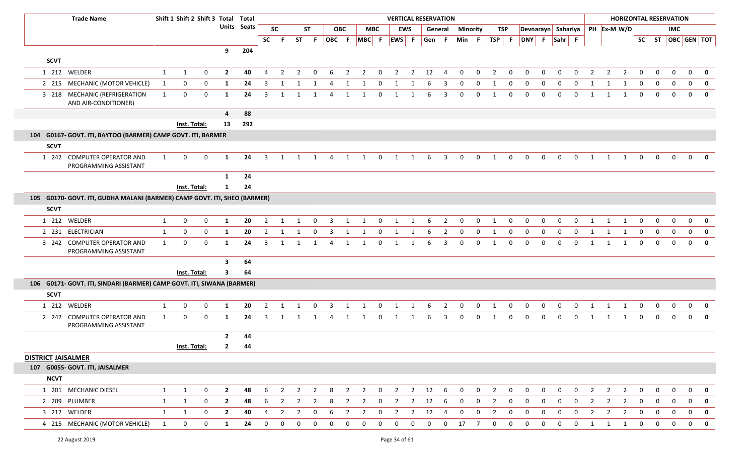| | Trade Name | Shift 1 | Shift 2 | Shift 3 | Total Units | Total Seats | VERTICAL RESERVATION | | | | | | | | | | | | | | | | | | | | | | HORIZONTAL RESERVATION | | | | | | | | |
|---|---|---|---|---|---|---|---|---|---|---|---|---|---|---|---|---|---|---|---|---|---|---|---|---|---|---|---|---|---|---|---|---|---|---|---|---|
| | | | | | | | SC | | ST | | OBC | | MBC | | EWS | | General | | Minority | | TSP | | Devnarayn | | Sahariya | | PH | Ex-M | W/D | | | IMC | | |
| | | | | | | | SC | F | ST | F | OBC | F | MBC | F | EWS | F | Gen | F | Min | F | TSP | F | DNY | F | Sahr | F | | | | SC | ST | OBC | GEN | TOT |
| | | | | | 9 | 204 | | | | | | | | | | | | | | | | | | | | | | | | | | | | |
| **SCVT** | | | | | | | | | | | | | | | | | | | | | | | | | | | | | | | | | | |
| 1 212 | WELDER | 1 | 1 | 0 | **2** | **40** | 4 | 2 | 2 | 0 | 6 | 2 | 2 | 0 | 2 | 2 | 12 | 4 | 0 | 0 | 2 | 0 | 0 | 0 | 0 | 0 | 2 | 2 | 2 | 0 | 0 | 0 | 0 | **0** |
| 2 215 | MECHANIC (MOTOR VEHICLE) | 1 | 0 | 0 | **1** | **24** | 3 | 1 | 1 | 1 | 4 | 1 | 1 | 0 | 1 | 1 | 6 | 3 | 0 | 0 | 1 | 0 | 0 | 0 | 0 | 0 | 1 | 1 | 1 | 0 | 0 | 0 | 0 | **0** |
| 3 218 | MECHANIC (REFRIGERATION AND AIR-CONDITIONER) | 1 | 0 | 0 | **1** | **24** | 3 | 1 | 1 | 1 | 4 | 1 | 1 | 0 | 1 | 1 | 6 | 3 | 0 | 0 | 1 | 0 | 0 | 0 | 0 | 0 | 1 | 1 | 1 | 0 | 0 | 0 | 0 | **0** |
| | | | | | **4** | **88** | | | | | | | | | | | | | | | | | | | | | | | | | | | | |
| | | **Inst. Total:** | | | **13** | **292** | | | | | | | | | | | | | | | | | | | | | | | | | | | | |
| **104 G0167- GOVT. ITI, BAYTOO (BARMER) CAMP GOVT. ITI, BARMER** | | | | | | | | | | | | | | | | | | | | | | | | | | | | | | | | | | |
| **SCVT** | | | | | | | | | | | | | | | | | | | | | | | | | | | | | | | | | | |
| 1 242 | COMPUTER OPERATOR AND PROGRAMMING ASSISTANT | 1 | 0 | 0 | **1** | **24** | 3 | 1 | 1 | 1 | 4 | 1 | 1 | 0 | 1 | 1 | 6 | 3 | 0 | 0 | 1 | 0 | 0 | 0 | 0 | 0 | 1 | 1 | 1 | 0 | 0 | 0 | 0 | **0** |
| | | | | | **1** | **24** | | | | | | | | | | | | | | | | | | | | | | | | | | | | |
| | | **Inst. Total:** | | | **1** | **24** | | | | | | | | | | | | | | | | | | | | | | | | | | | | |
| **105 G0170- GOVT. ITI, GUDHA MALANI (BARMER) CAMP GOVT. ITI, SHEO (BARMER)** | | | | | | | | | | | | | | | | | | | | | | | | | | | | | | | | | | |
| **SCVT** | | | | | | | | | | | | | | | | | | | | | | | | | | | | | | | | | | |
| 1 212 | WELDER | 1 | 0 | 0 | **1** | **20** | 2 | 1 | 1 | 0 | 3 | 1 | 1 | 0 | 1 | 1 | 6 | 2 | 0 | 0 | 1 | 0 | 0 | 0 | 0 | 0 | 1 | 1 | 1 | 0 | 0 | 0 | 0 | **0** |
| 2 231 | ELECTRICIAN | 1 | 0 | 0 | **1** | **20** | 2 | 1 | 1 | 0 | 3 | 1 | 1 | 0 | 1 | 1 | 6 | 2 | 0 | 0 | 1 | 0 | 0 | 0 | 0 | 0 | 1 | 1 | 1 | 0 | 0 | 0 | 0 | **0** |
| 3 242 | COMPUTER OPERATOR AND PROGRAMMING ASSISTANT | 1 | 0 | 0 | **1** | **24** | 3 | 1 | 1 | 1 | 4 | 1 | 1 | 0 | 1 | 1 | 6 | 3 | 0 | 0 | 1 | 0 | 0 | 0 | 0 | 0 | 1 | 1 | 1 | 0 | 0 | 0 | 0 | **0** |
| | | | | | **3** | **64** | | | | | | | | | | | | | | | | | | | | | | | | | | | | |
| | | **Inst. Total:** | | | **3** | **64** | | | | | | | | | | | | | | | | | | | | | | | | | | | | |
| **106 G0171- GOVT. ITI, SINDARI (BARMER) CAMP GOVT. ITI, SIWANA (BARMER)** | | | | | | | | | | | | | | | | | | | | | | | | | | | | | | | | | | |
| **SCVT** | | | | | | | | | | | | | | | | | | | | | | | | | | | | | | | | | | |
| 1 212 | WELDER | 1 | 0 | 0 | **1** | **20** | 2 | 1 | 1 | 0 | 3 | 1 | 1 | 0 | 1 | 1 | 6 | 2 | 0 | 0 | 1 | 0 | 0 | 0 | 0 | 0 | 1 | 1 | 1 | 0 | 0 | 0 | 0 | **0** |
| 2 242 | COMPUTER OPERATOR AND PROGRAMMING ASSISTANT | 1 | 0 | 0 | **1** | **24** | 3 | 1 | 1 | 1 | 4 | 1 | 1 | 0 | 1 | 1 | 6 | 3 | 0 | 0 | 1 | 0 | 0 | 0 | 0 | 0 | 1 | 1 | 1 | 0 | 0 | 0 | 0 | **0** |
| | | | | | **2** | **44** | | | | | | | | | | | | | | | | | | | | | | | | | | | | |
| | | **Inst. Total:** | | | **2** | **44** | | | | | | | | | | | | | | | | | | | | | | | | | | | | |
| **DISTRICT JAISALMER** | | | | | | | | | | | | | | | | | | | | | | | | | | | | | | | | | | |
| **107 G0055- GOVT. ITI, JAISALMER** | | | | | | | | | | | | | | | | | | | | | | | | | | | | | | | | | | |
| **NCVT** | | | | | | | | | | | | | | | | | | | | | | | | | | | | | | | | | | |
| 1 201 | MECHANIC DIESEL | 1 | 1 | 0 | **2** | **48** | 6 | 2 | 2 | 2 | 8 | 2 | 2 | 0 | 2 | 2 | 12 | 6 | 0 | 0 | 2 | 0 | 0 | 0 | 0 | 0 | 2 | 2 | 2 | 0 | 0 | 0 | 0 | **0** |
| 2 209 | PLUMBER | 1 | 1 | 0 | **2** | **48** | 6 | 2 | 2 | 2 | 8 | 2 | 2 | 0 | 2 | 2 | 12 | 6 | 0 | 0 | 2 | 0 | 0 | 0 | 0 | 0 | 2 | 2 | 2 | 0 | 0 | 0 | 0 | **0** |
| 3 212 | WELDER | 1 | 1 | 0 | **2** | **40** | 4 | 2 | 2 | 0 | 6 | 2 | 2 | 0 | 2 | 2 | 12 | 4 | 0 | 0 | 2 | 0 | 0 | 0 | 0 | 0 | 2 | 2 | 2 | 0 | 0 | 0 | 0 | **0** |
| 4 215 | MECHANIC (MOTOR VEHICLE) | 1 | 0 | 0 | **1** | **24** | 0 | 0 | 0 | 0 | 0 | 0 | 0 | 0 | 0 | 0 | 0 | 0 | 17 | 7 | 0 | 0 | 0 | 0 | 0 | 0 | 1 | 1 | 1 | 0 | 0 | 0 | 0 | **0** |

22 August 2019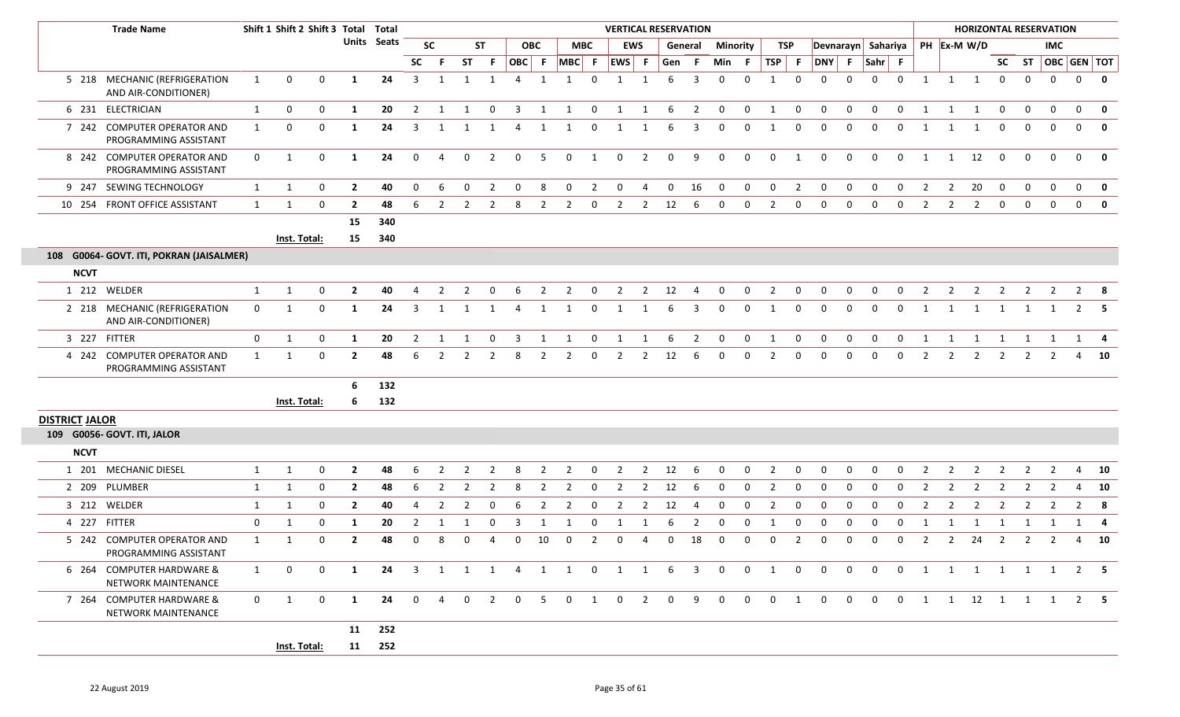| | Trade Name | Shift 1 | Shift 2 | Shift 3 | Total Units | Total Seats | VERTICAL RESERVATION | | | | | | | | | | | | | | | | | | | | HORIZONTAL RESERVATION | | | | | | | |
|---|---|---|---|---|---|---|---|---|---|---|---|---|---|---|---|---|---|---|---|---|---|---|---|---|---|---|---|---|---|---|---|---|---|---|
| | | | | | | | SC | | ST | | OBC | | MBC | | EWS | | General | | Minority | | TSP | | Devnarayn | | Sahariya | | PH | Ex-M | W/D | | | IMC | | |
| | | | | | | | SC | F | ST | F | OBC | F | MBC | F | EWS | F | Gen | F | Min | F | TSP | F | DNY | F | Sahr | F | | | | SC | ST | OBC | GEN | TOT |
| 5 | 218 MECHANIC (REFRIGERATION AND AIR-CONDITIONER) | 1 | 0 | 0 | 1 | 24 | 3 | 1 | 1 | 1 | 4 | 1 | 1 | 0 | 1 | 1 | 6 | 3 | 0 | 0 | 1 | 0 | 0 | 0 | 0 | 0 | 1 | 1 | 1 | 0 | 0 | 0 | 0 | **0** |
| 6 | 231 ELECTRICIAN | 1 | 0 | 0 | 1 | 20 | 2 | 1 | 1 | 0 | 3 | 1 | 1 | 0 | 1 | 1 | 6 | 2 | 0 | 0 | 1 | 0 | 0 | 0 | 0 | 0 | 1 | 1 | 1 | 0 | 0 | 0 | 0 | **0** |
| 7 | 242 COMPUTER OPERATOR AND PROGRAMMING ASSISTANT | 1 | 0 | 0 | 1 | 24 | 3 | 1 | 1 | 1 | 4 | 1 | 1 | 0 | 1 | 1 | 6 | 3 | 0 | 0 | 1 | 0 | 0 | 0 | 0 | 0 | 1 | 1 | 1 | 0 | 0 | 0 | 0 | **0** |
| 8 | 242 COMPUTER OPERATOR AND PROGRAMMING ASSISTANT | 0 | 1 | 0 | 1 | 24 | 0 | 4 | 0 | 2 | 0 | 5 | 0 | 1 | 0 | 2 | 0 | 9 | 0 | 0 | 0 | 1 | 0 | 0 | 0 | 0 | 1 | 1 | 12 | 0 | 0 | 0 | 0 | **0** |
| 9 | 247 SEWING TECHNOLOGY | 1 | 1 | 0 | 2 | 40 | 0 | 6 | 0 | 2 | 0 | 8 | 0 | 2 | 0 | 4 | 0 | 16 | 0 | 0 | 0 | 2 | 0 | 0 | 0 | 0 | 2 | 2 | 20 | 0 | 0 | 0 | 0 | **0** |
| 10 | 254 FRONT OFFICE ASSISTANT | 1 | 1 | 0 | 2 | 48 | 6 | 2 | 2 | 2 | 8 | 2 | 2 | 0 | 2 | 2 | 12 | 6 | 0 | 0 | 2 | 0 | 0 | 0 | 0 | 0 | 2 | 2 | 2 | 0 | 0 | 0 | 0 | **0** |
| | | | | | **15** | **340** | | | | | | | | | | | | | | | | | | | | | | | | | | | | |
| | | **Inst. Total:** | | | **15** | **340** | | | | | | | | | | | | | | | | | | | | | | | | | | | | |
| **108** | **G0064- GOVT. ITI, POKRAN (JAISALMER)** | | | | | | | | | | | | | | | | | | | | | | | | | | | | | | | | | |
| **NCVT** | | | | | | | | | | | | | | | | | | | | | | | | | | | | | | | | | | |
| 1 | 212 WELDER | 1 | 1 | 0 | 2 | 40 | 4 | 2 | 2 | 0 | 6 | 2 | 2 | 0 | 2 | 2 | 12 | 4 | 0 | 0 | 2 | 0 | 0 | 0 | 0 | 0 | 2 | 2 | 2 | 2 | 2 | 2 | 2 | **8** |
| 2 | 218 MECHANIC (REFRIGERATION AND AIR-CONDITIONER) | 0 | 1 | 0 | 1 | 24 | 3 | 1 | 1 | 1 | 4 | 1 | 1 | 0 | 1 | 1 | 6 | 3 | 0 | 0 | 1 | 0 | 0 | 0 | 0 | 0 | 1 | 1 | 1 | 1 | 1 | 1 | 2 | **5** |
| 3 | 227 FITTER | 0 | 1 | 0 | 1 | 20 | 2 | 1 | 1 | 0 | 3 | 1 | 1 | 0 | 1 | 1 | 6 | 2 | 0 | 0 | 1 | 0 | 0 | 0 | 0 | 0 | 1 | 1 | 1 | 1 | 1 | 1 | 1 | **4** |
| 4 | 242 COMPUTER OPERATOR AND PROGRAMMING ASSISTANT | 1 | 1 | 0 | 2 | 48 | 6 | 2 | 2 | 2 | 8 | 2 | 2 | 0 | 2 | 2 | 12 | 6 | 0 | 0 | 2 | 0 | 0 | 0 | 0 | 0 | 2 | 2 | 2 | 2 | 2 | 2 | 4 | **10** |
| | | | | | **6** | **132** | | | | | | | | | | | | | | | | | | | | | | | | | | | | |
| | | **Inst. Total:** | | | **6** | **132** | | | | | | | | | | | | | | | | | | | | | | | | | | | | |
| **DISTRICT JALOR** | | | | | | | | | | | | | | | | | | | | | | | | | | | | | | | | | | |
| **109** | **G0056- GOVT. ITI, JALOR** | | | | | | | | | | | | | | | | | | | | | | | | | | | | | | | | | |
| **NCVT** | | | | | | | | | | | | | | | | | | | | | | | | | | | | | | | | | | |
| 1 | 201 MECHANIC DIESEL | 1 | 1 | 0 | 2 | 48 | 6 | 2 | 2 | 2 | 8 | 2 | 2 | 0 | 2 | 2 | 12 | 6 | 0 | 0 | 2 | 0 | 0 | 0 | 0 | 0 | 2 | 2 | 2 | 2 | 2 | 2 | 4 | **10** |
| 2 | 209 PLUMBER | 1 | 1 | 0 | 2 | 48 | 6 | 2 | 2 | 2 | 8 | 2 | 2 | 0 | 2 | 2 | 12 | 6 | 0 | 0 | 2 | 0 | 0 | 0 | 0 | 0 | 2 | 2 | 2 | 2 | 2 | 2 | 4 | **10** |
| 3 | 212 WELDER | 1 | 1 | 0 | 2 | 40 | 4 | 2 | 2 | 0 | 6 | 2 | 2 | 0 | 2 | 2 | 12 | 4 | 0 | 0 | 2 | 0 | 0 | 0 | 0 | 0 | 2 | 2 | 2 | 2 | 2 | 2 | 2 | **8** |
| 4 | 227 FITTER | 0 | 1 | 0 | 1 | 20 | 2 | 1 | 1 | 0 | 3 | 1 | 1 | 0 | 1 | 1 | 6 | 2 | 0 | 0 | 1 | 0 | 0 | 0 | 0 | 0 | 1 | 1 | 1 | 1 | 1 | 1 | 1 | **4** |
| 5 | 242 COMPUTER OPERATOR AND PROGRAMMING ASSISTANT | 1 | 1 | 0 | 2 | 48 | 0 | 8 | 0 | 4 | 0 | 10 | 0 | 2 | 0 | 4 | 0 | 18 | 0 | 0 | 0 | 2 | 0 | 0 | 0 | 0 | 2 | 2 | 24 | 2 | 2 | 2 | 4 | **10** |
| 6 | 264 COMPUTER HARDWARE & NETWORK MAINTENANCE | 1 | 0 | 0 | 1 | 24 | 3 | 1 | 1 | 1 | 4 | 1 | 1 | 0 | 1 | 1 | 6 | 3 | 0 | 0 | 1 | 0 | 0 | 0 | 0 | 0 | 1 | 1 | 1 | 1 | 1 | 1 | 2 | **5** |
| 7 | 264 COMPUTER HARDWARE & NETWORK MAINTENANCE | 0 | 1 | 0 | 1 | 24 | 0 | 4 | 0 | 2 | 0 | 5 | 0 | 1 | 0 | 2 | 0 | 9 | 0 | 0 | 0 | 1 | 0 | 0 | 0 | 0 | 1 | 1 | 12 | 1 | 1 | 1 | 2 | **5** |
| | | | | | **11** | **252** | | | | | | | | | | | | | | | | | | | | | | | | | | | | |
| | | **Inst. Total:** | | | **11** | **252** | | | | | | | | | | | | | | | | | | | | | | | | | | | | |

22 August 2019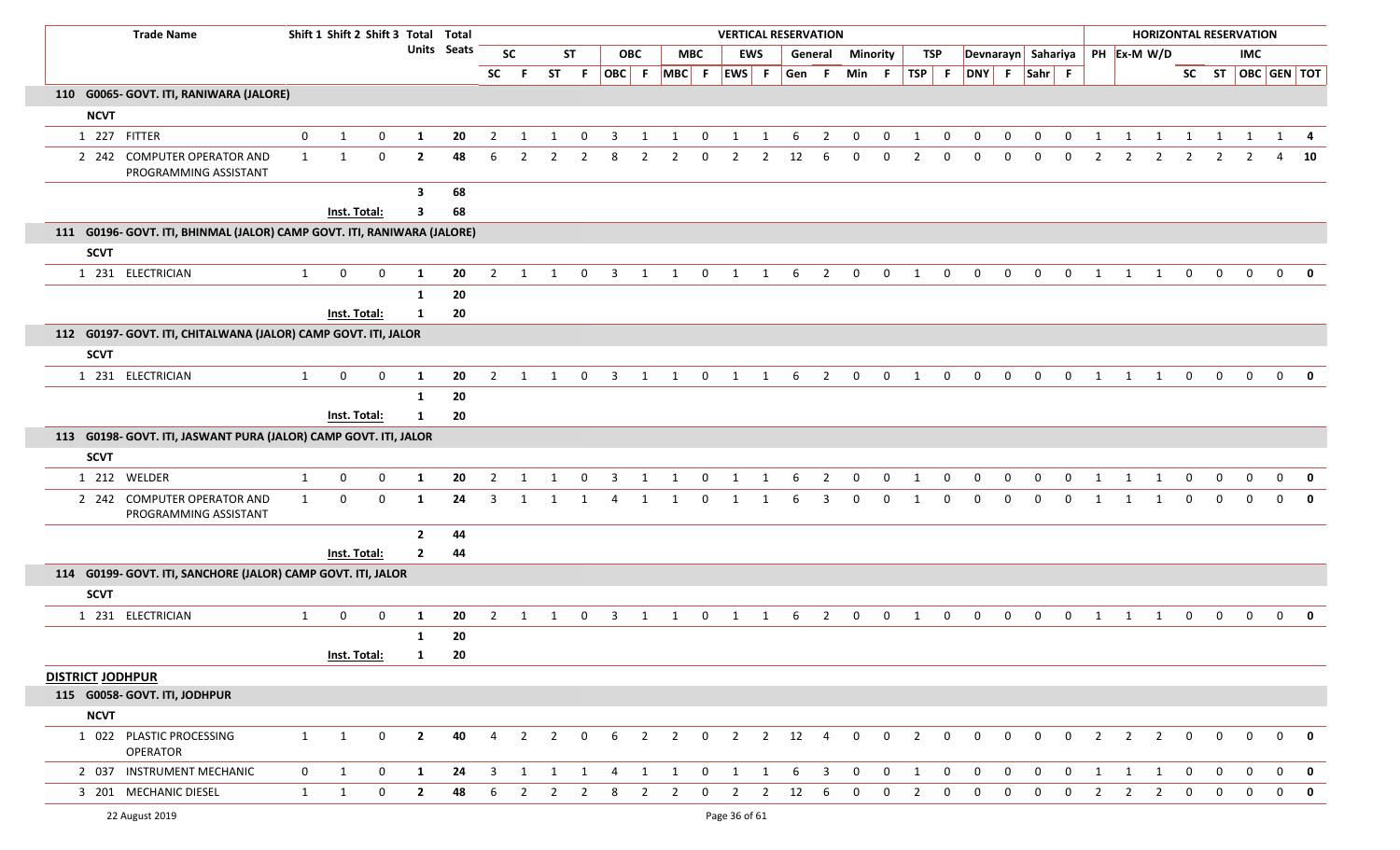| Trade Name | | | Shift 1 | Shift 2 | Shift 3 | Total Units | Total Seats | SC | F | ST | F | OBC | F | MBC | F | EWS | F | Gen | F | Min | F | TSP | F | DNY | F | Sahr | F | PH | Ex-M | W/D | SC | ST | OBC | GEN | TOT |
|---|---|---|---|---|---|---|---|---|---|---|---|---|---|---|---|---|---|---|---|---|---|---|---|---|---|---|---|---|---|---|---|---|---|---|---|
| | | | | | | | | **VERTICAL RESERVATION** | | | | | | | | | | | | | | | | | | | | **HORIZONTAL RESERVATION** | | | | | | | |
| | | | | | | | | SC | | ST | | OBC | | MBC | | EWS | | General | | Minority | | TSP | | Devnarayn | | Sahariya | | | | | IMC | | | | |
| **110 G0065- GOVT. ITI, RANIWARA (JALORE)** | | | | | | | | | | | | | | | | | | | | | | | | | | | | | | | | | | | |
| **NCVT** | | | | | | | | | | | | | | | | | | | | | | | | | | | | | | | | | | | |
| 1 | 227 | FITTER | 0 | 1 | 0 | **1** | **20** | 2 | 1 | 1 | 0 | 3 | 1 | 1 | 0 | 1 | 1 | 6 | 2 | 0 | 0 | 1 | 0 | 0 | 0 | 0 | 0 | 1 | 1 | 1 | 1 | 1 | 1 | 1 | **4** |
| 2 | 242 | COMPUTER OPERATOR AND PROGRAMMING ASSISTANT | 1 | 1 | 0 | **2** | **48** | 6 | 2 | 2 | 2 | 8 | 2 | 2 | 0 | 2 | 2 | 12 | 6 | 0 | 0 | 2 | 0 | 0 | 0 | 0 | 0 | 2 | 2 | 2 | 2 | 2 | 2 | 4 | **10** |
| | | | | | | **3** | **68** | | | | | | | | | | | | | | | | | | | | | | | | | | | | |
| | | | **Inst. Total:** | | | **3** | **68** | | | | | | | | | | | | | | | | | | | | | | | | | | | | |
| **111 G0196- GOVT. ITI, BHINMAL (JALOR) CAMP GOVT. ITI, RANIWARA (JALORE)** | | | | | | | | | | | | | | | | | | | | | | | | | | | | | | | | | | | |
| **SCVT** | | | | | | | | | | | | | | | | | | | | | | | | | | | | | | | | | | | |
| 1 | 231 | ELECTRICIAN | 1 | 0 | 0 | **1** | **20** | 2 | 1 | 1 | 0 | 3 | 1 | 1 | 0 | 1 | 1 | 6 | 2 | 0 | 0 | 1 | 0 | 0 | 0 | 0 | 0 | 1 | 1 | 1 | 0 | 0 | 0 | 0 | **0** |
| | | | | | | **1** | **20** | | | | | | | | | | | | | | | | | | | | | | | | | | | | |
| | | | **Inst. Total:** | | | **1** | **20** | | | | | | | | | | | | | | | | | | | | | | | | | | | | |
| **112 G0197- GOVT. ITI, CHITALWANA (JALOR) CAMP GOVT. ITI, JALOR** | | | | | | | | | | | | | | | | | | | | | | | | | | | | | | | | | | | |
| **SCVT** | | | | | | | | | | | | | | | | | | | | | | | | | | | | | | | | | | | |
| 1 | 231 | ELECTRICIAN | 1 | 0 | 0 | **1** | **20** | 2 | 1 | 1 | 0 | 3 | 1 | 1 | 0 | 1 | 1 | 6 | 2 | 0 | 0 | 1 | 0 | 0 | 0 | 0 | 0 | 1 | 1 | 1 | 0 | 0 | 0 | 0 | **0** |
| | | | | | | **1** | **20** | | | | | | | | | | | | | | | | | | | | | | | | | | | | |
| | | | **Inst. Total:** | | | **1** | **20** | | | | | | | | | | | | | | | | | | | | | | | | | | | | |
| **113 G0198- GOVT. ITI, JASWANT PURA (JALOR) CAMP GOVT. ITI, JALOR** | | | | | | | | | | | | | | | | | | | | | | | | | | | | | | | | | | | |
| **SCVT** | | | | | | | | | | | | | | | | | | | | | | | | | | | | | | | | | | | |
| 1 | 212 | WELDER | 1 | 0 | 0 | **1** | **20** | 2 | 1 | 1 | 0 | 3 | 1 | 1 | 0 | 1 | 1 | 6 | 2 | 0 | 0 | 1 | 0 | 0 | 0 | 0 | 0 | 1 | 1 | 1 | 0 | 0 | 0 | 0 | **0** |
| 2 | 242 | COMPUTER OPERATOR AND PROGRAMMING ASSISTANT | 1 | 0 | 0 | **1** | **24** | 3 | 1 | 1 | 1 | 4 | 1 | 1 | 0 | 1 | 1 | 6 | 3 | 0 | 0 | 1 | 0 | 0 | 0 | 0 | 0 | 1 | 1 | 1 | 0 | 0 | 0 | 0 | **0** |
| | | | | | | **2** | **44** | | | | | | | | | | | | | | | | | | | | | | | | | | | | |
| | | | **Inst. Total:** | | | **2** | **44** | | | | | | | | | | | | | | | | | | | | | | | | | | | | |
| **114 G0199- GOVT. ITI, SANCHORE (JALOR) CAMP GOVT. ITI, JALOR** | | | | | | | | | | | | | | | | | | | | | | | | | | | | | | | | | | | |
| **SCVT** | | | | | | | | | | | | | | | | | | | | | | | | | | | | | | | | | | | |
| 1 | 231 | ELECTRICIAN | 1 | 0 | 0 | **1** | **20** | 2 | 1 | 1 | 0 | 3 | 1 | 1 | 0 | 1 | 1 | 6 | 2 | 0 | 0 | 1 | 0 | 0 | 0 | 0 | 0 | 1 | 1 | 1 | 0 | 0 | 0 | 0 | **0** |
| | | | | | | **1** | **20** | | | | | | | | | | | | | | | | | | | | | | | | | | | | |
| | | | **Inst. Total:** | | | **1** | **20** | | | | | | | | | | | | | | | | | | | | | | | | | | | | |
| **DISTRICT JODHPUR** | | | | | | | | | | | | | | | | | | | | | | | | | | | | | | | | | | | |
| **115 G0058- GOVT. ITI, JODHPUR** | | | | | | | | | | | | | | | | | | | | | | | | | | | | | | | | | | | |
| **NCVT** | | | | | | | | | | | | | | | | | | | | | | | | | | | | | | | | | | | |
| 1 | 022 | PLASTIC PROCESSING OPERATOR | 1 | 1 | 0 | **2** | **40** | 4 | 2 | 2 | 0 | 6 | 2 | 2 | 0 | 2 | 2 | 12 | 4 | 0 | 0 | 2 | 0 | 0 | 0 | 0 | 0 | 2 | 2 | 2 | 0 | 0 | 0 | 0 | **0** |
| 2 | 037 | INSTRUMENT MECHANIC | 0 | 1 | 0 | **1** | **24** | 3 | 1 | 1 | 1 | 4 | 1 | 1 | 0 | 1 | 1 | 6 | 3 | 0 | 0 | 1 | 0 | 0 | 0 | 0 | 0 | 1 | 1 | 1 | 0 | 0 | 0 | 0 | **0** |
| 3 | 201 | MECHANIC DIESEL | 1 | 1 | 0 | **2** | **48** | 6 | 2 | 2 | 2 | 8 | 2 | 2 | 0 | 2 | 2 | 12 | 6 | 0 | 0 | 2 | 0 | 0 | 0 | 0 | 0 | 2 | 2 | 2 | 0 | 0 | 0 | 0 | **0** |

22 August 2019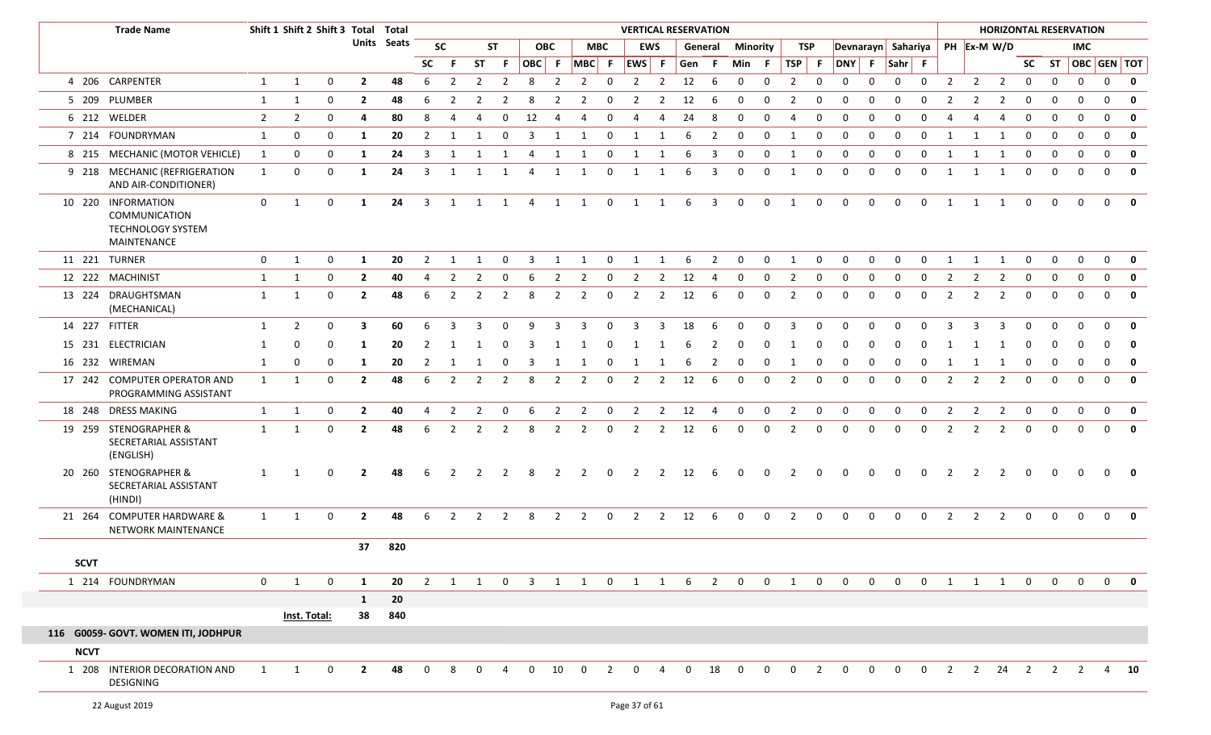| | | Trade Name | Shift 1 | Shift 2 | Shift 3 | Total Units | Total Seats | VERTICAL RESERVATION | | | | | | | | | | | | | | | | | | | | | | HORIZONTAL RESERVATION | | | | | | | | |
|---|---|---|---|---|---|---|---|---|---|---|---|---|---|---|---|---|---|---|---|---|---|---|---|---|---|---|---|---|---|---|---|---|---|---|---|---|---|---|
| | | | | | | | | SC | | ST | | OBC | | MBC | | EWS | | General | | Minority | | TSP | | Devnarayn | | Sahariya | | PH | Ex-M | W/D | | | IMC | | |
| | | | | | | | | SC | F | ST | F | OBC | F | MBC | F | EWS | F | Gen | F | Min | F | TSP | F | DNY | F | Sahr | F | | | | SC | ST | OBC | GEN | TOT |
| 4 | 206 | CARPENTER | 1 | 1 | 0 | **2** | **48** | 6 | 2 | 2 | 2 | 8 | 2 | 2 | 0 | 2 | 2 | 12 | 6 | 0 | 0 | 2 | 0 | 0 | 0 | 0 | 0 | 2 | 2 | 2 | 0 | 0 | 0 | 0 | **0** |
| 5 | 209 | PLUMBER | 1 | 1 | 0 | **2** | **48** | 6 | 2 | 2 | 2 | 8 | 2 | 2 | 0 | 2 | 2 | 12 | 6 | 0 | 0 | 2 | 0 | 0 | 0 | 0 | 0 | 2 | 2 | 2 | 0 | 0 | 0 | 0 | **0** |
| 6 | 212 | WELDER | 2 | 2 | 0 | **4** | **80** | 8 | 4 | 4 | 0 | 12 | 4 | 4 | 0 | 4 | 4 | 24 | 8 | 0 | 0 | 4 | 0 | 0 | 0 | 0 | 0 | 4 | 4 | 4 | 0 | 0 | 0 | 0 | **0** |
| 7 | 214 | FOUNDRYMAN | 1 | 0 | 0 | **1** | **20** | 2 | 1 | 1 | 0 | 3 | 1 | 1 | 0 | 1 | 1 | 6 | 2 | 0 | 0 | 1 | 0 | 0 | 0 | 0 | 0 | 1 | 1 | 1 | 0 | 0 | 0 | 0 | **0** |
| 8 | 215 | MECHANIC (MOTOR VEHICLE) | 1 | 0 | 0 | **1** | **24** | 3 | 1 | 1 | 1 | 4 | 1 | 1 | 0 | 1 | 1 | 6 | 3 | 0 | 0 | 1 | 0 | 0 | 0 | 0 | 0 | 1 | 1 | 1 | 0 | 0 | 0 | 0 | **0** |
| 9 | 218 | MECHANIC (REFRIGERATION AND AIR-CONDITIONER) | 1 | 0 | 0 | **1** | **24** | 3 | 1 | 1 | 1 | 4 | 1 | 1 | 0 | 1 | 1 | 6 | 3 | 0 | 0 | 1 | 0 | 0 | 0 | 0 | 0 | 1 | 1 | 1 | 0 | 0 | 0 | 0 | **0** |
| 10 | 220 | INFORMATION COMMUNICATION TECHNOLOGY SYSTEM MAINTENANCE | 0 | 1 | 0 | **1** | **24** | 3 | 1 | 1 | 1 | 4 | 1 | 1 | 0 | 1 | 1 | 6 | 3 | 0 | 0 | 1 | 0 | 0 | 0 | 0 | 0 | 1 | 1 | 1 | 0 | 0 | 0 | 0 | **0** |
| 11 | 221 | TURNER | 0 | 1 | 0 | **1** | **20** | 2 | 1 | 1 | 0 | 3 | 1 | 1 | 0 | 1 | 1 | 6 | 2 | 0 | 0 | 1 | 0 | 0 | 0 | 0 | 0 | 1 | 1 | 1 | 0 | 0 | 0 | 0 | **0** |
| 12 | 222 | MACHINIST | 1 | 1 | 0 | **2** | **40** | 4 | 2 | 2 | 0 | 6 | 2 | 2 | 0 | 2 | 2 | 12 | 4 | 0 | 0 | 2 | 0 | 0 | 0 | 0 | 0 | 2 | 2 | 2 | 0 | 0 | 0 | 0 | **0** |
| 13 | 224 | DRAUGHTSMAN (MECHANICAL) | 1 | 1 | 0 | **2** | **48** | 6 | 2 | 2 | 2 | 8 | 2 | 2 | 0 | 2 | 2 | 12 | 6 | 0 | 0 | 2 | 0 | 0 | 0 | 0 | 0 | 2 | 2 | 2 | 0 | 0 | 0 | 0 | **0** |
| 14 | 227 | FITTER | 1 | 2 | 0 | **3** | **60** | 6 | 3 | 3 | 0 | 9 | 3 | 3 | 0 | 3 | 3 | 18 | 6 | 0 | 0 | 3 | 0 | 0 | 0 | 0 | 0 | 3 | 3 | 3 | 0 | 0 | 0 | 0 | **0** |
| 15 | 231 | ELECTRICIAN | 1 | 0 | 0 | **1** | **20** | 2 | 1 | 1 | 0 | 3 | 1 | 1 | 0 | 1 | 1 | 6 | 2 | 0 | 0 | 1 | 0 | 0 | 0 | 0 | 0 | 1 | 1 | 1 | 0 | 0 | 0 | 0 | **0** |
| 16 | 232 | WIREMAN | 1 | 0 | 0 | **1** | **20** | 2 | 1 | 1 | 0 | 3 | 1 | 1 | 0 | 1 | 1 | 6 | 2 | 0 | 0 | 1 | 0 | 0 | 0 | 0 | 0 | 1 | 1 | 1 | 0 | 0 | 0 | 0 | **0** |
| 17 | 242 | COMPUTER OPERATOR AND PROGRAMMING ASSISTANT | 1 | 1 | 0 | **2** | **48** | 6 | 2 | 2 | 2 | 8 | 2 | 2 | 0 | 2 | 2 | 12 | 6 | 0 | 0 | 2 | 0 | 0 | 0 | 0 | 0 | 2 | 2 | 2 | 0 | 0 | 0 | 0 | **0** |
| 18 | 248 | DRESS MAKING | 1 | 1 | 0 | **2** | **40** | 4 | 2 | 2 | 0 | 6 | 2 | 2 | 0 | 2 | 2 | 12 | 4 | 0 | 0 | 2 | 0 | 0 | 0 | 0 | 0 | 2 | 2 | 2 | 0 | 0 | 0 | 0 | **0** |
| 19 | 259 | STENOGRAPHER & SECRETARIAL ASSISTANT (ENGLISH) | 1 | 1 | 0 | **2** | **48** | 6 | 2 | 2 | 2 | 8 | 2 | 2 | 0 | 2 | 2 | 12 | 6 | 0 | 0 | 2 | 0 | 0 | 0 | 0 | 0 | 2 | 2 | 2 | 0 | 0 | 0 | 0 | **0** |
| 20 | 260 | STENOGRAPHER & SECRETARIAL ASSISTANT (HINDI) | 1 | 1 | 0 | **2** | **48** | 6 | 2 | 2 | 2 | 8 | 2 | 2 | 0 | 2 | 2 | 12 | 6 | 0 | 0 | 2 | 0 | 0 | 0 | 0 | 0 | 2 | 2 | 2 | 0 | 0 | 0 | 0 | **0** |
| 21 | 264 | COMPUTER HARDWARE & NETWORK MAINTENANCE | 1 | 1 | 0 | **2** | **48** | 6 | 2 | 2 | 2 | 8 | 2 | 2 | 0 | 2 | 2 | 12 | 6 | 0 | 0 | 2 | 0 | 0 | 0 | 0 | 0 | 2 | 2 | 2 | 0 | 0 | 0 | 0 | **0** |
| | | | | | | **37** | **820** | | | | | | | | | | | | | | | | | | | | | | | | | | | | |
| **SCVT** | | | | | | | | | | | | | | | | | | | | | | | | | | | | | | | | | | | |
| 1 | 214 | FOUNDRYMAN | 0 | 1 | 0 | **1** | **20** | 2 | 1 | 1 | 0 | 3 | 1 | 1 | 0 | 1 | 1 | 6 | 2 | 0 | 0 | 1 | 0 | 0 | 0 | 0 | 0 | 1 | 1 | 1 | 0 | 0 | 0 | 0 | **0** |
| | | | | | | **1** | **20** | | | | | | | | | | | | | | | | | | | | | | | | | | | | |
| | | | Inst. Total: | | | **38** | **840** | | | | | | | | | | | | | | | | | | | | | | | | | | | | |

**116 G0059- GOVT. WOMEN ITI, JODHPUR**

| | | Trade Name | Shift 1 | Shift 2 | Shift 3 | Total Units | Total Seats | SC | F | ST | F | OBC | F | MBC | F | EWS | F | Gen | F | Min | F | TSP | F | DNY | F | Sahr | F | PH | Ex-M | W/D | SC | ST | OBC | GEN | TOT |
|---|---|---|---|---|---|---|---|---|---|---|---|---|---|---|---|---|---|---|---|---|---|---|---|---|---|---|---|---|---|---|---|---|---|---|---|
| **NCVT** | | | | | | | | | | | | | | | | | | | | | | | | | | | | | | | | | | | |
| 1 | 208 | INTERIOR DECORATION AND DESIGNING | 1 | 1 | 0 | **2** | **48** | 0 | 8 | 0 | 4 | 0 | 10 | 0 | 2 | 0 | 4 | 0 | 18 | 0 | 0 | 0 | 2 | 0 | 0 | 0 | 0 | 2 | 2 | 24 | 2 | 2 | 2 | 4 | **10** |

22 August 2019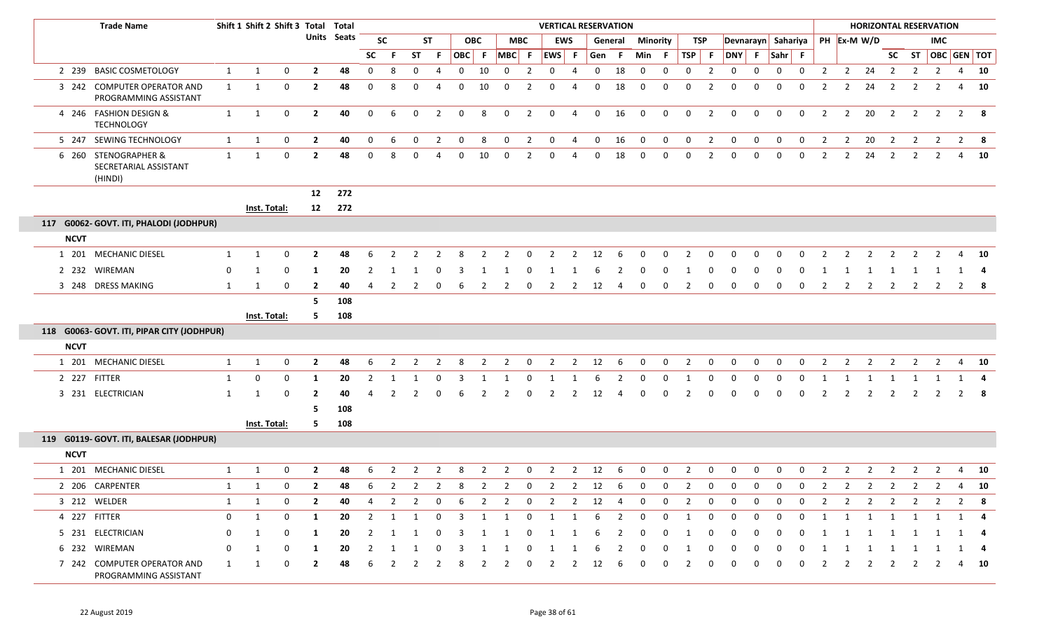| | Trade Name | Shift 1 | Shift 2 | Shift 3 | Total Units | Total Seats | VERTICAL RESERVATION | | | | | | | | | | | | | | | | | | | | HORIZONTAL RESERVATION | | | | | | | |
|---|---|---|---|---|---|---|---|---|---|---|---|---|---|---|---|---|---|---|---|---|---|---|---|---|---|---|---|---|---|---|---|---|---|---|
| | | | | | | | SC | | ST | | OBC | | MBC | | EWS | | General | | Minority | | TSP | | Devnarayn | | Sahariya | | PH | Ex-M | W/D | | | IMC | | |
| | | | | | | | SC | F | ST | F | OBC | F | MBC | F | EWS | F | Gen | F | Min | F | TSP | F | DNY | F | Sahr | F | | | | SC | ST | OBC | GEN | TOT |
| 2 | 239 BASIC COSMETOLOGY | 1 | 1 | 0 | 2 | 48 | 0 | 8 | 0 | 4 | 0 | 10 | 0 | 2 | 0 | 4 | 0 | 18 | 0 | 0 | 0 | 2 | 0 | 0 | 0 | 0 | 2 | 2 | 24 | 2 | 2 | 2 | 4 | 10 |
| 3 | 242 COMPUTER OPERATOR AND PROGRAMMING ASSISTANT | 1 | 1 | 0 | 2 | 48 | 0 | 8 | 0 | 4 | 0 | 10 | 0 | 2 | 0 | 4 | 0 | 18 | 0 | 0 | 0 | 2 | 0 | 0 | 0 | 0 | 2 | 2 | 24 | 2 | 2 | 2 | 4 | 10 |
| 4 | 246 FASHION DESIGN & TECHNOLOGY | 1 | 1 | 0 | 2 | 40 | 0 | 6 | 0 | 2 | 0 | 8 | 0 | 2 | 0 | 4 | 0 | 16 | 0 | 0 | 0 | 2 | 0 | 0 | 0 | 0 | 2 | 2 | 20 | 2 | 2 | 2 | 2 | 8 |
| 5 | 247 SEWING TECHNOLOGY | 1 | 1 | 0 | 2 | 40 | 0 | 6 | 0 | 2 | 0 | 8 | 0 | 2 | 0 | 4 | 0 | 16 | 0 | 0 | 0 | 2 | 0 | 0 | 0 | 0 | 2 | 2 | 20 | 2 | 2 | 2 | 2 | 8 |
| 6 | 260 STENOGRAPHER & SECRETARIAL ASSISTANT (HINDI) | 1 | 1 | 0 | 2 | 48 | 0 | 8 | 0 | 4 | 0 | 10 | 0 | 2 | 0 | 4 | 0 | 18 | 0 | 0 | 0 | 2 | 0 | 0 | 0 | 0 | 2 | 2 | 24 | 2 | 2 | 2 | 4 | 10 |
| | | | | | 12 | 272 | | | | | | | | | | | | | | | | | | | | | | | | | | | | |
| | | | Inst. Total: | | 12 | 272 | | | | | | | | | | | | | | | | | | | | | | | | | | | | |
| **117** | **G0062- GOVT. ITI, PHALODI (JODHPUR)** | | | | | | | | | | | | | | | | | | | | | | | | | | | | | | | | | |
| **NCVT** | | | | | | | | | | | | | | | | | | | | | | | | | | | | | | | | | | |
| 1 | 201 MECHANIC DIESEL | 1 | 1 | 0 | 2 | 48 | 6 | 2 | 2 | 2 | 8 | 2 | 2 | 0 | 2 | 2 | 12 | 6 | 0 | 0 | 2 | 0 | 0 | 0 | 0 | 0 | 2 | 2 | 2 | 2 | 2 | 2 | 4 | 10 |
| 2 | 232 WIREMAN | 0 | 1 | 0 | 1 | 20 | 2 | 1 | 1 | 0 | 3 | 1 | 1 | 0 | 1 | 1 | 6 | 2 | 0 | 0 | 1 | 0 | 0 | 0 | 0 | 0 | 1 | 1 | 1 | 1 | 1 | 1 | 1 | 4 |
| 3 | 248 DRESS MAKING | 1 | 1 | 0 | 2 | 40 | 4 | 2 | 2 | 0 | 6 | 2 | 2 | 0 | 2 | 2 | 12 | 4 | 0 | 0 | 2 | 0 | 0 | 0 | 0 | 0 | 2 | 2 | 2 | 2 | 2 | 2 | 2 | 8 |
| | | | | | 5 | 108 | | | | | | | | | | | | | | | | | | | | | | | | | | | | |
| | | | Inst. Total: | | 5 | 108 | | | | | | | | | | | | | | | | | | | | | | | | | | | | |
| **118** | **G0063- GOVT. ITI, PIPAR CITY (JODHPUR)** | | | | | | | | | | | | | | | | | | | | | | | | | | | | | | | | | |
| **NCVT** | | | | | | | | | | | | | | | | | | | | | | | | | | | | | | | | | | |
| 1 | 201 MECHANIC DIESEL | 1 | 1 | 0 | 2 | 48 | 6 | 2 | 2 | 2 | 8 | 2 | 2 | 0 | 2 | 2 | 12 | 6 | 0 | 0 | 2 | 0 | 0 | 0 | 0 | 0 | 2 | 2 | 2 | 2 | 2 | 2 | 4 | 10 |
| 2 | 227 FITTER | 1 | 0 | 0 | 1 | 20 | 2 | 1 | 1 | 0 | 3 | 1 | 1 | 0 | 1 | 1 | 6 | 2 | 0 | 0 | 1 | 0 | 0 | 0 | 0 | 0 | 1 | 1 | 1 | 1 | 1 | 1 | 1 | 4 |
| 3 | 231 ELECTRICIAN | 1 | 1 | 0 | 2 | 40 | 4 | 2 | 2 | 0 | 6 | 2 | 2 | 0 | 2 | 2 | 12 | 4 | 0 | 0 | 2 | 0 | 0 | 0 | 0 | 0 | 2 | 2 | 2 | 2 | 2 | 2 | 2 | 8 |
| | | | | | 5 | 108 | | | | | | | | | | | | | | | | | | | | | | | | | | | | |
| | | | Inst. Total: | | 5 | 108 | | | | | | | | | | | | | | | | | | | | | | | | | | | | |
| **119** | **G0119- GOVT. ITI, BALESAR (JODHPUR)** | | | | | | | | | | | | | | | | | | | | | | | | | | | | | | | | | |
| **NCVT** | | | | | | | | | | | | | | | | | | | | | | | | | | | | | | | | | | |
| 1 | 201 MECHANIC DIESEL | 1 | 1 | 0 | 2 | 48 | 6 | 2 | 2 | 2 | 8 | 2 | 2 | 0 | 2 | 2 | 12 | 6 | 0 | 0 | 2 | 0 | 0 | 0 | 0 | 0 | 2 | 2 | 2 | 2 | 2 | 2 | 4 | 10 |
| 2 | 206 CARPENTER | 1 | 1 | 0 | 2 | 48 | 6 | 2 | 2 | 2 | 8 | 2 | 2 | 0 | 2 | 2 | 12 | 6 | 0 | 0 | 2 | 0 | 0 | 0 | 0 | 0 | 2 | 2 | 2 | 2 | 2 | 2 | 4 | 10 |
| 3 | 212 WELDER | 1 | 1 | 0 | 2 | 40 | 4 | 2 | 2 | 0 | 6 | 2 | 2 | 0 | 2 | 2 | 12 | 4 | 0 | 0 | 2 | 0 | 0 | 0 | 0 | 0 | 2 | 2 | 2 | 2 | 2 | 2 | 2 | 8 |
| 4 | 227 FITTER | 0 | 1 | 0 | 1 | 20 | 2 | 1 | 1 | 0 | 3 | 1 | 1 | 0 | 1 | 1 | 6 | 2 | 0 | 0 | 1 | 0 | 0 | 0 | 0 | 0 | 1 | 1 | 1 | 1 | 1 | 1 | 1 | 4 |
| 5 | 231 ELECTRICIAN | 0 | 1 | 0 | 1 | 20 | 2 | 1 | 1 | 0 | 3 | 1 | 1 | 0 | 1 | 1 | 6 | 2 | 0 | 0 | 1 | 0 | 0 | 0 | 0 | 0 | 1 | 1 | 1 | 1 | 1 | 1 | 1 | 4 |
| 6 | 232 WIREMAN | 0 | 1 | 0 | 1 | 20 | 2 | 1 | 1 | 0 | 3 | 1 | 1 | 0 | 1 | 1 | 6 | 2 | 0 | 0 | 1 | 0 | 0 | 0 | 0 | 0 | 1 | 1 | 1 | 1 | 1 | 1 | 1 | 4 |
| 7 | 242 COMPUTER OPERATOR AND PROGRAMMING ASSISTANT | 1 | 1 | 0 | 2 | 48 | 6 | 2 | 2 | 2 | 8 | 2 | 2 | 0 | 2 | 2 | 12 | 6 | 0 | 0 | 2 | 0 | 0 | 0 | 0 | 0 | 2 | 2 | 2 | 2 | 2 | 2 | 4 | 10 |

22 August 2019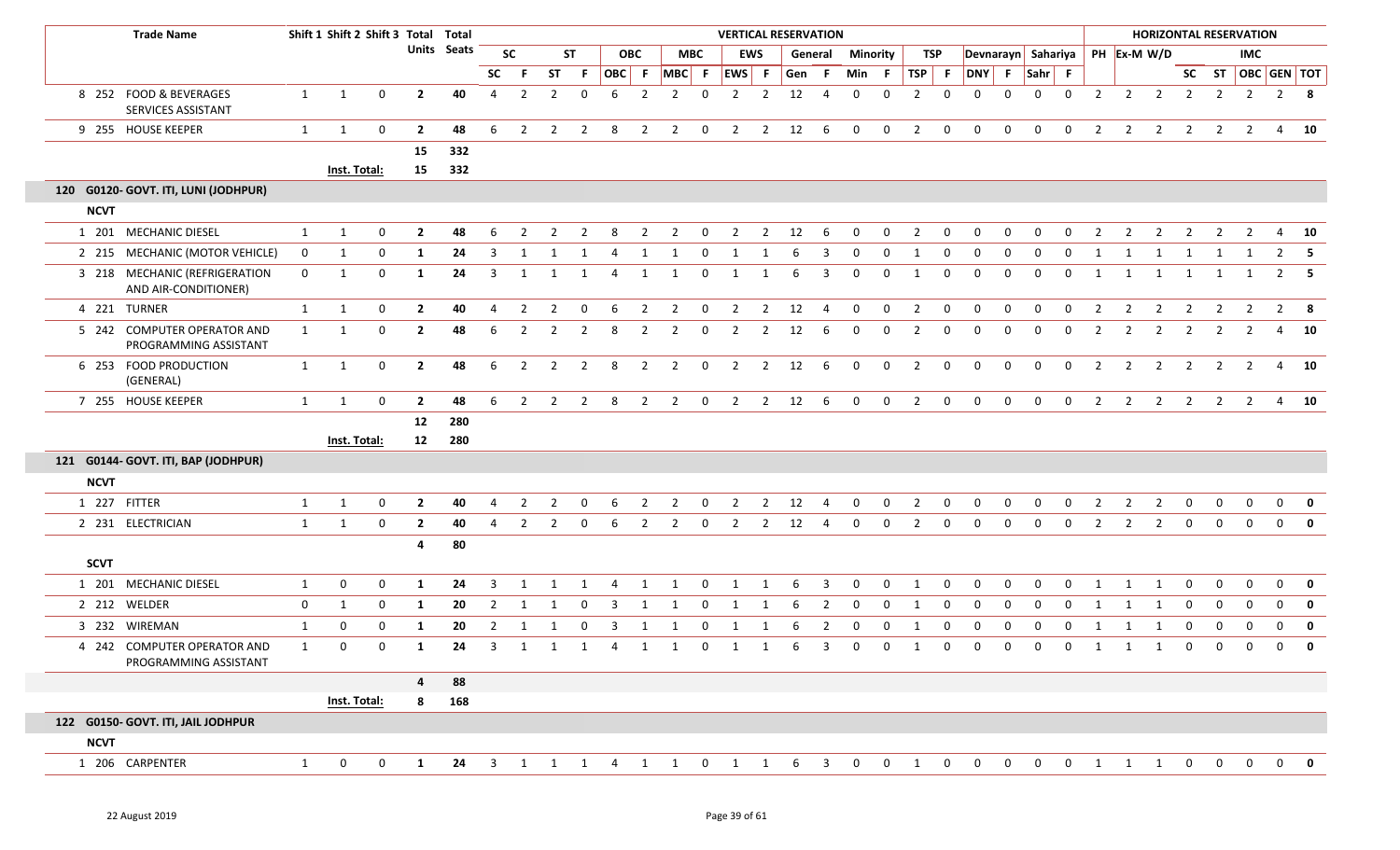| Trade Name | Shift 1 | Shift 2 | Shift 3 | Total Units | Total Seats | VERTICAL RESERVATION | | | | | | | | | | | | | | | | | | | | | | HORIZONTAL RESERVATION | | | | | | | | |
|---|---|---|---|---|---|---|---|---|---|---|---|---|---|---|---|---|---|---|---|---|---|---|---|---|---|---|---|---|---|---|---|---|---|---|---|---|
| | | | | | | SC | | ST | | OBC | | MBC | | EWS | | General | | Minority | | TSP | | Devnarayn | | Sahariya | | PH | Ex-M | W/D | | | IMC | | |
| | | | | | | SC | F | ST | F | OBC | F | MBC | F | EWS | F | Gen | F | Min | F | TSP | F | DNY | F | Sahr | F | | | | SC | ST | OBC | GEN | TOT |
| 8 252 FOOD & BEVERAGES SERVICES ASSISTANT | 1 | 1 | 0 | 2 | 40 | 4 | 2 | 2 | 0 | 6 | 2 | 2 | 0 | 2 | 2 | 12 | 4 | 0 | 0 | 2 | 0 | 0 | 0 | 0 | 0 | 2 | 2 | 2 | 2 | 2 | 2 | 2 | 8 |
| 9 255 HOUSE KEEPER | 1 | 1 | 0 | 2 | 48 | 6 | 2 | 2 | 2 | 8 | 2 | 2 | 0 | 2 | 2 | 12 | 6 | 0 | 0 | 2 | 0 | 0 | 0 | 0 | 0 | 2 | 2 | 2 | 2 | 2 | 2 | 4 | 10 |
| | | | | 15 | 332 | | | | | | | | | | | | | | | | | | | | | | | | | | | | |
| | Inst. Total: | | | 15 | 332 | | | | | | | | | | | | | | | | | | | | | | | | | | | | |
| **120 G0120- GOVT. ITI, LUNI (JODHPUR)** | | | | | | | | | | | | | | | | | | | | | | | | | | | | | | | | | |
| **NCVT** | | | | | | | | | | | | | | | | | | | | | | | | | | | | | | | | | |
| 1 201 MECHANIC DIESEL | 1 | 1 | 0 | 2 | 48 | 6 | 2 | 2 | 2 | 8 | 2 | 2 | 0 | 2 | 2 | 12 | 6 | 0 | 0 | 2 | 0 | 0 | 0 | 0 | 0 | 2 | 2 | 2 | 2 | 2 | 2 | 4 | 10 |
| 2 215 MECHANIC (MOTOR VEHICLE) | 0 | 1 | 0 | 1 | 24 | 3 | 1 | 1 | 1 | 4 | 1 | 1 | 0 | 1 | 1 | 6 | 3 | 0 | 0 | 1 | 0 | 0 | 0 | 0 | 0 | 1 | 1 | 1 | 1 | 1 | 1 | 2 | 5 |
| 3 218 MECHANIC (REFRIGERATION AND AIR-CONDITIONER) | 0 | 1 | 0 | 1 | 24 | 3 | 1 | 1 | 1 | 4 | 1 | 1 | 0 | 1 | 1 | 6 | 3 | 0 | 0 | 1 | 0 | 0 | 0 | 0 | 0 | 1 | 1 | 1 | 1 | 1 | 1 | 2 | 5 |
| 4 221 TURNER | 1 | 1 | 0 | 2 | 40 | 4 | 2 | 2 | 0 | 6 | 2 | 2 | 0 | 2 | 2 | 12 | 4 | 0 | 0 | 2 | 0 | 0 | 0 | 0 | 0 | 2 | 2 | 2 | 2 | 2 | 2 | 2 | 8 |
| 5 242 COMPUTER OPERATOR AND PROGRAMMING ASSISTANT | 1 | 1 | 0 | 2 | 48 | 6 | 2 | 2 | 2 | 8 | 2 | 2 | 0 | 2 | 2 | 12 | 6 | 0 | 0 | 2 | 0 | 0 | 0 | 0 | 0 | 2 | 2 | 2 | 2 | 2 | 2 | 4 | 10 |
| 6 253 FOOD PRODUCTION (GENERAL) | 1 | 1 | 0 | 2 | 48 | 6 | 2 | 2 | 2 | 8 | 2 | 2 | 0 | 2 | 2 | 12 | 6 | 0 | 0 | 2 | 0 | 0 | 0 | 0 | 0 | 2 | 2 | 2 | 2 | 2 | 2 | 4 | 10 |
| 7 255 HOUSE KEEPER | 1 | 1 | 0 | 2 | 48 | 6 | 2 | 2 | 2 | 8 | 2 | 2 | 0 | 2 | 2 | 12 | 6 | 0 | 0 | 2 | 0 | 0 | 0 | 0 | 0 | 2 | 2 | 2 | 2 | 2 | 2 | 4 | 10 |
| | | | | 12 | 280 | | | | | | | | | | | | | | | | | | | | | | | | | | | | |
| | Inst. Total: | | | 12 | 280 | | | | | | | | | | | | | | | | | | | | | | | | | | | | |
| **121 G0144- GOVT. ITI, BAP (JODHPUR)** | | | | | | | | | | | | | | | | | | | | | | | | | | | | | | | | | |
| **NCVT** | | | | | | | | | | | | | | | | | | | | | | | | | | | | | | | | | |
| 1 227 FITTER | 1 | 1 | 0 | 2 | 40 | 4 | 2 | 2 | 0 | 6 | 2 | 2 | 0 | 2 | 2 | 12 | 4 | 0 | 0 | 2 | 0 | 0 | 0 | 0 | 0 | 2 | 2 | 2 | 0 | 0 | 0 | 0 | 0 |
| 2 231 ELECTRICIAN | 1 | 1 | 0 | 2 | 40 | 4 | 2 | 2 | 0 | 6 | 2 | 2 | 0 | 2 | 2 | 12 | 4 | 0 | 0 | 2 | 0 | 0 | 0 | 0 | 0 | 2 | 2 | 2 | 0 | 0 | 0 | 0 | 0 |
| | | | | 4 | 80 | | | | | | | | | | | | | | | | | | | | | | | | | | | | |
| **SCVT** | | | | | | | | | | | | | | | | | | | | | | | | | | | | | | | | | |
| 1 201 MECHANIC DIESEL | 1 | 0 | 0 | 1 | 24 | 3 | 1 | 1 | 1 | 4 | 1 | 1 | 0 | 1 | 1 | 6 | 3 | 0 | 0 | 1 | 0 | 0 | 0 | 0 | 0 | 1 | 1 | 1 | 0 | 0 | 0 | 0 | 0 |
| 2 212 WELDER | 0 | 1 | 0 | 1 | 20 | 2 | 1 | 1 | 0 | 3 | 1 | 1 | 0 | 1 | 1 | 6 | 2 | 0 | 0 | 1 | 0 | 0 | 0 | 0 | 0 | 1 | 1 | 1 | 0 | 0 | 0 | 0 | 0 |
| 3 232 WIREMAN | 1 | 0 | 0 | 1 | 20 | 2 | 1 | 1 | 0 | 3 | 1 | 1 | 0 | 1 | 1 | 6 | 2 | 0 | 0 | 1 | 0 | 0 | 0 | 0 | 0 | 1 | 1 | 1 | 0 | 0 | 0 | 0 | 0 |
| 4 242 COMPUTER OPERATOR AND PROGRAMMING ASSISTANT | 1 | 0 | 0 | 1 | 24 | 3 | 1 | 1 | 1 | 4 | 1 | 1 | 0 | 1 | 1 | 6 | 3 | 0 | 0 | 1 | 0 | 0 | 0 | 0 | 0 | 1 | 1 | 1 | 0 | 0 | 0 | 0 | 0 |
| | | | | 4 | 88 | | | | | | | | | | | | | | | | | | | | | | | | | | | | |
| | Inst. Total: | | | 8 | 168 | | | | | | | | | | | | | | | | | | | | | | | | | | | | |
| **122 G0150- GOVT. ITI, JAIL JODHPUR** | | | | | | | | | | | | | | | | | | | | | | | | | | | | | | | | | |
| **NCVT** | | | | | | | | | | | | | | | | | | | | | | | | | | | | | | | | | |
| 1 206 CARPENTER | 1 | 0 | 0 | 1 | 24 | 3 | 1 | 1 | 1 | 4 | 1 | 1 | 0 | 1 | 1 | 6 | 3 | 0 | 0 | 1 | 0 | 0 | 0 | 0 | 0 | 1 | 1 | 1 | 0 | 0 | 0 | 0 | 0 |

22 August 2019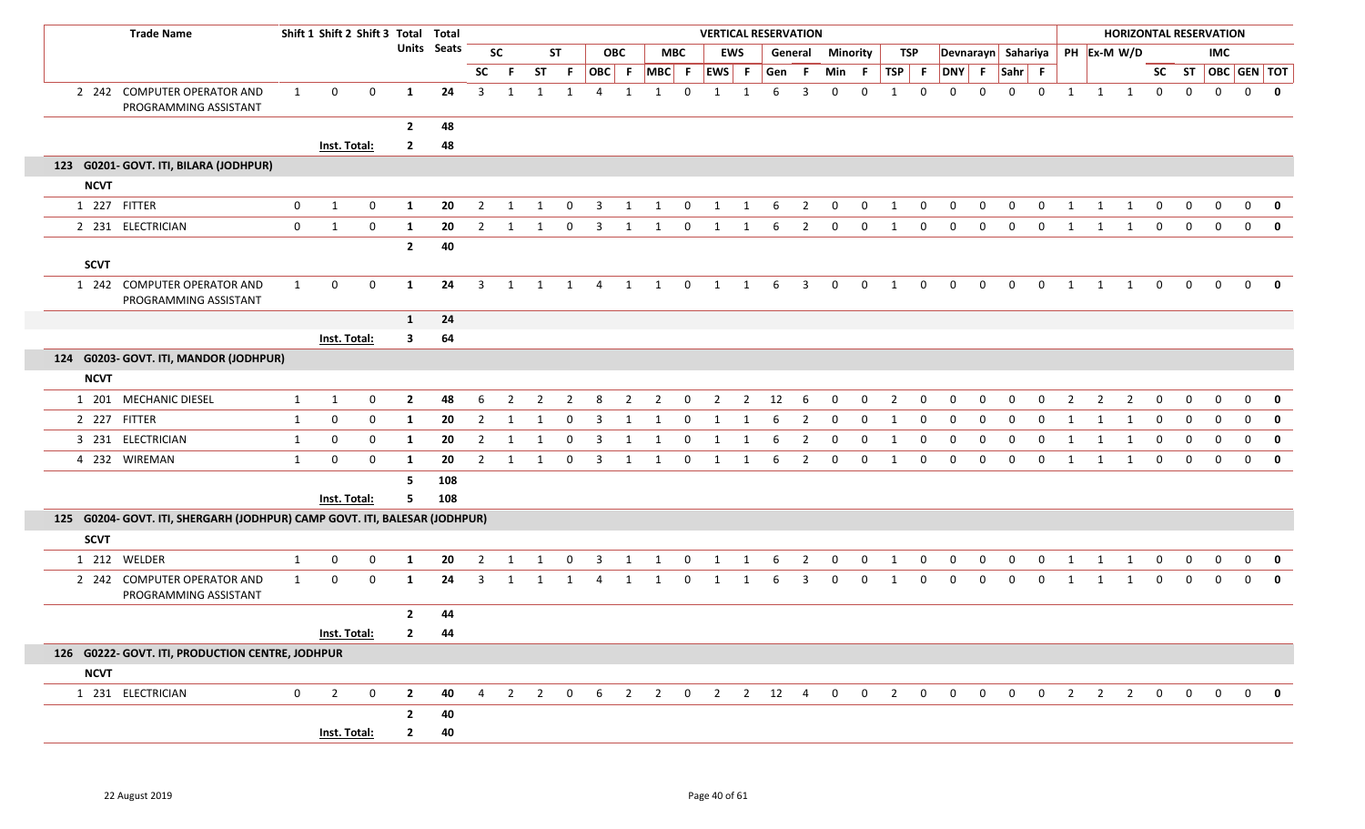| | Trade Name | Shift 1 | Shift 2 | Shift 3 | Total Units | Total Seats | SC | | ST | | OBC | | MBC | | EWS | | General | | Minority | | TSP | | Devnarayn | | Sahariya | | PH | Ex-M | W/D | HORIZONTAL RESERVATION | | IMC | | |
|---|---|---|---|---|---|---|---|---|---|---|---|---|---|---|---|---|---|---|---|---|---|---|---|---|---|---|---|---|---|---|---|---|---|---|
| | | | | | | | SC | F | ST | F | OBC | F | MBC | F | EWS | F | Gen | F | Min | F | TSP | F | DNY | F | Sahr | F | | | | SC | ST | OBC | GEN | TOT |
| 2 | 242 COMPUTER OPERATOR AND PROGRAMMING ASSISTANT | 1 | 0 | 0 | 1 | 24 | 3 | 1 | 1 | 1 | 4 | 1 | 1 | 0 | 1 | 1 | 6 | 3 | 0 | 0 | 1 | 0 | 0 | 0 | 0 | 0 | 1 | 1 | 1 | 0 | 0 | 0 | 0 | 0 |
| | | | | | 2 | 48 | | | | | | | | | | | | | | | | | | | | | | | | | | | | |
| | | Inst. Total: | | | 2 | 48 | | | | | | | | | | | | | | | | | | | | | | | | | | | | |
| 123 | G0201- GOVT. ITI, BILARA (JODHPUR) | | | | | | | | | | | | | | | | | | | | | | | | | | | | | | | | | |
| NCVT | | | | | | | | | | | | | | | | | | | | | | | | | | | | | | | | | | |
| 1 | 227 FITTER | 0 | 1 | 0 | 1 | 20 | 2 | 1 | 1 | 0 | 3 | 1 | 1 | 0 | 1 | 1 | 6 | 2 | 0 | 0 | 1 | 0 | 0 | 0 | 0 | 0 | 1 | 1 | 1 | 0 | 0 | 0 | 0 | 0 |
| 2 | 231 ELECTRICIAN | 0 | 1 | 0 | 1 | 20 | 2 | 1 | 1 | 0 | 3 | 1 | 1 | 0 | 1 | 1 | 6 | 2 | 0 | 0 | 1 | 0 | 0 | 0 | 0 | 0 | 1 | 1 | 1 | 0 | 0 | 0 | 0 | 0 |
| | | | | | 2 | 40 | | | | | | | | | | | | | | | | | | | | | | | | | | | | |
| SCVT | | | | | | | | | | | | | | | | | | | | | | | | | | | | | | | | | | |
| 1 | 242 COMPUTER OPERATOR AND PROGRAMMING ASSISTANT | 1 | 0 | 0 | 1 | 24 | 3 | 1 | 1 | 1 | 4 | 1 | 1 | 0 | 1 | 1 | 6 | 3 | 0 | 0 | 1 | 0 | 0 | 0 | 0 | 0 | 1 | 1 | 1 | 0 | 0 | 0 | 0 | 0 |
| | | | | | 1 | 24 | | | | | | | | | | | | | | | | | | | | | | | | | | | | |
| | | Inst. Total: | | | 3 | 64 | | | | | | | | | | | | | | | | | | | | | | | | | | | | |
| 124 | G0203- GOVT. ITI, MANDOR (JODHPUR) | | | | | | | | | | | | | | | | | | | | | | | | | | | | | | | | | |
| NCVT | | | | | | | | | | | | | | | | | | | | | | | | | | | | | | | | | | |
| 1 | 201 MECHANIC DIESEL | 1 | 1 | 0 | 2 | 48 | 6 | 2 | 2 | 2 | 8 | 2 | 2 | 0 | 2 | 2 | 12 | 6 | 0 | 0 | 2 | 0 | 0 | 0 | 0 | 0 | 2 | 2 | 2 | 0 | 0 | 0 | 0 | 0 |
| 2 | 227 FITTER | 1 | 0 | 0 | 1 | 20 | 2 | 1 | 1 | 0 | 3 | 1 | 1 | 0 | 1 | 1 | 6 | 2 | 0 | 0 | 1 | 0 | 0 | 0 | 0 | 0 | 1 | 1 | 1 | 0 | 0 | 0 | 0 | 0 |
| 3 | 231 ELECTRICIAN | 1 | 0 | 0 | 1 | 20 | 2 | 1 | 1 | 0 | 3 | 1 | 1 | 0 | 1 | 1 | 6 | 2 | 0 | 0 | 1 | 0 | 0 | 0 | 0 | 0 | 1 | 1 | 1 | 0 | 0 | 0 | 0 | 0 |
| 4 | 232 WIREMAN | 1 | 0 | 0 | 1 | 20 | 2 | 1 | 1 | 0 | 3 | 1 | 1 | 0 | 1 | 1 | 6 | 2 | 0 | 0 | 1 | 0 | 0 | 0 | 0 | 0 | 1 | 1 | 1 | 0 | 0 | 0 | 0 | 0 |
| | | | | | 5 | 108 | | | | | | | | | | | | | | | | | | | | | | | | | | | | |
| | | Inst. Total: | | | 5 | 108 | | | | | | | | | | | | | | | | | | | | | | | | | | | | |
| 125 | G0204- GOVT. ITI, SHERGARH (JODHPUR) CAMP GOVT. ITI, BALESAR (JODHPUR) | | | | | | | | | | | | | | | | | | | | | | | | | | | | | | | | | |
| SCVT | | | | | | | | | | | | | | | | | | | | | | | | | | | | | | | | | | |
| 1 | 212 WELDER | 1 | 0 | 0 | 1 | 20 | 2 | 1 | 1 | 0 | 3 | 1 | 1 | 0 | 1 | 1 | 6 | 2 | 0 | 0 | 1 | 0 | 0 | 0 | 0 | 0 | 1 | 1 | 1 | 0 | 0 | 0 | 0 | 0 |
| 2 | 242 COMPUTER OPERATOR AND PROGRAMMING ASSISTANT | 1 | 0 | 0 | 1 | 24 | 3 | 1 | 1 | 1 | 4 | 1 | 1 | 0 | 1 | 1 | 6 | 3 | 0 | 0 | 1 | 0 | 0 | 0 | 0 | 0 | 1 | 1 | 1 | 0 | 0 | 0 | 0 | 0 |
| | | | | | 2 | 44 | | | | | | | | | | | | | | | | | | | | | | | | | | | | |
| | | Inst. Total: | | | 2 | 44 | | | | | | | | | | | | | | | | | | | | | | | | | | | | |
| 126 | G0222- GOVT. ITI, PRODUCTION CENTRE, JODHPUR | | | | | | | | | | | | | | | | | | | | | | | | | | | | | | | | | |
| NCVT | | | | | | | | | | | | | | | | | | | | | | | | | | | | | | | | | | |
| 1 | 231 ELECTRICIAN | 0 | 2 | 0 | 2 | 40 | 4 | 2 | 2 | 0 | 6 | 2 | 2 | 0 | 2 | 2 | 12 | 4 | 0 | 0 | 2 | 0 | 0 | 0 | 0 | 0 | 2 | 2 | 2 | 0 | 0 | 0 | 0 | 0 |
| | | | | | 2 | 40 | | | | | | | | | | | | | | | | | | | | | | | | | | | | |
| | | Inst. Total: | | | 2 | 40 | | | | | | | | | | | | | | | | | | | | | | | | | | | | |

22 August 2019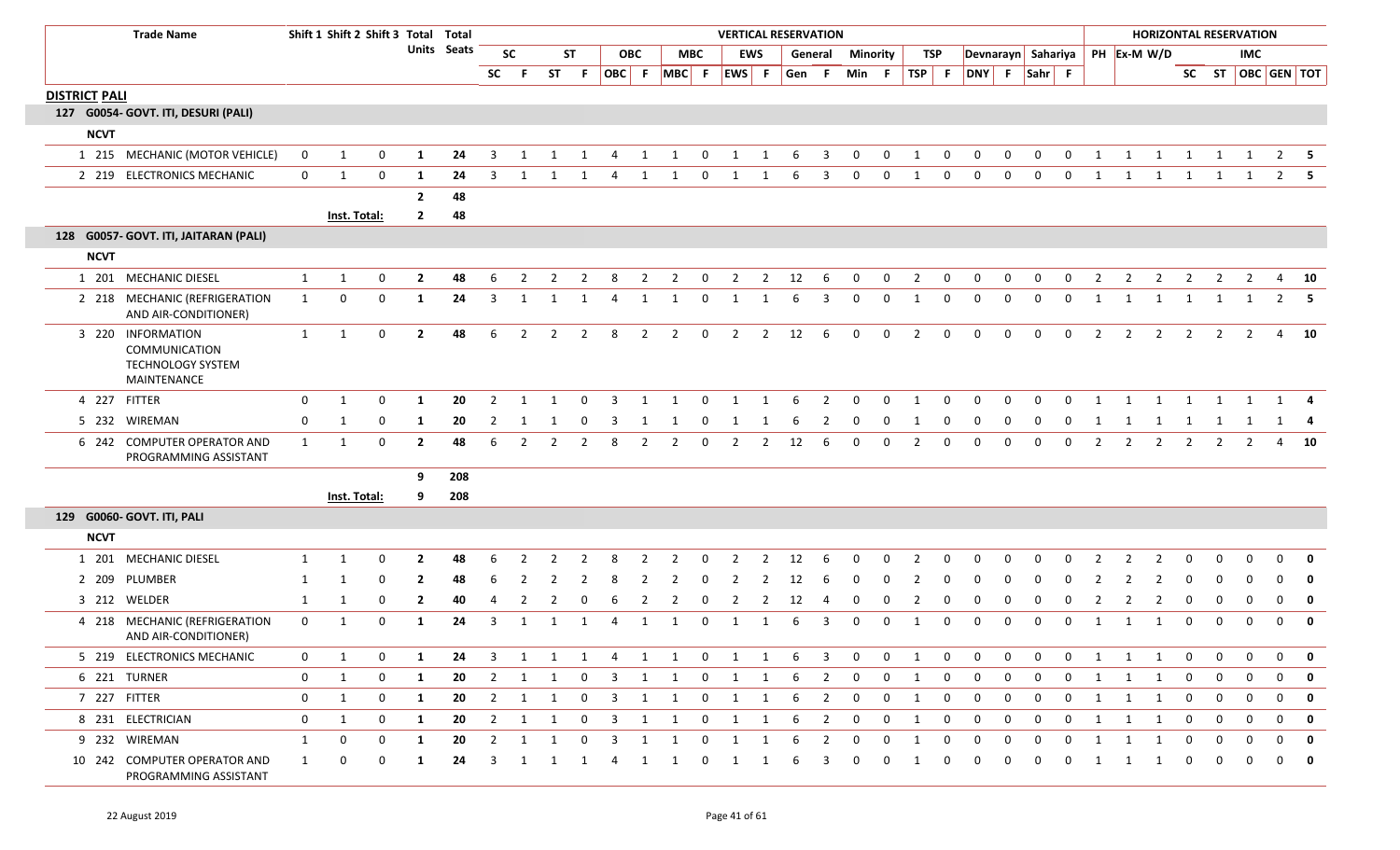| Trade Name | Shift 1 | Shift 2 | Shift 3 | Total Units | Total Seats | VERTICAL RESERVATION | | | | | | | | | | | | | | | | | | | | HORIZONTAL RESERVATION | | | | | | | |
|---|---|---|---|---|---|---|---|---|---|---|---|---|---|---|---|---|---|---|---|---|---|---|---|---|---|---|---|---|---|---|---|---|---|
| | | | | | | SC | | ST | | OBC | | MBC | | EWS | | General | | Minority | | TSP | | Devnarayn | | Sahariya | | PH | Ex-M | W/D | | | IMC | | |
| | | | | | | SC | F | ST | F | OBC | F | MBC | F | EWS | F | Gen | F | Min | F | TSP | F | DNY | F | Sahr | F | | | | SC | ST | OBC | GEN | TOT |
| **DISTRICT PALI** | | | | | | | | | | | | | | | | | | | | | | | | | | | | | | | | | |
| **127 G0054- GOVT. ITI, DESURI (PALI)** | | | | | | | | | | | | | | | | | | | | | | | | | | | | | | | | | |
| **NCVT** | | | | | | | | | | | | | | | | | | | | | | | | | | | | | | | | | |
| 1 215 MECHANIC (MOTOR VEHICLE) | 0 | 1 | 0 | 1 | 24 | 3 | 1 | 1 | 1 | 4 | 1 | 1 | 0 | 1 | 1 | 6 | 3 | 0 | 0 | 1 | 0 | 0 | 0 | 0 | 0 | 1 | 1 | 1 | 1 | 1 | 1 | 2 | 5 |
| 2 219 ELECTRONICS MECHANIC | 0 | 1 | 0 | 1 | 24 | 3 | 1 | 1 | 1 | 4 | 1 | 1 | 0 | 1 | 1 | 6 | 3 | 0 | 0 | 1 | 0 | 0 | 0 | 0 | 0 | 1 | 1 | 1 | 1 | 1 | 1 | 2 | 5 |
| | | | | 2 | 48 | | | | | | | | | | | | | | | | | | | | | | | | | | | | |
| | Inst. Total: | | | 2 | 48 | | | | | | | | | | | | | | | | | | | | | | | | | | | | |
| **128 G0057- GOVT. ITI, JAITARAN (PALI)** | | | | | | | | | | | | | | | | | | | | | | | | | | | | | | | | | |
| **NCVT** | | | | | | | | | | | | | | | | | | | | | | | | | | | | | | | | | |
| 1 201 MECHANIC DIESEL | 1 | 1 | 0 | 2 | 48 | 6 | 2 | 2 | 2 | 8 | 2 | 2 | 0 | 2 | 2 | 12 | 6 | 0 | 0 | 2 | 0 | 0 | 0 | 0 | 0 | 2 | 2 | 2 | 2 | 2 | 2 | 4 | 10 |
| 2 218 MECHANIC (REFRIGERATION AND AIR-CONDITIONER) | 1 | 0 | 0 | 1 | 24 | 3 | 1 | 1 | 1 | 4 | 1 | 1 | 0 | 1 | 1 | 6 | 3 | 0 | 0 | 1 | 0 | 0 | 0 | 0 | 0 | 1 | 1 | 1 | 1 | 1 | 1 | 2 | 5 |
| 3 220 INFORMATION COMMUNICATION TECHNOLOGY SYSTEM MAINTENANCE | 1 | 1 | 0 | 2 | 48 | 6 | 2 | 2 | 2 | 8 | 2 | 2 | 0 | 2 | 2 | 12 | 6 | 0 | 0 | 2 | 0 | 0 | 0 | 0 | 0 | 2 | 2 | 2 | 2 | 2 | 2 | 4 | 10 |
| 4 227 FITTER | 0 | 1 | 0 | 1 | 20 | 2 | 1 | 1 | 0 | 3 | 1 | 1 | 0 | 1 | 1 | 6 | 2 | 0 | 0 | 1 | 0 | 0 | 0 | 0 | 0 | 1 | 1 | 1 | 1 | 1 | 1 | 1 | 4 |
| 5 232 WIREMAN | 0 | 1 | 0 | 1 | 20 | 2 | 1 | 1 | 0 | 3 | 1 | 1 | 0 | 1 | 1 | 6 | 2 | 0 | 0 | 1 | 0 | 0 | 0 | 0 | 0 | 1 | 1 | 1 | 1 | 1 | 1 | 1 | 4 |
| 6 242 COMPUTER OPERATOR AND PROGRAMMING ASSISTANT | 1 | 1 | 0 | 2 | 48 | 6 | 2 | 2 | 2 | 8 | 2 | 2 | 0 | 2 | 2 | 12 | 6 | 0 | 0 | 2 | 0 | 0 | 0 | 0 | 0 | 2 | 2 | 2 | 2 | 2 | 2 | 4 | 10 |
| | | | | 9 | 208 | | | | | | | | | | | | | | | | | | | | | | | | | | | | |
| | Inst. Total: | | | 9 | 208 | | | | | | | | | | | | | | | | | | | | | | | | | | | | |
| **129 G0060- GOVT. ITI, PALI** | | | | | | | | | | | | | | | | | | | | | | | | | | | | | | | | | |
| **NCVT** | | | | | | | | | | | | | | | | | | | | | | | | | | | | | | | | | |
| 1 201 MECHANIC DIESEL | 1 | 1 | 0 | 2 | 48 | 6 | 2 | 2 | 2 | 8 | 2 | 2 | 0 | 2 | 2 | 12 | 6 | 0 | 0 | 2 | 0 | 0 | 0 | 0 | 0 | 2 | 2 | 2 | 0 | 0 | 0 | 0 | 0 |
| 2 209 PLUMBER | 1 | 1 | 0 | 2 | 48 | 6 | 2 | 2 | 2 | 8 | 2 | 2 | 0 | 2 | 2 | 12 | 6 | 0 | 0 | 2 | 0 | 0 | 0 | 0 | 0 | 2 | 2 | 2 | 0 | 0 | 0 | 0 | 0 |
| 3 212 WELDER | 1 | 1 | 0 | 2 | 40 | 4 | 2 | 2 | 0 | 6 | 2 | 2 | 0 | 2 | 2 | 12 | 4 | 0 | 0 | 2 | 0 | 0 | 0 | 0 | 0 | 2 | 2 | 2 | 0 | 0 | 0 | 0 | 0 |
| 4 218 MECHANIC (REFRIGERATION AND AIR-CONDITIONER) | 0 | 1 | 0 | 1 | 24 | 3 | 1 | 1 | 1 | 4 | 1 | 1 | 0 | 1 | 1 | 6 | 3 | 0 | 0 | 1 | 0 | 0 | 0 | 0 | 0 | 1 | 1 | 1 | 0 | 0 | 0 | 0 | 0 |
| 5 219 ELECTRONICS MECHANIC | 0 | 1 | 0 | 1 | 24 | 3 | 1 | 1 | 1 | 4 | 1 | 1 | 0 | 1 | 1 | 6 | 3 | 0 | 0 | 1 | 0 | 0 | 0 | 0 | 0 | 1 | 1 | 1 | 0 | 0 | 0 | 0 | 0 |
| 6 221 TURNER | 0 | 1 | 0 | 1 | 20 | 2 | 1 | 1 | 0 | 3 | 1 | 1 | 0 | 1 | 1 | 6 | 2 | 0 | 0 | 1 | 0 | 0 | 0 | 0 | 0 | 1 | 1 | 1 | 0 | 0 | 0 | 0 | 0 |
| 7 227 FITTER | 0 | 1 | 0 | 1 | 20 | 2 | 1 | 1 | 0 | 3 | 1 | 1 | 0 | 1 | 1 | 6 | 2 | 0 | 0 | 1 | 0 | 0 | 0 | 0 | 0 | 1 | 1 | 1 | 0 | 0 | 0 | 0 | 0 |
| 8 231 ELECTRICIAN | 0 | 1 | 0 | 1 | 20 | 2 | 1 | 1 | 0 | 3 | 1 | 1 | 0 | 1 | 1 | 6 | 2 | 0 | 0 | 1 | 0 | 0 | 0 | 0 | 0 | 1 | 1 | 1 | 0 | 0 | 0 | 0 | 0 |
| 9 232 WIREMAN | 1 | 0 | 0 | 1 | 20 | 2 | 1 | 1 | 0 | 3 | 1 | 1 | 0 | 1 | 1 | 6 | 2 | 0 | 0 | 1 | 0 | 0 | 0 | 0 | 0 | 1 | 1 | 1 | 0 | 0 | 0 | 0 | 0 |
| 10 242 COMPUTER OPERATOR AND PROGRAMMING ASSISTANT | 1 | 0 | 0 | 1 | 24 | 3 | 1 | 1 | 1 | 4 | 1 | 1 | 0 | 1 | 1 | 6 | 3 | 0 | 0 | 1 | 0 | 0 | 0 | 0 | 0 | 1 | 1 | 1 | 0 | 0 | 0 | 0 | 0 |

22 August 2019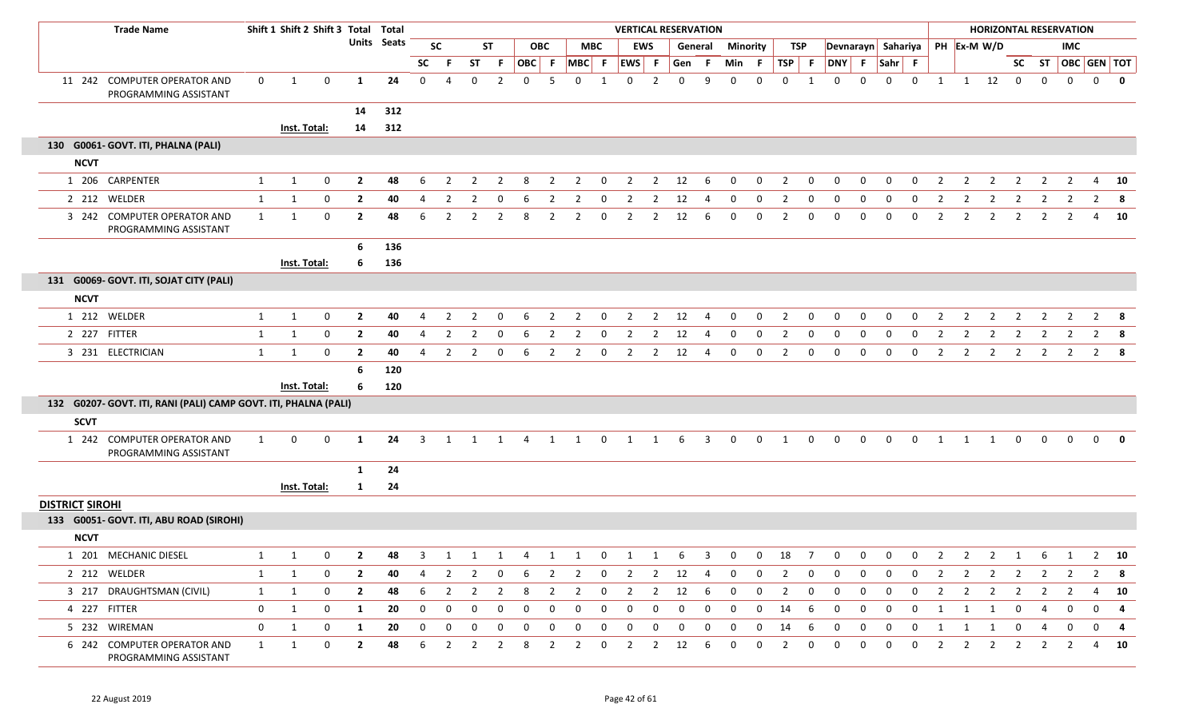| | | Trade Name | Shift 1 | Shift 2 | Shift 3 | Total Units | Total Seats | VERTICAL RESERVATION | | | | | | | | | | | | | | | | | | | | | | HORIZONTAL RESERVATION | | | | | | | | |
|---|---|---|---|---|---|---|---|---|---|---|---|---|---|---|---|---|---|---|---|---|---|---|---|---|---|---|---|---|---|---|---|---|---|---|---|---|---|---|
| | | | | | | | | SC | | ST | | OBC | | MBC | | EWS | | General | | Minority | | TSP | | Devnarayn | | Sahariya | | PH | Ex-M | W/D | | | IMC | | | |
| | | | | | | | | SC | F | ST | F | OBC | F | MBC | F | EWS | F | Gen | F | Min | F | TSP | F | DNY | F | Sahr | F | | | | SC | ST | OBC | GEN | TOT |
| 11 | 242 | COMPUTER OPERATOR AND PROGRAMMING ASSISTANT | 0 | 1 | 0 | 1 | 24 | 0 | 4 | 0 | 2 | 0 | 5 | 0 | 1 | 0 | 2 | 0 | 9 | 0 | 0 | 0 | 1 | 0 | 0 | 0 | 0 | 1 | 1 | 12 | 0 | 0 | 0 | 0 | 0 |
| | | | | | | 14 | 312 | | | | | | | | | | | | | | | | | | | | | | | | | | | | |
| | | | Inst. Total: | | | 14 | 312 | | | | | | | | | | | | | | | | | | | | | | | | | | | | |
| **130 G0061- GOVT. ITI, PHALNA (PALI)** | | | | | | | | | | | | | | | | | | | | | | | | | | | | | | | | | | | |
| **NCVT** | | | | | | | | | | | | | | | | | | | | | | | | | | | | | | | | | | | |
| 1 | 206 | CARPENTER | 1 | 1 | 0 | 2 | 48 | 6 | 2 | 2 | 2 | 8 | 2 | 2 | 0 | 2 | 2 | 12 | 6 | 0 | 0 | 2 | 0 | 0 | 0 | 0 | 0 | 2 | 2 | 2 | 2 | 2 | 2 | 4 | 10 |
| 2 | 212 | WELDER | 1 | 1 | 0 | 2 | 40 | 4 | 2 | 2 | 0 | 6 | 2 | 2 | 0 | 2 | 2 | 12 | 4 | 0 | 0 | 2 | 0 | 0 | 0 | 0 | 0 | 2 | 2 | 2 | 2 | 2 | 2 | 2 | 8 |
| 3 | 242 | COMPUTER OPERATOR AND PROGRAMMING ASSISTANT | 1 | 1 | 0 | 2 | 48 | 6 | 2 | 2 | 2 | 8 | 2 | 2 | 0 | 2 | 2 | 12 | 6 | 0 | 0 | 2 | 0 | 0 | 0 | 0 | 0 | 2 | 2 | 2 | 2 | 2 | 2 | 4 | 10 |
| | | | | | | 6 | 136 | | | | | | | | | | | | | | | | | | | | | | | | | | | | |
| | | | Inst. Total: | | | 6 | 136 | | | | | | | | | | | | | | | | | | | | | | | | | | | | |
| **131 G0069- GOVT. ITI, SOJAT CITY (PALI)** | | | | | | | | | | | | | | | | | | | | | | | | | | | | | | | | | | | |
| **NCVT** | | | | | | | | | | | | | | | | | | | | | | | | | | | | | | | | | | | |
| 1 | 212 | WELDER | 1 | 1 | 0 | 2 | 40 | 4 | 2 | 2 | 0 | 6 | 2 | 2 | 0 | 2 | 2 | 12 | 4 | 0 | 0 | 2 | 0 | 0 | 0 | 0 | 0 | 2 | 2 | 2 | 2 | 2 | 2 | 2 | 8 |
| 2 | 227 | FITTER | 1 | 1 | 0 | 2 | 40 | 4 | 2 | 2 | 0 | 6 | 2 | 2 | 0 | 2 | 2 | 12 | 4 | 0 | 0 | 2 | 0 | 0 | 0 | 0 | 0 | 2 | 2 | 2 | 2 | 2 | 2 | 2 | 8 |
| 3 | 231 | ELECTRICIAN | 1 | 1 | 0 | 2 | 40 | 4 | 2 | 2 | 0 | 6 | 2 | 2 | 0 | 2 | 2 | 12 | 4 | 0 | 0 | 2 | 0 | 0 | 0 | 0 | 0 | 2 | 2 | 2 | 2 | 2 | 2 | 2 | 8 |
| | | | | | | 6 | 120 | | | | | | | | | | | | | | | | | | | | | | | | | | | | |
| | | | Inst. Total: | | | 6 | 120 | | | | | | | | | | | | | | | | | | | | | | | | | | | | |
| **132 G0207- GOVT. ITI, RANI (PALI) CAMP GOVT. ITI, PHALNA (PALI)** | | | | | | | | | | | | | | | | | | | | | | | | | | | | | | | | | | | |
| **SCVT** | | | | | | | | | | | | | | | | | | | | | | | | | | | | | | | | | | | |
| 1 | 242 | COMPUTER OPERATOR AND PROGRAMMING ASSISTANT | 1 | 0 | 0 | 1 | 24 | 3 | 1 | 1 | 1 | 4 | 1 | 1 | 0 | 1 | 1 | 6 | 3 | 0 | 0 | 1 | 0 | 0 | 0 | 0 | 0 | 1 | 1 | 1 | 0 | 0 | 0 | 0 | 0 |
| | | | | | | 1 | 24 | | | | | | | | | | | | | | | | | | | | | | | | | | | | |
| | | | Inst. Total: | | | 1 | 24 | | | | | | | | | | | | | | | | | | | | | | | | | | | | |
| **DISTRICT SIROHI** | | | | | | | | | | | | | | | | | | | | | | | | | | | | | | | | | | | |
| **133 G0051- GOVT. ITI, ABU ROAD (SIROHI)** | | | | | | | | | | | | | | | | | | | | | | | | | | | | | | | | | | | |
| **NCVT** | | | | | | | | | | | | | | | | | | | | | | | | | | | | | | | | | | | |
| 1 | 201 | MECHANIC DIESEL | 1 | 1 | 0 | 2 | 48 | 3 | 1 | 1 | 1 | 4 | 1 | 1 | 0 | 1 | 1 | 6 | 3 | 0 | 0 | 18 | 7 | 0 | 0 | 0 | 0 | 2 | 2 | 2 | 1 | 6 | 1 | 2 | 10 |
| 2 | 212 | WELDER | 1 | 1 | 0 | 2 | 40 | 4 | 2 | 2 | 0 | 6 | 2 | 2 | 0 | 2 | 2 | 12 | 4 | 0 | 0 | 2 | 0 | 0 | 0 | 0 | 0 | 2 | 2 | 2 | 2 | 2 | 2 | 2 | 8 |
| 3 | 217 | DRAUGHTSMAN (CIVIL) | 1 | 1 | 0 | 2 | 48 | 6 | 2 | 2 | 2 | 8 | 2 | 2 | 0 | 2 | 2 | 12 | 6 | 0 | 0 | 2 | 0 | 0 | 0 | 0 | 0 | 2 | 2 | 2 | 2 | 2 | 2 | 4 | 10 |
| 4 | 227 | FITTER | 0 | 1 | 0 | 1 | 20 | 0 | 0 | 0 | 0 | 0 | 0 | 0 | 0 | 0 | 0 | 0 | 0 | 0 | 0 | 14 | 6 | 0 | 0 | 0 | 0 | 1 | 1 | 1 | 0 | 4 | 0 | 0 | 4 |
| 5 | 232 | WIREMAN | 0 | 1 | 0 | 1 | 20 | 0 | 0 | 0 | 0 | 0 | 0 | 0 | 0 | 0 | 0 | 0 | 0 | 0 | 0 | 14 | 6 | 0 | 0 | 0 | 0 | 1 | 1 | 1 | 0 | 4 | 0 | 0 | 4 |
| 6 | 242 | COMPUTER OPERATOR AND PROGRAMMING ASSISTANT | 1 | 1 | 0 | 2 | 48 | 6 | 2 | 2 | 2 | 8 | 2 | 2 | 0 | 2 | 2 | 12 | 6 | 0 | 0 | 2 | 0 | 0 | 0 | 0 | 0 | 2 | 2 | 2 | 2 | 2 | 2 | 4 | 10 |

22 August 2019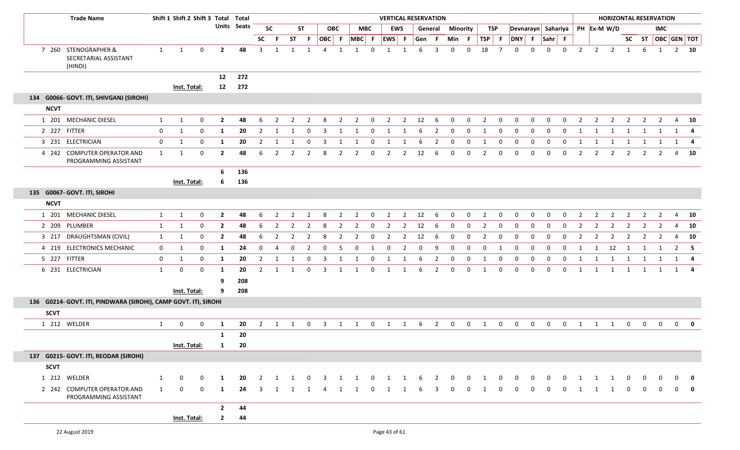| | Trade Name | Shift 1 | Shift 2 | Shift 3 | Total Units | Total Seats | VERTICAL RESERVATION | | | | | | | | | | | | | | | | | | | | | | HORIZONTAL RESERVATION | | | | | | | |
|---|---|---|---|---|---|---|---|---|---|---|---|---|---|---|---|---|---|---|---|---|---|---|---|---|---|---|---|---|---|---|---|---|---|---|---|---|
| | | | | | | | SC | | ST | | OBC | | MBC | | EWS | | General | | Minority | | TSP | | Devnarayn | | Sahariya | | PH | Ex-M | W/D | | | IMC | | |
| | | | | | | | SC | F | ST | F | OBC | F | MBC | F | EWS | F | Gen | F | Min | F | TSP | F | DNY | F | Sahr | F | | | | SC | ST | OBC | GEN | TOT |
| 7 260 | STENOGRAPHER & SECRETARIAL ASSISTANT (HINDI) | 1 | 1 | 0 | 2 | 48 | 3 | 1 | 1 | 1 | 4 | 1 | 1 | 0 | 1 | 1 | 6 | 3 | 0 | 0 | 18 | 7 | 0 | 0 | 0 | 0 | 2 | 2 | 2 | 1 | 6 | 1 | 2 | 10 |
| | | | | | 12 | 272 | | | | | | | | | | | | | | | | | | | | | | | | | | | | |
| | | Inst. Total: | | | 12 | 272 | | | | | | | | | | | | | | | | | | | | | | | | | | | | |
| **134 G0066- GOVT. ITI, SHIVGANJ (SIROHI)** | | | | | | | | | | | | | | | | | | | | | | | | | | | | | | | | | | |
| **NCVT** | | | | | | | | | | | | | | | | | | | | | | | | | | | | | | | | | | |
| 1 201 | MECHANIC DIESEL | 1 | 1 | 0 | 2 | 48 | 6 | 2 | 2 | 2 | 8 | 2 | 2 | 0 | 2 | 2 | 12 | 6 | 0 | 0 | 2 | 0 | 0 | 0 | 0 | 0 | 2 | 2 | 2 | 2 | 2 | 2 | 4 | 10 |
| 2 227 | FITTER | 0 | 1 | 0 | 1 | 20 | 2 | 1 | 1 | 0 | 3 | 1 | 1 | 0 | 1 | 1 | 6 | 2 | 0 | 0 | 1 | 0 | 0 | 0 | 0 | 0 | 1 | 1 | 1 | 1 | 1 | 1 | 1 | 4 |
| 3 231 | ELECTRICIAN | 0 | 1 | 0 | 1 | 20 | 2 | 1 | 1 | 0 | 3 | 1 | 1 | 0 | 1 | 1 | 6 | 2 | 0 | 0 | 1 | 0 | 0 | 0 | 0 | 0 | 1 | 1 | 1 | 1 | 1 | 1 | 1 | 4 |
| 4 242 | COMPUTER OPERATOR AND PROGRAMMING ASSISTANT | 1 | 1 | 0 | 2 | 48 | 6 | 2 | 2 | 2 | 8 | 2 | 2 | 0 | 2 | 2 | 12 | 6 | 0 | 0 | 2 | 0 | 0 | 0 | 0 | 0 | 2 | 2 | 2 | 2 | 2 | 2 | 4 | 10 |
| | | | | | 6 | 136 | | | | | | | | | | | | | | | | | | | | | | | | | | | | |
| | | Inst. Total: | | | 6 | 136 | | | | | | | | | | | | | | | | | | | | | | | | | | | | |
| **135 G0067- GOVT. ITI, SIROHI** | | | | | | | | | | | | | | | | | | | | | | | | | | | | | | | | | | |
| **NCVT** | | | | | | | | | | | | | | | | | | | | | | | | | | | | | | | | | | |
| 1 201 | MECHANIC DIESEL | 1 | 1 | 0 | 2 | 48 | 6 | 2 | 2 | 2 | 8 | 2 | 2 | 0 | 2 | 2 | 12 | 6 | 0 | 0 | 2 | 0 | 0 | 0 | 0 | 0 | 2 | 2 | 2 | 2 | 2 | 2 | 4 | 10 |
| 2 209 | PLUMBER | 1 | 1 | 0 | 2 | 48 | 6 | 2 | 2 | 2 | 8 | 2 | 2 | 0 | 2 | 2 | 12 | 6 | 0 | 0 | 2 | 0 | 0 | 0 | 0 | 0 | 2 | 2 | 2 | 2 | 2 | 2 | 4 | 10 |
| 3 217 | DRAUGHTSMAN (CIVIL) | 1 | 1 | 0 | 2 | 48 | 6 | 2 | 2 | 2 | 8 | 2 | 2 | 0 | 2 | 2 | 12 | 6 | 0 | 0 | 2 | 0 | 0 | 0 | 0 | 0 | 2 | 2 | 2 | 2 | 2 | 2 | 4 | 10 |
| 4 219 | ELECTRONICS MECHANIC | 0 | 1 | 0 | 1 | 24 | 0 | 4 | 0 | 2 | 0 | 5 | 0 | 1 | 0 | 2 | 0 | 9 | 0 | 0 | 0 | 1 | 0 | 0 | 0 | 0 | 1 | 1 | 12 | 1 | 1 | 1 | 2 | 5 |
| 5 227 | FITTER | 0 | 1 | 0 | 1 | 20 | 2 | 1 | 1 | 0 | 3 | 1 | 1 | 0 | 1 | 1 | 6 | 2 | 0 | 0 | 1 | 0 | 0 | 0 | 0 | 0 | 1 | 1 | 1 | 1 | 1 | 1 | 1 | 4 |
| 6 231 | ELECTRICIAN | 1 | 0 | 0 | 1 | 20 | 2 | 1 | 1 | 0 | 3 | 1 | 1 | 0 | 1 | 1 | 6 | 2 | 0 | 0 | 1 | 0 | 0 | 0 | 0 | 0 | 1 | 1 | 1 | 1 | 1 | 1 | 1 | 4 |
| | | | | | 9 | 208 | | | | | | | | | | | | | | | | | | | | | | | | | | | | |
| | | Inst. Total: | | | 9 | 208 | | | | | | | | | | | | | | | | | | | | | | | | | | | | |
| **136 G0214- GOVT. ITI, PINDWARA (SIROHI), CAMP GOVT. ITI, SIROHI** | | | | | | | | | | | | | | | | | | | | | | | | | | | | | | | | | | |
| **SCVT** | | | | | | | | | | | | | | | | | | | | | | | | | | | | | | | | | | |
| 1 212 | WELDER | 1 | 0 | 0 | 1 | 20 | 2 | 1 | 1 | 0 | 3 | 1 | 1 | 0 | 1 | 1 | 6 | 2 | 0 | 0 | 1 | 0 | 0 | 0 | 0 | 0 | 1 | 1 | 1 | 0 | 0 | 0 | 0 | 0 |
| | | | | | 1 | 20 | | | | | | | | | | | | | | | | | | | | | | | | | | | | |
| | | Inst. Total: | | | 1 | 20 | | | | | | | | | | | | | | | | | | | | | | | | | | | | |
| **137 G0215- GOVT. ITI, REODAR (SIROHI)** | | | | | | | | | | | | | | | | | | | | | | | | | | | | | | | | | | |
| **SCVT** | | | | | | | | | | | | | | | | | | | | | | | | | | | | | | | | | | |
| 1 212 | WELDER | 1 | 0 | 0 | 1 | 20 | 2 | 1 | 1 | 0 | 3 | 1 | 1 | 0 | 1 | 1 | 6 | 2 | 0 | 0 | 1 | 0 | 0 | 0 | 0 | 0 | 1 | 1 | 1 | 0 | 0 | 0 | 0 | 0 |
| 2 242 | COMPUTER OPERATOR AND PROGRAMMING ASSISTANT | 1 | 0 | 0 | 1 | 24 | 3 | 1 | 1 | 1 | 4 | 1 | 1 | 0 | 1 | 1 | 6 | 3 | 0 | 0 | 1 | 0 | 0 | 0 | 0 | 0 | 1 | 1 | 1 | 0 | 0 | 0 | 0 | 0 |
| | | | | | 2 | 44 | | | | | | | | | | | | | | | | | | | | | | | | | | | | |
| | | Inst. Total: | | | 2 | 44 | | | | | | | | | | | | | | | | | | | | | | | | | | | | |

22 August 2019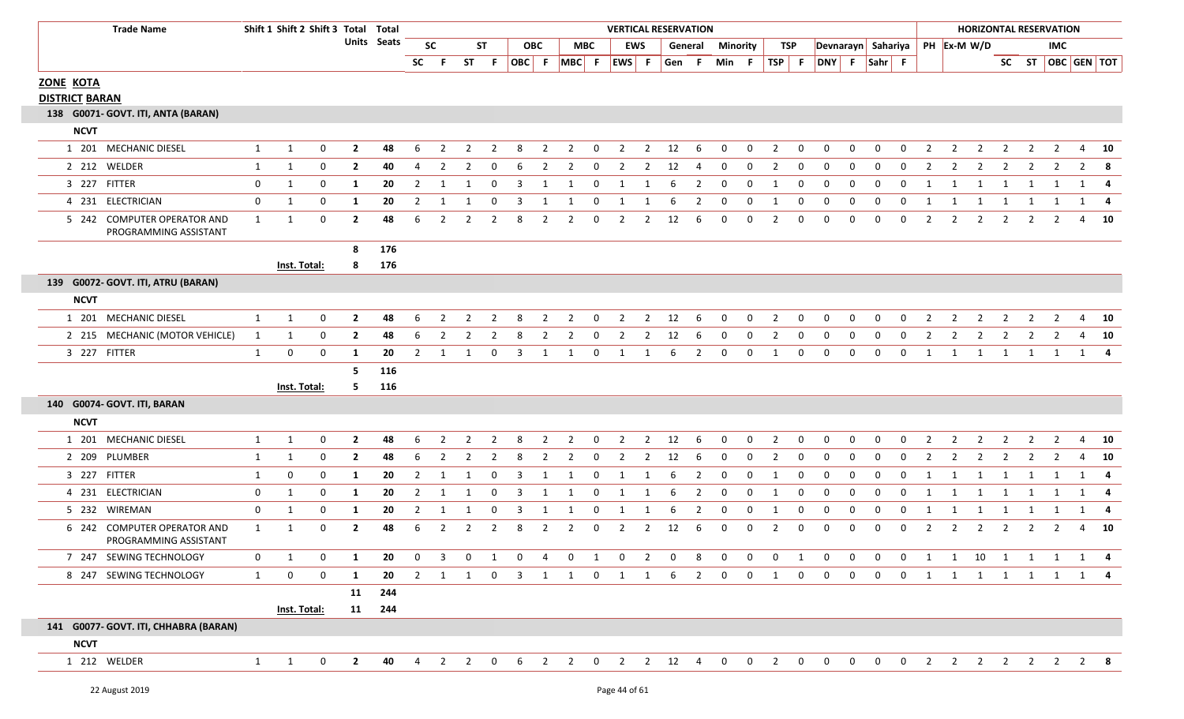| Trade Name | | Shift 1 | Shift 2 | Shift 3 | Total Units | Total Seats | VERTICAL RESERVATION | | | | | | | | | | | | | | | | | | | | | | HORIZONTAL RESERVATION | | | | | | | |
|---|---|---|---|---|---|---|---|---|---|---|---|---|---|---|---|---|---|---|---|---|---|---|---|---|---|---|---|---|---|---|---|---|---|---|---|---|
| | | | | | | | SC | | ST | | OBC | | MBC | | EWS | | General | | Minority | | TSP | | Devnarayn | | Sahariya | | PH | Ex-M | W/D | | | IMC | | |
| | | | | | | | SC | F | ST | F | OBC | F | MBC | F | EWS | F | Gen | F | Min | F | TSP | F | DNY | F | Sahr | F | | | | SC | ST | OBC | GEN | TOT |

**ZONE KOTA**

**DISTRICT BARAN**

**138 G0071- GOVT. ITI, ANTA (BARAN)**

**NCVT**

| Trade Name | Shift 1 | Shift 2 | Shift 3 | Total Units | Total Seats | SC | F | ST | F | OBC | F | MBC | F | EWS | F | Gen | F | Min | F | TSP | F | DNY | F | Sahr | F | PH | Ex-M | W/D | SC | ST | OBC | GEN | TOT |
|---|---|---|---|---|---|---|---|---|---|---|---|---|---|---|---|---|---|---|---|---|---|---|---|---|---|---|---|---|---|---|---|---|---|
| 1 201 MECHANIC DIESEL | 1 | 1 | 0 | 2 | 48 | 6 | 2 | 2 | 2 | 8 | 2 | 2 | 0 | 2 | 2 | 12 | 6 | 0 | 0 | 2 | 0 | 0 | 0 | 0 | 0 | 2 | 2 | 2 | 2 | 2 | 2 | 4 | 10 |
| 2 212 WELDER | 1 | 1 | 0 | 2 | 40 | 4 | 2 | 2 | 0 | 6 | 2 | 2 | 0 | 2 | 2 | 12 | 4 | 0 | 0 | 2 | 0 | 0 | 0 | 0 | 0 | 2 | 2 | 2 | 2 | 2 | 2 | 2 | 8 |
| 3 227 FITTER | 0 | 1 | 0 | 1 | 20 | 2 | 1 | 1 | 0 | 3 | 1 | 1 | 0 | 1 | 1 | 6 | 2 | 0 | 0 | 1 | 0 | 0 | 0 | 0 | 0 | 1 | 1 | 1 | 1 | 1 | 1 | 1 | 4 |
| 4 231 ELECTRICIAN | 0 | 1 | 0 | 1 | 20 | 2 | 1 | 1 | 0 | 3 | 1 | 1 | 0 | 1 | 1 | 6 | 2 | 0 | 0 | 1 | 0 | 0 | 0 | 0 | 0 | 1 | 1 | 1 | 1 | 1 | 1 | 1 | 4 |
| 5 242 COMPUTER OPERATOR AND PROGRAMMING ASSISTANT | 1 | 1 | 0 | 2 | 48 | 6 | 2 | 2 | 2 | 8 | 2 | 2 | 0 | 2 | 2 | 12 | 6 | 0 | 0 | 2 | 0 | 0 | 0 | 0 | 0 | 2 | 2 | 2 | 2 | 2 | 2 | 4 | 10 |
| | | | | 8 | 176 | | | | | | | | | | | | | | | | | | | | | | | | | | | | |
| | Inst. Total: | | | 8 | 176 | | | | | | | | | | | | | | | | | | | | | | | | | | | | |

**139 G0072- GOVT. ITI, ATRU (BARAN)**

**NCVT**

| Trade Name | Shift 1 | Shift 2 | Shift 3 | Total Units | Total Seats | SC | F | ST | F | OBC | F | MBC | F | EWS | F | Gen | F | Min | F | TSP | F | DNY | F | Sahr | F | PH | Ex-M | W/D | SC | ST | OBC | GEN | TOT |
|---|---|---|---|---|---|---|---|---|---|---|---|---|---|---|---|---|---|---|---|---|---|---|---|---|---|---|---|---|---|---|---|---|---|
| 1 201 MECHANIC DIESEL | 1 | 1 | 0 | 2 | 48 | 6 | 2 | 2 | 2 | 8 | 2 | 2 | 0 | 2 | 2 | 12 | 6 | 0 | 0 | 2 | 0 | 0 | 0 | 0 | 0 | 2 | 2 | 2 | 2 | 2 | 2 | 4 | 10 |
| 2 215 MECHANIC (MOTOR VEHICLE) | 1 | 1 | 0 | 2 | 48 | 6 | 2 | 2 | 2 | 8 | 2 | 2 | 0 | 2 | 2 | 12 | 6 | 0 | 0 | 2 | 0 | 0 | 0 | 0 | 0 | 2 | 2 | 2 | 2 | 2 | 2 | 4 | 10 |
| 3 227 FITTER | 1 | 0 | 0 | 1 | 20 | 2 | 1 | 1 | 0 | 3 | 1 | 1 | 0 | 1 | 1 | 6 | 2 | 0 | 0 | 1 | 0 | 0 | 0 | 0 | 0 | 1 | 1 | 1 | 1 | 1 | 1 | 1 | 4 |
| | | | | 5 | 116 | | | | | | | | | | | | | | | | | | | | | | | | | | | | |
| | Inst. Total: | | | 5 | 116 | | | | | | | | | | | | | | | | | | | | | | | | | | | | |

**140 G0074- GOVT. ITI, BARAN**

**NCVT**

| Trade Name | Shift 1 | Shift 2 | Shift 3 | Total Units | Total Seats | SC | F | ST | F | OBC | F | MBC | F | EWS | F | Gen | F | Min | F | TSP | F | DNY | F | Sahr | F | PH | Ex-M | W/D | SC | ST | OBC | GEN | TOT |
|---|---|---|---|---|---|---|---|---|---|---|---|---|---|---|---|---|---|---|---|---|---|---|---|---|---|---|---|---|---|---|---|---|---|
| 1 201 MECHANIC DIESEL | 1 | 1 | 0 | 2 | 48 | 6 | 2 | 2 | 2 | 8 | 2 | 2 | 0 | 2 | 2 | 12 | 6 | 0 | 0 | 2 | 0 | 0 | 0 | 0 | 0 | 2 | 2 | 2 | 2 | 2 | 2 | 4 | 10 |
| 2 209 PLUMBER | 1 | 1 | 0 | 2 | 48 | 6 | 2 | 2 | 2 | 8 | 2 | 2 | 0 | 2 | 2 | 12 | 6 | 0 | 0 | 2 | 0 | 0 | 0 | 0 | 0 | 2 | 2 | 2 | 2 | 2 | 2 | 4 | 10 |
| 3 227 FITTER | 1 | 0 | 0 | 1 | 20 | 2 | 1 | 1 | 0 | 3 | 1 | 1 | 0 | 1 | 1 | 6 | 2 | 0 | 0 | 1 | 0 | 0 | 0 | 0 | 0 | 1 | 1 | 1 | 1 | 1 | 1 | 1 | 4 |
| 4 231 ELECTRICIAN | 0 | 1 | 0 | 1 | 20 | 2 | 1 | 1 | 0 | 3 | 1 | 1 | 0 | 1 | 1 | 6 | 2 | 0 | 0 | 1 | 0 | 0 | 0 | 0 | 0 | 1 | 1 | 1 | 1 | 1 | 1 | 1 | 4 |
| 5 232 WIREMAN | 0 | 1 | 0 | 1 | 20 | 2 | 1 | 1 | 0 | 3 | 1 | 1 | 0 | 1 | 1 | 6 | 2 | 0 | 0 | 1 | 0 | 0 | 0 | 0 | 0 | 1 | 1 | 1 | 1 | 1 | 1 | 1 | 4 |
| 6 242 COMPUTER OPERATOR AND PROGRAMMING ASSISTANT | 1 | 1 | 0 | 2 | 48 | 6 | 2 | 2 | 2 | 8 | 2 | 2 | 0 | 2 | 2 | 12 | 6 | 0 | 0 | 2 | 0 | 0 | 0 | 0 | 0 | 2 | 2 | 2 | 2 | 2 | 2 | 4 | 10 |
| 7 247 SEWING TECHNOLOGY | 0 | 1 | 0 | 1 | 20 | 0 | 3 | 0 | 1 | 0 | 4 | 0 | 1 | 0 | 2 | 0 | 8 | 0 | 0 | 0 | 1 | 0 | 0 | 0 | 0 | 1 | 1 | 10 | 1 | 1 | 1 | 1 | 4 |
| 8 247 SEWING TECHNOLOGY | 1 | 0 | 0 | 1 | 20 | 2 | 1 | 1 | 0 | 3 | 1 | 1 | 0 | 1 | 1 | 6 | 2 | 0 | 0 | 1 | 0 | 0 | 0 | 0 | 0 | 1 | 1 | 1 | 1 | 1 | 1 | 1 | 4 |
| | | | | 11 | 244 | | | | | | | | | | | | | | | | | | | | | | | | | | | | |
| | Inst. Total: | | | 11 | 244 | | | | | | | | | | | | | | | | | | | | | | | | | | | | |

**141 G0077- GOVT. ITI, CHHABRA (BARAN)**

**NCVT**

| Trade Name | Shift 1 | Shift 2 | Shift 3 | Total Units | Total Seats | SC | F | ST | F | OBC | F | MBC | F | EWS | F | Gen | F | Min | F | TSP | F | DNY | F | Sahr | F | PH | Ex-M | W/D | SC | ST | OBC | GEN | TOT |
|---|---|---|---|---|---|---|---|---|---|---|---|---|---|---|---|---|---|---|---|---|---|---|---|---|---|---|---|---|---|---|---|---|---|
| 1 212 WELDER | 1 | 1 | 0 | 2 | 40 | 4 | 2 | 2 | 0 | 6 | 2 | 2 | 0 | 2 | 2 | 12 | 4 | 0 | 0 | 2 | 0 | 0 | 0 | 0 | 0 | 2 | 2 | 2 | 2 | 2 | 2 | 2 | 8 |

22 August 2019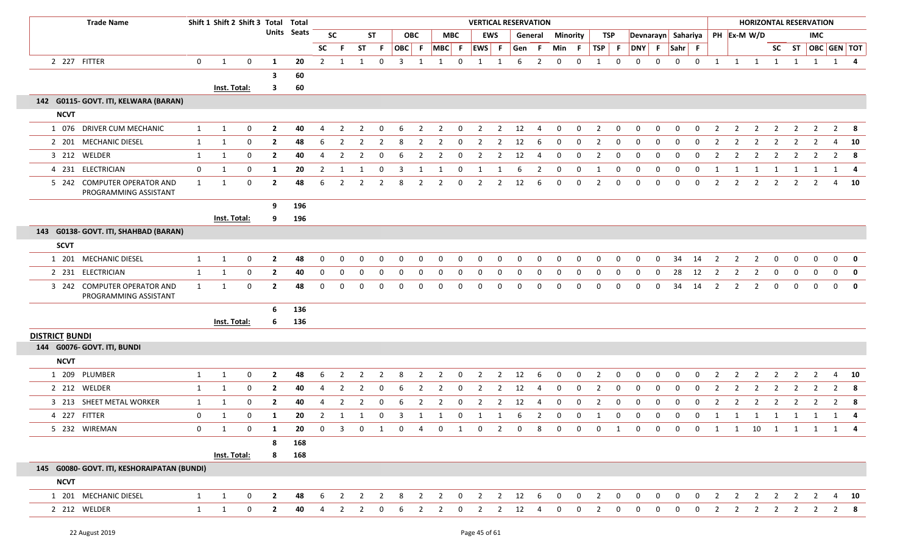| Trade Name | Shift 1 | Shift 2 | Shift 3 | Total Units | Total Seats | SC | F | ST | F | OBC | F | MBC | F | EWS | F | Gen | F | Min | F | TSP | F | DNY | F | Sahr | F | PH | Ex-M | W/D | SC | ST | OBC | GEN | TOT |
|---|---|---|---|---|---|---|---|---|---|---|---|---|---|---|---|---|---|---|---|---|---|---|---|---|---|---|---|---|---|---|---|---|---|
| | | | | | | **VERTICAL RESERVATION** | | | | | | | | | | | | | | | | | | | | **HORIZONTAL RESERVATION** | | | | | | | |
| | | | | | | SC | | ST | | OBC | | MBC | | EWS | | General | | Minority | | TSP | | Devnarayn | | Sahariya | | | | | IMC | | | | |
| 2 227 FITTER | 0 | 1 | 0 | 1 | 20 | 2 | 1 | 1 | 0 | 3 | 1 | 1 | 0 | 1 | 1 | 6 | 2 | 0 | 0 | 1 | 0 | 0 | 0 | 0 | 0 | 1 | 1 | 1 | 1 | 1 | 1 | 1 | 4 |
| | | | | 3 | 60 | | | | | | | | | | | | | | | | | | | | | | | | | | | | |
| | Inst. Total: | | | 3 | 60 | | | | | | | | | | | | | | | | | | | | | | | | | | | | |
| **142 G0115- GOVT. ITI, KELWARA (BARAN)** | | | | | | | | | | | | | | | | | | | | | | | | | | | | | | | | | |
| **NCVT** | | | | | | | | | | | | | | | | | | | | | | | | | | | | | | | | | |
| 1 076 DRIVER CUM MECHANIC | 1 | 1 | 0 | 2 | 40 | 4 | 2 | 2 | 0 | 6 | 2 | 2 | 0 | 2 | 2 | 12 | 4 | 0 | 0 | 2 | 0 | 0 | 0 | 0 | 0 | 2 | 2 | 2 | 2 | 2 | 2 | 2 | 8 |
| 2 201 MECHANIC DIESEL | 1 | 1 | 0 | 2 | 48 | 6 | 2 | 2 | 2 | 8 | 2 | 2 | 0 | 2 | 2 | 12 | 6 | 0 | 0 | 2 | 0 | 0 | 0 | 0 | 0 | 2 | 2 | 2 | 2 | 2 | 2 | 4 | 10 |
| 3 212 WELDER | 1 | 1 | 0 | 2 | 40 | 4 | 2 | 2 | 0 | 6 | 2 | 2 | 0 | 2 | 2 | 12 | 4 | 0 | 0 | 2 | 0 | 0 | 0 | 0 | 0 | 2 | 2 | 2 | 2 | 2 | 2 | 2 | 8 |
| 4 231 ELECTRICIAN | 0 | 1 | 0 | 1 | 20 | 2 | 1 | 1 | 0 | 3 | 1 | 1 | 0 | 1 | 1 | 6 | 2 | 0 | 0 | 1 | 0 | 0 | 0 | 0 | 0 | 1 | 1 | 1 | 1 | 1 | 1 | 1 | 4 |
| 5 242 COMPUTER OPERATOR AND PROGRAMMING ASSISTANT | 1 | 1 | 0 | 2 | 48 | 6 | 2 | 2 | 2 | 8 | 2 | 2 | 0 | 2 | 2 | 12 | 6 | 0 | 0 | 2 | 0 | 0 | 0 | 0 | 0 | 2 | 2 | 2 | 2 | 2 | 2 | 4 | 10 |
| | | | | 9 | 196 | | | | | | | | | | | | | | | | | | | | | | | | | | | | |
| | Inst. Total: | | | 9 | 196 | | | | | | | | | | | | | | | | | | | | | | | | | | | | |
| **143 G0138- GOVT. ITI, SHAHBAD (BARAN)** | | | | | | | | | | | | | | | | | | | | | | | | | | | | | | | | | |
| **SCVT** | | | | | | | | | | | | | | | | | | | | | | | | | | | | | | | | | |
| 1 201 MECHANIC DIESEL | 1 | 1 | 0 | 2 | 48 | 0 | 0 | 0 | 0 | 0 | 0 | 0 | 0 | 0 | 0 | 0 | 0 | 0 | 0 | 0 | 0 | 0 | 0 | 34 | 14 | 2 | 2 | 2 | 0 | 0 | 0 | 0 | 0 |
| 2 231 ELECTRICIAN | 1 | 1 | 0 | 2 | 40 | 0 | 0 | 0 | 0 | 0 | 0 | 0 | 0 | 0 | 0 | 0 | 0 | 0 | 0 | 0 | 0 | 0 | 0 | 28 | 12 | 2 | 2 | 2 | 0 | 0 | 0 | 0 | 0 |
| 3 242 COMPUTER OPERATOR AND PROGRAMMING ASSISTANT | 1 | 1 | 0 | 2 | 48 | 0 | 0 | 0 | 0 | 0 | 0 | 0 | 0 | 0 | 0 | 0 | 0 | 0 | 0 | 0 | 0 | 0 | 0 | 34 | 14 | 2 | 2 | 2 | 0 | 0 | 0 | 0 | 0 |
| | | | | 6 | 136 | | | | | | | | | | | | | | | | | | | | | | | | | | | | |
| | Inst. Total: | | | 6 | 136 | | | | | | | | | | | | | | | | | | | | | | | | | | | | |
| **DISTRICT BUNDI** | | | | | | | | | | | | | | | | | | | | | | | | | | | | | | | | | |
| **144 G0076- GOVT. ITI, BUNDI** | | | | | | | | | | | | | | | | | | | | | | | | | | | | | | | | | |
| **NCVT** | | | | | | | | | | | | | | | | | | | | | | | | | | | | | | | | | |
| 1 209 PLUMBER | 1 | 1 | 0 | 2 | 48 | 6 | 2 | 2 | 2 | 8 | 2 | 2 | 0 | 2 | 2 | 12 | 6 | 0 | 0 | 2 | 0 | 0 | 0 | 0 | 0 | 2 | 2 | 2 | 2 | 2 | 2 | 4 | 10 |
| 2 212 WELDER | 1 | 1 | 0 | 2 | 40 | 4 | 2 | 2 | 0 | 6 | 2 | 2 | 0 | 2 | 2 | 12 | 4 | 0 | 0 | 2 | 0 | 0 | 0 | 0 | 0 | 2 | 2 | 2 | 2 | 2 | 2 | 2 | 8 |
| 3 213 SHEET METAL WORKER | 1 | 1 | 0 | 2 | 40 | 4 | 2 | 2 | 0 | 6 | 2 | 2 | 0 | 2 | 2 | 12 | 4 | 0 | 0 | 2 | 0 | 0 | 0 | 0 | 0 | 2 | 2 | 2 | 2 | 2 | 2 | 2 | 8 |
| 4 227 FITTER | 0 | 1 | 0 | 1 | 20 | 2 | 1 | 1 | 0 | 3 | 1 | 1 | 0 | 1 | 1 | 6 | 2 | 0 | 0 | 1 | 0 | 0 | 0 | 0 | 0 | 1 | 1 | 1 | 1 | 1 | 1 | 1 | 4 |
| 5 232 WIREMAN | 0 | 1 | 0 | 1 | 20 | 0 | 3 | 0 | 1 | 0 | 4 | 0 | 1 | 0 | 2 | 0 | 8 | 0 | 0 | 0 | 1 | 0 | 0 | 0 | 0 | 1 | 1 | 10 | 1 | 1 | 1 | 1 | 4 |
| | | | | 8 | 168 | | | | | | | | | | | | | | | | | | | | | | | | | | | | |
| | Inst. Total: | | | 8 | 168 | | | | | | | | | | | | | | | | | | | | | | | | | | | | |
| **145 G0080- GOVT. ITI, KESHORAIPATAN (BUNDI)** | | | | | | | | | | | | | | | | | | | | | | | | | | | | | | | | | |
| **NCVT** | | | | | | | | | | | | | | | | | | | | | | | | | | | | | | | | | |
| 1 201 MECHANIC DIESEL | 1 | 1 | 0 | 2 | 48 | 6 | 2 | 2 | 2 | 8 | 2 | 2 | 0 | 2 | 2 | 12 | 6 | 0 | 0 | 2 | 0 | 0 | 0 | 0 | 0 | 2 | 2 | 2 | 2 | 2 | 2 | 4 | 10 |
| 2 212 WELDER | 1 | 1 | 0 | 2 | 40 | 4 | 2 | 2 | 0 | 6 | 2 | 2 | 0 | 2 | 2 | 12 | 4 | 0 | 0 | 2 | 0 | 0 | 0 | 0 | 0 | 2 | 2 | 2 | 2 | 2 | 2 | 2 | 8 |

22 August 2019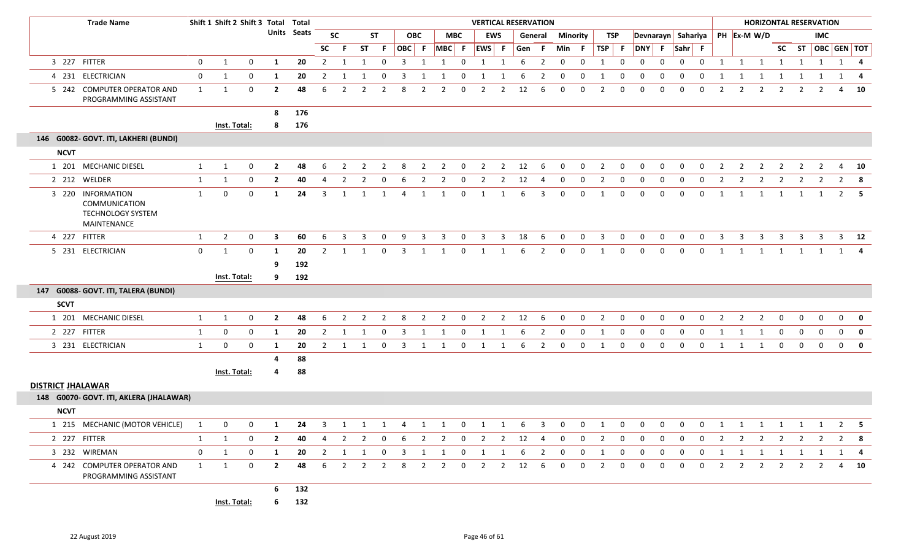| | Trade Name | Shift 1 | Shift 2 | Shift 3 | Total Units | Total Seats | VERTICAL RESERVATION | | | | | | | | | | | | | | | | | | | | HORIZONTAL RESERVATION | | | | | | | |
|---|---|---|---|---|---|---|---|---|---|---|---|---|---|---|---|---|---|---|---|---|---|---|---|---|---|---|---|---|---|---|---|---|---|---|
| | | | | | | | SC | | ST | | OBC | | MBC | | EWS | | General | | Minority | | TSP | | Devnarayn | | Sahariya | | PH | Ex-M | W/D | | | IMC | | |
| | | | | | | | SC | F | ST | F | OBC | F | MBC | F | EWS | F | Gen | F | Min | F | TSP | F | DNY | F | Sahr | F | | | | SC | ST | OBC | GEN | TOT |
| 3 227 | FITTER | 0 | 1 | 0 | 1 | 20 | 2 | 1 | 1 | 0 | 3 | 1 | 1 | 0 | 1 | 1 | 6 | 2 | 0 | 0 | 1 | 0 | 0 | 0 | 0 | 0 | 1 | 1 | 1 | 1 | 1 | 1 | 1 | 4 |
| 4 231 | ELECTRICIAN | 0 | 1 | 0 | 1 | 20 | 2 | 1 | 1 | 0 | 3 | 1 | 1 | 0 | 1 | 1 | 6 | 2 | 0 | 0 | 1 | 0 | 0 | 0 | 0 | 0 | 1 | 1 | 1 | 1 | 1 | 1 | 1 | 4 |
| 5 242 | COMPUTER OPERATOR AND PROGRAMMING ASSISTANT | 1 | 1 | 0 | 2 | 48 | 6 | 2 | 2 | 2 | 8 | 2 | 2 | 0 | 2 | 2 | 12 | 6 | 0 | 0 | 2 | 0 | 0 | 0 | 0 | 0 | 2 | 2 | 2 | 2 | 2 | 2 | 4 | 10 |
| | | | | | 8 | 176 | | | | | | | | | | | | | | | | | | | | | | | | | | | | |
| | | Inst. Total: | | | 8 | 176 | | | | | | | | | | | | | | | | | | | | | | | | | | | | |
| **146 G0082- GOVT. ITI, LAKHERI (BUNDI)** | | | | | | | | | | | | | | | | | | | | | | | | | | | | | | | | | | |
| **NCVT** | | | | | | | | | | | | | | | | | | | | | | | | | | | | | | | | | | |
| 1 201 | MECHANIC DIESEL | 1 | 1 | 0 | 2 | 48 | 6 | 2 | 2 | 2 | 8 | 2 | 2 | 0 | 2 | 2 | 12 | 6 | 0 | 0 | 2 | 0 | 0 | 0 | 0 | 0 | 2 | 2 | 2 | 2 | 2 | 2 | 4 | 10 |
| 2 212 | WELDER | 1 | 1 | 0 | 2 | 40 | 4 | 2 | 2 | 0 | 6 | 2 | 2 | 0 | 2 | 2 | 12 | 4 | 0 | 0 | 2 | 0 | 0 | 0 | 0 | 0 | 2 | 2 | 2 | 2 | 2 | 2 | 2 | 8 |
| 3 220 | INFORMATION COMMUNICATION TECHNOLOGY SYSTEM MAINTENANCE | 1 | 0 | 0 | 1 | 24 | 3 | 1 | 1 | 1 | 4 | 1 | 1 | 0 | 1 | 1 | 6 | 3 | 0 | 0 | 1 | 0 | 0 | 0 | 0 | 0 | 1 | 1 | 1 | 1 | 1 | 1 | 2 | 5 |
| 4 227 | FITTER | 1 | 2 | 0 | 3 | 60 | 6 | 3 | 3 | 0 | 9 | 3 | 3 | 0 | 3 | 3 | 18 | 6 | 0 | 0 | 3 | 0 | 0 | 0 | 0 | 0 | 3 | 3 | 3 | 3 | 3 | 3 | 3 | 12 |
| 5 231 | ELECTRICIAN | 0 | 1 | 0 | 1 | 20 | 2 | 1 | 1 | 0 | 3 | 1 | 1 | 0 | 1 | 1 | 6 | 2 | 0 | 0 | 1 | 0 | 0 | 0 | 0 | 0 | 1 | 1 | 1 | 1 | 1 | 1 | 1 | 4 |
| | | | | | 9 | 192 | | | | | | | | | | | | | | | | | | | | | | | | | | | | |
| | | Inst. Total: | | | 9 | 192 | | | | | | | | | | | | | | | | | | | | | | | | | | | | |
| **147 G0088- GOVT. ITI, TALERA (BUNDI)** | | | | | | | | | | | | | | | | | | | | | | | | | | | | | | | | | | |
| **SCVT** | | | | | | | | | | | | | | | | | | | | | | | | | | | | | | | | | | |
| 1 201 | MECHANIC DIESEL | 1 | 1 | 0 | 2 | 48 | 6 | 2 | 2 | 2 | 8 | 2 | 2 | 0 | 2 | 2 | 12 | 6 | 0 | 0 | 2 | 0 | 0 | 0 | 0 | 0 | 2 | 2 | 2 | 0 | 0 | 0 | 0 | 0 |
| 2 227 | FITTER | 1 | 0 | 0 | 1 | 20 | 2 | 1 | 1 | 0 | 3 | 1 | 1 | 0 | 1 | 1 | 6 | 2 | 0 | 0 | 1 | 0 | 0 | 0 | 0 | 0 | 1 | 1 | 1 | 0 | 0 | 0 | 0 | 0 |
| 3 231 | ELECTRICIAN | 1 | 0 | 0 | 1 | 20 | 2 | 1 | 1 | 0 | 3 | 1 | 1 | 0 | 1 | 1 | 6 | 2 | 0 | 0 | 1 | 0 | 0 | 0 | 0 | 0 | 1 | 1 | 1 | 0 | 0 | 0 | 0 | 0 |
| | | | | | 4 | 88 | | | | | | | | | | | | | | | | | | | | | | | | | | | | |
| | | Inst. Total: | | | 4 | 88 | | | | | | | | | | | | | | | | | | | | | | | | | | | | |
| **DISTRICT JHALAWAR** | | | | | | | | | | | | | | | | | | | | | | | | | | | | | | | | | | |
| **148 G0070- GOVT. ITI, AKLERA (JHALAWAR)** | | | | | | | | | | | | | | | | | | | | | | | | | | | | | | | | | | |
| **NCVT** | | | | | | | | | | | | | | | | | | | | | | | | | | | | | | | | | | |
| 1 215 | MECHANIC (MOTOR VEHICLE) | 1 | 0 | 0 | 1 | 24 | 3 | 1 | 1 | 1 | 4 | 1 | 1 | 0 | 1 | 1 | 6 | 3 | 0 | 0 | 1 | 0 | 0 | 0 | 0 | 0 | 1 | 1 | 1 | 1 | 1 | 1 | 2 | 5 |
| 2 227 | FITTER | 1 | 1 | 0 | 2 | 40 | 4 | 2 | 2 | 0 | 6 | 2 | 2 | 0 | 2 | 2 | 12 | 4 | 0 | 0 | 2 | 0 | 0 | 0 | 0 | 0 | 2 | 2 | 2 | 2 | 2 | 2 | 2 | 8 |
| 3 232 | WIREMAN | 0 | 1 | 0 | 1 | 20 | 2 | 1 | 1 | 0 | 3 | 1 | 1 | 0 | 1 | 1 | 6 | 2 | 0 | 0 | 1 | 0 | 0 | 0 | 0 | 0 | 1 | 1 | 1 | 1 | 1 | 1 | 1 | 4 |
| 4 242 | COMPUTER OPERATOR AND PROGRAMMING ASSISTANT | 1 | 1 | 0 | 2 | 48 | 6 | 2 | 2 | 2 | 8 | 2 | 2 | 0 | 2 | 2 | 12 | 6 | 0 | 0 | 2 | 0 | 0 | 0 | 0 | 0 | 2 | 2 | 2 | 2 | 2 | 2 | 4 | 10 |
| | | | | | 6 | 132 | | | | | | | | | | | | | | | | | | | | | | | | | | | | |
| | | Inst. Total: | | | 6 | 132 | | | | | | | | | | | | | | | | | | | | | | | | | | | | |

22 August 2019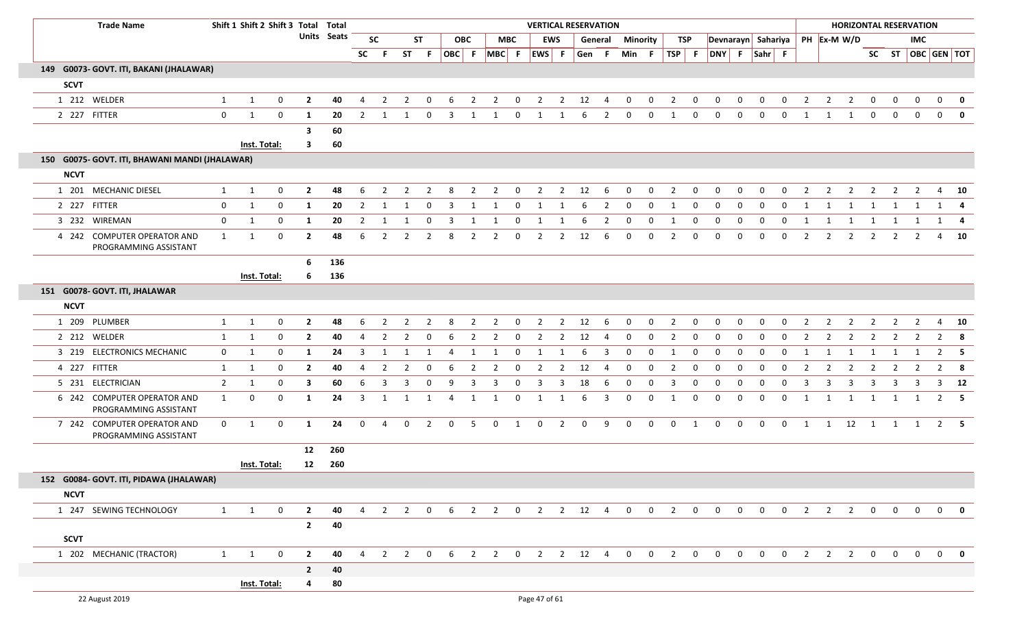| Trade Name | | Shift 1 | Shift 2 | Shift 3 | Total Units | Total Seats | VERTICAL RESERVATION | | | | | | | | | | | | | | | | | | | | | | HORIZONTAL RESERVATION | | | | | | | |
|---|---|---|---|---|---|---|---|---|---|---|---|---|---|---|---|---|---|---|---|---|---|---|---|---|---|---|---|---|---|---|---|---|---|---|---|---|
| | | | | | | | SC | | ST | | OBC | | MBC | | EWS | | General | | Minority | | TSP | | Devnarayn | | Sahariya | | PH | Ex-M | W/D | | | IMC | | |
| | | | | | | | SC | F | ST | F | OBC | F | MBC | F | EWS | F | Gen | F | Min | F | TSP | F | DNY | F | Sahr | F | | | | SC | ST | OBC | GEN | TOT |
| **149 G0073- GOVT. ITI, BAKANI (JHALAWAR)** | | | | | | | | | | | | | | | | | | | | | | | | | | | | | | | | | | |
| **SCVT** | | | | | | | | | | | | | | | | | | | | | | | | | | | | | | | | | | |
| 1 212 | WELDER | 1 | 1 | 0 | **2** | **40** | 4 | 2 | 2 | 0 | 6 | 2 | 2 | 0 | 2 | 2 | 12 | 4 | 0 | 0 | 2 | 0 | 0 | 0 | 0 | 0 | 2 | 2 | 2 | 0 | 0 | 0 | 0 | **0** |
| 2 227 | FITTER | 0 | 1 | 0 | **1** | **20** | 2 | 1 | 1 | 0 | 3 | 1 | 1 | 0 | 1 | 1 | 6 | 2 | 0 | 0 | 1 | 0 | 0 | 0 | 0 | 0 | 1 | 1 | 1 | 0 | 0 | 0 | 0 | **0** |
| | | | | | **3** | **60** | | | | | | | | | | | | | | | | | | | | | | | | | | | | |
| | | | **Inst. Total:** | | **3** | **60** | | | | | | | | | | | | | | | | | | | | | | | | | | | | |
| **150 G0075- GOVT. ITI, BHAWANI MANDI (JHALAWAR)** | | | | | | | | | | | | | | | | | | | | | | | | | | | | | | | | | | |
| **NCVT** | | | | | | | | | | | | | | | | | | | | | | | | | | | | | | | | | | |
| 1 201 | MECHANIC DIESEL | 1 | 1 | 0 | **2** | **48** | 6 | 2 | 2 | 2 | 8 | 2 | 2 | 0 | 2 | 2 | 12 | 6 | 0 | 0 | 2 | 0 | 0 | 0 | 0 | 0 | 2 | 2 | 2 | 2 | 2 | 2 | 4 | **10** |
| 2 227 | FITTER | 0 | 1 | 0 | **1** | **20** | 2 | 1 | 1 | 0 | 3 | 1 | 1 | 0 | 1 | 1 | 6 | 2 | 0 | 0 | 1 | 0 | 0 | 0 | 0 | 0 | 1 | 1 | 1 | 1 | 1 | 1 | 1 | **4** |
| 3 232 | WIREMAN | 0 | 1 | 0 | **1** | **20** | 2 | 1 | 1 | 0 | 3 | 1 | 1 | 0 | 1 | 1 | 6 | 2 | 0 | 0 | 1 | 0 | 0 | 0 | 0 | 0 | 1 | 1 | 1 | 1 | 1 | 1 | 1 | **4** |
| 4 242 | COMPUTER OPERATOR AND PROGRAMMING ASSISTANT | 1 | 1 | 0 | **2** | **48** | 6 | 2 | 2 | 2 | 8 | 2 | 2 | 0 | 2 | 2 | 12 | 6 | 0 | 0 | 2 | 0 | 0 | 0 | 0 | 0 | 2 | 2 | 2 | 2 | 2 | 2 | 4 | **10** |
| | | | | | **6** | **136** | | | | | | | | | | | | | | | | | | | | | | | | | | | | |
| | | | **Inst. Total:** | | **6** | **136** | | | | | | | | | | | | | | | | | | | | | | | | | | | | |
| **151 G0078- GOVT. ITI, JHALAWAR** | | | | | | | | | | | | | | | | | | | | | | | | | | | | | | | | | | |
| **NCVT** | | | | | | | | | | | | | | | | | | | | | | | | | | | | | | | | | | |
| 1 209 | PLUMBER | 1 | 1 | 0 | **2** | **48** | 6 | 2 | 2 | 2 | 8 | 2 | 2 | 0 | 2 | 2 | 12 | 6 | 0 | 0 | 2 | 0 | 0 | 0 | 0 | 0 | 2 | 2 | 2 | 2 | 2 | 2 | 4 | **10** |
| 2 212 | WELDER | 1 | 1 | 0 | **2** | **40** | 4 | 2 | 2 | 0 | 6 | 2 | 2 | 0 | 2 | 2 | 12 | 4 | 0 | 0 | 2 | 0 | 0 | 0 | 0 | 0 | 2 | 2 | 2 | 2 | 2 | 2 | 2 | **8** |
| 3 219 | ELECTRONICS MECHANIC | 0 | 1 | 0 | **1** | **24** | 3 | 1 | 1 | 1 | 4 | 1 | 1 | 0 | 1 | 1 | 6 | 3 | 0 | 0 | 1 | 0 | 0 | 0 | 0 | 0 | 1 | 1 | 1 | 1 | 1 | 1 | 2 | **5** |
| 4 227 | FITTER | 1 | 1 | 0 | **2** | **40** | 4 | 2 | 2 | 0 | 6 | 2 | 2 | 0 | 2 | 2 | 12 | 4 | 0 | 0 | 2 | 0 | 0 | 0 | 0 | 0 | 2 | 2 | 2 | 2 | 2 | 2 | 2 | **8** |
| 5 231 | ELECTRICIAN | 2 | 1 | 0 | **3** | **60** | 6 | 3 | 3 | 0 | 9 | 3 | 3 | 0 | 3 | 3 | 18 | 6 | 0 | 0 | 3 | 0 | 0 | 0 | 0 | 0 | 3 | 3 | 3 | 3 | 3 | 3 | 3 | **12** |
| 6 242 | COMPUTER OPERATOR AND PROGRAMMING ASSISTANT | 1 | 0 | 0 | **1** | **24** | 3 | 1 | 1 | 1 | 4 | 1 | 1 | 0 | 1 | 1 | 6 | 3 | 0 | 0 | 1 | 0 | 0 | 0 | 0 | 0 | 1 | 1 | 1 | 1 | 1 | 1 | 2 | **5** |
| 7 242 | COMPUTER OPERATOR AND PROGRAMMING ASSISTANT | 0 | 1 | 0 | **1** | **24** | 0 | 4 | 0 | 2 | 0 | 5 | 0 | 1 | 0 | 2 | 0 | 9 | 0 | 0 | 0 | 1 | 0 | 0 | 0 | 0 | 1 | 1 | 12 | 1 | 1 | 1 | 2 | **5** |
| | | | | | **12** | **260** | | | | | | | | | | | | | | | | | | | | | | | | | | | | |
| | | | **Inst. Total:** | | **12** | **260** | | | | | | | | | | | | | | | | | | | | | | | | | | | | |
| **152 G0084- GOVT. ITI, PIDAWA (JHALAWAR)** | | | | | | | | | | | | | | | | | | | | | | | | | | | | | | | | | | |
| **NCVT** | | | | | | | | | | | | | | | | | | | | | | | | | | | | | | | | | | |
| 1 247 | SEWING TECHNOLOGY | 1 | 1 | 0 | **2** | **40** | 4 | 2 | 2 | 0 | 6 | 2 | 2 | 0 | 2 | 2 | 12 | 4 | 0 | 0 | 2 | 0 | 0 | 0 | 0 | 0 | 2 | 2 | 2 | 0 | 0 | 0 | 0 | **0** |
| | | | | | **2** | **40** | | | | | | | | | | | | | | | | | | | | | | | | | | | | |
| **SCVT** | | | | | | | | | | | | | | | | | | | | | | | | | | | | | | | | | | |
| 1 202 | MECHANIC (TRACTOR) | 1 | 1 | 0 | **2** | **40** | 4 | 2 | 2 | 0 | 6 | 2 | 2 | 0 | 2 | 2 | 12 | 4 | 0 | 0 | 2 | 0 | 0 | 0 | 0 | 0 | 2 | 2 | 2 | 0 | 0 | 0 | 0 | **0** |
| | | | | | **2** | **40** | | | | | | | | | | | | | | | | | | | | | | | | | | | | |
| | | | **Inst. Total:** | | **4** | **80** | | | | | | | | | | | | | | | | | | | | | | | | | | | | |

22 August 2019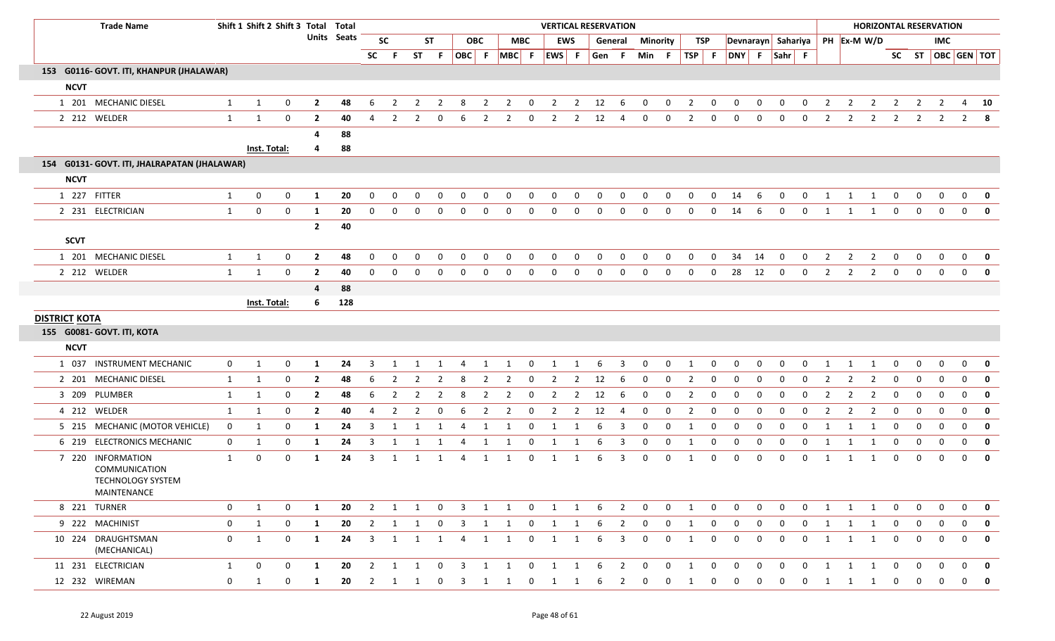| | Trade Name | Shift 1 | Shift 2 | Shift 3 | Total Units | Total Seats | SC | | ST | | OBC | | MBC | | EWS | | General | | Minority | | TSP | | Devnarayn | | Sahariya | | PH | Ex-M | W/D | SC | ST | IMC | | |
|---|---|---|---|---|---|---|---|---|---|---|---|---|---|---|---|---|---|---|---|---|---|---|---|---|---|---|---|---|---|---|---|---|---|---|
| | | | | | | | SC | F | ST | F | OBC | F | MBC | F | EWS | F | Gen | F | Min | F | TSP | F | DNY | F | Sahr | F | | | | | | OBC | GEN | TOT |
| **153 G0116- GOVT. ITI, KHANPUR (JHALAWAR)** | | | | | | | | | | | | | | | | | | | | | | | | | | | | | | | | | | |
| **NCVT** | | | | | | | | | | | | | | | | | | | | | | | | | | | | | | | | | | |
| 1 201 | MECHANIC DIESEL | 1 | 1 | 0 | **2** | **48** | 6 | 2 | 2 | 2 | 8 | 2 | 2 | 0 | 2 | 2 | 12 | 6 | 0 | 0 | 2 | 0 | 0 | 0 | 0 | 0 | 2 | 2 | 2 | 2 | 2 | 2 | 4 | **10** |
| 2 212 | WELDER | 1 | 1 | 0 | **2** | **40** | 4 | 2 | 2 | 0 | 6 | 2 | 2 | 0 | 2 | 2 | 12 | 4 | 0 | 0 | 2 | 0 | 0 | 0 | 0 | 0 | 2 | 2 | 2 | 2 | 2 | 2 | 2 | **8** |
| | | | | | **4** | **88** | | | | | | | | | | | | | | | | | | | | | | | | | | | | |
| | | **Inst. Total:** | | | **4** | **88** | | | | | | | | | | | | | | | | | | | | | | | | | | | | |
| **154 G0131- GOVT. ITI, JHALRAPATAN (JHALAWAR)** | | | | | | | | | | | | | | | | | | | | | | | | | | | | | | | | | | |
| **NCVT** | | | | | | | | | | | | | | | | | | | | | | | | | | | | | | | | | | |
| 1 227 | FITTER | 1 | 0 | 0 | **1** | **20** | 0 | 0 | 0 | 0 | 0 | 0 | 0 | 0 | 0 | 0 | 0 | 0 | 0 | 0 | 0 | 0 | 14 | 6 | 0 | 0 | 1 | 1 | 1 | 0 | 0 | 0 | 0 | **0** |
| 2 231 | ELECTRICIAN | 1 | 0 | 0 | **1** | **20** | 0 | 0 | 0 | 0 | 0 | 0 | 0 | 0 | 0 | 0 | 0 | 0 | 0 | 0 | 0 | 0 | 14 | 6 | 0 | 0 | 1 | 1 | 1 | 0 | 0 | 0 | 0 | **0** |
| | | | | | **2** | **40** | | | | | | | | | | | | | | | | | | | | | | | | | | | | |
| **SCVT** | | | | | | | | | | | | | | | | | | | | | | | | | | | | | | | | | | |
| 1 201 | MECHANIC DIESEL | 1 | 1 | 0 | **2** | **48** | 0 | 0 | 0 | 0 | 0 | 0 | 0 | 0 | 0 | 0 | 0 | 0 | 0 | 0 | 0 | 0 | 34 | 14 | 0 | 0 | 2 | 2 | 2 | 0 | 0 | 0 | 0 | **0** |
| 2 212 | WELDER | 1 | 1 | 0 | **2** | **40** | 0 | 0 | 0 | 0 | 0 | 0 | 0 | 0 | 0 | 0 | 0 | 0 | 0 | 0 | 0 | 0 | 28 | 12 | 0 | 0 | 2 | 2 | 2 | 0 | 0 | 0 | 0 | **0** |
| | | | | | **4** | **88** | | | | | | | | | | | | | | | | | | | | | | | | | | | | |
| | | **Inst. Total:** | | | **6** | **128** | | | | | | | | | | | | | | | | | | | | | | | | | | | | |
| **DISTRICT KOTA** | | | | | | | | | | | | | | | | | | | | | | | | | | | | | | | | | | |
| **155 G0081- GOVT. ITI, KOTA** | | | | | | | | | | | | | | | | | | | | | | | | | | | | | | | | | | |
| **NCVT** | | | | | | | | | | | | | | | | | | | | | | | | | | | | | | | | | | |
| 1 037 | INSTRUMENT MECHANIC | 0 | 1 | 0 | **1** | **24** | 3 | 1 | 1 | 1 | 4 | 1 | 1 | 0 | 1 | 1 | 6 | 3 | 0 | 0 | 1 | 0 | 0 | 0 | 0 | 0 | 1 | 1 | 1 | 0 | 0 | 0 | 0 | **0** |
| 2 201 | MECHANIC DIESEL | 1 | 1 | 0 | **2** | **48** | 6 | 2 | 2 | 2 | 8 | 2 | 2 | 0 | 2 | 2 | 12 | 6 | 0 | 0 | 2 | 0 | 0 | 0 | 0 | 0 | 2 | 2 | 2 | 0 | 0 | 0 | 0 | **0** |
| 3 209 | PLUMBER | 1 | 1 | 0 | **2** | **48** | 6 | 2 | 2 | 2 | 8 | 2 | 2 | 0 | 2 | 2 | 12 | 6 | 0 | 0 | 2 | 0 | 0 | 0 | 0 | 0 | 2 | 2 | 2 | 0 | 0 | 0 | 0 | **0** |
| 4 212 | WELDER | 1 | 1 | 0 | **2** | **40** | 4 | 2 | 2 | 0 | 6 | 2 | 2 | 0 | 2 | 2 | 12 | 4 | 0 | 0 | 2 | 0 | 0 | 0 | 0 | 0 | 2 | 2 | 2 | 0 | 0 | 0 | 0 | **0** |
| 5 215 | MECHANIC (MOTOR VEHICLE) | 0 | 1 | 0 | **1** | **24** | 3 | 1 | 1 | 1 | 4 | 1 | 1 | 0 | 1 | 1 | 6 | 3 | 0 | 0 | 1 | 0 | 0 | 0 | 0 | 0 | 1 | 1 | 1 | 0 | 0 | 0 | 0 | **0** |
| 6 219 | ELECTRONICS MECHANIC | 0 | 1 | 0 | **1** | **24** | 3 | 1 | 1 | 1 | 4 | 1 | 1 | 0 | 1 | 1 | 6 | 3 | 0 | 0 | 1 | 0 | 0 | 0 | 0 | 0 | 1 | 1 | 1 | 0 | 0 | 0 | 0 | **0** |
| 7 220 | INFORMATION COMMUNICATION TECHNOLOGY SYSTEM MAINTENANCE | 1 | 0 | 0 | **1** | **24** | 3 | 1 | 1 | 1 | 4 | 1 | 1 | 0 | 1 | 1 | 6 | 3 | 0 | 0 | 1 | 0 | 0 | 0 | 0 | 0 | 1 | 1 | 1 | 0 | 0 | 0 | 0 | **0** |
| 8 221 | TURNER | 0 | 1 | 0 | **1** | **20** | 2 | 1 | 1 | 0 | 3 | 1 | 1 | 0 | 1 | 1 | 6 | 2 | 0 | 0 | 1 | 0 | 0 | 0 | 0 | 0 | 1 | 1 | 1 | 0 | 0 | 0 | 0 | **0** |
| 9 222 | MACHINIST | 0 | 1 | 0 | **1** | **20** | 2 | 1 | 1 | 0 | 3 | 1 | 1 | 0 | 1 | 1 | 6 | 2 | 0 | 0 | 1 | 0 | 0 | 0 | 0 | 0 | 1 | 1 | 1 | 0 | 0 | 0 | 0 | **0** |
| 10 224 | DRAUGHTSMAN (MECHANICAL) | 0 | 1 | 0 | **1** | **24** | 3 | 1 | 1 | 1 | 4 | 1 | 1 | 0 | 1 | 1 | 6 | 3 | 0 | 0 | 1 | 0 | 0 | 0 | 0 | 0 | 1 | 1 | 1 | 0 | 0 | 0 | 0 | **0** |
| 11 231 | ELECTRICIAN | 1 | 0 | 0 | **1** | **20** | 2 | 1 | 1 | 0 | 3 | 1 | 1 | 0 | 1 | 1 | 6 | 2 | 0 | 0 | 1 | 0 | 0 | 0 | 0 | 0 | 1 | 1 | 1 | 0 | 0 | 0 | 0 | **0** |
| 12 232 | WIREMAN | 0 | 1 | 0 | **1** | **20** | 2 | 1 | 1 | 0 | 3 | 1 | 1 | 0 | 1 | 1 | 6 | 2 | 0 | 0 | 1 | 0 | 0 | 0 | 0 | 0 | 1 | 1 | 1 | 0 | 0 | 0 | 0 | **0** |

22 August 2019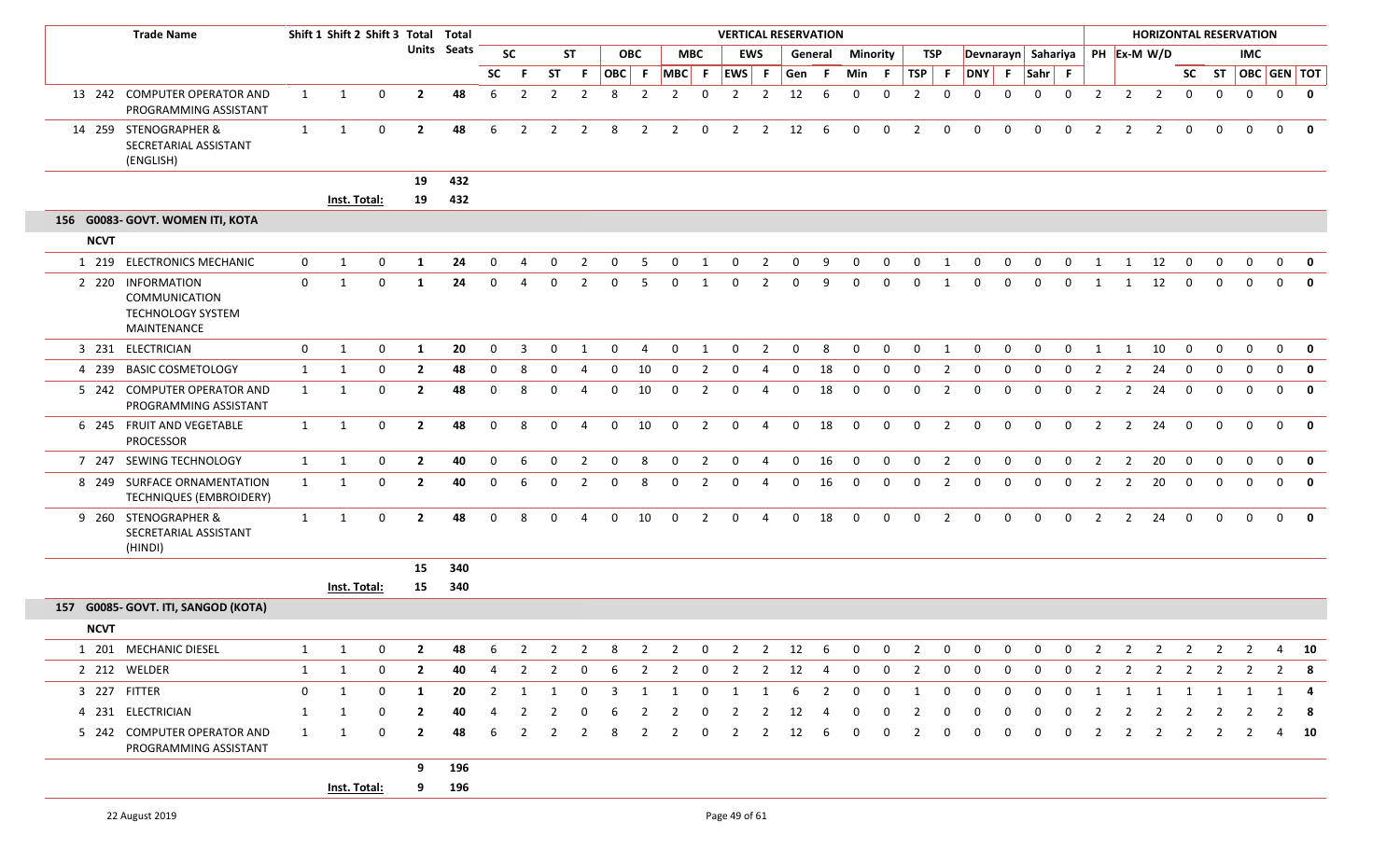| | | Trade Name | Shift 1 | Shift 2 | Shift 3 | Total Units | Total Seats | VERTICAL RESERVATION | | | | | | | | | | | | | | | | | | | | | | HORIZONTAL RESERVATION | | | | | | | | |
|---|---|---|---|---|---|---|---|---|---|---|---|---|---|---|---|---|---|---|---|---|---|---|---|---|---|---|---|---|---|---|---|---|---|---|---|---|---|---|
| | | | | | | | | SC | | ST | | OBC | | MBC | | EWS | | General | | Minority | | TSP | | Devnarayn | | Sahariya | | PH | Ex-M | W/D | | | IMC | | | |
| | | | | | | | | SC | F | ST | F | OBC | F | MBC | F | EWS | F | Gen | F | Min | F | TSP | F | DNY | F | Sahr | F | | | | SC | ST | OBC | GEN | TOT | |
| 13 | 242 | COMPUTER OPERATOR AND PROGRAMMING ASSISTANT | 1 | 1 | 0 | 2 | 48 | 6 | 2 | 2 | 2 | 8 | 2 | 2 | 0 | 2 | 2 | 12 | 6 | 0 | 0 | 2 | 0 | 0 | 0 | 0 | 0 | 2 | 2 | 2 | 0 | 0 | 0 | 0 | 0 | |
| 14 | 259 | STENOGRAPHER & SECRETARIAL ASSISTANT (ENGLISH) | 1 | 1 | 0 | 2 | 48 | 6 | 2 | 2 | 2 | 8 | 2 | 2 | 0 | 2 | 2 | 12 | 6 | 0 | 0 | 2 | 0 | 0 | 0 | 0 | 0 | 2 | 2 | 2 | 0 | 0 | 0 | 0 | 0 | |
| | | | | | | 19 | 432 | | | | | | | | | | | | | | | | | | | | | | | | | | | | | |
| | | | Inst. Total: | | | 19 | 432 | | | | | | | | | | | | | | | | | | | | | | | | | | | | | |
| 156 | | G0083- GOVT. WOMEN ITI, KOTA | | | | | | | | | | | | | | | | | | | | | | | | | | | | | | | | | | |
| NCVT | | | | | | | | | | | | | | | | | | | | | | | | | | | | | | | | | | | | |
| 1 | 219 | ELECTRONICS MECHANIC | 0 | 1 | 0 | 1 | 24 | 0 | 4 | 0 | 2 | 0 | 5 | 0 | 1 | 0 | 2 | 0 | 9 | 0 | 0 | 0 | 1 | 0 | 0 | 0 | 0 | 1 | 1 | 12 | 0 | 0 | 0 | 0 | 0 | |
| 2 | 220 | INFORMATION COMMUNICATION TECHNOLOGY SYSTEM MAINTENANCE | 0 | 1 | 0 | 1 | 24 | 0 | 4 | 0 | 2 | 0 | 5 | 0 | 1 | 0 | 2 | 0 | 9 | 0 | 0 | 0 | 1 | 0 | 0 | 0 | 0 | 1 | 1 | 12 | 0 | 0 | 0 | 0 | 0 | |
| 3 | 231 | ELECTRICIAN | 0 | 1 | 0 | 1 | 20 | 0 | 3 | 0 | 1 | 0 | 4 | 0 | 1 | 0 | 2 | 0 | 8 | 0 | 0 | 0 | 1 | 0 | 0 | 0 | 0 | 1 | 1 | 10 | 0 | 0 | 0 | 0 | 0 | |
| 4 | 239 | BASIC COSMETOLOGY | 1 | 1 | 0 | 2 | 48 | 0 | 8 | 0 | 4 | 0 | 10 | 0 | 2 | 0 | 4 | 0 | 18 | 0 | 0 | 0 | 2 | 0 | 0 | 0 | 0 | 2 | 2 | 24 | 0 | 0 | 0 | 0 | 0 | |
| 5 | 242 | COMPUTER OPERATOR AND PROGRAMMING ASSISTANT | 1 | 1 | 0 | 2 | 48 | 0 | 8 | 0 | 4 | 0 | 10 | 0 | 2 | 0 | 4 | 0 | 18 | 0 | 0 | 0 | 2 | 0 | 0 | 0 | 0 | 2 | 2 | 24 | 0 | 0 | 0 | 0 | 0 | |
| 6 | 245 | FRUIT AND VEGETABLE PROCESSOR | 1 | 1 | 0 | 2 | 48 | 0 | 8 | 0 | 4 | 0 | 10 | 0 | 2 | 0 | 4 | 0 | 18 | 0 | 0 | 0 | 2 | 0 | 0 | 0 | 0 | 2 | 2 | 24 | 0 | 0 | 0 | 0 | 0 | |
| 7 | 247 | SEWING TECHNOLOGY | 1 | 1 | 0 | 2 | 40 | 0 | 6 | 0 | 2 | 0 | 8 | 0 | 2 | 0 | 4 | 0 | 16 | 0 | 0 | 0 | 2 | 0 | 0 | 0 | 0 | 2 | 2 | 20 | 0 | 0 | 0 | 0 | 0 | |
| 8 | 249 | SURFACE ORNAMENTATION TECHNIQUES (EMBROIDERY) | 1 | 1 | 0 | 2 | 40 | 0 | 6 | 0 | 2 | 0 | 8 | 0 | 2 | 0 | 4 | 0 | 16 | 0 | 0 | 0 | 2 | 0 | 0 | 0 | 0 | 2 | 2 | 20 | 0 | 0 | 0 | 0 | 0 | |
| 9 | 260 | STENOGRAPHER & SECRETARIAL ASSISTANT (HINDI) | 1 | 1 | 0 | 2 | 48 | 0 | 8 | 0 | 4 | 0 | 10 | 0 | 2 | 0 | 4 | 0 | 18 | 0 | 0 | 0 | 2 | 0 | 0 | 0 | 0 | 2 | 2 | 24 | 0 | 0 | 0 | 0 | 0 | |
| | | | | | | 15 | 340 | | | | | | | | | | | | | | | | | | | | | | | | | | | | | |
| | | | Inst. Total: | | | 15 | 340 | | | | | | | | | | | | | | | | | | | | | | | | | | | | | |
| 157 | | G0085- GOVT. ITI, SANGOD (KOTA) | | | | | | | | | | | | | | | | | | | | | | | | | | | | | | | | | | |
| NCVT | | | | | | | | | | | | | | | | | | | | | | | | | | | | | | | | | | | | |
| 1 | 201 | MECHANIC DIESEL | 1 | 1 | 0 | 2 | 48 | 6 | 2 | 2 | 2 | 8 | 2 | 2 | 0 | 2 | 2 | 12 | 6 | 0 | 0 | 2 | 0 | 0 | 0 | 0 | 0 | 2 | 2 | 2 | 2 | 2 | 2 | 4 | 10 | |
| 2 | 212 | WELDER | 1 | 1 | 0 | 2 | 40 | 4 | 2 | 2 | 0 | 6 | 2 | 2 | 0 | 2 | 2 | 12 | 4 | 0 | 0 | 2 | 0 | 0 | 0 | 0 | 0 | 2 | 2 | 2 | 2 | 2 | 2 | 2 | 8 | |
| 3 | 227 | FITTER | 0 | 1 | 0 | 1 | 20 | 2 | 1 | 1 | 0 | 3 | 1 | 1 | 0 | 1 | 1 | 6 | 2 | 0 | 0 | 1 | 0 | 0 | 0 | 0 | 0 | 1 | 1 | 1 | 1 | 1 | 1 | 1 | 4 | |
| 4 | 231 | ELECTRICIAN | 1 | 1 | 0 | 2 | 40 | 4 | 2 | 2 | 0 | 6 | 2 | 2 | 0 | 2 | 2 | 12 | 4 | 0 | 0 | 2 | 0 | 0 | 0 | 0 | 0 | 2 | 2 | 2 | 2 | 2 | 2 | 2 | 8 | |
| 5 | 242 | COMPUTER OPERATOR AND PROGRAMMING ASSISTANT | 1 | 1 | 0 | 2 | 48 | 6 | 2 | 2 | 2 | 8 | 2 | 2 | 0 | 2 | 2 | 12 | 6 | 0 | 0 | 2 | 0 | 0 | 0 | 0 | 0 | 2 | 2 | 2 | 2 | 2 | 2 | 4 | 10 | |
| | | | | | | 9 | 196 | | | | | | | | | | | | | | | | | | | | | | | | | | | | | |
| | | | Inst. Total: | | | 9 | 196 | | | | | | | | | | | | | | | | | | | | | | | | | | | | | |

22 August 2019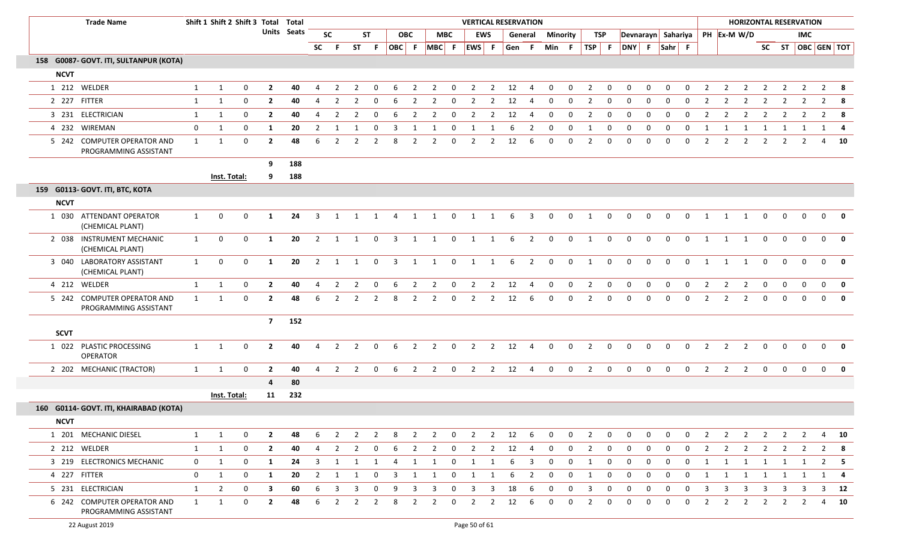| Trade Name | Shift 1 | Shift 2 | Shift 3 | Total Units | Total Seats | SC | | ST | | OBC | | MBC | | EWS | | General | | Minority | | TSP | | Devnarayn | | Sahariya | | PH | Ex-M | W/D | IMC | | | | |
|---|---|---|---|---|---|---|---|---|---|---|---|---|---|---|---|---|---|---|---|---|---|---|---|---|---|---|---|---|---|---|---|---|---|
| | | | | | | SC | F | ST | F | OBC | F | MBC | F | EWS | F | Gen | F | Min | F | TSP | F | DNY | F | Sahr | F | | | | SC | ST | OBC | GEN | TOT |
| **158 G0087- GOVT. ITI, SULTANPUR (KOTA)** | | | | | | | | | | | | | | | | | | | | | | | | | | | | | | | | | |
| **NCVT** | | | | | | | | | | | | | | | | | | | | | | | | | | | | | | | | | |
| 1 212 WELDER | 1 | 1 | 0 | **2** | **40** | 4 | 2 | 2 | 0 | 6 | 2 | 2 | 0 | 2 | 2 | 12 | 4 | 0 | 0 | 2 | 0 | 0 | 0 | 0 | 0 | 2 | 2 | 2 | 2 | 2 | 2 | 2 | **8** |
| 2 227 FITTER | 1 | 1 | 0 | **2** | **40** | 4 | 2 | 2 | 0 | 6 | 2 | 2 | 0 | 2 | 2 | 12 | 4 | 0 | 0 | 2 | 0 | 0 | 0 | 0 | 0 | 2 | 2 | 2 | 2 | 2 | 2 | 2 | **8** |
| 3 231 ELECTRICIAN | 1 | 1 | 0 | **2** | **40** | 4 | 2 | 2 | 0 | 6 | 2 | 2 | 0 | 2 | 2 | 12 | 4 | 0 | 0 | 2 | 0 | 0 | 0 | 0 | 0 | 2 | 2 | 2 | 2 | 2 | 2 | 2 | **8** |
| 4 232 WIREMAN | 0 | 1 | 0 | **1** | **20** | 2 | 1 | 1 | 0 | 3 | 1 | 1 | 0 | 1 | 1 | 6 | 2 | 0 | 0 | 1 | 0 | 0 | 0 | 0 | 0 | 1 | 1 | 1 | 1 | 1 | 1 | 1 | **4** |
| 5 242 COMPUTER OPERATOR AND PROGRAMMING ASSISTANT | 1 | 1 | 0 | **2** | **48** | 6 | 2 | 2 | 2 | 8 | 2 | 2 | 0 | 2 | 2 | 12 | 6 | 0 | 0 | 2 | 0 | 0 | 0 | 0 | 0 | 2 | 2 | 2 | 2 | 2 | 2 | 4 | **10** |
| | | | | **9** | **188** | | | | | | | | | | | | | | | | | | | | | | | | | | | | |
| | **Inst. Total:** | | | **9** | **188** | | | | | | | | | | | | | | | | | | | | | | | | | | | | |
| **159 G0113- GOVT. ITI, BTC, KOTA** | | | | | | | | | | | | | | | | | | | | | | | | | | | | | | | | | |
| **NCVT** | | | | | | | | | | | | | | | | | | | | | | | | | | | | | | | | | |
| 1 030 ATTENDANT OPERATOR (CHEMICAL PLANT) | 1 | 0 | 0 | **1** | **24** | 3 | 1 | 1 | 1 | 4 | 1 | 1 | 0 | 1 | 1 | 6 | 3 | 0 | 0 | 1 | 0 | 0 | 0 | 0 | 0 | 1 | 1 | 1 | 0 | 0 | 0 | 0 | **0** |
| 2 038 INSTRUMENT MECHANIC (CHEMICAL PLANT) | 1 | 0 | 0 | **1** | **20** | 2 | 1 | 1 | 0 | 3 | 1 | 1 | 0 | 1 | 1 | 6 | 2 | 0 | 0 | 1 | 0 | 0 | 0 | 0 | 0 | 1 | 1 | 1 | 0 | 0 | 0 | 0 | **0** |
| 3 040 LABORATORY ASSISTANT (CHEMICAL PLANT) | 1 | 0 | 0 | **1** | **20** | 2 | 1 | 1 | 0 | 3 | 1 | 1 | 0 | 1 | 1 | 6 | 2 | 0 | 0 | 1 | 0 | 0 | 0 | 0 | 0 | 1 | 1 | 1 | 0 | 0 | 0 | 0 | **0** |
| 4 212 WELDER | 1 | 1 | 0 | **2** | **40** | 4 | 2 | 2 | 0 | 6 | 2 | 2 | 0 | 2 | 2 | 12 | 4 | 0 | 0 | 2 | 0 | 0 | 0 | 0 | 0 | 2 | 2 | 2 | 0 | 0 | 0 | 0 | **0** |
| 5 242 COMPUTER OPERATOR AND PROGRAMMING ASSISTANT | 1 | 1 | 0 | **2** | **48** | 6 | 2 | 2 | 2 | 8 | 2 | 2 | 0 | 2 | 2 | 12 | 6 | 0 | 0 | 2 | 0 | 0 | 0 | 0 | 0 | 2 | 2 | 2 | 0 | 0 | 0 | 0 | **0** |
| | | | | **7** | **152** | | | | | | | | | | | | | | | | | | | | | | | | | | | | |
| **SCVT** | | | | | | | | | | | | | | | | | | | | | | | | | | | | | | | | | |
| 1 022 PLASTIC PROCESSING OPERATOR | 1 | 1 | 0 | **2** | **40** | 4 | 2 | 2 | 0 | 6 | 2 | 2 | 0 | 2 | 2 | 12 | 4 | 0 | 0 | 2 | 0 | 0 | 0 | 0 | 0 | 2 | 2 | 2 | 0 | 0 | 0 | 0 | **0** |
| 2 202 MECHANIC (TRACTOR) | 1 | 1 | 0 | **2** | **40** | 4 | 2 | 2 | 0 | 6 | 2 | 2 | 0 | 2 | 2 | 12 | 4 | 0 | 0 | 2 | 0 | 0 | 0 | 0 | 0 | 2 | 2 | 2 | 0 | 0 | 0 | 0 | **0** |
| | | | | **4** | **80** | | | | | | | | | | | | | | | | | | | | | | | | | | | | |
| | **Inst. Total:** | | | **11** | **232** | | | | | | | | | | | | | | | | | | | | | | | | | | | | |
| **160 G0114- GOVT. ITI, KHAIRABAD (KOTA)** | | | | | | | | | | | | | | | | | | | | | | | | | | | | | | | | | |
| **NCVT** | | | | | | | | | | | | | | | | | | | | | | | | | | | | | | | | | |
| 1 201 MECHANIC DIESEL | 1 | 1 | 0 | **2** | **48** | 6 | 2 | 2 | 2 | 8 | 2 | 2 | 0 | 2 | 2 | 12 | 6 | 0 | 0 | 2 | 0 | 0 | 0 | 0 | 0 | 2 | 2 | 2 | 2 | 2 | 2 | 4 | **10** |
| 2 212 WELDER | 1 | 1 | 0 | **2** | **40** | 4 | 2 | 2 | 0 | 6 | 2 | 2 | 0 | 2 | 2 | 12 | 4 | 0 | 0 | 2 | 0 | 0 | 0 | 0 | 0 | 2 | 2 | 2 | 2 | 2 | 2 | 2 | **8** |
| 3 219 ELECTRONICS MECHANIC | 0 | 1 | 0 | **1** | **24** | 3 | 1 | 1 | 1 | 4 | 1 | 1 | 0 | 1 | 1 | 6 | 3 | 0 | 0 | 1 | 0 | 0 | 0 | 0 | 0 | 1 | 1 | 1 | 1 | 1 | 1 | 2 | **5** |
| 4 227 FITTER | 0 | 1 | 0 | **1** | **20** | 2 | 1 | 1 | 0 | 3 | 1 | 1 | 0 | 1 | 1 | 6 | 2 | 0 | 0 | 1 | 0 | 0 | 0 | 0 | 0 | 1 | 1 | 1 | 1 | 1 | 1 | 1 | **4** |
| 5 231 ELECTRICIAN | 1 | 2 | 0 | **3** | **60** | 6 | 3 | 3 | 0 | 9 | 3 | 3 | 0 | 3 | 3 | 18 | 6 | 0 | 0 | 3 | 0 | 0 | 0 | 0 | 0 | 3 | 3 | 3 | 3 | 3 | 3 | 3 | **12** |
| 6 242 COMPUTER OPERATOR AND PROGRAMMING ASSISTANT | 1 | 1 | 0 | **2** | **48** | 6 | 2 | 2 | 2 | 8 | 2 | 2 | 0 | 2 | 2 | 12 | 6 | 0 | 0 | 2 | 0 | 0 | 0 | 0 | 0 | 2 | 2 | 2 | 2 | 2 | 2 | 4 | **10** |

22 August 2019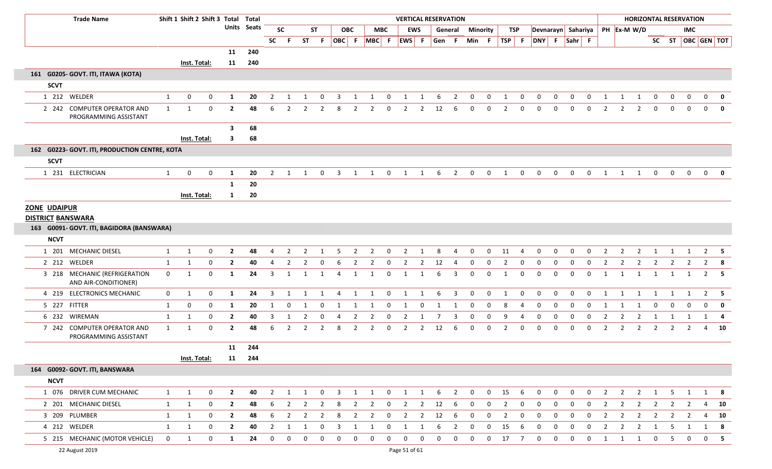| Trade Name | Shift 1 | Shift 2 | Shift 3 | Total Units | Total Seats | SC | F | ST | F | OBC | F | MBC | F | EWS | F | Gen | F | Min | F | TSP | F | DNY | F | Sahr | F | PH | Ex-M | W/D | SC | ST | OBC | GEN | TOT |
|---|---|---|---|---|---|---|---|---|---|---|---|---|---|---|---|---|---|---|---|---|---|---|---|---|---|---|---|---|---|---|---|---|---|
| | | | | 11 | 240 | | | | | | | | | | | | | | | | | | | | | | | | | | | | |
| | Inst. Total: | | | 11 | 240 | | | | | | | | | | | | | | | | | | | | | | | | | | | | |
| **161 G0205- GOVT. ITI, ITAWA (KOTA)** | | | | | | | | | | | | | | | | | | | | | | | | | | | | | | | | | |
| **SCVT** | | | | | | | | | | | | | | | | | | | | | | | | | | | | | | | | | |
| 1 212 WELDER | 1 | 0 | 0 | 1 | 20 | 2 | 1 | 1 | 0 | 3 | 1 | 1 | 0 | 1 | 1 | 6 | 2 | 0 | 0 | 1 | 0 | 0 | 0 | 0 | 0 | 1 | 1 | 1 | 0 | 0 | 0 | 0 | **0** |
| 2 242 COMPUTER OPERATOR AND PROGRAMMING ASSISTANT | 1 | 1 | 0 | 2 | 48 | 6 | 2 | 2 | 2 | 8 | 2 | 2 | 0 | 2 | 2 | 12 | 6 | 0 | 0 | 2 | 0 | 0 | 0 | 0 | 0 | 2 | 2 | 2 | 0 | 0 | 0 | 0 | **0** |
| | | | | 3 | 68 | | | | | | | | | | | | | | | | | | | | | | | | | | | | |
| | Inst. Total: | | | 3 | 68 | | | | | | | | | | | | | | | | | | | | | | | | | | | | |
| **162 G0223- GOVT. ITI, PRODUCTION CENTRE, KOTA** | | | | | | | | | | | | | | | | | | | | | | | | | | | | | | | | | |
| **SCVT** | | | | | | | | | | | | | | | | | | | | | | | | | | | | | | | | | |
| 1 231 ELECTRICIAN | 1 | 0 | 0 | 1 | 20 | 2 | 1 | 1 | 0 | 3 | 1 | 1 | 0 | 1 | 1 | 6 | 2 | 0 | 0 | 1 | 0 | 0 | 0 | 0 | 0 | 1 | 1 | 1 | 0 | 0 | 0 | 0 | **0** |
| | | | | 1 | 20 | | | | | | | | | | | | | | | | | | | | | | | | | | | | |
| | Inst. Total: | | | 1 | 20 | | | | | | | | | | | | | | | | | | | | | | | | | | | | |

**ZONE UDAIPUR**

**DISTRICT BANSWARA**

| Trade Name | Shift 1 | Shift 2 | Shift 3 | Total Units | Total Seats | SC | F | ST | F | OBC | F | MBC | F | EWS | F | Gen | F | Min | F | TSP | F | DNY | F | Sahr | F | PH | Ex-M | W/D | SC | ST | OBC | GEN | TOT |
|---|---|---|---|---|---|---|---|---|---|---|---|---|---|---|---|---|---|---|---|---|---|---|---|---|---|---|---|---|---|---|---|---|---|
| **163 G0091- GOVT. ITI, BAGIDORA (BANSWARA)** | | | | | | | | | | | | | | | | | | | | | | | | | | | | | | | | | |
| **NCVT** | | | | | | | | | | | | | | | | | | | | | | | | | | | | | | | | | |
| 1 201 MECHANIC DIESEL | 1 | 1 | 0 | 2 | 48 | 4 | 2 | 2 | 1 | 5 | 2 | 2 | 0 | 2 | 1 | 8 | 4 | 0 | 0 | 11 | 4 | 0 | 0 | 0 | 0 | 2 | 2 | 2 | 1 | 1 | 1 | 2 | **5** |
| 2 212 WELDER | 1 | 1 | 0 | 2 | 40 | 4 | 2 | 2 | 0 | 6 | 2 | 2 | 0 | 2 | 2 | 12 | 4 | 0 | 0 | 2 | 0 | 0 | 0 | 0 | 0 | 2 | 2 | 2 | 2 | 2 | 2 | 2 | **8** |
| 3 218 MECHANIC (REFRIGERATION AND AIR-CONDITIONER) | 0 | 1 | 0 | 1 | 24 | 3 | 1 | 1 | 1 | 4 | 1 | 1 | 0 | 1 | 1 | 6 | 3 | 0 | 0 | 1 | 0 | 0 | 0 | 0 | 0 | 1 | 1 | 1 | 1 | 1 | 1 | 2 | **5** |
| 4 219 ELECTRONICS MECHANIC | 0 | 1 | 0 | 1 | 24 | 3 | 1 | 1 | 1 | 4 | 1 | 1 | 0 | 1 | 1 | 6 | 3 | 0 | 0 | 1 | 0 | 0 | 0 | 0 | 0 | 1 | 1 | 1 | 1 | 1 | 1 | 2 | **5** |
| 5 227 FITTER | 1 | 0 | 0 | 1 | 20 | 1 | 0 | 1 | 0 | 1 | 1 | 1 | 0 | 1 | 0 | 1 | 1 | 0 | 0 | 8 | 4 | 0 | 0 | 0 | 0 | 1 | 1 | 1 | 0 | 0 | 0 | 0 | **0** |
| 6 232 WIREMAN | 1 | 1 | 0 | 2 | 40 | 3 | 1 | 2 | 0 | 4 | 2 | 2 | 0 | 2 | 1 | 7 | 3 | 0 | 0 | 9 | 4 | 0 | 0 | 0 | 0 | 2 | 2 | 2 | 1 | 1 | 1 | 1 | **4** |
| 7 242 COMPUTER OPERATOR AND PROGRAMMING ASSISTANT | 1 | 1 | 0 | 2 | 48 | 6 | 2 | 2 | 2 | 8 | 2 | 2 | 0 | 2 | 2 | 12 | 6 | 0 | 0 | 2 | 0 | 0 | 0 | 0 | 0 | 2 | 2 | 2 | 2 | 2 | 2 | 4 | **10** |
| | | | | 11 | 244 | | | | | | | | | | | | | | | | | | | | | | | | | | | | |
| | Inst. Total: | | | 11 | 244 | | | | | | | | | | | | | | | | | | | | | | | | | | | | |
| **164 G0092- GOVT. ITI, BANSWARA** | | | | | | | | | | | | | | | | | | | | | | | | | | | | | | | | | |
| **NCVT** | | | | | | | | | | | | | | | | | | | | | | | | | | | | | | | | | |
| 1 076 DRIVER CUM MECHANIC | 1 | 1 | 0 | 2 | 40 | 2 | 1 | 1 | 0 | 3 | 1 | 1 | 0 | 1 | 1 | 6 | 2 | 0 | 0 | 15 | 6 | 0 | 0 | 0 | 0 | 2 | 2 | 2 | 1 | 5 | 1 | 1 | **8** |
| 2 201 MECHANIC DIESEL | 1 | 1 | 0 | 2 | 48 | 6 | 2 | 2 | 2 | 8 | 2 | 2 | 0 | 2 | 2 | 12 | 6 | 0 | 0 | 2 | 0 | 0 | 0 | 0 | 0 | 2 | 2 | 2 | 2 | 2 | 2 | 4 | **10** |
| 3 209 PLUMBER | 1 | 1 | 0 | 2 | 48 | 6 | 2 | 2 | 2 | 8 | 2 | 2 | 0 | 2 | 2 | 12 | 6 | 0 | 0 | 2 | 0 | 0 | 0 | 0 | 0 | 2 | 2 | 2 | 2 | 2 | 2 | 4 | **10** |
| 4 212 WELDER | 1 | 1 | 0 | 2 | 40 | 2 | 1 | 1 | 0 | 3 | 1 | 1 | 0 | 1 | 1 | 6 | 2 | 0 | 0 | 15 | 6 | 0 | 0 | 0 | 0 | 2 | 2 | 2 | 1 | 5 | 1 | 1 | **8** |
| 5 215 MECHANIC (MOTOR VEHICLE) | 0 | 1 | 0 | 1 | 24 | 0 | 0 | 0 | 0 | 0 | 0 | 0 | 0 | 0 | 0 | 0 | 0 | 0 | 0 | 17 | 7 | 0 | 0 | 0 | 0 | 1 | 1 | 1 | 0 | 5 | 0 | 0 | **5** |

22 August 2019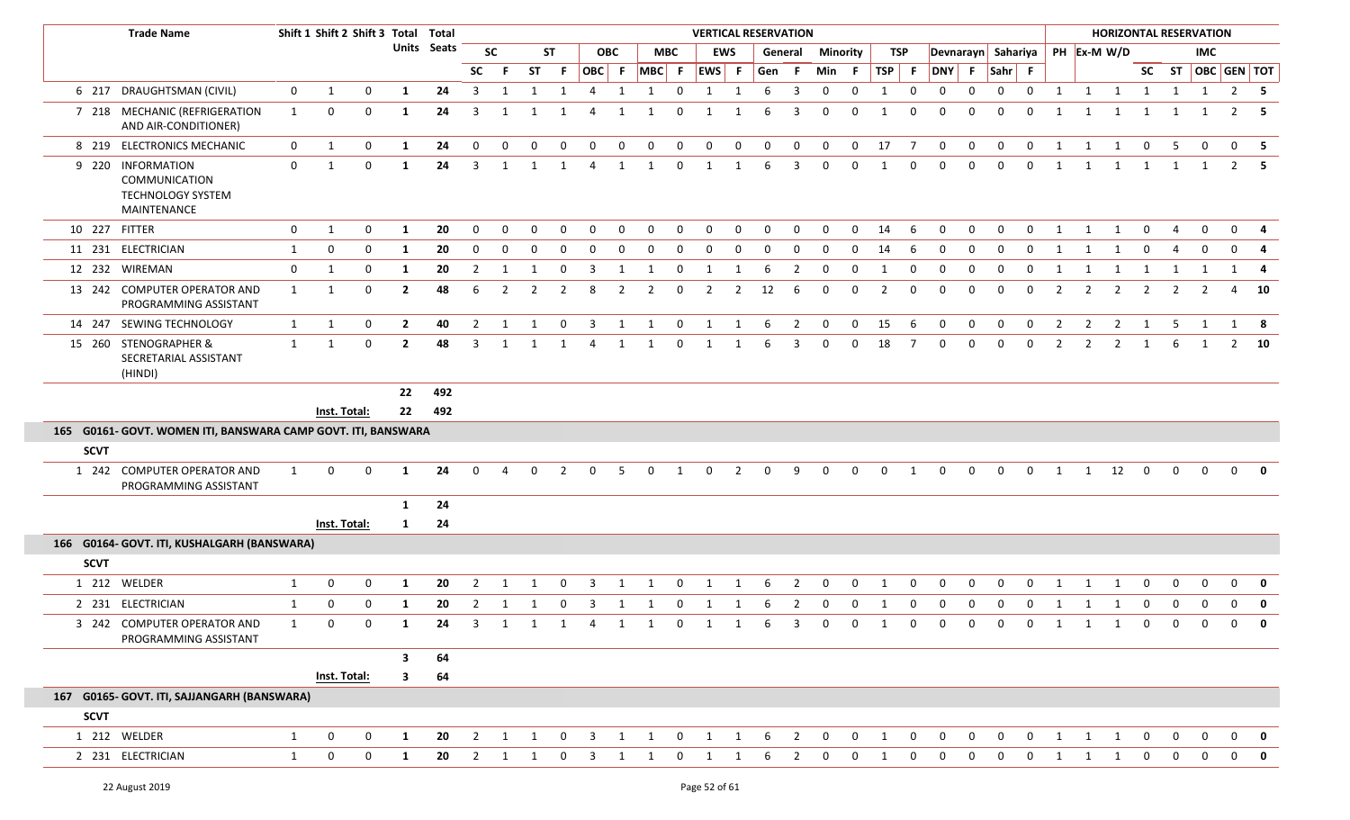| | | Trade Name | Shift 1 | Shift 2 | Shift 3 | Total Units | Total Seats | VERTICAL RESERVATION | | | | | | | | | | | | | | | | | | | | | | HORIZONTAL RESERVATION | | | | | | | |
|---|---|---|---|---|---|---|---|---|---|---|---|---|---|---|---|---|---|---|---|---|---|---|---|---|---|---|---|---|---|---|---|---|---|---|---|---|---|
| | | | | | | | | SC | | ST | | OBC | | MBC | | EWS | | General | | Minority | | TSP | | Devnarayn | | Sahariya | | PH | Ex-M | W/D | | | IMC | | |
| | | | | | | | | SC | F | ST | F | OBC | F | MBC | F | EWS | F | Gen | F | Min | F | TSP | F | DNY | F | Sahr | F | | | | SC | ST | OBC | GEN | TOT |
| 6 | 217 | DRAUGHTSMAN (CIVIL) | 0 | 1 | 0 | 1 | 24 | 3 | 1 | 1 | 1 | 4 | 1 | 1 | 0 | 1 | 1 | 6 | 3 | 0 | 0 | 1 | 0 | 0 | 0 | 0 | 0 | 1 | 1 | 1 | 1 | 1 | 1 | 2 | 5 |
| 7 | 218 | MECHANIC (REFRIGERATION AND AIR-CONDITIONER) | 1 | 0 | 0 | 1 | 24 | 3 | 1 | 1 | 1 | 4 | 1 | 1 | 0 | 1 | 1 | 6 | 3 | 0 | 0 | 1 | 0 | 0 | 0 | 0 | 0 | 1 | 1 | 1 | 1 | 1 | 1 | 2 | 5 |
| 8 | 219 | ELECTRONICS MECHANIC | 0 | 1 | 0 | 1 | 24 | 0 | 0 | 0 | 0 | 0 | 0 | 0 | 0 | 0 | 0 | 0 | 0 | 0 | 0 | 17 | 7 | 0 | 0 | 0 | 0 | 1 | 1 | 1 | 0 | 5 | 0 | 0 | 5 |
| 9 | 220 | INFORMATION COMMUNICATION TECHNOLOGY SYSTEM MAINTENANCE | 0 | 1 | 0 | 1 | 24 | 3 | 1 | 1 | 1 | 4 | 1 | 1 | 0 | 1 | 1 | 6 | 3 | 0 | 0 | 1 | 0 | 0 | 0 | 0 | 0 | 1 | 1 | 1 | 1 | 1 | 1 | 2 | 5 |
| 10 | 227 | FITTER | 0 | 1 | 0 | 1 | 20 | 0 | 0 | 0 | 0 | 0 | 0 | 0 | 0 | 0 | 0 | 0 | 0 | 0 | 0 | 14 | 6 | 0 | 0 | 0 | 0 | 1 | 1 | 1 | 0 | 4 | 0 | 0 | 4 |
| 11 | 231 | ELECTRICIAN | 1 | 0 | 0 | 1 | 20 | 0 | 0 | 0 | 0 | 0 | 0 | 0 | 0 | 0 | 0 | 0 | 0 | 0 | 0 | 14 | 6 | 0 | 0 | 0 | 0 | 1 | 1 | 1 | 0 | 4 | 0 | 0 | 4 |
| 12 | 232 | WIREMAN | 0 | 1 | 0 | 1 | 20 | 2 | 1 | 1 | 0 | 3 | 1 | 1 | 0 | 1 | 1 | 6 | 2 | 0 | 0 | 1 | 0 | 0 | 0 | 0 | 0 | 1 | 1 | 1 | 1 | 1 | 1 | 1 | 4 |
| 13 | 242 | COMPUTER OPERATOR AND PROGRAMMING ASSISTANT | 1 | 1 | 0 | 2 | 48 | 6 | 2 | 2 | 2 | 8 | 2 | 2 | 0 | 2 | 2 | 12 | 6 | 0 | 0 | 2 | 0 | 0 | 0 | 0 | 0 | 2 | 2 | 2 | 2 | 2 | 2 | 4 | 10 |
| 14 | 247 | SEWING TECHNOLOGY | 1 | 1 | 0 | 2 | 40 | 2 | 1 | 1 | 0 | 3 | 1 | 1 | 0 | 1 | 1 | 6 | 2 | 0 | 0 | 15 | 6 | 0 | 0 | 0 | 0 | 2 | 2 | 2 | 1 | 5 | 1 | 1 | 8 |
| 15 | 260 | STENOGRAPHER & SECRETARIAL ASSISTANT (HINDI) | 1 | 1 | 0 | 2 | 48 | 3 | 1 | 1 | 1 | 4 | 1 | 1 | 0 | 1 | 1 | 6 | 3 | 0 | 0 | 18 | 7 | 0 | 0 | 0 | 0 | 2 | 2 | 2 | 1 | 6 | 1 | 2 | 10 |
| | | | | | | 22 | 492 | | | | | | | | | | | | | | | | | | | | | | | | | | | | |
| | | | Inst. Total: | | | 22 | 492 | | | | | | | | | | | | | | | | | | | | | | | | | | | | |
| **165** | | **G0161- GOVT. WOMEN ITI, BANSWARA CAMP GOVT. ITI, BANSWARA** | | | | | | | | | | | | | | | | | | | | | | | | | | | | | | | | | |
| **SCVT** | | | | | | | | | | | | | | | | | | | | | | | | | | | | | | | | | | | |
| 1 | 242 | COMPUTER OPERATOR AND PROGRAMMING ASSISTANT | 1 | 0 | 0 | 1 | 24 | 0 | 4 | 0 | 2 | 0 | 5 | 0 | 1 | 0 | 2 | 0 | 9 | 0 | 0 | 0 | 1 | 0 | 0 | 0 | 0 | 1 | 1 | 12 | 0 | 0 | 0 | 0 | 0 |
| | | | | | | 1 | 24 | | | | | | | | | | | | | | | | | | | | | | | | | | | | |
| | | | Inst. Total: | | | 1 | 24 | | | | | | | | | | | | | | | | | | | | | | | | | | | | |
| **166** | | **G0164- GOVT. ITI, KUSHALGARH (BANSWARA)** | | | | | | | | | | | | | | | | | | | | | | | | | | | | | | | | | |
| **SCVT** | | | | | | | | | | | | | | | | | | | | | | | | | | | | | | | | | | | |
| 1 | 212 | WELDER | 1 | 0 | 0 | 1 | 20 | 2 | 1 | 1 | 0 | 3 | 1 | 1 | 0 | 1 | 1 | 6 | 2 | 0 | 0 | 1 | 0 | 0 | 0 | 0 | 0 | 1 | 1 | 1 | 0 | 0 | 0 | 0 | 0 |
| 2 | 231 | ELECTRICIAN | 1 | 0 | 0 | 1 | 20 | 2 | 1 | 1 | 0 | 3 | 1 | 1 | 0 | 1 | 1 | 6 | 2 | 0 | 0 | 1 | 0 | 0 | 0 | 0 | 0 | 1 | 1 | 1 | 0 | 0 | 0 | 0 | 0 |
| 3 | 242 | COMPUTER OPERATOR AND PROGRAMMING ASSISTANT | 1 | 0 | 0 | 1 | 24 | 3 | 1 | 1 | 1 | 4 | 1 | 1 | 0 | 1 | 1 | 6 | 3 | 0 | 0 | 1 | 0 | 0 | 0 | 0 | 0 | 1 | 1 | 1 | 0 | 0 | 0 | 0 | 0 |
| | | | | | | 3 | 64 | | | | | | | | | | | | | | | | | | | | | | | | | | | | |
| | | | Inst. Total: | | | 3 | 64 | | | | | | | | | | | | | | | | | | | | | | | | | | | | |
| **167** | | **G0165- GOVT. ITI, SAJJANGARH (BANSWARA)** | | | | | | | | | | | | | | | | | | | | | | | | | | | | | | | | | |
| **SCVT** | | | | | | | | | | | | | | | | | | | | | | | | | | | | | | | | | | | |
| 1 | 212 | WELDER | 1 | 0 | 0 | 1 | 20 | 2 | 1 | 1 | 0 | 3 | 1 | 1 | 0 | 1 | 1 | 6 | 2 | 0 | 0 | 1 | 0 | 0 | 0 | 0 | 0 | 1 | 1 | 1 | 0 | 0 | 0 | 0 | 0 |
| 2 | 231 | ELECTRICIAN | 1 | 0 | 0 | 1 | 20 | 2 | 1 | 1 | 0 | 3 | 1 | 1 | 0 | 1 | 1 | 6 | 2 | 0 | 0 | 1 | 0 | 0 | 0 | 0 | 0 | 1 | 1 | 1 | 0 | 0 | 0 | 0 | 0 |

22 August 2019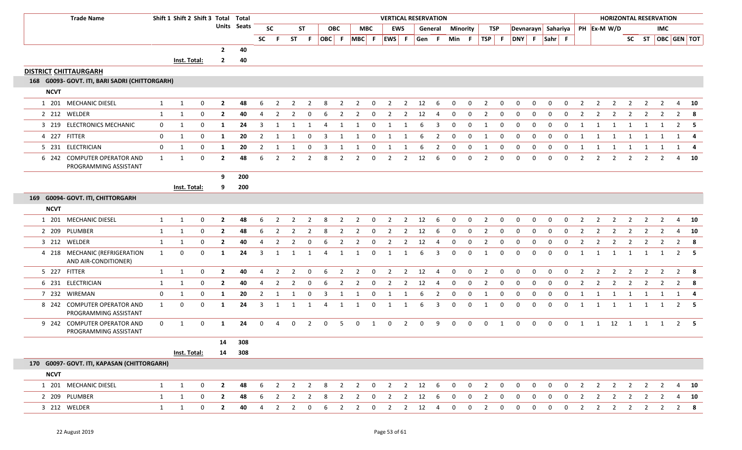| Trade Name | Shift 1 | Shift 2 | Shift 3 | Total Units | Total Seats | SC | F | ST | F | OBC | F | MBC | F | EWS | F | General | F | Minority | F | TSP | F | Devnarayn | F | Sahariya | F | PH | Ex-M | W/D | SC | ST | OBC | GEN | TOT |
|---|---|---|---|---|---|---|---|---|---|---|---|---|---|---|---|---|---|---|---|---|---|---|---|---|---|---|---|---|---|---|---|---|---|
| | | | | | | SC | F | ST | F | OBC | F | MBC | F | EWS | F | Gen | F | Min | F | TSP | F | DNY | F | Sahr | F | | | | SC | ST | OBC | GEN | TOT |
| | | | | **2** | **40** | | | | | | | | | | | | | | | | | | | | | | | | | | | | |
| | | Inst. Total: | | **2** | **40** | | | | | | | | | | | | | | | | | | | | | | | | | | | | |

**DISTRICT CHITTAURGARH**

**168 G0093- GOVT. ITI, BARI SADRI (CHITTORGARH)**

**NCVT**

| Trade Name | Shift 1 | Shift 2 | Shift 3 | Total Units | Total Seats | SC | F | ST | F | OBC | F | MBC | F | EWS | F | Gen | F | Min | F | TSP | F | DNY | F | Sahr | F | PH | Ex-M | W/D | SC | ST | OBC | GEN | TOT |
|---|---|---|---|---|---|---|---|---|---|---|---|---|---|---|---|---|---|---|---|---|---|---|---|---|---|---|---|---|---|---|---|---|---|
| 1 201 MECHANIC DIESEL | 1 | 1 | 0 | **2** | **48** | 6 | 2 | 2 | 2 | 8 | 2 | 2 | 0 | 2 | 2 | 12 | 6 | 0 | 0 | 2 | 0 | 0 | 0 | 0 | 0 | 2 | 2 | 2 | 2 | 2 | 2 | 4 | **10** |
| 2 212 WELDER | 1 | 1 | 0 | **2** | **40** | 4 | 2 | 2 | 0 | 6 | 2 | 2 | 0 | 2 | 2 | 12 | 4 | 0 | 0 | 2 | 0 | 0 | 0 | 0 | 0 | 2 | 2 | 2 | 2 | 2 | 2 | 2 | **8** |
| 3 219 ELECTRONICS MECHANIC | 0 | 1 | 0 | **1** | **24** | 3 | 1 | 1 | 1 | 4 | 1 | 1 | 0 | 1 | 1 | 6 | 3 | 0 | 0 | 1 | 0 | 0 | 0 | 0 | 0 | 1 | 1 | 1 | 1 | 1 | 1 | 2 | **5** |
| 4 227 FITTER | 0 | 1 | 0 | **1** | **20** | 2 | 1 | 1 | 0 | 3 | 1 | 1 | 0 | 1 | 1 | 6 | 2 | 0 | 0 | 1 | 0 | 0 | 0 | 0 | 0 | 1 | 1 | 1 | 1 | 1 | 1 | 1 | **4** |
| 5 231 ELECTRICIAN | 0 | 1 | 0 | **1** | **20** | 2 | 1 | 1 | 0 | 3 | 1 | 1 | 0 | 1 | 1 | 6 | 2 | 0 | 0 | 1 | 0 | 0 | 0 | 0 | 0 | 1 | 1 | 1 | 1 | 1 | 1 | 1 | **4** |
| 6 242 COMPUTER OPERATOR AND PROGRAMMING ASSISTANT | 1 | 1 | 0 | **2** | **48** | 6 | 2 | 2 | 2 | 8 | 2 | 2 | 0 | 2 | 2 | 12 | 6 | 0 | 0 | 2 | 0 | 0 | 0 | 0 | 0 | 2 | 2 | 2 | 2 | 2 | 2 | 4 | **10** |
| | | | | **9** | **200** | | | | | | | | | | | | | | | | | | | | | | | | | | | | |
| | | Inst. Total: | | **9** | **200** | | | | | | | | | | | | | | | | | | | | | | | | | | | | |

**169 G0094- GOVT. ITI, CHITTORGARH**

**NCVT**

| Trade Name | Shift 1 | Shift 2 | Shift 3 | Total Units | Total Seats | SC | F | ST | F | OBC | F | MBC | F | EWS | F | Gen | F | Min | F | TSP | F | DNY | F | Sahr | F | PH | Ex-M | W/D | SC | ST | OBC | GEN | TOT |
|---|---|---|---|---|---|---|---|---|---|---|---|---|---|---|---|---|---|---|---|---|---|---|---|---|---|---|---|---|---|---|---|---|---|
| 1 201 MECHANIC DIESEL | 1 | 1 | 0 | **2** | **48** | 6 | 2 | 2 | 2 | 8 | 2 | 2 | 0 | 2 | 2 | 12 | 6 | 0 | 0 | 2 | 0 | 0 | 0 | 0 | 0 | 2 | 2 | 2 | 2 | 2 | 2 | 4 | **10** |
| 2 209 PLUMBER | 1 | 1 | 0 | **2** | **48** | 6 | 2 | 2 | 2 | 8 | 2 | 2 | 0 | 2 | 2 | 12 | 6 | 0 | 0 | 2 | 0 | 0 | 0 | 0 | 0 | 2 | 2 | 2 | 2 | 2 | 2 | 4 | **10** |
| 3 212 WELDER | 1 | 1 | 0 | **2** | **40** | 4 | 2 | 2 | 0 | 6 | 2 | 2 | 0 | 2 | 2 | 12 | 4 | 0 | 0 | 2 | 0 | 0 | 0 | 0 | 0 | 2 | 2 | 2 | 2 | 2 | 2 | 2 | **8** |
| 4 218 MECHANIC (REFRIGERATION AND AIR-CONDITIONER) | 1 | 0 | 0 | **1** | **24** | 3 | 1 | 1 | 1 | 4 | 1 | 1 | 0 | 1 | 1 | 6 | 3 | 0 | 0 | 1 | 0 | 0 | 0 | 0 | 0 | 1 | 1 | 1 | 1 | 1 | 1 | 2 | **5** |
| 5 227 FITTER | 1 | 1 | 0 | **2** | **40** | 4 | 2 | 2 | 0 | 6 | 2 | 2 | 0 | 2 | 2 | 12 | 4 | 0 | 0 | 2 | 0 | 0 | 0 | 0 | 0 | 2 | 2 | 2 | 2 | 2 | 2 | 2 | **8** |
| 6 231 ELECTRICIAN | 1 | 1 | 0 | **2** | **40** | 4 | 2 | 2 | 0 | 6 | 2 | 2 | 0 | 2 | 2 | 12 | 4 | 0 | 0 | 2 | 0 | 0 | 0 | 0 | 0 | 2 | 2 | 2 | 2 | 2 | 2 | 2 | **8** |
| 7 232 WIREMAN | 0 | 1 | 0 | **1** | **20** | 2 | 1 | 1 | 0 | 3 | 1 | 1 | 0 | 1 | 1 | 6 | 2 | 0 | 0 | 1 | 0 | 0 | 0 | 0 | 0 | 1 | 1 | 1 | 1 | 1 | 1 | 1 | **4** |
| 8 242 COMPUTER OPERATOR AND PROGRAMMING ASSISTANT | 1 | 0 | 0 | **1** | **24** | 3 | 1 | 1 | 1 | 4 | 1 | 1 | 0 | 1 | 1 | 6 | 3 | 0 | 0 | 1 | 0 | 0 | 0 | 0 | 0 | 1 | 1 | 1 | 1 | 1 | 1 | 2 | **5** |
| 9 242 COMPUTER OPERATOR AND PROGRAMMING ASSISTANT | 0 | 1 | 0 | **1** | **24** | 0 | 4 | 0 | 2 | 0 | 5 | 0 | 1 | 0 | 2 | 0 | 9 | 0 | 0 | 0 | 1 | 0 | 0 | 0 | 0 | 1 | 1 | 12 | 1 | 1 | 1 | 2 | **5** |
| | | | | **14** | **308** | | | | | | | | | | | | | | | | | | | | | | | | | | | | |
| | | Inst. Total: | | **14** | **308** | | | | | | | | | | | | | | | | | | | | | | | | | | | | |

**170 G0097- GOVT. ITI, KAPASAN (CHITTORGARH)**

**NCVT**

| Trade Name | Shift 1 | Shift 2 | Shift 3 | Total Units | Total Seats | SC | F | ST | F | OBC | F | MBC | F | EWS | F | Gen | F | Min | F | TSP | F | DNY | F | Sahr | F | PH | Ex-M | W/D | SC | ST | OBC | GEN | TOT |
|---|---|---|---|---|---|---|---|---|---|---|---|---|---|---|---|---|---|---|---|---|---|---|---|---|---|---|---|---|---|---|---|---|---|
| 1 201 MECHANIC DIESEL | 1 | 1 | 0 | **2** | **48** | 6 | 2 | 2 | 2 | 8 | 2 | 2 | 0 | 2 | 2 | 12 | 6 | 0 | 0 | 2 | 0 | 0 | 0 | 0 | 0 | 2 | 2 | 2 | 2 | 2 | 2 | 4 | **10** |
| 2 209 PLUMBER | 1 | 1 | 0 | **2** | **48** | 6 | 2 | 2 | 2 | 8 | 2 | 2 | 0 | 2 | 2 | 12 | 6 | 0 | 0 | 2 | 0 | 0 | 0 | 0 | 0 | 2 | 2 | 2 | 2 | 2 | 2 | 4 | **10** |
| 3 212 WELDER | 1 | 1 | 0 | **2** | **40** | 4 | 2 | 2 | 0 | 6 | 2 | 2 | 0 | 2 | 2 | 12 | 4 | 0 | 0 | 2 | 0 | 0 | 0 | 0 | 0 | 2 | 2 | 2 | 2 | 2 | 2 | 2 | **8** |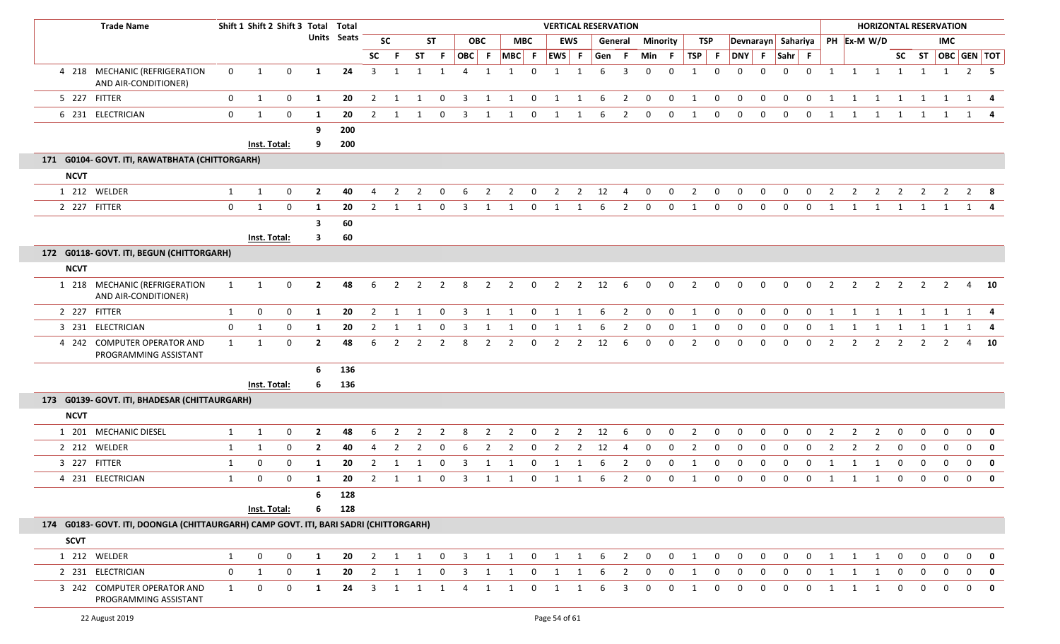| | Trade Name | Shift 1 | Shift 2 | Shift 3 | Total Units | Total Seats | SC | | ST | | OBC | | MBC | | EWS | | General | | Minority | | TSP | | Devnarayn | | Sahariya | | PH | Ex-M | W/D | SC | ST | IMC | | |
|---|---|---|---|---|---|---|---|---|---|---|---|---|---|---|---|---|---|---|---|---|---|---|---|---|---|---|---|---|---|---|---|---|---|---|
| | | | | | | | SC | F | ST | F | OBC | F | MBC | F | EWS | F | Gen | F | Min | F | TSP | F | DNY | F | Sahr | F | | | | | | OBC | GEN | TOT |
| 4 | 218 MECHANIC (REFRIGERATION AND AIR-CONDITIONER) | 0 | 1 | 0 | 1 | 24 | 3 | 1 | 1 | 1 | 4 | 1 | 1 | 0 | 1 | 1 | 6 | 3 | 0 | 0 | 1 | 0 | 0 | 0 | 0 | 0 | 1 | 1 | 1 | 1 | 1 | 1 | 2 | **5** |
| 5 | 227 FITTER | 0 | 1 | 0 | 1 | 20 | 2 | 1 | 1 | 0 | 3 | 1 | 1 | 0 | 1 | 1 | 6 | 2 | 0 | 0 | 1 | 0 | 0 | 0 | 0 | 0 | 1 | 1 | 1 | 1 | 1 | 1 | 1 | **4** |
| 6 | 231 ELECTRICIAN | 0 | 1 | 0 | 1 | 20 | 2 | 1 | 1 | 0 | 3 | 1 | 1 | 0 | 1 | 1 | 6 | 2 | 0 | 0 | 1 | 0 | 0 | 0 | 0 | 0 | 1 | 1 | 1 | 1 | 1 | 1 | 1 | **4** |
| | | | | | **9** | **200** | | | | | | | | | | | | | | | | | | | | | | | | | | | | |
| | | | **Inst. Total:** | | **9** | **200** | | | | | | | | | | | | | | | | | | | | | | | | | | | | |
| **171** | **G0104- GOVT. ITI, RAWATBHATA (CHITTORGARH)** | | | | | | | | | | | | | | | | | | | | | | | | | | | | | | | | | |
| **NCVT** | | | | | | | | | | | | | | | | | | | | | | | | | | | | | | | | | | |
| 1 | 212 WELDER | 1 | 1 | 0 | 2 | 40 | 4 | 2 | 2 | 0 | 6 | 2 | 2 | 0 | 2 | 2 | 12 | 4 | 0 | 0 | 2 | 0 | 0 | 0 | 0 | 0 | 2 | 2 | 2 | 2 | 2 | 2 | 2 | **8** |
| 2 | 227 FITTER | 0 | 1 | 0 | 1 | 20 | 2 | 1 | 1 | 0 | 3 | 1 | 1 | 0 | 1 | 1 | 6 | 2 | 0 | 0 | 1 | 0 | 0 | 0 | 0 | 0 | 1 | 1 | 1 | 1 | 1 | 1 | 1 | **4** |
| | | | | | **3** | **60** | | | | | | | | | | | | | | | | | | | | | | | | | | | | |
| | | | **Inst. Total:** | | **3** | **60** | | | | | | | | | | | | | | | | | | | | | | | | | | | | |
| **172** | **G0118- GOVT. ITI, BEGUN (CHITTORGARH)** | | | | | | | | | | | | | | | | | | | | | | | | | | | | | | | | | |
| **NCVT** | | | | | | | | | | | | | | | | | | | | | | | | | | | | | | | | | | |
| 1 | 218 MECHANIC (REFRIGERATION AND AIR-CONDITIONER) | 1 | 1 | 0 | 2 | 48 | 6 | 2 | 2 | 2 | 8 | 2 | 2 | 0 | 2 | 2 | 12 | 6 | 0 | 0 | 2 | 0 | 0 | 0 | 0 | 0 | 2 | 2 | 2 | 2 | 2 | 2 | 4 | **10** |
| 2 | 227 FITTER | 1 | 0 | 0 | 1 | 20 | 2 | 1 | 1 | 0 | 3 | 1 | 1 | 0 | 1 | 1 | 6 | 2 | 0 | 0 | 1 | 0 | 0 | 0 | 0 | 0 | 1 | 1 | 1 | 1 | 1 | 1 | 1 | **4** |
| 3 | 231 ELECTRICIAN | 0 | 1 | 0 | 1 | 20 | 2 | 1 | 1 | 0 | 3 | 1 | 1 | 0 | 1 | 1 | 6 | 2 | 0 | 0 | 1 | 0 | 0 | 0 | 0 | 0 | 1 | 1 | 1 | 1 | 1 | 1 | 1 | **4** |
| 4 | 242 COMPUTER OPERATOR AND PROGRAMMING ASSISTANT | 1 | 1 | 0 | 2 | 48 | 6 | 2 | 2 | 2 | 8 | 2 | 2 | 0 | 2 | 2 | 12 | 6 | 0 | 0 | 2 | 0 | 0 | 0 | 0 | 0 | 2 | 2 | 2 | 2 | 2 | 2 | 4 | **10** |
| | | | | | **6** | **136** | | | | | | | | | | | | | | | | | | | | | | | | | | | | |
| | | | **Inst. Total:** | | **6** | **136** | | | | | | | | | | | | | | | | | | | | | | | | | | | | |
| **173** | **G0139- GOVT. ITI, BHADESAR (CHITTAURGARH)** | | | | | | | | | | | | | | | | | | | | | | | | | | | | | | | | | |
| **NCVT** | | | | | | | | | | | | | | | | | | | | | | | | | | | | | | | | | | |
| 1 | 201 MECHANIC DIESEL | 1 | 1 | 0 | 2 | 48 | 6 | 2 | 2 | 2 | 8 | 2 | 2 | 0 | 2 | 2 | 12 | 6 | 0 | 0 | 2 | 0 | 0 | 0 | 0 | 0 | 2 | 2 | 2 | 0 | 0 | 0 | 0 | **0** |
| 2 | 212 WELDER | 1 | 1 | 0 | 2 | 40 | 4 | 2 | 2 | 0 | 6 | 2 | 2 | 0 | 2 | 2 | 12 | 4 | 0 | 0 | 2 | 0 | 0 | 0 | 0 | 0 | 2 | 2 | 2 | 0 | 0 | 0 | 0 | **0** |
| 3 | 227 FITTER | 1 | 0 | 0 | 1 | 20 | 2 | 1 | 1 | 0 | 3 | 1 | 1 | 0 | 1 | 1 | 6 | 2 | 0 | 0 | 1 | 0 | 0 | 0 | 0 | 0 | 1 | 1 | 1 | 0 | 0 | 0 | 0 | **0** |
| 4 | 231 ELECTRICIAN | 1 | 0 | 0 | 1 | 20 | 2 | 1 | 1 | 0 | 3 | 1 | 1 | 0 | 1 | 1 | 6 | 2 | 0 | 0 | 1 | 0 | 0 | 0 | 0 | 0 | 1 | 1 | 1 | 0 | 0 | 0 | 0 | **0** |
| | | | | | **6** | **128** | | | | | | | | | | | | | | | | | | | | | | | | | | | | |
| | | | **Inst. Total:** | | **6** | **128** | | | | | | | | | | | | | | | | | | | | | | | | | | | | |
| **174** | **G0183- GOVT. ITI, DOONGLA (CHITTAURGARH) CAMP GOVT. ITI, BARI SADRI (CHITTORGARH)** | | | | | | | | | | | | | | | | | | | | | | | | | | | | | | | | | |
| **SCVT** | | | | | | | | | | | | | | | | | | | | | | | | | | | | | | | | | | |
| 1 | 212 WELDER | 1 | 0 | 0 | 1 | 20 | 2 | 1 | 1 | 0 | 3 | 1 | 1 | 0 | 1 | 1 | 6 | 2 | 0 | 0 | 1 | 0 | 0 | 0 | 0 | 0 | 1 | 1 | 1 | 0 | 0 | 0 | 0 | **0** |
| 2 | 231 ELECTRICIAN | 0 | 1 | 0 | 1 | 20 | 2 | 1 | 1 | 0 | 3 | 1 | 1 | 0 | 1 | 1 | 6 | 2 | 0 | 0 | 1 | 0 | 0 | 0 | 0 | 0 | 1 | 1 | 1 | 0 | 0 | 0 | 0 | **0** |
| 3 | 242 COMPUTER OPERATOR AND PROGRAMMING ASSISTANT | 1 | 0 | 0 | 1 | 24 | 3 | 1 | 1 | 1 | 4 | 1 | 1 | 0 | 1 | 1 | 6 | 3 | 0 | 0 | 1 | 0 | 0 | 0 | 0 | 0 | 1 | 1 | 1 | 0 | 0 | 0 | 0 | **0** |

22 August 2019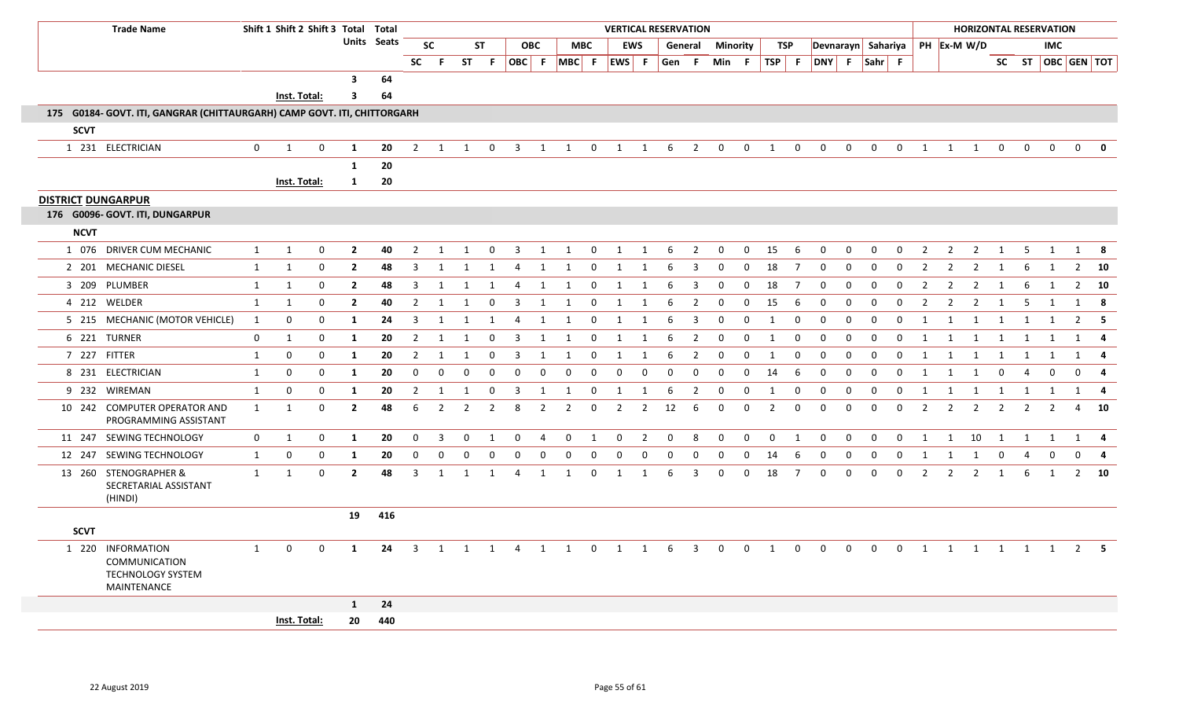| Trade Name | Shift 1 | Shift 2 | Shift 3 | Total Units | Total Seats | SC | F | ST | F | OBC | F | MBC | F | EWS | F | Gen | F | Min | F | TSP | F | DNY | F | Sahr | F | PH | Ex-M | W/D | SC | ST | OBC | GEN | TOT |
|---|---|---|---|---|---|---|---|---|---|---|---|---|---|---|---|---|---|---|---|---|---|---|---|---|---|---|---|---|---|---|---|---|---|
| | | | | | | **VERTICAL RESERVATION** | | | | | | | | | | | | | | | | | | | | **HORIZONTAL RESERVATION** | | | | | | | |
| | | | | | | SC | | ST | | OBC | | MBC | | EWS | | General | | Minority | | TSP | | Devnarayn | | Sahariya | | PH | Ex-M | W/D | | | IMC | | |
| | | | | **3** | **64** | | | | | | | | | | | | | | | | | | | | | | | | | | | | |
| | Inst. Total: | | | **3** | **64** | | | | | | | | | | | | | | | | | | | | | | | | | | | | |
| **175 G0184- GOVT. ITI, GANGRAR (CHITTAURGARH) CAMP GOVT. ITI, CHITTORGARH** | | | | | | | | | | | | | | | | | | | | | | | | | | | | | | | | | |
| **SCVT** | | | | | | | | | | | | | | | | | | | | | | | | | | | | | | | | | |
| 1 231 ELECTRICIAN | 0 | 1 | 0 | **1** | **20** | 2 | 1 | 1 | 0 | 3 | 1 | 1 | 0 | 1 | 1 | 6 | 2 | 0 | 0 | 1 | 0 | 0 | 0 | 0 | 0 | 1 | 1 | 1 | 0 | 0 | 0 | 0 | **0** |
| | | | | **1** | **20** | | | | | | | | | | | | | | | | | | | | | | | | | | | | |
| | Inst. Total: | | | **1** | **20** | | | | | | | | | | | | | | | | | | | | | | | | | | | | |
| **DISTRICT DUNGARPUR** | | | | | | | | | | | | | | | | | | | | | | | | | | | | | | | | | |
| **176 G0096- GOVT. ITI, DUNGARPUR** | | | | | | | | | | | | | | | | | | | | | | | | | | | | | | | | | |
| **NCVT** | | | | | | | | | | | | | | | | | | | | | | | | | | | | | | | | | |
| 1 076 DRIVER CUM MECHANIC | 1 | 1 | 0 | **2** | **40** | 2 | 1 | 1 | 0 | 3 | 1 | 1 | 0 | 1 | 1 | 6 | 2 | 0 | 0 | 15 | 6 | 0 | 0 | 0 | 0 | 2 | 2 | 2 | 1 | 5 | 1 | 1 | **8** |
| 2 201 MECHANIC DIESEL | 1 | 1 | 0 | **2** | **48** | 3 | 1 | 1 | 1 | 4 | 1 | 1 | 0 | 1 | 1 | 6 | 3 | 0 | 0 | 18 | 7 | 0 | 0 | 0 | 0 | 2 | 2 | 2 | 1 | 6 | 1 | 2 | **10** |
| 3 209 PLUMBER | 1 | 1 | 0 | **2** | **48** | 3 | 1 | 1 | 1 | 4 | 1 | 1 | 0 | 1 | 1 | 6 | 3 | 0 | 0 | 18 | 7 | 0 | 0 | 0 | 0 | 2 | 2 | 2 | 1 | 6 | 1 | 2 | **10** |
| 4 212 WELDER | 1 | 1 | 0 | **2** | **40** | 2 | 1 | 1 | 0 | 3 | 1 | 1 | 0 | 1 | 1 | 6 | 2 | 0 | 0 | 15 | 6 | 0 | 0 | 0 | 0 | 2 | 2 | 2 | 1 | 5 | 1 | 1 | **8** |
| 5 215 MECHANIC (MOTOR VEHICLE) | 1 | 0 | 0 | **1** | **24** | 3 | 1 | 1 | 1 | 4 | 1 | 1 | 0 | 1 | 1 | 6 | 3 | 0 | 0 | 1 | 0 | 0 | 0 | 0 | 0 | 1 | 1 | 1 | 1 | 1 | 1 | 2 | **5** |
| 6 221 TURNER | 0 | 1 | 0 | **1** | **20** | 2 | 1 | 1 | 0 | 3 | 1 | 1 | 0 | 1 | 1 | 6 | 2 | 0 | 0 | 1 | 0 | 0 | 0 | 0 | 0 | 1 | 1 | 1 | 1 | 1 | 1 | 1 | **4** |
| 7 227 FITTER | 1 | 0 | 0 | **1** | **20** | 2 | 1 | 1 | 0 | 3 | 1 | 1 | 0 | 1 | 1 | 6 | 2 | 0 | 0 | 1 | 0 | 0 | 0 | 0 | 0 | 1 | 1 | 1 | 1 | 1 | 1 | 1 | **4** |
| 8 231 ELECTRICIAN | 1 | 0 | 0 | **1** | **20** | 0 | 0 | 0 | 0 | 0 | 0 | 0 | 0 | 0 | 0 | 0 | 0 | 0 | 0 | 14 | 6 | 0 | 0 | 0 | 0 | 1 | 1 | 1 | 0 | 4 | 0 | 0 | **4** |
| 9 232 WIREMAN | 1 | 0 | 0 | **1** | **20** | 2 | 1 | 1 | 0 | 3 | 1 | 1 | 0 | 1 | 1 | 6 | 2 | 0 | 0 | 1 | 0 | 0 | 0 | 0 | 0 | 1 | 1 | 1 | 1 | 1 | 1 | 1 | **4** |
| 10 242 COMPUTER OPERATOR AND PROGRAMMING ASSISTANT | 1 | 1 | 0 | **2** | **48** | 6 | 2 | 2 | 2 | 8 | 2 | 2 | 0 | 2 | 2 | 12 | 6 | 0 | 0 | 2 | 0 | 0 | 0 | 0 | 0 | 2 | 2 | 2 | 2 | 2 | 2 | 4 | **10** |
| 11 247 SEWING TECHNOLOGY | 0 | 1 | 0 | **1** | **20** | 0 | 3 | 0 | 1 | 0 | 4 | 0 | 1 | 0 | 2 | 0 | 8 | 0 | 0 | 0 | 1 | 0 | 0 | 0 | 0 | 1 | 1 | 10 | 1 | 1 | 1 | 1 | **4** |
| 12 247 SEWING TECHNOLOGY | 1 | 0 | 0 | **1** | **20** | 0 | 0 | 0 | 0 | 0 | 0 | 0 | 0 | 0 | 0 | 0 | 0 | 0 | 0 | 14 | 6 | 0 | 0 | 0 | 0 | 1 | 1 | 1 | 0 | 4 | 0 | 0 | **4** |
| 13 260 STENOGRAPHER & SECRETARIAL ASSISTANT (HINDI) | 1 | 1 | 0 | **2** | **48** | 3 | 1 | 1 | 1 | 4 | 1 | 1 | 0 | 1 | 1 | 6 | 3 | 0 | 0 | 18 | 7 | 0 | 0 | 0 | 0 | 2 | 2 | 2 | 1 | 6 | 1 | 2 | **10** |
| | | | | **19** | **416** | | | | | | | | | | | | | | | | | | | | | | | | | | | | |
| **SCVT** | | | | | | | | | | | | | | | | | | | | | | | | | | | | | | | | | |
| 1 220 INFORMATION COMMUNICATION TECHNOLOGY SYSTEM MAINTENANCE | 1 | 0 | 0 | **1** | **24** | 3 | 1 | 1 | 1 | 4 | 1 | 1 | 0 | 1 | 1 | 6 | 3 | 0 | 0 | 1 | 0 | 0 | 0 | 0 | 0 | 1 | 1 | 1 | 1 | 1 | 1 | 2 | **5** |
| | | | | **1** | **24** | | | | | | | | | | | | | | | | | | | | | | | | | | | | |
| | Inst. Total: | | | **20** | **440** | | | | | | | | | | | | | | | | | | | | | | | | | | | | |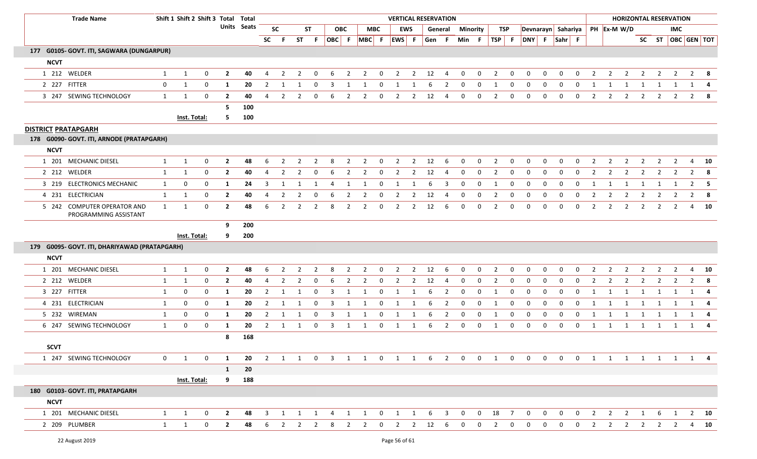| | Trade Name | Shift 1 | Shift 2 | Shift 3 | Total Units | Total Seats | SC | | ST | | OBC | | MBC | | EWS | | General | | Minority | | TSP | | Devnarayn | | Sahariya | | PH | Ex-M | W/D | | | IMC | | |
|---|---|---|---|---|---|---|---|---|---|---|---|---|---|---|---|---|---|---|---|---|---|---|---|---|---|---|---|---|---|---|---|---|---|---|
| | | | | | | | SC | F | ST | F | OBC | F | MBC | F | EWS | F | Gen | F | Min | F | TSP | F | DNY | F | Sahr | F | | | | SC | ST | OBC | GEN | TOT |
| **177 G0105- GOVT. ITI, SAGWARA (DUNGARPUR)** | | | | | | | | | | | | | | | | | | | | | | | | | | | | | | | | | | |
| **NCVT** | | | | | | | | | | | | | | | | | | | | | | | | | | | | | | | | | | |
| 1 212 | WELDER | 1 | 1 | 0 | **2** | **40** | 4 | 2 | 2 | 0 | 6 | 2 | 2 | 0 | 2 | 2 | 12 | 4 | 0 | 0 | 2 | 0 | 0 | 0 | 0 | 0 | 2 | 2 | 2 | 2 | 2 | 2 | 2 | **8** |
| 2 227 | FITTER | 0 | 1 | 0 | **1** | **20** | 2 | 1 | 1 | 0 | 3 | 1 | 1 | 0 | 1 | 1 | 6 | 2 | 0 | 0 | 1 | 0 | 0 | 0 | 0 | 0 | 1 | 1 | 1 | 1 | 1 | 1 | 1 | **4** |
| 3 247 | SEWING TECHNOLOGY | 1 | 1 | 0 | **2** | **40** | 4 | 2 | 2 | 0 | 6 | 2 | 2 | 0 | 2 | 2 | 12 | 4 | 0 | 0 | 2 | 0 | 0 | 0 | 0 | 0 | 2 | 2 | 2 | 2 | 2 | 2 | 2 | **8** |
| | | | | | **5** | **100** | | | | | | | | | | | | | | | | | | | | | | | | | | | | |
| | | **Inst. Total:** | | | **5** | **100** | | | | | | | | | | | | | | | | | | | | | | | | | | | | |
| **DISTRICT PRATAPGARH** | | | | | | | | | | | | | | | | | | | | | | | | | | | | | | | | | | |
| **178 G0090- GOVT. ITI, ARNODE (PRATAPGARH)** | | | | | | | | | | | | | | | | | | | | | | | | | | | | | | | | | | |
| **NCVT** | | | | | | | | | | | | | | | | | | | | | | | | | | | | | | | | | | |
| 1 201 | MECHANIC DIESEL | 1 | 1 | 0 | **2** | **48** | 6 | 2 | 2 | 2 | 8 | 2 | 2 | 0 | 2 | 2 | 12 | 6 | 0 | 0 | 2 | 0 | 0 | 0 | 0 | 0 | 2 | 2 | 2 | 2 | 2 | 2 | 4 | **10** |
| 2 212 | WELDER | 1 | 1 | 0 | **2** | **40** | 4 | 2 | 2 | 0 | 6 | 2 | 2 | 0 | 2 | 2 | 12 | 4 | 0 | 0 | 2 | 0 | 0 | 0 | 0 | 0 | 2 | 2 | 2 | 2 | 2 | 2 | 2 | **8** |
| 3 219 | ELECTRONICS MECHANIC | 1 | 0 | 0 | **1** | **24** | 3 | 1 | 1 | 1 | 4 | 1 | 1 | 0 | 1 | 1 | 6 | 3 | 0 | 0 | 1 | 0 | 0 | 0 | 0 | 0 | 1 | 1 | 1 | 1 | 1 | 1 | 2 | **5** |
| 4 231 | ELECTRICIAN | 1 | 1 | 0 | **2** | **40** | 4 | 2 | 2 | 0 | 6 | 2 | 2 | 0 | 2 | 2 | 12 | 4 | 0 | 0 | 2 | 0 | 0 | 0 | 0 | 0 | 2 | 2 | 2 | 2 | 2 | 2 | 2 | **8** |
| 5 242 | COMPUTER OPERATOR AND PROGRAMMING ASSISTANT | 1 | 1 | 0 | **2** | **48** | 6 | 2 | 2 | 2 | 8 | 2 | 2 | 0 | 2 | 2 | 12 | 6 | 0 | 0 | 2 | 0 | 0 | 0 | 0 | 0 | 2 | 2 | 2 | 2 | 2 | 2 | 4 | **10** |
| | | | | | **9** | **200** | | | | | | | | | | | | | | | | | | | | | | | | | | | | |
| | | **Inst. Total:** | | | **9** | **200** | | | | | | | | | | | | | | | | | | | | | | | | | | | | |
| **179 G0095- GOVT. ITI, DHARIYAWAD (PRATAPGARH)** | | | | | | | | | | | | | | | | | | | | | | | | | | | | | | | | | | |
| **NCVT** | | | | | | | | | | | | | | | | | | | | | | | | | | | | | | | | | | |
| 1 201 | MECHANIC DIESEL | 1 | 1 | 0 | **2** | **48** | 6 | 2 | 2 | 2 | 8 | 2 | 2 | 0 | 2 | 2 | 12 | 6 | 0 | 0 | 2 | 0 | 0 | 0 | 0 | 0 | 2 | 2 | 2 | 2 | 2 | 2 | 4 | **10** |
| 2 212 | WELDER | 1 | 1 | 0 | **2** | **40** | 4 | 2 | 2 | 0 | 6 | 2 | 2 | 0 | 2 | 2 | 12 | 4 | 0 | 0 | 2 | 0 | 0 | 0 | 0 | 0 | 2 | 2 | 2 | 2 | 2 | 2 | 2 | **8** |
| 3 227 | FITTER | 1 | 0 | 0 | **1** | **20** | 2 | 1 | 1 | 0 | 3 | 1 | 1 | 0 | 1 | 1 | 6 | 2 | 0 | 0 | 1 | 0 | 0 | 0 | 0 | 0 | 1 | 1 | 1 | 1 | 1 | 1 | 1 | **4** |
| 4 231 | ELECTRICIAN | 1 | 0 | 0 | **1** | **20** | 2 | 1 | 1 | 0 | 3 | 1 | 1 | 0 | 1 | 1 | 6 | 2 | 0 | 0 | 1 | 0 | 0 | 0 | 0 | 0 | 1 | 1 | 1 | 1 | 1 | 1 | 1 | **4** |
| 5 232 | WIREMAN | 1 | 0 | 0 | **1** | **20** | 2 | 1 | 1 | 0 | 3 | 1 | 1 | 0 | 1 | 1 | 6 | 2 | 0 | 0 | 1 | 0 | 0 | 0 | 0 | 0 | 1 | 1 | 1 | 1 | 1 | 1 | 1 | **4** |
| 6 247 | SEWING TECHNOLOGY | 1 | 0 | 0 | **1** | **20** | 2 | 1 | 1 | 0 | 3 | 1 | 1 | 0 | 1 | 1 | 6 | 2 | 0 | 0 | 1 | 0 | 0 | 0 | 0 | 0 | 1 | 1 | 1 | 1 | 1 | 1 | 1 | **4** |
| | | | | | **8** | **168** | | | | | | | | | | | | | | | | | | | | | | | | | | | | |
| **SCVT** | | | | | | | | | | | | | | | | | | | | | | | | | | | | | | | | | | |
| 1 247 | SEWING TECHNOLOGY | 0 | 1 | 0 | **1** | **20** | 2 | 1 | 1 | 0 | 3 | 1 | 1 | 0 | 1 | 1 | 6 | 2 | 0 | 0 | 1 | 0 | 0 | 0 | 0 | 0 | 1 | 1 | 1 | 1 | 1 | 1 | 1 | **4** |
| | | | | | **1** | **20** | | | | | | | | | | | | | | | | | | | | | | | | | | | | |
| | | **Inst. Total:** | | | **9** | **188** | | | | | | | | | | | | | | | | | | | | | | | | | | | | |
| **180 G0103- GOVT. ITI, PRATAPGARH** | | | | | | | | | | | | | | | | | | | | | | | | | | | | | | | | | | |
| **NCVT** | | | | | | | | | | | | | | | | | | | | | | | | | | | | | | | | | | |
| 1 201 | MECHANIC DIESEL | 1 | 1 | 0 | **2** | **48** | 3 | 1 | 1 | 1 | 4 | 1 | 1 | 0 | 1 | 1 | 6 | 3 | 0 | 0 | 18 | 7 | 0 | 0 | 0 | 0 | 2 | 2 | 2 | 1 | 6 | 1 | 2 | **10** |
| 2 209 | PLUMBER | 1 | 1 | 0 | **2** | **48** | 6 | 2 | 2 | 2 | 8 | 2 | 2 | 0 | 2 | 2 | 12 | 6 | 0 | 0 | 2 | 0 | 0 | 0 | 0 | 0 | 2 | 2 | 2 | 2 | 2 | 2 | 4 | **10** |

22 August 2019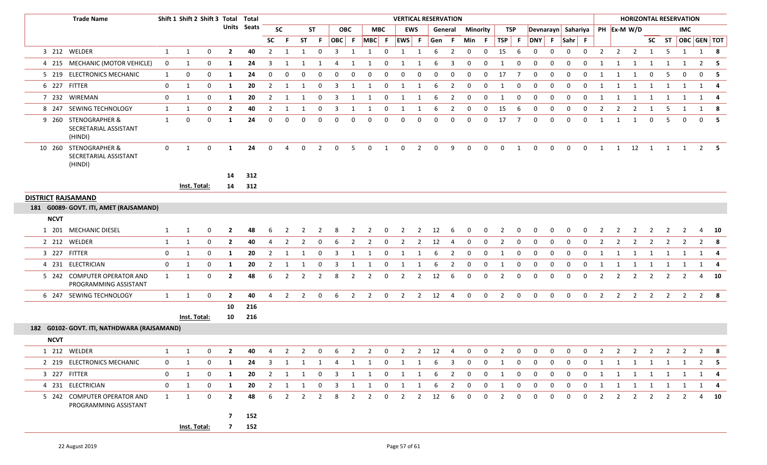| | Trade Name | Shift 1 | Shift 2 | Shift 3 | Total Units | Total Seats | SC | | ST | | OBC | | MBC | | EWS | | General | | Minority | | TSP | | Devnarayn | | Sahariya | | PH | Ex-M | W/D | SC | ST | IMC | | |
|---|---|---|---|---|---|---|---|---|---|---|---|---|---|---|---|---|---|---|---|---|---|---|---|---|---|---|---|---|---|---|---|---|---|---|
| | | | | | | | SC | F | ST | F | OBC | F | MBC | F | EWS | F | Gen | F | Min | F | TSP | F | DNY | F | Sahr | F | | | | | | OBC | GEN | TOT |
| 3 212 | WELDER | 1 | 1 | 0 | 2 | 40 | 2 | 1 | 1 | 0 | 3 | 1 | 1 | 0 | 1 | 1 | 6 | 2 | 0 | 0 | 15 | 6 | 0 | 0 | 0 | 0 | 2 | 2 | 2 | 1 | 5 | 1 | 1 | 8 |
| 4 215 | MECHANIC (MOTOR VEHICLE) | 0 | 1 | 0 | 1 | 24 | 3 | 1 | 1 | 1 | 4 | 1 | 1 | 0 | 1 | 1 | 6 | 3 | 0 | 0 | 1 | 0 | 0 | 0 | 0 | 0 | 1 | 1 | 1 | 1 | 1 | 1 | 2 | 5 |
| 5 219 | ELECTRONICS MECHANIC | 1 | 0 | 0 | 1 | 24 | 0 | 0 | 0 | 0 | 0 | 0 | 0 | 0 | 0 | 0 | 0 | 0 | 0 | 0 | 17 | 7 | 0 | 0 | 0 | 0 | 1 | 1 | 1 | 0 | 5 | 0 | 0 | 5 |
| 6 227 | FITTER | 0 | 1 | 0 | 1 | 20 | 2 | 1 | 1 | 0 | 3 | 1 | 1 | 0 | 1 | 1 | 6 | 2 | 0 | 0 | 1 | 0 | 0 | 0 | 0 | 0 | 1 | 1 | 1 | 1 | 1 | 1 | 1 | 4 |
| 7 232 | WIREMAN | 0 | 1 | 0 | 1 | 20 | 2 | 1 | 1 | 0 | 3 | 1 | 1 | 0 | 1 | 1 | 6 | 2 | 0 | 0 | 1 | 0 | 0 | 0 | 0 | 0 | 1 | 1 | 1 | 1 | 1 | 1 | 1 | 4 |
| 8 247 | SEWING TECHNOLOGY | 1 | 1 | 0 | 2 | 40 | 2 | 1 | 1 | 0 | 3 | 1 | 1 | 0 | 1 | 1 | 6 | 2 | 0 | 0 | 15 | 6 | 0 | 0 | 0 | 0 | 2 | 2 | 2 | 1 | 5 | 1 | 1 | 8 |
| 9 260 | STENOGRAPHER & SECRETARIAL ASSISTANT (HINDI) | 1 | 0 | 0 | 1 | 24 | 0 | 0 | 0 | 0 | 0 | 0 | 0 | 0 | 0 | 0 | 0 | 0 | 0 | 0 | 17 | 7 | 0 | 0 | 0 | 0 | 1 | 1 | 1 | 0 | 5 | 0 | 0 | 5 |
| 10 260 | STENOGRAPHER & SECRETARIAL ASSISTANT (HINDI) | 0 | 1 | 0 | 1 | 24 | 0 | 4 | 0 | 2 | 0 | 5 | 0 | 1 | 0 | 2 | 0 | 9 | 0 | 0 | 0 | 1 | 0 | 0 | 0 | 0 | 1 | 1 | 12 | 1 | 1 | 1 | 2 | 5 |
| | | | | | 14 | 312 | | | | | | | | | | | | | | | | | | | | | | | | | | | | |
| | | Inst. Total: | | | 14 | 312 | | | | | | | | | | | | | | | | | | | | | | | | | | | | |
| **DISTRICT RAJSAMAND** | | | | | | | | | | | | | | | | | | | | | | | | | | | | | | | | | | |
| 181 | G0089- GOVT. ITI, AMET (RAJSAMAND) | | | | | | | | | | | | | | | | | | | | | | | | | | | | | | | | | |
| NCVT | | | | | | | | | | | | | | | | | | | | | | | | | | | | | | | | | | |
| 1 201 | MECHANIC DIESEL | 1 | 1 | 0 | 2 | 48 | 6 | 2 | 2 | 2 | 8 | 2 | 2 | 0 | 2 | 2 | 12 | 6 | 0 | 0 | 2 | 0 | 0 | 0 | 0 | 0 | 2 | 2 | 2 | 2 | 2 | 2 | 4 | 10 |
| 2 212 | WELDER | 1 | 1 | 0 | 2 | 40 | 4 | 2 | 2 | 0 | 6 | 2 | 2 | 0 | 2 | 2 | 12 | 4 | 0 | 0 | 2 | 0 | 0 | 0 | 0 | 0 | 2 | 2 | 2 | 2 | 2 | 2 | 2 | 8 |
| 3 227 | FITTER | 0 | 1 | 0 | 1 | 20 | 2 | 1 | 1 | 0 | 3 | 1 | 1 | 0 | 1 | 1 | 6 | 2 | 0 | 0 | 1 | 0 | 0 | 0 | 0 | 0 | 1 | 1 | 1 | 1 | 1 | 1 | 1 | 4 |
| 4 231 | ELECTRICIAN | 0 | 1 | 0 | 1 | 20 | 2 | 1 | 1 | 0 | 3 | 1 | 1 | 0 | 1 | 1 | 6 | 2 | 0 | 0 | 1 | 0 | 0 | 0 | 0 | 0 | 1 | 1 | 1 | 1 | 1 | 1 | 1 | 4 |
| 5 242 | COMPUTER OPERATOR AND PROGRAMMING ASSISTANT | 1 | 1 | 0 | 2 | 48 | 6 | 2 | 2 | 2 | 8 | 2 | 2 | 0 | 2 | 2 | 12 | 6 | 0 | 0 | 2 | 0 | 0 | 0 | 0 | 0 | 2 | 2 | 2 | 2 | 2 | 2 | 4 | 10 |
| 6 247 | SEWING TECHNOLOGY | 1 | 1 | 0 | 2 | 40 | 4 | 2 | 2 | 0 | 6 | 2 | 2 | 0 | 2 | 2 | 12 | 4 | 0 | 0 | 2 | 0 | 0 | 0 | 0 | 0 | 2 | 2 | 2 | 2 | 2 | 2 | 2 | 8 |
| | | | | | 10 | 216 | | | | | | | | | | | | | | | | | | | | | | | | | | | | |
| | | Inst. Total: | | | 10 | 216 | | | | | | | | | | | | | | | | | | | | | | | | | | | | |
| 182 | G0102- GOVT. ITI, NATHDWARA (RAJSAMAND) | | | | | | | | | | | | | | | | | | | | | | | | | | | | | | | | | |
| NCVT | | | | | | | | | | | | | | | | | | | | | | | | | | | | | | | | | | |
| 1 212 | WELDER | 1 | 1 | 0 | 2 | 40 | 4 | 2 | 2 | 0 | 6 | 2 | 2 | 0 | 2 | 2 | 12 | 4 | 0 | 0 | 2 | 0 | 0 | 0 | 0 | 0 | 2 | 2 | 2 | 2 | 2 | 2 | 2 | 8 |
| 2 219 | ELECTRONICS MECHANIC | 0 | 1 | 0 | 1 | 24 | 3 | 1 | 1 | 1 | 4 | 1 | 1 | 0 | 1 | 1 | 6 | 3 | 0 | 0 | 1 | 0 | 0 | 0 | 0 | 0 | 1 | 1 | 1 | 1 | 1 | 1 | 2 | 5 |
| 3 227 | FITTER | 0 | 1 | 0 | 1 | 20 | 2 | 1 | 1 | 0 | 3 | 1 | 1 | 0 | 1 | 1 | 6 | 2 | 0 | 0 | 1 | 0 | 0 | 0 | 0 | 0 | 1 | 1 | 1 | 1 | 1 | 1 | 1 | 4 |
| 4 231 | ELECTRICIAN | 0 | 1 | 0 | 1 | 20 | 2 | 1 | 1 | 0 | 3 | 1 | 1 | 0 | 1 | 1 | 6 | 2 | 0 | 0 | 1 | 0 | 0 | 0 | 0 | 0 | 1 | 1 | 1 | 1 | 1 | 1 | 1 | 4 |
| 5 242 | COMPUTER OPERATOR AND PROGRAMMING ASSISTANT | 1 | 1 | 0 | 2 | 48 | 6 | 2 | 2 | 2 | 8 | 2 | 2 | 0 | 2 | 2 | 12 | 6 | 0 | 0 | 2 | 0 | 0 | 0 | 0 | 0 | 2 | 2 | 2 | 2 | 2 | 2 | 4 | 10 |
| | | | | | 7 | 152 | | | | | | | | | | | | | | | | | | | | | | | | | | | | |
| | | Inst. Total: | | | 7 | 152 | | | | | | | | | | | | | | | | | | | | | | | | | | | | |

Note: Columns SC through Sahariya (F) fall under VERTICAL RESERVATION; columns PH through TOT fall under HORIZONTAL RESERVATION.

22 August 2019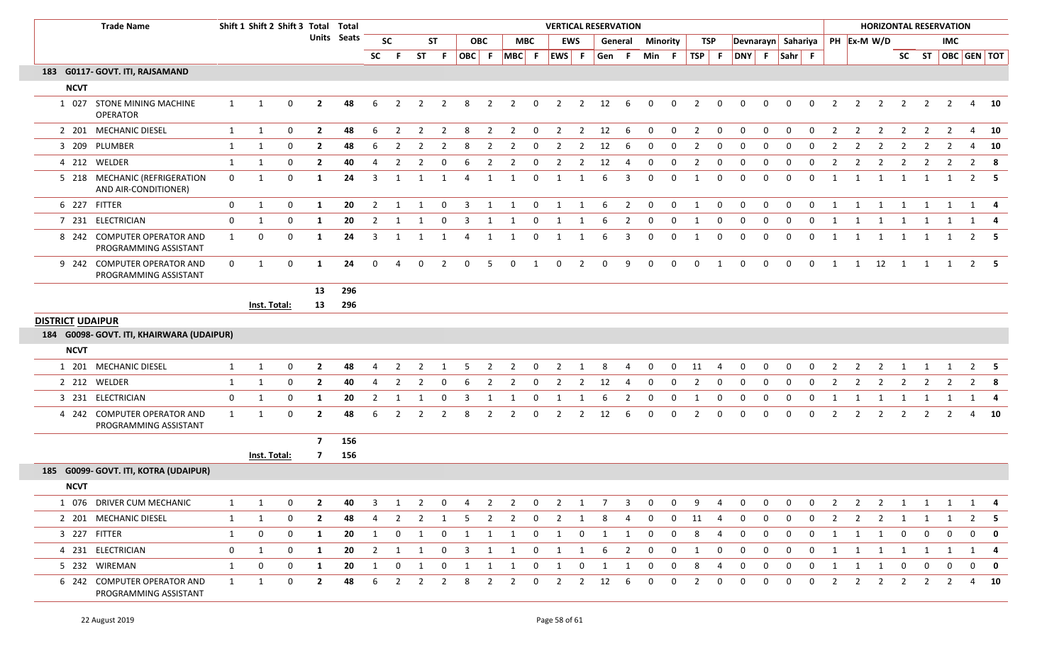| Trade Name | | Shift 1 | Shift 2 | Shift 3 | Total Units | Total Seats | SC | F | ST | F | OBC | F | MBC | F | EWS | F | Gen | F | Min | F | TSP | F | DNY | F | Sahr | F | PH | Ex-M | W/D | SC | ST | OBC | GEN | TOT |
|---|---|---|---|---|---|---|---|---|---|---|---|---|---|---|---|---|---|---|---|---|---|---|---|---|---|---|---|---|---|---|---|---|---|---|
| | | | | | | | **VERTICAL RESERVATION** | | | | | | | | | | | | | | | | | | | | **HORIZONTAL RESERVATION** | | | | | | | |
| | | | | | | | SC | | ST | | OBC | | MBC | | EWS | | General | | Minority | | TSP | | Devnarayn | | Sahariya | | | | | IMC | | | | |
| **183 G0117- GOVT. ITI, RAJSAMAND** | | | | | | | | | | | | | | | | | | | | | | | | | | | | | | | | | | |
| **NCVT** | | | | | | | | | | | | | | | | | | | | | | | | | | | | | | | | | | |
| 1 | 027 STONE MINING MACHINE OPERATOR | 1 | 1 | 0 | 2 | 48 | 6 | 2 | 2 | 2 | 8 | 2 | 2 | 0 | 2 | 2 | 12 | 6 | 0 | 0 | 2 | 0 | 0 | 0 | 0 | 0 | 2 | 2 | 2 | 2 | 2 | 2 | 4 | 10 |
| 2 | 201 MECHANIC DIESEL | 1 | 1 | 0 | 2 | 48 | 6 | 2 | 2 | 2 | 8 | 2 | 2 | 0 | 2 | 2 | 12 | 6 | 0 | 0 | 2 | 0 | 0 | 0 | 0 | 0 | 2 | 2 | 2 | 2 | 2 | 2 | 4 | 10 |
| 3 | 209 PLUMBER | 1 | 1 | 0 | 2 | 48 | 6 | 2 | 2 | 2 | 8 | 2 | 2 | 0 | 2 | 2 | 12 | 6 | 0 | 0 | 2 | 0 | 0 | 0 | 0 | 0 | 2 | 2 | 2 | 2 | 2 | 2 | 4 | 10 |
| 4 | 212 WELDER | 1 | 1 | 0 | 2 | 40 | 4 | 2 | 2 | 0 | 6 | 2 | 2 | 0 | 2 | 2 | 12 | 4 | 0 | 0 | 2 | 0 | 0 | 0 | 0 | 0 | 2 | 2 | 2 | 2 | 2 | 2 | 2 | 8 |
| 5 | 218 MECHANIC (REFRIGERATION AND AIR-CONDITIONER) | 0 | 1 | 0 | 1 | 24 | 3 | 1 | 1 | 1 | 4 | 1 | 1 | 0 | 1 | 1 | 6 | 3 | 0 | 0 | 1 | 0 | 0 | 0 | 0 | 0 | 1 | 1 | 1 | 1 | 1 | 1 | 2 | 5 |
| 6 | 227 FITTER | 0 | 1 | 0 | 1 | 20 | 2 | 1 | 1 | 0 | 3 | 1 | 1 | 0 | 1 | 1 | 6 | 2 | 0 | 0 | 1 | 0 | 0 | 0 | 0 | 0 | 1 | 1 | 1 | 1 | 1 | 1 | 1 | 4 |
| 7 | 231 ELECTRICIAN | 0 | 1 | 0 | 1 | 20 | 2 | 1 | 1 | 0 | 3 | 1 | 1 | 0 | 1 | 1 | 6 | 2 | 0 | 0 | 1 | 0 | 0 | 0 | 0 | 0 | 1 | 1 | 1 | 1 | 1 | 1 | 1 | 4 |
| 8 | 242 COMPUTER OPERATOR AND PROGRAMMING ASSISTANT | 1 | 0 | 0 | 1 | 24 | 3 | 1 | 1 | 1 | 4 | 1 | 1 | 0 | 1 | 1 | 6 | 3 | 0 | 0 | 1 | 0 | 0 | 0 | 0 | 0 | 1 | 1 | 1 | 1 | 1 | 1 | 2 | 5 |
| 9 | 242 COMPUTER OPERATOR AND PROGRAMMING ASSISTANT | 0 | 1 | 0 | 1 | 24 | 0 | 4 | 0 | 2 | 0 | 5 | 0 | 1 | 0 | 2 | 0 | 9 | 0 | 0 | 0 | 1 | 0 | 0 | 0 | 0 | 1 | 1 | 12 | 1 | 1 | 1 | 2 | 5 |
| | | | | | 13 | 296 | | | | | | | | | | | | | | | | | | | | | | | | | | | | |
| | | | Inst. Total: | | 13 | 296 | | | | | | | | | | | | | | | | | | | | | | | | | | | | |
| **DISTRICT UDAIPUR** | | | | | | | | | | | | | | | | | | | | | | | | | | | | | | | | | | |
| **184 G0098- GOVT. ITI, KHAIRWARA (UDAIPUR)** | | | | | | | | | | | | | | | | | | | | | | | | | | | | | | | | | | |
| **NCVT** | | | | | | | | | | | | | | | | | | | | | | | | | | | | | | | | | | |
| 1 | 201 MECHANIC DIESEL | 1 | 1 | 0 | 2 | 48 | 4 | 2 | 2 | 1 | 5 | 2 | 2 | 0 | 2 | 1 | 8 | 4 | 0 | 0 | 11 | 4 | 0 | 0 | 0 | 0 | 2 | 2 | 2 | 1 | 1 | 1 | 2 | 5 |
| 2 | 212 WELDER | 1 | 1 | 0 | 2 | 40 | 4 | 2 | 2 | 0 | 6 | 2 | 2 | 0 | 2 | 2 | 12 | 4 | 0 | 0 | 2 | 0 | 0 | 0 | 0 | 0 | 2 | 2 | 2 | 2 | 2 | 2 | 2 | 8 |
| 3 | 231 ELECTRICIAN | 0 | 1 | 0 | 1 | 20 | 2 | 1 | 1 | 0 | 3 | 1 | 1 | 0 | 1 | 1 | 6 | 2 | 0 | 0 | 1 | 0 | 0 | 0 | 0 | 0 | 1 | 1 | 1 | 1 | 1 | 1 | 1 | 4 |
| 4 | 242 COMPUTER OPERATOR AND PROGRAMMING ASSISTANT | 1 | 1 | 0 | 2 | 48 | 6 | 2 | 2 | 2 | 8 | 2 | 2 | 0 | 2 | 2 | 12 | 6 | 0 | 0 | 2 | 0 | 0 | 0 | 0 | 0 | 2 | 2 | 2 | 2 | 2 | 2 | 4 | 10 |
| | | | | | 7 | 156 | | | | | | | | | | | | | | | | | | | | | | | | | | | | |
| | | | Inst. Total: | | 7 | 156 | | | | | | | | | | | | | | | | | | | | | | | | | | | | |
| **185 G0099- GOVT. ITI, KOTRA (UDAIPUR)** | | | | | | | | | | | | | | | | | | | | | | | | | | | | | | | | | | |
| **NCVT** | | | | | | | | | | | | | | | | | | | | | | | | | | | | | | | | | | |
| 1 | 076 DRIVER CUM MECHANIC | 1 | 1 | 0 | 2 | 40 | 3 | 1 | 2 | 0 | 4 | 2 | 2 | 0 | 2 | 1 | 7 | 3 | 0 | 0 | 9 | 4 | 0 | 0 | 0 | 0 | 2 | 2 | 2 | 1 | 1 | 1 | 1 | 4 |
| 2 | 201 MECHANIC DIESEL | 1 | 1 | 0 | 2 | 48 | 4 | 2 | 2 | 1 | 5 | 2 | 2 | 0 | 2 | 1 | 8 | 4 | 0 | 0 | 11 | 4 | 0 | 0 | 0 | 0 | 2 | 2 | 2 | 1 | 1 | 1 | 2 | 5 |
| 3 | 227 FITTER | 1 | 0 | 0 | 1 | 20 | 1 | 0 | 1 | 0 | 1 | 1 | 1 | 0 | 1 | 0 | 1 | 1 | 0 | 0 | 8 | 4 | 0 | 0 | 0 | 0 | 1 | 1 | 1 | 0 | 0 | 0 | 0 | 0 |
| 4 | 231 ELECTRICIAN | 0 | 1 | 0 | 1 | 20 | 2 | 1 | 1 | 0 | 3 | 1 | 1 | 0 | 1 | 1 | 6 | 2 | 0 | 0 | 1 | 0 | 0 | 0 | 0 | 0 | 1 | 1 | 1 | 1 | 1 | 1 | 1 | 4 |
| 5 | 232 WIREMAN | 1 | 0 | 0 | 1 | 20 | 1 | 0 | 1 | 0 | 1 | 1 | 1 | 0 | 1 | 0 | 1 | 1 | 0 | 0 | 8 | 4 | 0 | 0 | 0 | 0 | 1 | 1 | 1 | 0 | 0 | 0 | 0 | 0 |
| 6 | 242 COMPUTER OPERATOR AND PROGRAMMING ASSISTANT | 1 | 1 | 0 | 2 | 48 | 6 | 2 | 2 | 2 | 8 | 2 | 2 | 0 | 2 | 2 | 12 | 6 | 0 | 0 | 2 | 0 | 0 | 0 | 0 | 0 | 2 | 2 | 2 | 2 | 2 | 2 | 4 | 10 |

22 August 2019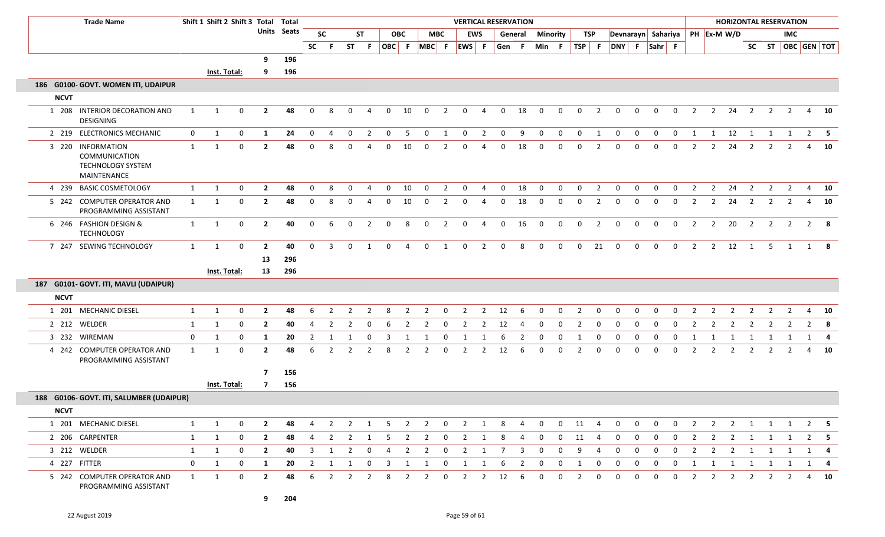| | Trade Name | Shift 1 | Shift 2 | Shift 3 | Total Units | Total Seats | VERTICAL RESERVATION | | | | | | | | | | | | | | | | | | | | | | | | HORIZONTAL RESERVATION | | | | | | | |
|---|---|---|---|---|---|---|---|---|---|---|---|---|---|---|---|---|---|---|---|---|---|---|---|---|---|---|---|---|---|---|---|---|---|---|---|---|---|---|
| | | | | | | | SC | | ST | | OBC | | MBC | | EWS | | General | | Minority | | TSP | | Devnarayn | | Sahariya | | PH | Ex-M | W/D | | | IMC | | |
| | | | | | | | SC | F | ST | F | OBC | F | MBC | F | EWS | F | Gen | F | Min | F | TSP | F | DNY | F | Sahr | F | | | | SC | ST | OBC | GEN | TOT |
| | | | | | 9 | 196 | | | | | | | | | | | | | | | | | | | | | | | | | | | | |
| | | Inst. Total: | | | 9 | 196 | | | | | | | | | | | | | | | | | | | | | | | | | | | | |
| **186 G0100- GOVT. WOMEN ITI, UDAIPUR** | | | | | | | | | | | | | | | | | | | | | | | | | | | | | | | | | | |
| **NCVT** | | | | | | | | | | | | | | | | | | | | | | | | | | | | | | | | | | |
| 1 208 | INTERIOR DECORATION AND DESIGNING | 1 | 1 | 0 | **2** | **48** | 0 | 8 | 0 | 4 | 0 | 10 | 0 | 2 | 0 | 4 | 0 | 18 | 0 | 0 | 0 | 2 | 0 | 0 | 0 | 0 | 2 | 2 | 24 | 2 | 2 | 2 | 4 | **10** |
| 2 219 | ELECTRONICS MECHANIC | 0 | 1 | 0 | **1** | **24** | 0 | 4 | 0 | 2 | 0 | 5 | 0 | 1 | 0 | 2 | 0 | 9 | 0 | 0 | 0 | 1 | 0 | 0 | 0 | 0 | 1 | 1 | 12 | 1 | 1 | 1 | 2 | **5** |
| 3 220 | INFORMATION COMMUNICATION TECHNOLOGY SYSTEM MAINTENANCE | 1 | 1 | 0 | **2** | **48** | 0 | 8 | 0 | 4 | 0 | 10 | 0 | 2 | 0 | 4 | 0 | 18 | 0 | 0 | 0 | 2 | 0 | 0 | 0 | 0 | 2 | 2 | 24 | 2 | 2 | 2 | 4 | **10** |
| 4 239 | BASIC COSMETOLOGY | 1 | 1 | 0 | **2** | **48** | 0 | 8 | 0 | 4 | 0 | 10 | 0 | 2 | 0 | 4 | 0 | 18 | 0 | 0 | 0 | 2 | 0 | 0 | 0 | 0 | 2 | 2 | 24 | 2 | 2 | 2 | 4 | **10** |
| 5 242 | COMPUTER OPERATOR AND PROGRAMMING ASSISTANT | 1 | 1 | 0 | **2** | **48** | 0 | 8 | 0 | 4 | 0 | 10 | 0 | 2 | 0 | 4 | 0 | 18 | 0 | 0 | 0 | 2 | 0 | 0 | 0 | 0 | 2 | 2 | 24 | 2 | 2 | 2 | 4 | **10** |
| 6 246 | FASHION DESIGN & TECHNOLOGY | 1 | 1 | 0 | **2** | **40** | 0 | 6 | 0 | 2 | 0 | 8 | 0 | 2 | 0 | 4 | 0 | 16 | 0 | 0 | 0 | 2 | 0 | 0 | 0 | 0 | 2 | 2 | 20 | 2 | 2 | 2 | 2 | **8** |
| 7 247 | SEWING TECHNOLOGY | 1 | 1 | 0 | **2** | **40** | 0 | 3 | 0 | 1 | 0 | 4 | 0 | 1 | 0 | 2 | 0 | 8 | 0 | 0 | 0 | 21 | 0 | 0 | 0 | 0 | 2 | 2 | 12 | 1 | 5 | 1 | 1 | **8** |
| | | | | | **13** | **296** | | | | | | | | | | | | | | | | | | | | | | | | | | | | |
| | | Inst. Total: | | | **13** | **296** | | | | | | | | | | | | | | | | | | | | | | | | | | | | |
| **187 G0101- GOVT. ITI, MAVLI (UDAIPUR)** | | | | | | | | | | | | | | | | | | | | | | | | | | | | | | | | | | |
| **NCVT** | | | | | | | | | | | | | | | | | | | | | | | | | | | | | | | | | | |
| 1 201 | MECHANIC DIESEL | 1 | 1 | 0 | **2** | **48** | 6 | 2 | 2 | 2 | 8 | 2 | 2 | 0 | 2 | 2 | 12 | 6 | 0 | 0 | 2 | 0 | 0 | 0 | 0 | 0 | 2 | 2 | 2 | 2 | 2 | 2 | 4 | **10** |
| 2 212 | WELDER | 1 | 1 | 0 | **2** | **40** | 4 | 2 | 2 | 0 | 6 | 2 | 2 | 0 | 2 | 2 | 12 | 4 | 0 | 0 | 2 | 0 | 0 | 0 | 0 | 0 | 2 | 2 | 2 | 2 | 2 | 2 | 2 | **8** |
| 3 232 | WIREMAN | 0 | 1 | 0 | **1** | **20** | 2 | 1 | 1 | 0 | 3 | 1 | 1 | 0 | 1 | 1 | 6 | 2 | 0 | 0 | 1 | 0 | 0 | 0 | 0 | 0 | 1 | 1 | 1 | 1 | 1 | 1 | 1 | **4** |
| 4 242 | COMPUTER OPERATOR AND PROGRAMMING ASSISTANT | 1 | 1 | 0 | **2** | **48** | 6 | 2 | 2 | 2 | 8 | 2 | 2 | 0 | 2 | 2 | 12 | 6 | 0 | 0 | 2 | 0 | 0 | 0 | 0 | 0 | 2 | 2 | 2 | 2 | 2 | 2 | 4 | **10** |
| | | | | | **7** | **156** | | | | | | | | | | | | | | | | | | | | | | | | | | | | |
| | | Inst. Total: | | | **7** | **156** | | | | | | | | | | | | | | | | | | | | | | | | | | | | |
| **188 G0106- GOVT. ITI, SALUMBER (UDAIPUR)** | | | | | | | | | | | | | | | | | | | | | | | | | | | | | | | | | | |
| **NCVT** | | | | | | | | | | | | | | | | | | | | | | | | | | | | | | | | | | |
| 1 201 | MECHANIC DIESEL | 1 | 1 | 0 | **2** | **48** | 4 | 2 | 2 | 1 | 5 | 2 | 2 | 0 | 2 | 1 | 8 | 4 | 0 | 0 | 11 | 4 | 0 | 0 | 0 | 0 | 2 | 2 | 2 | 1 | 1 | 1 | 2 | **5** |
| 2 206 | CARPENTER | 1 | 1 | 0 | **2** | **48** | 4 | 2 | 2 | 1 | 5 | 2 | 2 | 0 | 2 | 1 | 8 | 4 | 0 | 0 | 11 | 4 | 0 | 0 | 0 | 0 | 2 | 2 | 2 | 1 | 1 | 1 | 2 | **5** |
| 3 212 | WELDER | 1 | 1 | 0 | **2** | **40** | 3 | 1 | 2 | 0 | 4 | 2 | 2 | 0 | 2 | 1 | 7 | 3 | 0 | 0 | 9 | 4 | 0 | 0 | 0 | 0 | 2 | 2 | 2 | 1 | 1 | 1 | 1 | **4** |
| 4 227 | FITTER | 0 | 1 | 0 | **1** | **20** | 2 | 1 | 1 | 0 | 3 | 1 | 1 | 0 | 1 | 1 | 6 | 2 | 0 | 0 | 1 | 0 | 0 | 0 | 0 | 0 | 1 | 1 | 1 | 1 | 1 | 1 | 1 | **4** |
| 5 242 | COMPUTER OPERATOR AND PROGRAMMING ASSISTANT | 1 | 1 | 0 | **2** | **48** | 6 | 2 | 2 | 2 | 8 | 2 | 2 | 0 | 2 | 2 | 12 | 6 | 0 | 0 | 2 | 0 | 0 | 0 | 0 | 0 | 2 | 2 | 2 | 2 | 2 | 2 | 4 | **10** |
| | | | | | **9** | **204** | | | | | | | | | | | | | | | | | | | | | | | | | | | | |

22 August 2019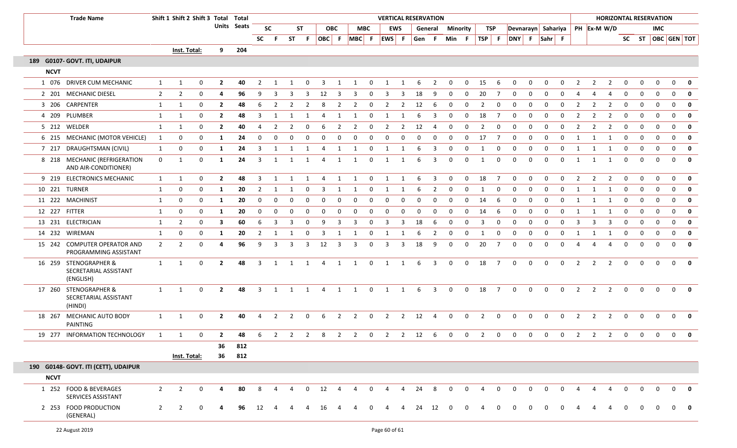| Trade Name | Shift 1 | Shift 2 | Shift 3 | Total Units | Total Seats | SC | | ST | | OBC | | MBC | | EWS | | General | | Minority | | TSP | | Devnarayn | | Sahariya | | PH | Ex-M | W/D | | | | | |
|---|---|---|---|---|---|---|---|---|---|---|---|---|---|---|---|---|---|---|---|---|---|---|---|---|---|---|---|---|---|---|---|---|---|
| | | | | | | SC | F | ST | F | OBC | F | MBC | F | EWS | F | Gen | F | Min | F | TSP | F | DNY | F | Sahr | F | | | | SC | ST | OBC | GEN | TOT |
| | Inst. Total: | | | 9 | 204 | | | | | | | | | | | | | | | | | | | | | | | | | | | | |
| **189 G0107- GOVT. ITI, UDAIPUR** | | | | | | | | | | | | | | | | | | | | | | | | | | | | | | | | | |
| **NCVT** | | | | | | | | | | | | | | | | | | | | | | | | | | | | | | | | | |
| 1 076 DRIVER CUM MECHANIC | 1 | 1 | 0 | 2 | 40 | 2 | 1 | 1 | 0 | 3 | 1 | 1 | 0 | 1 | 1 | 6 | 2 | 0 | 0 | 15 | 6 | 0 | 0 | 0 | 0 | 2 | 2 | 2 | 0 | 0 | 0 | 0 | **0** |
| 2 201 MECHANIC DIESEL | 2 | 2 | 0 | 4 | 96 | 9 | 3 | 3 | 3 | 12 | 3 | 3 | 0 | 3 | 3 | 18 | 9 | 0 | 0 | 20 | 7 | 0 | 0 | 0 | 0 | 4 | 4 | 4 | 0 | 0 | 0 | 0 | **0** |
| 3 206 CARPENTER | 1 | 1 | 0 | 2 | 48 | 6 | 2 | 2 | 2 | 8 | 2 | 2 | 0 | 2 | 2 | 12 | 6 | 0 | 0 | 2 | 0 | 0 | 0 | 0 | 0 | 2 | 2 | 2 | 0 | 0 | 0 | 0 | **0** |
| 4 209 PLUMBER | 1 | 1 | 0 | 2 | 48 | 3 | 1 | 1 | 1 | 4 | 1 | 1 | 0 | 1 | 1 | 6 | 3 | 0 | 0 | 18 | 7 | 0 | 0 | 0 | 0 | 2 | 2 | 2 | 0 | 0 | 0 | 0 | **0** |
| 5 212 WELDER | 1 | 1 | 0 | 2 | 40 | 4 | 2 | 2 | 0 | 6 | 2 | 2 | 0 | 2 | 2 | 12 | 4 | 0 | 0 | 2 | 0 | 0 | 0 | 0 | 0 | 2 | 2 | 2 | 0 | 0 | 0 | 0 | **0** |
| 6 215 MECHANIC (MOTOR VEHICLE) | 1 | 0 | 0 | 1 | 24 | 0 | 0 | 0 | 0 | 0 | 0 | 0 | 0 | 0 | 0 | 0 | 0 | 0 | 0 | 17 | 7 | 0 | 0 | 0 | 0 | 1 | 1 | 1 | 0 | 0 | 0 | 0 | **0** |
| 7 217 DRAUGHTSMAN (CIVIL) | 1 | 0 | 0 | 1 | 24 | 3 | 1 | 1 | 1 | 4 | 1 | 1 | 0 | 1 | 1 | 6 | 3 | 0 | 0 | 1 | 0 | 0 | 0 | 0 | 0 | 1 | 1 | 1 | 0 | 0 | 0 | 0 | **0** |
| 8 218 MECHANIC (REFRIGERATION AND AIR-CONDITIONER) | 0 | 1 | 0 | 1 | 24 | 3 | 1 | 1 | 1 | 4 | 1 | 1 | 0 | 1 | 1 | 6 | 3 | 0 | 0 | 1 | 0 | 0 | 0 | 0 | 0 | 1 | 1 | 1 | 0 | 0 | 0 | 0 | **0** |
| 9 219 ELECTRONICS MECHANIC | 1 | 1 | 0 | 2 | 48 | 3 | 1 | 1 | 1 | 4 | 1 | 1 | 0 | 1 | 1 | 6 | 3 | 0 | 0 | 18 | 7 | 0 | 0 | 0 | 0 | 2 | 2 | 2 | 0 | 0 | 0 | 0 | **0** |
| 10 221 TURNER | 1 | 0 | 0 | 1 | 20 | 2 | 1 | 1 | 0 | 3 | 1 | 1 | 0 | 1 | 1 | 6 | 2 | 0 | 0 | 1 | 0 | 0 | 0 | 0 | 0 | 1 | 1 | 1 | 0 | 0 | 0 | 0 | **0** |
| 11 222 MACHINIST | 1 | 0 | 0 | 1 | 20 | 0 | 0 | 0 | 0 | 0 | 0 | 0 | 0 | 0 | 0 | 0 | 0 | 0 | 0 | 14 | 6 | 0 | 0 | 0 | 0 | 1 | 1 | 1 | 0 | 0 | 0 | 0 | **0** |
| 12 227 FITTER | 1 | 0 | 0 | 1 | 20 | 0 | 0 | 0 | 0 | 0 | 0 | 0 | 0 | 0 | 0 | 0 | 0 | 0 | 0 | 14 | 6 | 0 | 0 | 0 | 0 | 1 | 1 | 1 | 0 | 0 | 0 | 0 | **0** |
| 13 231 ELECTRICIAN | 1 | 2 | 0 | 3 | 60 | 6 | 3 | 3 | 0 | 9 | 3 | 3 | 0 | 3 | 3 | 18 | 6 | 0 | 0 | 3 | 0 | 0 | 0 | 0 | 0 | 3 | 3 | 3 | 0 | 0 | 0 | 0 | **0** |
| 14 232 WIREMAN | 1 | 0 | 0 | 1 | 20 | 2 | 1 | 1 | 0 | 3 | 1 | 1 | 0 | 1 | 1 | 6 | 2 | 0 | 0 | 1 | 0 | 0 | 0 | 0 | 0 | 1 | 1 | 1 | 0 | 0 | 0 | 0 | **0** |
| 15 242 COMPUTER OPERATOR AND PROGRAMMING ASSISTANT | 2 | 2 | 0 | 4 | 96 | 9 | 3 | 3 | 3 | 12 | 3 | 3 | 0 | 3 | 3 | 18 | 9 | 0 | 0 | 20 | 7 | 0 | 0 | 0 | 0 | 4 | 4 | 4 | 0 | 0 | 0 | 0 | **0** |
| 16 259 STENOGRAPHER & SECRETARIAL ASSISTANT (ENGLISH) | 1 | 1 | 0 | 2 | 48 | 3 | 1 | 1 | 1 | 4 | 1 | 1 | 0 | 1 | 1 | 6 | 3 | 0 | 0 | 18 | 7 | 0 | 0 | 0 | 0 | 2 | 2 | 2 | 0 | 0 | 0 | 0 | **0** |
| 17 260 STENOGRAPHER & SECRETARIAL ASSISTANT (HINDI) | 1 | 1 | 0 | 2 | 48 | 3 | 1 | 1 | 1 | 4 | 1 | 1 | 0 | 1 | 1 | 6 | 3 | 0 | 0 | 18 | 7 | 0 | 0 | 0 | 0 | 2 | 2 | 2 | 0 | 0 | 0 | 0 | **0** |
| 18 267 MECHANIC AUTO BODY PAINTING | 1 | 1 | 0 | 2 | 40 | 4 | 2 | 2 | 0 | 6 | 2 | 2 | 0 | 2 | 2 | 12 | 4 | 0 | 0 | 2 | 0 | 0 | 0 | 0 | 0 | 2 | 2 | 2 | 0 | 0 | 0 | 0 | **0** |
| 19 277 INFORMATION TECHNOLOGY | 1 | 1 | 0 | 2 | 48 | 6 | 2 | 2 | 2 | 8 | 2 | 2 | 0 | 2 | 2 | 12 | 6 | 0 | 0 | 2 | 0 | 0 | 0 | 0 | 0 | 2 | 2 | 2 | 0 | 0 | 0 | 0 | **0** |
| | | | | 36 | 812 | | | | | | | | | | | | | | | | | | | | | | | | | | | | |
| | Inst. Total: | | | 36 | 812 | | | | | | | | | | | | | | | | | | | | | | | | | | | | |
| **190 G0148- GOVT. ITI (CETT), UDAIPUR** | | | | | | | | | | | | | | | | | | | | | | | | | | | | | | | | | |
| **NCVT** | | | | | | | | | | | | | | | | | | | | | | | | | | | | | | | | | |
| 1 252 FOOD & BEVERAGES SERVICES ASSISTANT | 2 | 2 | 0 | 4 | 80 | 8 | 4 | 4 | 0 | 12 | 4 | 4 | 0 | 4 | 4 | 24 | 8 | 0 | 0 | 4 | 0 | 0 | 0 | 0 | 0 | 4 | 4 | 4 | 0 | 0 | 0 | 0 | **0** |
| 2 253 FOOD PRODUCTION (GENERAL) | 2 | 2 | 0 | 4 | 96 | 12 | 4 | 4 | 4 | 16 | 4 | 4 | 0 | 4 | 4 | 24 | 12 | 0 | 0 | 4 | 0 | 0 | 0 | 0 | 0 | 4 | 4 | 4 | 0 | 0 | 0 | 0 | **0** |

22 August 2019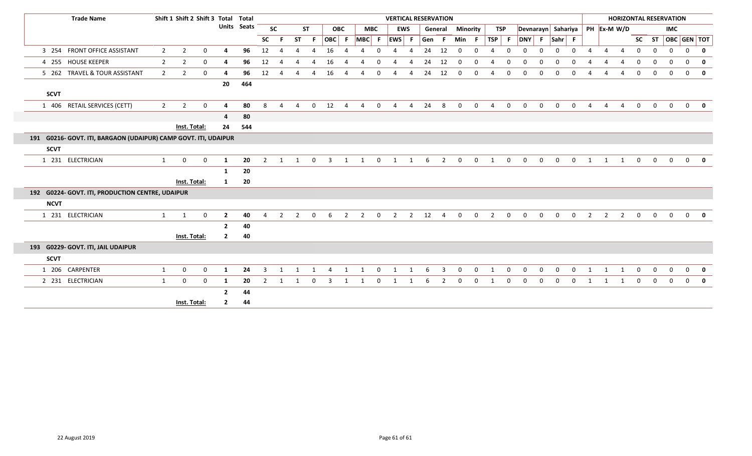| | Trade Name | Shift 1 | Shift 2 | Shift 3 | Total Units | Total Seats | VERTICAL RESERVATION | | | | | | | | | | | | | | | | | | | | HORIZONTAL RESERVATION | | | | | | | | |
|---|---|---|---|---|---|---|---|---|---|---|---|---|---|---|---|---|---|---|---|---|---|---|---|---|---|---|---|---|---|---|---|---|---|---|---|
| | | | | | | | SC | | ST | | OBC | | MBC | | EWS | | General | | Minority | | TSP | | Devnarayn | | Sahariya | | PH | Ex-M | W/D | | | IMC | | | |
| | | | | | | | SC | F | ST | F | OBC | F | MBC | F | EWS | F | Gen | F | Min | F | TSP | F | DNY | F | Sahr | F | | | | SC | ST | OBC | GEN | TOT | |
| 3 254 | FRONT OFFICE ASSISTANT | 2 | 2 | 0 | 4 | 96 | 12 | 4 | 4 | 4 | 16 | 4 | 4 | 0 | 4 | 4 | 24 | 12 | 0 | 0 | 4 | 0 | 0 | 0 | 0 | 0 | 4 | 4 | 4 | 0 | 0 | 0 | 0 | **0** | |
| 4 255 | HOUSE KEEPER | 2 | 2 | 0 | 4 | 96 | 12 | 4 | 4 | 4 | 16 | 4 | 4 | 0 | 4 | 4 | 24 | 12 | 0 | 0 | 4 | 0 | 0 | 0 | 0 | 0 | 4 | 4 | 4 | 0 | 0 | 0 | 0 | **0** | |
| 5 262 | TRAVEL & TOUR ASSISTANT | 2 | 2 | 0 | 4 | 96 | 12 | 4 | 4 | 4 | 16 | 4 | 4 | 0 | 4 | 4 | 24 | 12 | 0 | 0 | 4 | 0 | 0 | 0 | 0 | 0 | 4 | 4 | 4 | 0 | 0 | 0 | 0 | **0** | |
| | | | | | **20** | **464** | | | | | | | | | | | | | | | | | | | | | | | | | | | | | |
| **SCVT** | | | | | | | | | | | | | | | | | | | | | | | | | | | | | | | | | | | |
| 1 406 | RETAIL SERVICES (CETT) | 2 | 2 | 0 | 4 | 80 | 8 | 4 | 4 | 0 | 12 | 4 | 4 | 0 | 4 | 4 | 24 | 8 | 0 | 0 | 4 | 0 | 0 | 0 | 0 | 0 | 4 | 4 | 4 | 0 | 0 | 0 | 0 | **0** | |
| | | | | | **4** | **80** | | | | | | | | | | | | | | | | | | | | | | | | | | | | | |
| | | | Inst. Total: | | **24** | **544** | | | | | | | | | | | | | | | | | | | | | | | | | | | | | |
| **191 G0216- GOVT. ITI, BARGAON (UDAIPUR) CAMP GOVT. ITI, UDAIPUR** | | | | | | | | | | | | | | | | | | | | | | | | | | | | | | | | | | | |
| **SCVT** | | | | | | | | | | | | | | | | | | | | | | | | | | | | | | | | | | | |
| 1 231 | ELECTRICIAN | 1 | 0 | 0 | 1 | 20 | 2 | 1 | 1 | 0 | 3 | 1 | 1 | 0 | 1 | 1 | 6 | 2 | 0 | 0 | 1 | 0 | 0 | 0 | 0 | 0 | 1 | 1 | 1 | 0 | 0 | 0 | 0 | **0** | |
| | | | | | **1** | **20** | | | | | | | | | | | | | | | | | | | | | | | | | | | | | |
| | | | Inst. Total: | | **1** | **20** | | | | | | | | | | | | | | | | | | | | | | | | | | | | | |
| **192 G0224- GOVT. ITI, PRODUCTION CENTRE, UDAIPUR** | | | | | | | | | | | | | | | | | | | | | | | | | | | | | | | | | | | |
| **NCVT** | | | | | | | | | | | | | | | | | | | | | | | | | | | | | | | | | | | |
| 1 231 | ELECTRICIAN | 1 | 1 | 0 | 2 | 40 | 4 | 2 | 2 | 0 | 6 | 2 | 2 | 0 | 2 | 2 | 12 | 4 | 0 | 0 | 2 | 0 | 0 | 0 | 0 | 0 | 2 | 2 | 2 | 0 | 0 | 0 | 0 | **0** | |
| | | | | | **2** | **40** | | | | | | | | | | | | | | | | | | | | | | | | | | | | | |
| | | | Inst. Total: | | **2** | **40** | | | | | | | | | | | | | | | | | | | | | | | | | | | | | |
| **193 G0229- GOVT. ITI, JAIL UDAIPUR** | | | | | | | | | | | | | | | | | | | | | | | | | | | | | | | | | | | |
| **SCVT** | | | | | | | | | | | | | | | | | | | | | | | | | | | | | | | | | | | |
| 1 206 | CARPENTER | 1 | 0 | 0 | 1 | 24 | 3 | 1 | 1 | 1 | 4 | 1 | 1 | 0 | 1 | 1 | 6 | 3 | 0 | 0 | 1 | 0 | 0 | 0 | 0 | 0 | 1 | 1 | 1 | 0 | 0 | 0 | 0 | **0** | |
| 2 231 | ELECTRICIAN | 1 | 0 | 0 | 1 | 20 | 2 | 1 | 1 | 0 | 3 | 1 | 1 | 0 | 1 | 1 | 6 | 2 | 0 | 0 | 1 | 0 | 0 | 0 | 0 | 0 | 1 | 1 | 1 | 0 | 0 | 0 | 0 | **0** | |
| | | | | | **2** | **44** | | | | | | | | | | | | | | | | | | | | | | | | | | | | | |
| | | | Inst. Total: | | **2** | **44** | | | | | | | | | | | | | | | | | | | | | | | | | | | | | |

22 August 2019